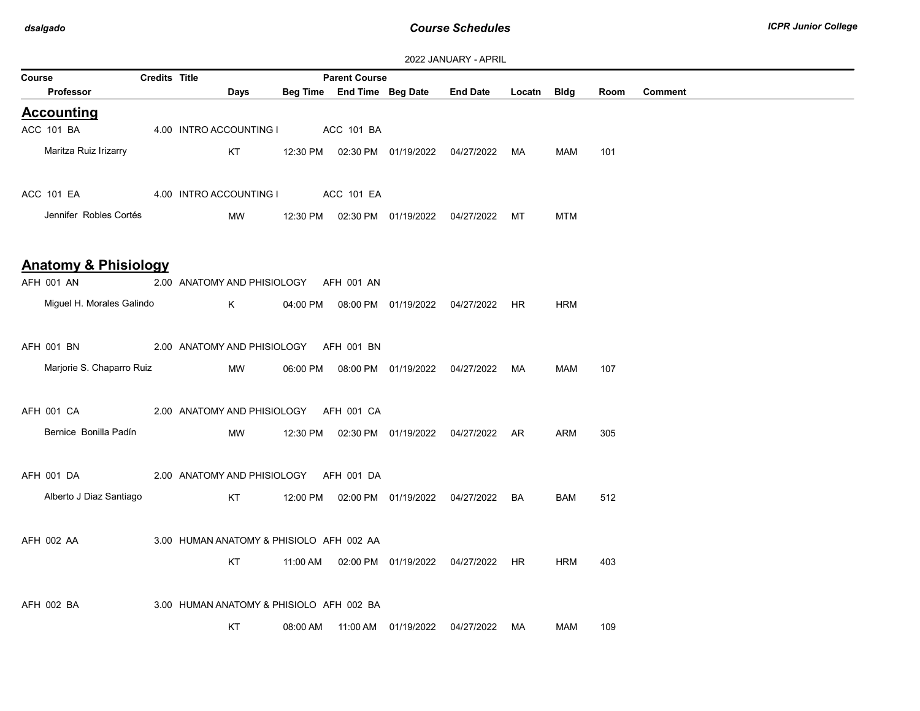# Course Schedules

2022 JANUARY - APRIL

| Course | Credits | Title | Parent Course | | | | | | |
|---|---|---|---|---|---|---|---|---|---|
| **Professor** | **Days** | **Beg Time** | **End Time** | **Beg Date** | **End Date** | **Locatn** | **Bldg** | **Room** | **Comment** |

## Accounting

| Course / Professor | Credits | Title | Parent Course | Days | Beg Time | End Time | Beg Date | End Date | Locatn | Bldg | Room | Comment |
|---|---|---|---|---|---|---|---|---|---|---|---|---|
| ACC 101 BA | 4.00 | INTRO ACCOUNTING I | ACC 101 BA | | | | | | | | | |
| Maritza Ruiz Irizarry | | | | KT | 12:30 PM | 02:30 PM | 01/19/2022 | 04/27/2022 | MA | MAM | 101 | |
| ACC 101 EA | 4.00 | INTRO ACCOUNTING I | ACC 101 EA | | | | | | | | | |
| Jennifer Robles Cortés | | | | MW | 12:30 PM | 02:30 PM | 01/19/2022 | 04/27/2022 | MT | MTM | | |

## Anatomy & Phisiology

| Course / Professor | Credits | Title | Parent Course | Days | Beg Time | End Time | Beg Date | End Date | Locatn | Bldg | Room | Comment |
|---|---|---|---|---|---|---|---|---|---|---|---|---|
| AFH 001 AN | 2.00 | ANATOMY AND PHISIOLOGY | AFH 001 AN | | | | | | | | | |
| Miguel H. Morales Galindo | | | | K | 04:00 PM | 08:00 PM | 01/19/2022 | 04/27/2022 | HR | HRM | | |
| AFH 001 BN | 2.00 | ANATOMY AND PHISIOLOGY | AFH 001 BN | | | | | | | | | |
| Marjorie S. Chaparro Ruiz | | | | MW | 06:00 PM | 08:00 PM | 01/19/2022 | 04/27/2022 | MA | MAM | 107 | |
| AFH 001 CA | 2.00 | ANATOMY AND PHISIOLOGY | AFH 001 CA | | | | | | | | | |
| Bernice Bonilla Padín | | | | MW | 12:30 PM | 02:30 PM | 01/19/2022 | 04/27/2022 | AR | ARM | 305 | |
| AFH 001 DA | 2.00 | ANATOMY AND PHISIOLOGY | AFH 001 DA | | | | | | | | | |
| Alberto J Diaz Santiago | | | | KT | 12:00 PM | 02:00 PM | 01/19/2022 | 04/27/2022 | BA | BAM | 512 | |
| AFH 002 AA | 3.00 | HUMAN ANATOMY & PHISIOLO | AFH 002 AA | | | | | | | | | |
| | | | | KT | 11:00 AM | 02:00 PM | 01/19/2022 | 04/27/2022 | HR | HRM | 403 | |
| AFH 002 BA | 3.00 | HUMAN ANATOMY & PHISIOLO | AFH 002 BA | | | | | | | | | |
| | | | | KT | 08:00 AM | 11:00 AM | 01/19/2022 | 04/27/2022 | MA | MAM | 109 | |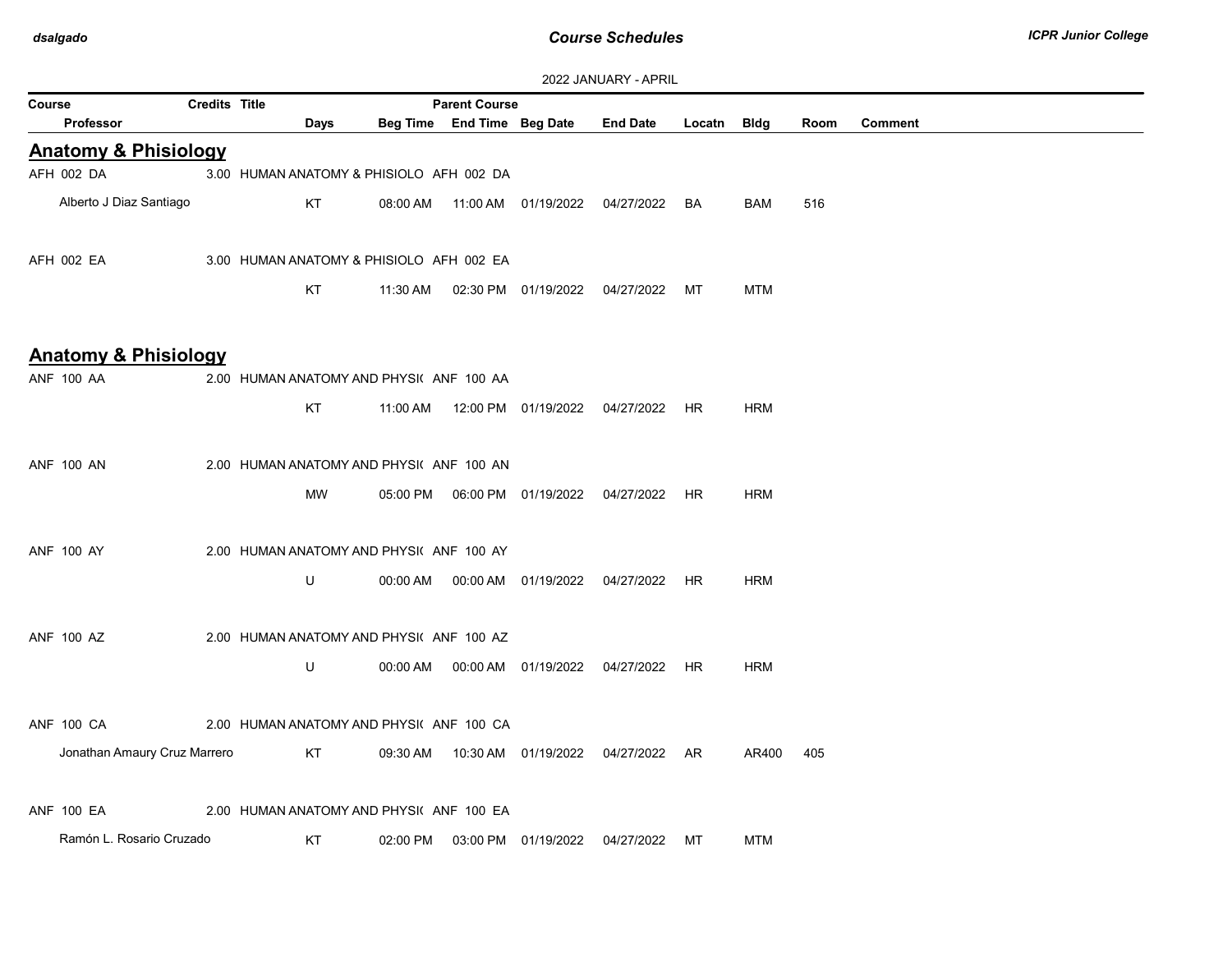2022 JANUARY - APRIL

| Course | Credits | Title | | | Parent Course | | | | | |
|---|---|---|---|---|---|---|---|---|---|---|
| Professor | | Days | Beg Time | End Time | Beg Date | End Date | Locatn | Bldg | Room | Comment |

## Anatomy & Phisiology

| Course / Professor | Credits | Title / Days | Beg Time | End Time | Beg Date | End Date | Locatn | Bldg | Room | Comment |
|---|---|---|---|---|---|---|---|---|---|---|
| AFH 002 DA | 3.00 | HUMAN ANATOMY & PHISIOLO AFH 002 DA | | | | | | | | |
| Alberto J Diaz Santiago | | KT | 08:00 AM | 11:00 AM | 01/19/2022 | 04/27/2022 | BA | BAM | 516 | |
| AFH 002 EA | 3.00 | HUMAN ANATOMY & PHISIOLO AFH 002 EA | | | | | | | | |
| | | KT | 11:30 AM | 02:30 PM | 01/19/2022 | 04/27/2022 | MT | MTM | | |

## Anatomy & Phisiology

| Course / Professor | Credits | Title / Days | Beg Time | End Time | Beg Date | End Date | Locatn | Bldg | Room | Comment |
|---|---|---|---|---|---|---|---|---|---|---|
| ANF 100 AA | 2.00 | HUMAN ANATOMY AND PHYSI( ANF 100 AA | | | | | | | | |
| | | KT | 11:00 AM | 12:00 PM | 01/19/2022 | 04/27/2022 | HR | HRM | | |
| ANF 100 AN | 2.00 | HUMAN ANATOMY AND PHYSI( ANF 100 AN | | | | | | | | |
| | | MW | 05:00 PM | 06:00 PM | 01/19/2022 | 04/27/2022 | HR | HRM | | |
| ANF 100 AY | 2.00 | HUMAN ANATOMY AND PHYSI( ANF 100 AY | | | | | | | | |
| | | U | 00:00 AM | 00:00 AM | 01/19/2022 | 04/27/2022 | HR | HRM | | |
| ANF 100 AZ | 2.00 | HUMAN ANATOMY AND PHYSI( ANF 100 AZ | | | | | | | | |
| | | U | 00:00 AM | 00:00 AM | 01/19/2022 | 04/27/2022 | HR | HRM | | |
| ANF 100 CA | 2.00 | HUMAN ANATOMY AND PHYSI( ANF 100 CA | | | | | | | | |
| Jonathan Amaury Cruz Marrero | | KT | 09:30 AM | 10:30 AM | 01/19/2022 | 04/27/2022 | AR | AR400 | 405 | |
| ANF 100 EA | 2.00 | HUMAN ANATOMY AND PHYSI( ANF 100 EA | | | | | | | | |
| Ramón L. Rosario Cruzado | | KT | 02:00 PM | 03:00 PM | 01/19/2022 | 04/27/2022 | MT | MTM | | |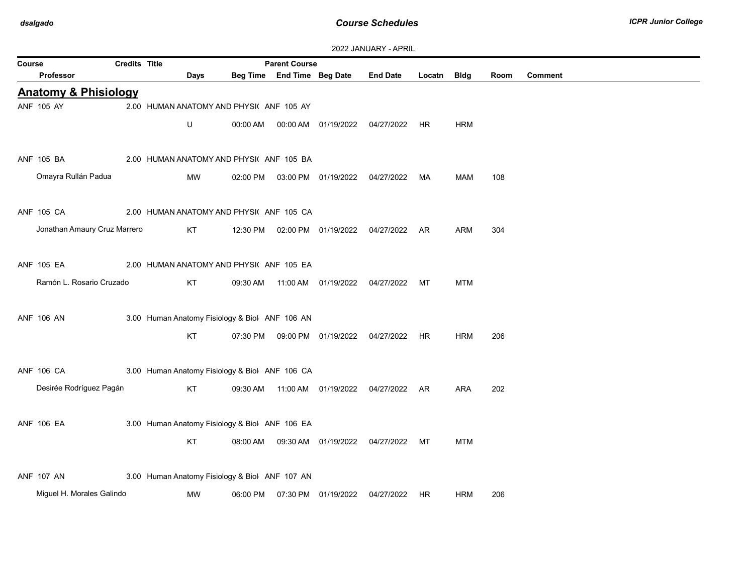2022 JANUARY - APRIL

| Course | Credits | Title | Parent Course | | | | | | | |
|---|---|---|---|---|---|---|---|---|---|---|
| Professor | | Days | Beg Time | End Time | Beg Date | End Date | Locatn | Bldg | Room | Comment |

## Anatomy & Phisiology

| Course / Professor | Credits | Title / Days | Beg Time | End Time | Beg Date | End Date | Locatn | Bldg | Room | Comment |
|---|---|---|---|---|---|---|---|---|---|---|
| ANF 105 AY | 2.00 | HUMAN ANATOMY AND PHYSI( ANF 105 AY | | | | | | | | |
| | | U | 00:00 AM | 00:00 AM | 01/19/2022 | 04/27/2022 | HR | HRM | | |
| ANF 105 BA | 2.00 | HUMAN ANATOMY AND PHYSI( ANF 105 BA | | | | | | | | |
| Omayra Rullán Padua | | MW | 02:00 PM | 03:00 PM | 01/19/2022 | 04/27/2022 | MA | MAM | 108 | |
| ANF 105 CA | 2.00 | HUMAN ANATOMY AND PHYSI( ANF 105 CA | | | | | | | | |
| Jonathan Amaury Cruz Marrero | | KT | 12:30 PM | 02:00 PM | 01/19/2022 | 04/27/2022 | AR | ARM | 304 | |
| ANF 105 EA | 2.00 | HUMAN ANATOMY AND PHYSI( ANF 105 EA | | | | | | | | |
| Ramón L. Rosario Cruzado | | KT | 09:30 AM | 11:00 AM | 01/19/2022 | 04/27/2022 | MT | MTM | | |
| ANF 106 AN | 3.00 | Human Anatomy Fisiology & Biol ANF 106 AN | | | | | | | | |
| | | KT | 07:30 PM | 09:00 PM | 01/19/2022 | 04/27/2022 | HR | HRM | 206 | |
| ANF 106 CA | 3.00 | Human Anatomy Fisiology & Biol ANF 106 CA | | | | | | | | |
| Desirée Rodríguez Pagán | | KT | 09:30 AM | 11:00 AM | 01/19/2022 | 04/27/2022 | AR | ARA | 202 | |
| ANF 106 EA | 3.00 | Human Anatomy Fisiology & Biol ANF 106 EA | | | | | | | | |
| | | KT | 08:00 AM | 09:30 AM | 01/19/2022 | 04/27/2022 | MT | MTM | | |
| ANF 107 AN | 3.00 | Human Anatomy Fisiology & Biol ANF 107 AN | | | | | | | | |
| Miguel H. Morales Galindo | | MW | 06:00 PM | 07:30 PM | 01/19/2022 | 04/27/2022 | HR | HRM | 206 | |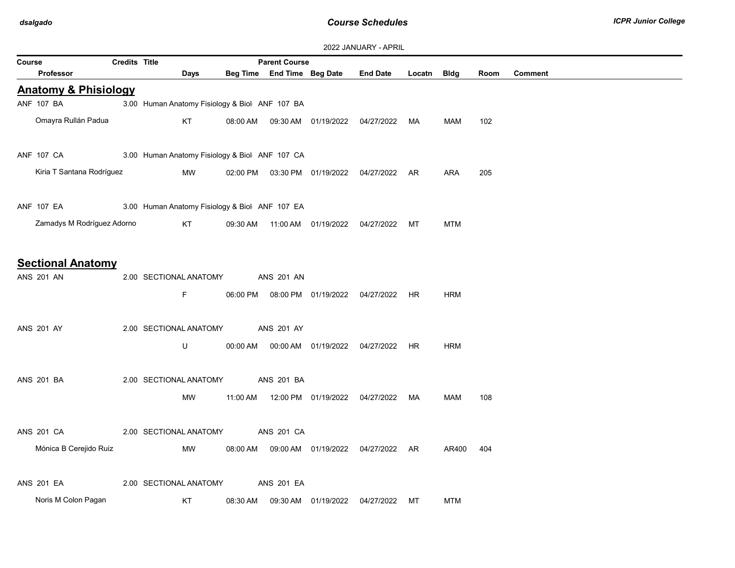2022 JANUARY - APRIL

| Course | Credits | Title | Parent Course | | | | | | |
|---|---|---|---|---|---|---|---|---|---|
| Professor | Days | Beg Time | End Time | Beg Date | End Date | Locatn | Bldg | Room | Comment |

## Anatomy & Phisiology

| Course / Professor | Credits | Title / Days | Beg Time | End Time | Beg Date | End Date | Locatn | Bldg | Room | Comment |
|---|---|---|---|---|---|---|---|---|---|---|
| ANF 107 BA | 3.00 | Human Anatomy Fisiology & Biol ANF 107 BA | | | | | | | | |
| Omayra Rullán Padua | | KT | 08:00 AM | 09:30 AM | 01/19/2022 | 04/27/2022 | MA | MAM | 102 | |
| ANF 107 CA | 3.00 | Human Anatomy Fisiology & Biol ANF 107 CA | | | | | | | | |
| Kiria T Santana Rodríguez | | MW | 02:00 PM | 03:30 PM | 01/19/2022 | 04/27/2022 | AR | ARA | 205 | |
| ANF 107 EA | 3.00 | Human Anatomy Fisiology & Biol ANF 107 EA | | | | | | | | |
| Zamadys M Rodríguez Adorno | | KT | 09:30 AM | 11:00 AM | 01/19/2022 | 04/27/2022 | MT | MTM | | |

## Sectional Anatomy

| Course / Professor | Credits | Title / Days | Beg Time | End Time | Beg Date | End Date | Locatn | Bldg | Room | Comment |
|---|---|---|---|---|---|---|---|---|---|---|
| ANS 201 AN | 2.00 | SECTIONAL ANATOMY ANS 201 AN | | | | | | | | |
| | | F | 06:00 PM | 08:00 PM | 01/19/2022 | 04/27/2022 | HR | HRM | | |
| ANS 201 AY | 2.00 | SECTIONAL ANATOMY ANS 201 AY | | | | | | | | |
| | | U | 00:00 AM | 00:00 AM | 01/19/2022 | 04/27/2022 | HR | HRM | | |
| ANS 201 BA | 2.00 | SECTIONAL ANATOMY ANS 201 BA | | | | | | | | |
| | | MW | 11:00 AM | 12:00 PM | 01/19/2022 | 04/27/2022 | MA | MAM | 108 | |
| ANS 201 CA | 2.00 | SECTIONAL ANATOMY ANS 201 CA | | | | | | | | |
| Mónica B Cerejido Ruiz | | MW | 08:00 AM | 09:00 AM | 01/19/2022 | 04/27/2022 | AR | AR400 | 404 | |
| ANS 201 EA | 2.00 | SECTIONAL ANATOMY ANS 201 EA | | | | | | | | |
| Noris M Colon Pagan | | KT | 08:30 AM | 09:30 AM | 01/19/2022 | 04/27/2022 | MT | MTM | | |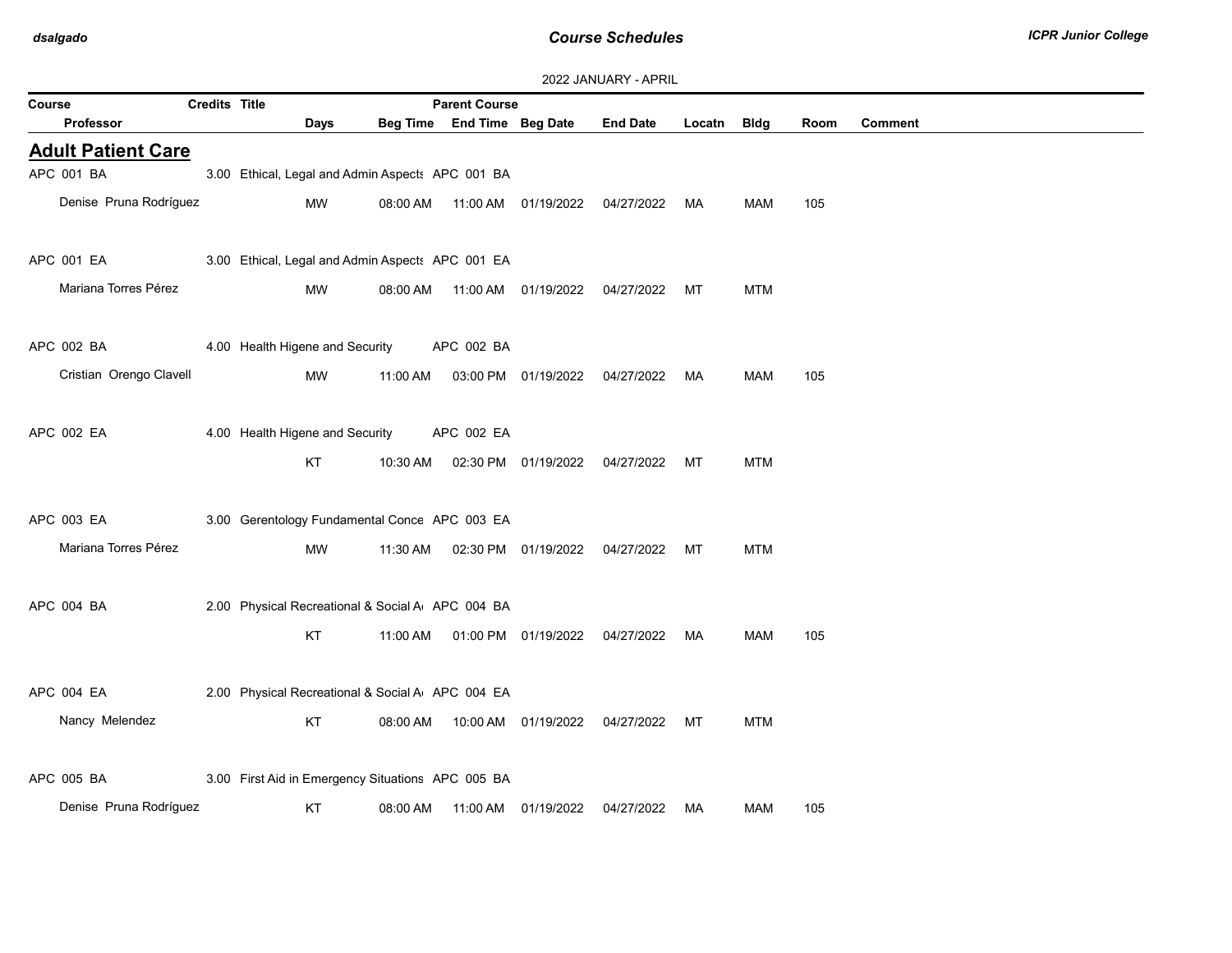2022 JANUARY - APRIL

| Course | Credits | Title | Parent Course | | | | | | | |
|---|---|---|---|---|---|---|---|---|---|---|
| Professor | Days | Beg Time | End Time | Beg Date | End Date | Locatn | Bldg | Room | Comment | |

## Adult Patient Care

| Course / Professor | Credits | Title / Days | Beg Time | Parent Course / End Time | Beg Date | End Date | Locatn | Bldg | Room | Comment |
|---|---|---|---|---|---|---|---|---|---|---|
| APC 001 BA | 3.00 | Ethical, Legal and Admin Aspects | | APC 001 BA | | | | | | |
| Denise Pruna Rodríguez | | MW | 08:00 AM | 11:00 AM | 01/19/2022 | 04/27/2022 | MA | MAM | 105 | |
| APC 001 EA | 3.00 | Ethical, Legal and Admin Aspects | | APC 001 EA | | | | | | |
| Mariana Torres Pérez | | MW | 08:00 AM | 11:00 AM | 01/19/2022 | 04/27/2022 | MT | MTM | | |
| APC 002 BA | 4.00 | Health Higene and Security | | APC 002 BA | | | | | | |
| Cristian Orengo Clavell | | MW | 11:00 AM | 03:00 PM | 01/19/2022 | 04/27/2022 | MA | MAM | 105 | |
| APC 002 EA | 4.00 | Health Higene and Security | | APC 002 EA | | | | | | |
| | | KT | 10:30 AM | 02:30 PM | 01/19/2022 | 04/27/2022 | MT | MTM | | |
| APC 003 EA | 3.00 | Gerentology Fundamental Conce | | APC 003 EA | | | | | | |
| Mariana Torres Pérez | | MW | 11:30 AM | 02:30 PM | 01/19/2022 | 04/27/2022 | MT | MTM | | |
| APC 004 BA | 2.00 | Physical Recreational & Social A | | APC 004 BA | | | | | | |
| | | KT | 11:00 AM | 01:00 PM | 01/19/2022 | 04/27/2022 | MA | MAM | 105 | |
| APC 004 EA | 2.00 | Physical Recreational & Social A | | APC 004 EA | | | | | | |
| Nancy Melendez | | KT | 08:00 AM | 10:00 AM | 01/19/2022 | 04/27/2022 | MT | MTM | | |
| APC 005 BA | 3.00 | First Aid in Emergency Situations | | APC 005 BA | | | | | | |
| Denise Pruna Rodríguez | | KT | 08:00 AM | 11:00 AM | 01/19/2022 | 04/27/2022 | MA | MAM | 105 | |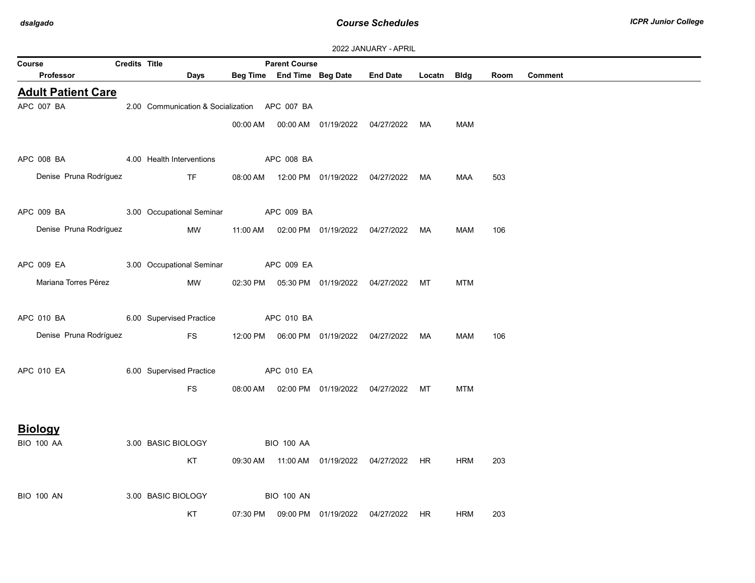2022 JANUARY - APRIL

| Course | Credits | Title | Days | Beg Time | End Time | Beg Date | End Date | Locatn | Bldg | Room | Comment |
|---|---|---|---|---|---|---|---|---|---|---|---|
| Professor | | | | | | | | | | | |

## Adult Patient Care

| Course / Professor | Credits | Title | Parent Course | Days | Beg Time | End Time | Beg Date | End Date | Locatn | Bldg | Room | Comment |
|---|---|---|---|---|---|---|---|---|---|---|---|---|
| APC 007 BA | 2.00 | Communication & Socialization | APC 007 BA | | | | | | | | | |
| | | | | | 00:00 AM | 00:00 AM | 01/19/2022 | 04/27/2022 | MA | MAM | | |
| APC 008 BA | 4.00 | Health Interventions | APC 008 BA | | | | | | | | | |
| Denise Pruna Rodríguez | | | | TF | 08:00 AM | 12:00 PM | 01/19/2022 | 04/27/2022 | MA | MAA | 503 | |
| APC 009 BA | 3.00 | Occupational Seminar | APC 009 BA | | | | | | | | | |
| Denise Pruna Rodríguez | | | | MW | 11:00 AM | 02:00 PM | 01/19/2022 | 04/27/2022 | MA | MAM | 106 | |
| APC 009 EA | 3.00 | Occupational Seminar | APC 009 EA | | | | | | | | | |
| Mariana Torres Pérez | | | | MW | 02:30 PM | 05:30 PM | 01/19/2022 | 04/27/2022 | MT | MTM | | |
| APC 010 BA | 6.00 | Supervised Practice | APC 010 BA | | | | | | | | | |
| Denise Pruna Rodríguez | | | | FS | 12:00 PM | 06:00 PM | 01/19/2022 | 04/27/2022 | MA | MAM | 106 | |
| APC 010 EA | 6.00 | Supervised Practice | APC 010 EA | | | | | | | | | |
| | | | | FS | 08:00 AM | 02:00 PM | 01/19/2022 | 04/27/2022 | MT | MTM | | |

## Biology

| Course / Professor | Credits | Title | Parent Course | Days | Beg Time | End Time | Beg Date | End Date | Locatn | Bldg | Room | Comment |
|---|---|---|---|---|---|---|---|---|---|---|---|---|
| BIO 100 AA | 3.00 | BASIC BIOLOGY | BIO 100 AA | | | | | | | | | |
| | | | | KT | 09:30 AM | 11:00 AM | 01/19/2022 | 04/27/2022 | HR | HRM | 203 | |
| BIO 100 AN | 3.00 | BASIC BIOLOGY | BIO 100 AN | | | | | | | | | |
| | | | | KT | 07:30 PM | 09:00 PM | 01/19/2022 | 04/27/2022 | HR | HRM | 203 | |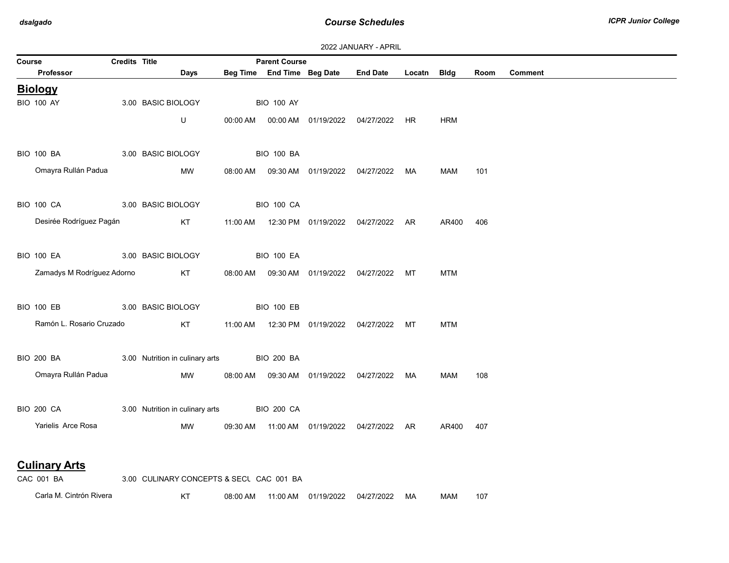2022 JANUARY - APRIL

| Course | Credits | Title | Days | Beg Time | Parent Course / End Time | Beg Date | End Date | Locatn | Bldg | Room | Comment |
|---|---|---|---|---|---|---|---|---|---|---|---|
| Professor | | | | | | | | | | | |

## Biology

| Course / Professor | Credits | Title | Days | Beg Time | Parent Course / End Time | Beg Date | End Date | Locatn | Bldg | Room | Comment |
|---|---|---|---|---|---|---|---|---|---|---|---|
| BIO 100 AY | 3.00 | BASIC BIOLOGY | | | BIO 100 AY | | | | | | |
| | | | U | 00:00 AM | 00:00 AM | 01/19/2022 | 04/27/2022 | HR | HRM | | |
| BIO 100 BA | 3.00 | BASIC BIOLOGY | | | BIO 100 BA | | | | | | |
| Omayra Rullán Padua | | | MW | 08:00 AM | 09:30 AM | 01/19/2022 | 04/27/2022 | MA | MAM | 101 | |
| BIO 100 CA | 3.00 | BASIC BIOLOGY | | | BIO 100 CA | | | | | | |
| Desirée Rodríguez Pagán | | | KT | 11:00 AM | 12:30 PM | 01/19/2022 | 04/27/2022 | AR | AR400 | 406 | |
| BIO 100 EA | 3.00 | BASIC BIOLOGY | | | BIO 100 EA | | | | | | |
| Zamadys M Rodríguez Adorno | | | KT | 08:00 AM | 09:30 AM | 01/19/2022 | 04/27/2022 | MT | MTM | | |
| BIO 100 EB | 3.00 | BASIC BIOLOGY | | | BIO 100 EB | | | | | | |
| Ramón L. Rosario Cruzado | | | KT | 11:00 AM | 12:30 PM | 01/19/2022 | 04/27/2022 | MT | MTM | | |
| BIO 200 BA | 3.00 | Nutrition in culinary arts | | | BIO 200 BA | | | | | | |
| Omayra Rullán Padua | | | MW | 08:00 AM | 09:30 AM | 01/19/2022 | 04/27/2022 | MA | MAM | 108 | |
| BIO 200 CA | 3.00 | Nutrition in culinary arts | | | BIO 200 CA | | | | | | |
| Yarielis Arce Rosa | | | MW | 09:30 AM | 11:00 AM | 01/19/2022 | 04/27/2022 | AR | AR400 | 407 | |

## Culinary Arts

| Course / Professor | Credits | Title | Days | Beg Time | Parent Course / End Time | Beg Date | End Date | Locatn | Bldg | Room | Comment |
|---|---|---|---|---|---|---|---|---|---|---|---|
| CAC 001 BA | 3.00 | CULINARY CONCEPTS & SECU | | | CAC 001 BA | | | | | | |
| Carla M. Cintrón Rivera | | | KT | 08:00 AM | 11:00 AM | 01/19/2022 | 04/27/2022 | MA | MAM | 107 | |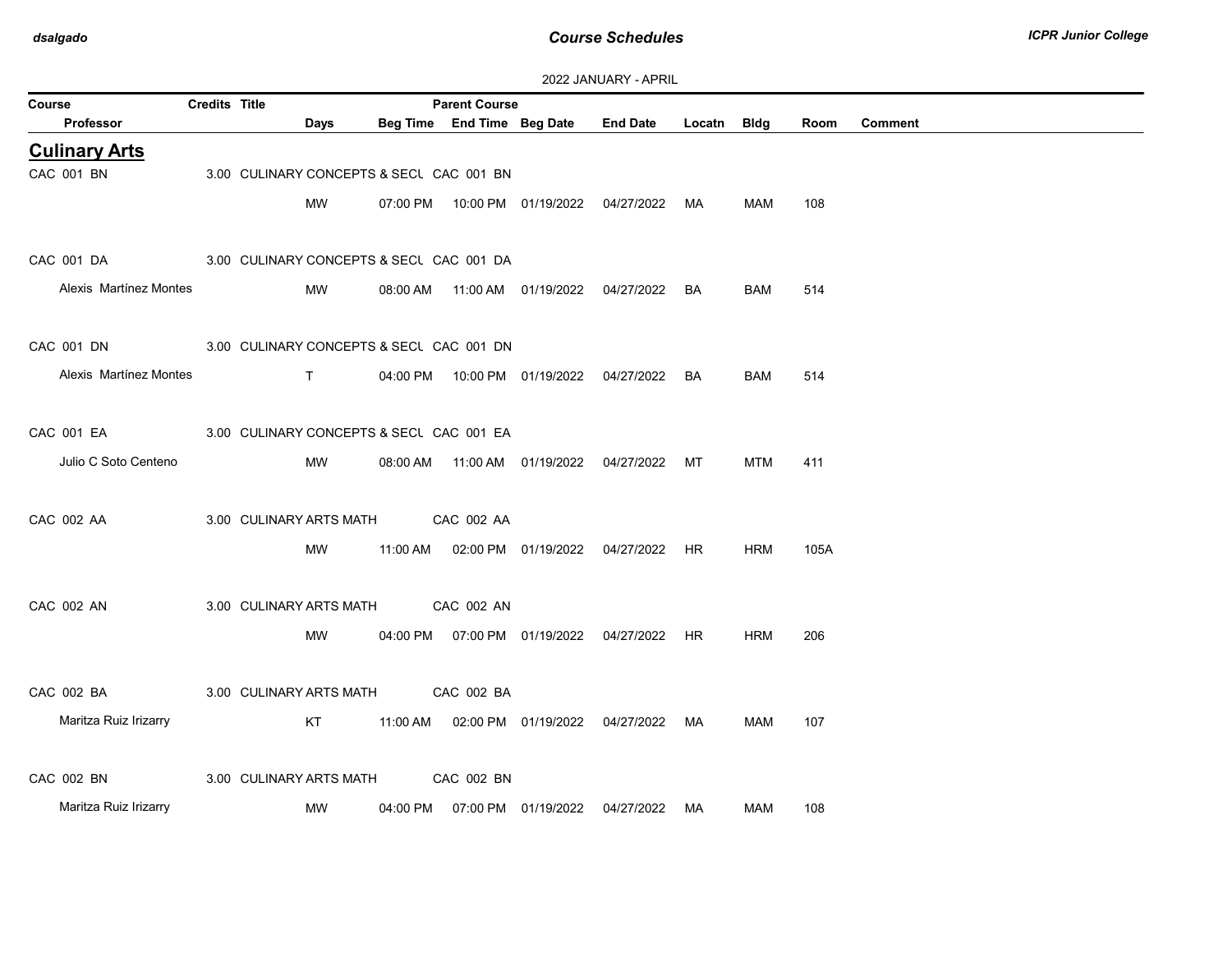2022 JANUARY - APRIL

| Course | Credits | Title | Days | Beg Time | End Time | Beg Date | End Date | Locatn | Bldg | Room | Comment |
|---|---|---|---|---|---|---|---|---|---|---|---|
| **Professor** | | | | | **Parent Course** | | | | | | |

## Culinary Arts

| Course / Professor | Credits | Title | Parent Course | Days | Beg Time | End Time | Beg Date | End Date | Locatn | Bldg | Room | Comment |
|---|---|---|---|---|---|---|---|---|---|---|---|---|
| CAC 001 BN | 3.00 | CULINARY CONCEPTS & SECU | CAC 001 BN | | | | | | | | | |
| | | | | MW | 07:00 PM | 10:00 PM | 01/19/2022 | 04/27/2022 | MA | MAM | 108 | |
| CAC 001 DA | 3.00 | CULINARY CONCEPTS & SECU | CAC 001 DA | | | | | | | | | |
| Alexis Martínez Montes | | | | MW | 08:00 AM | 11:00 AM | 01/19/2022 | 04/27/2022 | BA | BAM | 514 | |
| CAC 001 DN | 3.00 | CULINARY CONCEPTS & SECU | CAC 001 DN | | | | | | | | | |
| Alexis Martínez Montes | | | | T | 04:00 PM | 10:00 PM | 01/19/2022 | 04/27/2022 | BA | BAM | 514 | |
| CAC 001 EA | 3.00 | CULINARY CONCEPTS & SECU | CAC 001 EA | | | | | | | | | |
| Julio C Soto Centeno | | | | MW | 08:00 AM | 11:00 AM | 01/19/2022 | 04/27/2022 | MT | MTM | 411 | |
| CAC 002 AA | 3.00 | CULINARY ARTS MATH | CAC 002 AA | | | | | | | | | |
| | | | | MW | 11:00 AM | 02:00 PM | 01/19/2022 | 04/27/2022 | HR | HRM | 105A | |
| CAC 002 AN | 3.00 | CULINARY ARTS MATH | CAC 002 AN | | | | | | | | | |
| | | | | MW | 04:00 PM | 07:00 PM | 01/19/2022 | 04/27/2022 | HR | HRM | 206 | |
| CAC 002 BA | 3.00 | CULINARY ARTS MATH | CAC 002 BA | | | | | | | | | |
| Maritza Ruiz Irizarry | | | | KT | 11:00 AM | 02:00 PM | 01/19/2022 | 04/27/2022 | MA | MAM | 107 | |
| CAC 002 BN | 3.00 | CULINARY ARTS MATH | CAC 002 BN | | | | | | | | | |
| Maritza Ruiz Irizarry | | | | MW | 04:00 PM | 07:00 PM | 01/19/2022 | 04/27/2022 | MA | MAM | 108 | |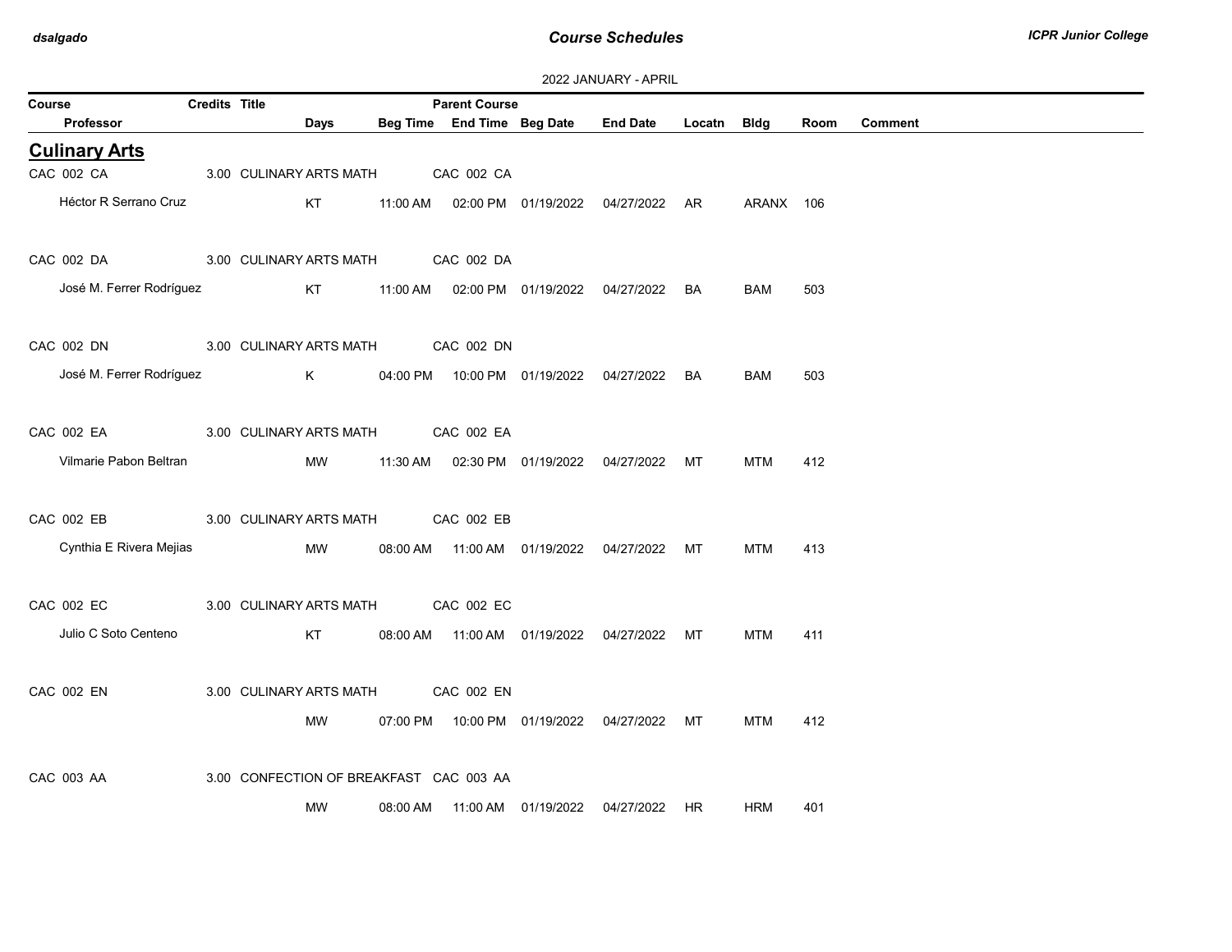2022 JANUARY - APRIL

| Course | Credits | Title | Days | Beg Time | Parent Course / End Time | Beg Date | End Date | Locatn | Bldg | Room | Comment |
|---|---|---|---|---|---|---|---|---|---|---|---|
| Professor | | | | | | | | | | | |

## Culinary Arts

| Course / Professor | Credits | Title | Days | Beg Time | Parent Course / End Time | Beg Date | End Date | Locatn | Bldg | Room | Comment |
|---|---|---|---|---|---|---|---|---|---|---|---|
| CAC 002 CA | 3.00 | CULINARY ARTS MATH | | | CAC 002 CA | | | | | | |
| Héctor R Serrano Cruz | | | KT | 11:00 AM | 02:00 PM | 01/19/2022 | 04/27/2022 | AR | ARANX | 106 | |
| CAC 002 DA | 3.00 | CULINARY ARTS MATH | | | CAC 002 DA | | | | | | |
| José M. Ferrer Rodríguez | | | KT | 11:00 AM | 02:00 PM | 01/19/2022 | 04/27/2022 | BA | BAM | 503 | |
| CAC 002 DN | 3.00 | CULINARY ARTS MATH | | | CAC 002 DN | | | | | | |
| José M. Ferrer Rodríguez | | | K | 04:00 PM | 10:00 PM | 01/19/2022 | 04/27/2022 | BA | BAM | 503 | |
| CAC 002 EA | 3.00 | CULINARY ARTS MATH | | | CAC 002 EA | | | | | | |
| Vilmarie Pabon Beltran | | | MW | 11:30 AM | 02:30 PM | 01/19/2022 | 04/27/2022 | MT | MTM | 412 | |
| CAC 002 EB | 3.00 | CULINARY ARTS MATH | | | CAC 002 EB | | | | | | |
| Cynthia E Rivera Mejias | | | MW | 08:00 AM | 11:00 AM | 01/19/2022 | 04/27/2022 | MT | MTM | 413 | |
| CAC 002 EC | 3.00 | CULINARY ARTS MATH | | | CAC 002 EC | | | | | | |
| Julio C Soto Centeno | | | KT | 08:00 AM | 11:00 AM | 01/19/2022 | 04/27/2022 | MT | MTM | 411 | |
| CAC 002 EN | 3.00 | CULINARY ARTS MATH | | | CAC 002 EN | | | | | | |
| | | | MW | 07:00 PM | 10:00 PM | 01/19/2022 | 04/27/2022 | MT | MTM | 412 | |
| CAC 003 AA | 3.00 | CONFECTION OF BREAKFAST | | | CAC 003 AA | | | | | | |
| | | | MW | 08:00 AM | 11:00 AM | 01/19/2022 | 04/27/2022 | HR | HRM | 401 | |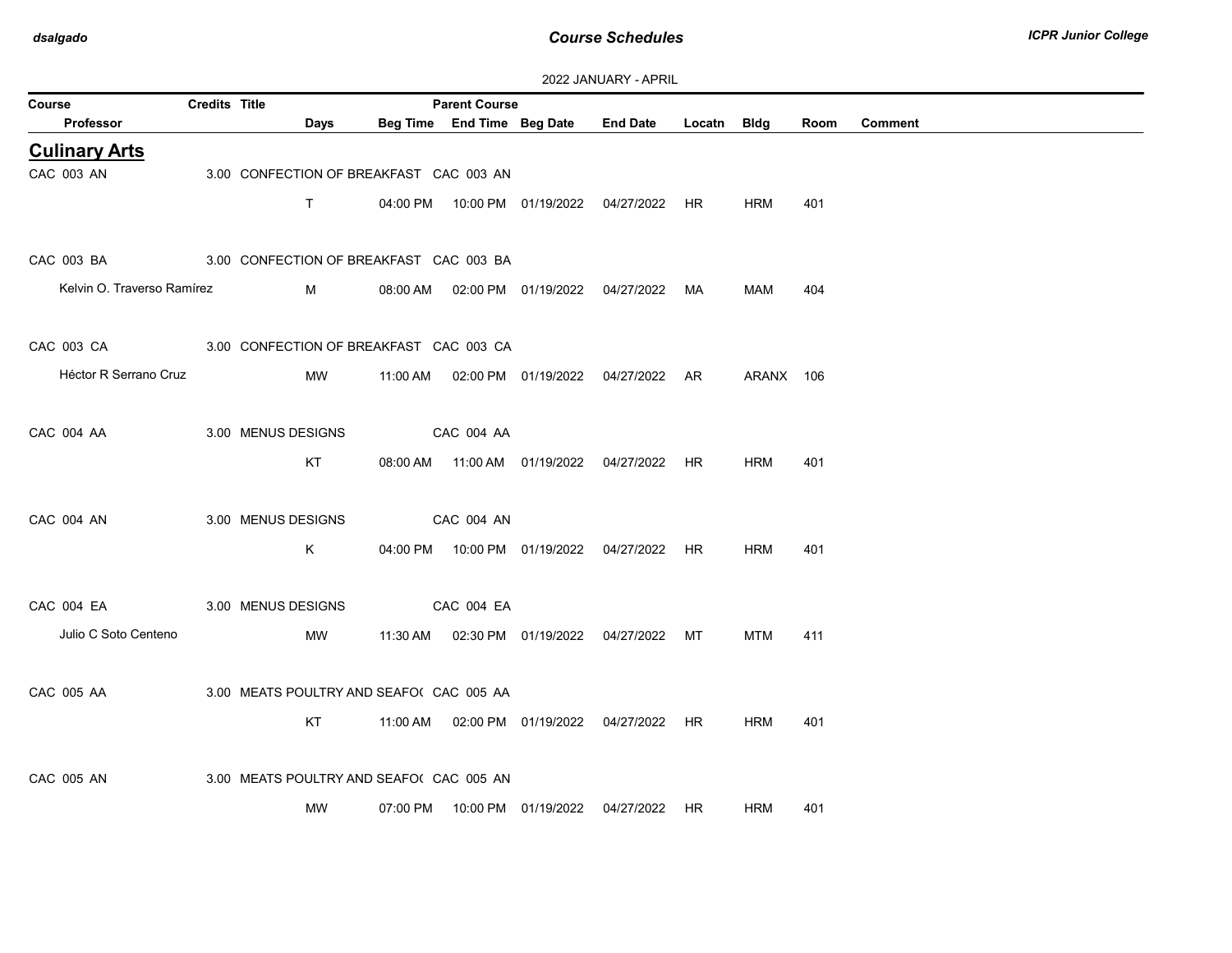2022 JANUARY - APRIL

| Course | Credits | Title | | | Parent Course | | | | | | |
|---|---|---|---|---|---|---|---|---|---|---|---|
| Professor | | Days | Beg Time | End Time | Beg Date | End Date | Locatn | Bldg | Room | Comment | |

## Culinary Arts

| Course / Professor | Credits | Title / Days | Beg Time | End Time | Beg Date | End Date | Locatn | Bldg | Room | Comment |
|---|---|---|---|---|---|---|---|---|---|---|
| CAC 003 AN | 3.00 | CONFECTION OF BREAKFAST | CAC 003 AN | | | | | | | |
| | | T | 04:00 PM | 10:00 PM | 01/19/2022 | 04/27/2022 | HR | HRM | 401 | |
| CAC 003 BA | 3.00 | CONFECTION OF BREAKFAST | CAC 003 BA | | | | | | | |
| Kelvin O. Traverso Ramírez | | M | 08:00 AM | 02:00 PM | 01/19/2022 | 04/27/2022 | MA | MAM | 404 | |
| CAC 003 CA | 3.00 | CONFECTION OF BREAKFAST | CAC 003 CA | | | | | | | |
| Héctor R Serrano Cruz | | MW | 11:00 AM | 02:00 PM | 01/19/2022 | 04/27/2022 | AR | ARANX | 106 | |
| CAC 004 AA | 3.00 | MENUS DESIGNS | CAC 004 AA | | | | | | | |
| | | KT | 08:00 AM | 11:00 AM | 01/19/2022 | 04/27/2022 | HR | HRM | 401 | |
| CAC 004 AN | 3.00 | MENUS DESIGNS | CAC 004 AN | | | | | | | |
| | | K | 04:00 PM | 10:00 PM | 01/19/2022 | 04/27/2022 | HR | HRM | 401 | |
| CAC 004 EA | 3.00 | MENUS DESIGNS | CAC 004 EA | | | | | | | |
| Julio C Soto Centeno | | MW | 11:30 AM | 02:30 PM | 01/19/2022 | 04/27/2022 | MT | MTM | 411 | |
| CAC 005 AA | 3.00 | MEATS POULTRY AND SEAFO( | CAC 005 AA | | | | | | | |
| | | KT | 11:00 AM | 02:00 PM | 01/19/2022 | 04/27/2022 | HR | HRM | 401 | |
| CAC 005 AN | 3.00 | MEATS POULTRY AND SEAFO( | CAC 005 AN | | | | | | | |
| | | MW | 07:00 PM | 10:00 PM | 01/19/2022 | 04/27/2022 | HR | HRM | 401 | |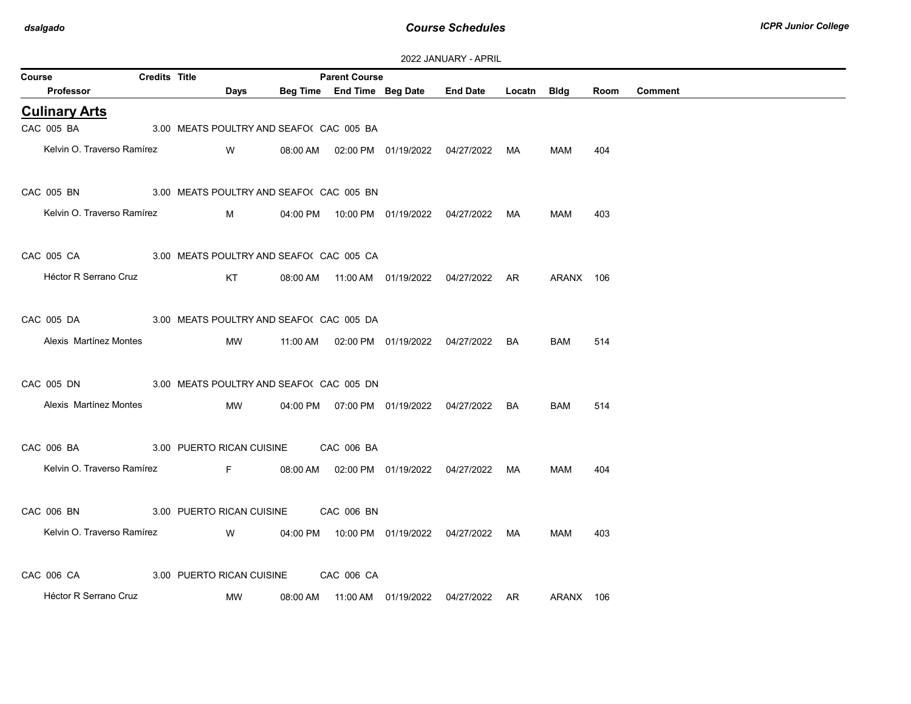# Course Schedules

ICPR Junior College

2022 JANUARY - APRIL

| Course | Credits | Title | Days | Beg Time | End Time | Beg Date | End Date | Locatn | Bldg | Room | Comment |
|---|---|---|---|---|---|---|---|---|---|---|---|
| Professor | | | | | | | | | | | |

## Culinary Arts

| Course / Professor | Credits | Title | Parent Course | Days | Beg Time | End Time | Beg Date | End Date | Locatn | Bldg | Room | Comment |
|---|---|---|---|---|---|---|---|---|---|---|---|---|
| CAC 005 BA | 3.00 | MEATS POULTRY AND SEAFO( | CAC 005 BA | | | | | | | | | |
| Kelvin O. Traverso Ramírez | | | | W | 08:00 AM | 02:00 PM | 01/19/2022 | 04/27/2022 | MA | MAM | 404 | |
| CAC 005 BN | 3.00 | MEATS POULTRY AND SEAFO( | CAC 005 BN | | | | | | | | | |
| Kelvin O. Traverso Ramírez | | | | M | 04:00 PM | 10:00 PM | 01/19/2022 | 04/27/2022 | MA | MAM | 403 | |
| CAC 005 CA | 3.00 | MEATS POULTRY AND SEAFO( | CAC 005 CA | | | | | | | | | |
| Héctor R Serrano Cruz | | | | KT | 08:00 AM | 11:00 AM | 01/19/2022 | 04/27/2022 | AR | ARANX | 106 | |
| CAC 005 DA | 3.00 | MEATS POULTRY AND SEAFO( | CAC 005 DA | | | | | | | | | |
| Alexis Martínez Montes | | | | MW | 11:00 AM | 02:00 PM | 01/19/2022 | 04/27/2022 | BA | BAM | 514 | |
| CAC 005 DN | 3.00 | MEATS POULTRY AND SEAFO( | CAC 005 DN | | | | | | | | | |
| Alexis Martínez Montes | | | | MW | 04:00 PM | 07:00 PM | 01/19/2022 | 04/27/2022 | BA | BAM | 514 | |
| CAC 006 BA | 3.00 | PUERTO RICAN CUISINE | CAC 006 BA | | | | | | | | | |
| Kelvin O. Traverso Ramírez | | | | F | 08:00 AM | 02:00 PM | 01/19/2022 | 04/27/2022 | MA | MAM | 404 | |
| CAC 006 BN | 3.00 | PUERTO RICAN CUISINE | CAC 006 BN | | | | | | | | | |
| Kelvin O. Traverso Ramírez | | | | W | 04:00 PM | 10:00 PM | 01/19/2022 | 04/27/2022 | MA | MAM | 403 | |
| CAC 006 CA | 3.00 | PUERTO RICAN CUISINE | CAC 006 CA | | | | | | | | | |
| Héctor R Serrano Cruz | | | | MW | 08:00 AM | 11:00 AM | 01/19/2022 | 04/27/2022 | AR | ARANX | 106 | |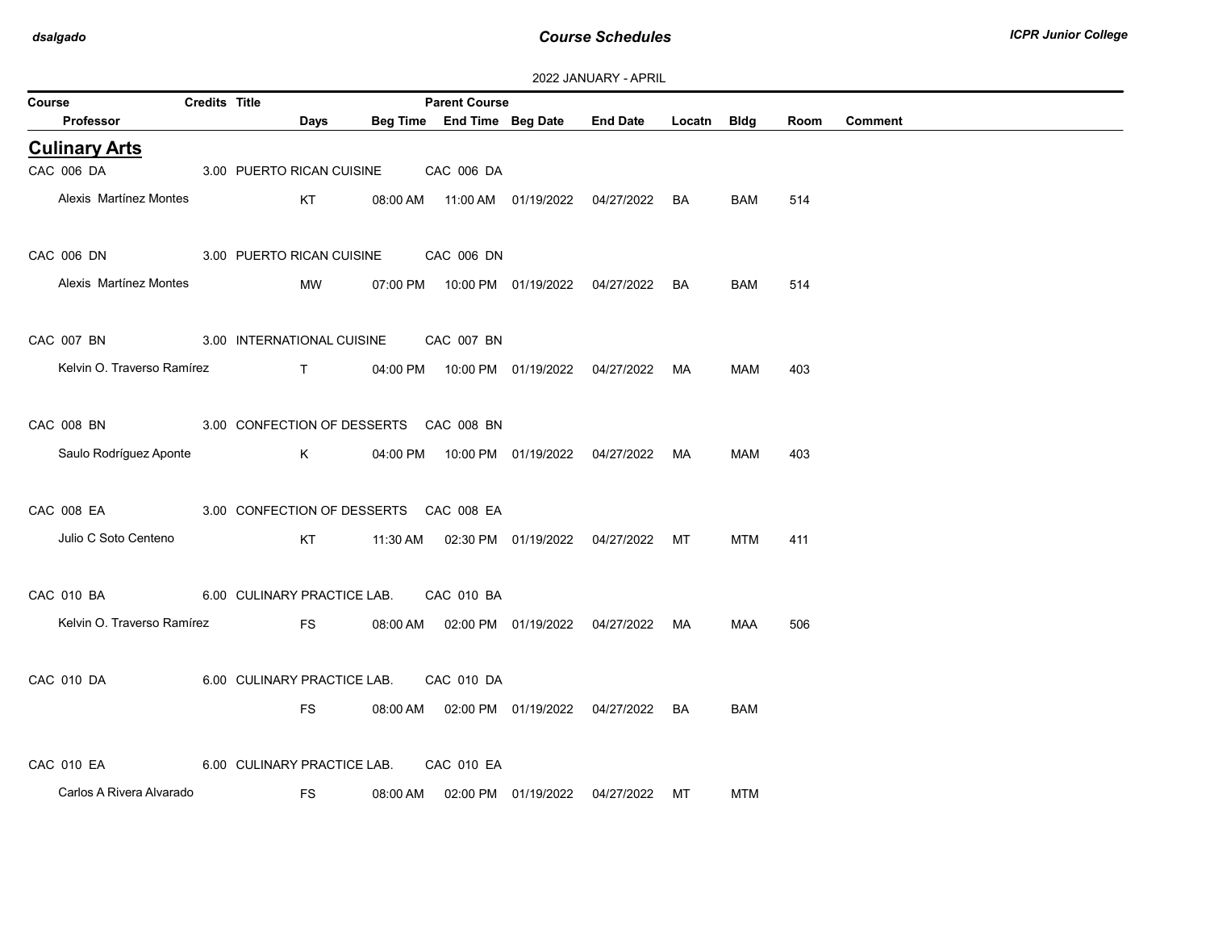2022 JANUARY - APRIL

| Course | Credits | Title | Days | Beg Time | End Time | Beg Date | End Date | Locatn | Bldg | Room | Comment |
|---|---|---|---|---|---|---|---|---|---|---|---|
| Professor | | | | | Parent Course | | | | | | |

## Culinary Arts

| Course / Professor | Credits | Title | Parent Course | Days | Beg Time | End Time | Beg Date | End Date | Locatn | Bldg | Room | Comment |
|---|---|---|---|---|---|---|---|---|---|---|---|---|
| CAC 006 DA | 3.00 | PUERTO RICAN CUISINE | CAC 006 DA | | | | | | | | | |
| Alexis Martínez Montes | | | | KT | 08:00 AM | 11:00 AM | 01/19/2022 | 04/27/2022 | BA | BAM | 514 | |
| CAC 006 DN | 3.00 | PUERTO RICAN CUISINE | CAC 006 DN | | | | | | | | | |
| Alexis Martínez Montes | | | | MW | 07:00 PM | 10:00 PM | 01/19/2022 | 04/27/2022 | BA | BAM | 514 | |
| CAC 007 BN | 3.00 | INTERNATIONAL CUISINE | CAC 007 BN | | | | | | | | | |
| Kelvin O. Traverso Ramírez | | | | T | 04:00 PM | 10:00 PM | 01/19/2022 | 04/27/2022 | MA | MAM | 403 | |
| CAC 008 BN | 3.00 | CONFECTION OF DESSERTS | CAC 008 BN | | | | | | | | | |
| Saulo Rodríguez Aponte | | | | K | 04:00 PM | 10:00 PM | 01/19/2022 | 04/27/2022 | MA | MAM | 403 | |
| CAC 008 EA | 3.00 | CONFECTION OF DESSERTS | CAC 008 EA | | | | | | | | | |
| Julio C Soto Centeno | | | | KT | 11:30 AM | 02:30 PM | 01/19/2022 | 04/27/2022 | MT | MTM | 411 | |
| CAC 010 BA | 6.00 | CULINARY PRACTICE LAB. | CAC 010 BA | | | | | | | | | |
| Kelvin O. Traverso Ramírez | | | | FS | 08:00 AM | 02:00 PM | 01/19/2022 | 04/27/2022 | MA | MAA | 506 | |
| CAC 010 DA | 6.00 | CULINARY PRACTICE LAB. | CAC 010 DA | | | | | | | | | |
| | | | | FS | 08:00 AM | 02:00 PM | 01/19/2022 | 04/27/2022 | BA | BAM | | |
| CAC 010 EA | 6.00 | CULINARY PRACTICE LAB. | CAC 010 EA | | | | | | | | | |
| Carlos A Rivera Alvarado | | | | FS | 08:00 AM | 02:00 PM | 01/19/2022 | 04/27/2022 | MT | MTM | | |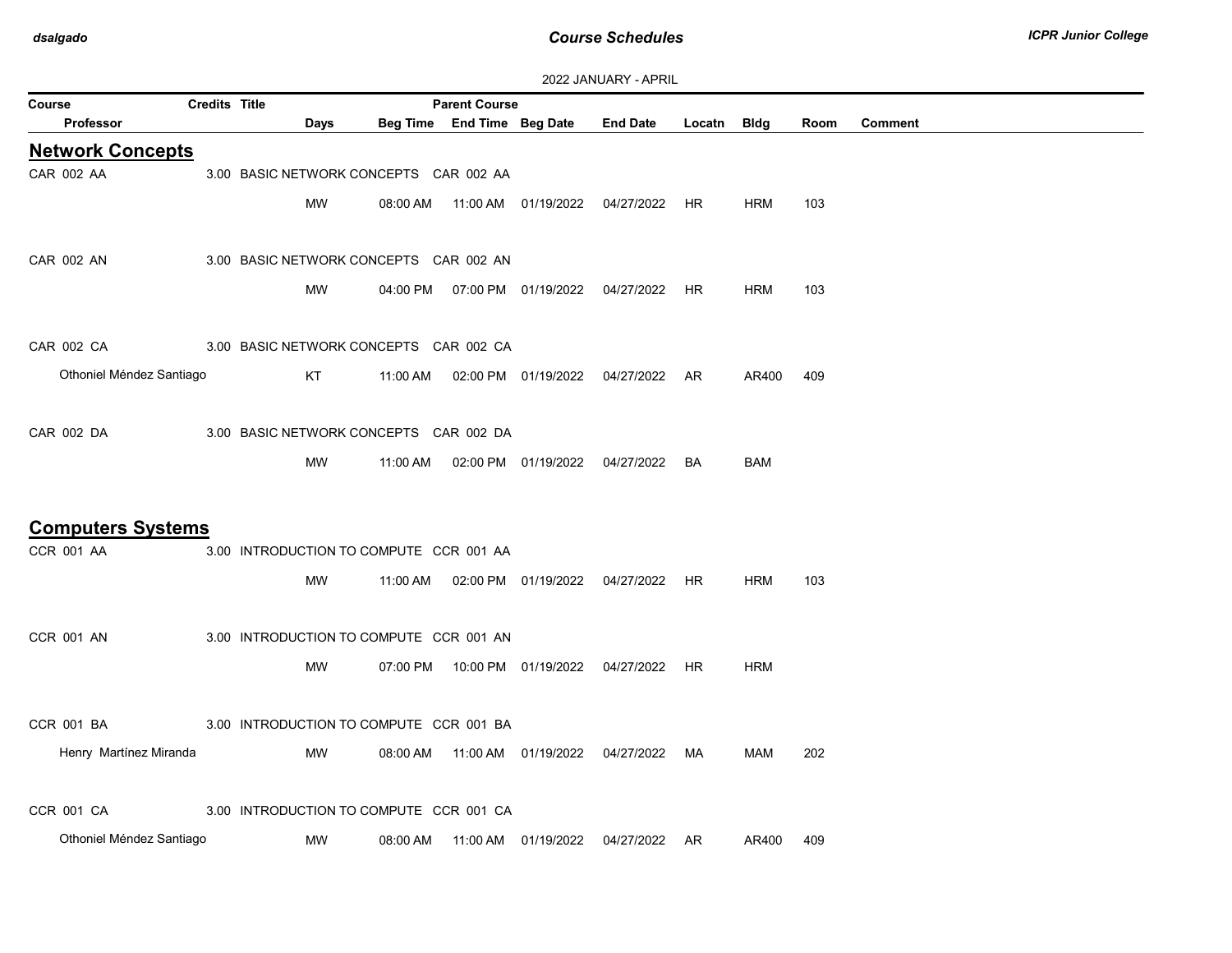2022 JANUARY - APRIL

| Course | Credits | Title | Parent Course | | | | | | | |
|---|---|---|---|---|---|---|---|---|---|---|
| Professor | | Days | Beg Time | End Time | Beg Date | End Date | Locatn | Bldg | Room | Comment |

## Network Concepts

| Course / Professor | Credits | Title | Parent Course | Days | Beg Time | End Time | Beg Date | End Date | Locatn | Bldg | Room | Comment |
|---|---|---|---|---|---|---|---|---|---|---|---|---|
| CAR 002 AA | 3.00 | BASIC NETWORK CONCEPTS | CAR 002 AA | | | | | | | | | |
| | | | | MW | 08:00 AM | 11:00 AM | 01/19/2022 | 04/27/2022 | HR | HRM | 103 | |
| CAR 002 AN | 3.00 | BASIC NETWORK CONCEPTS | CAR 002 AN | | | | | | | | | |
| | | | | MW | 04:00 PM | 07:00 PM | 01/19/2022 | 04/27/2022 | HR | HRM | 103 | |
| CAR 002 CA | 3.00 | BASIC NETWORK CONCEPTS | CAR 002 CA | | | | | | | | | |
| Othoniel Méndez Santiago | | | | KT | 11:00 AM | 02:00 PM | 01/19/2022 | 04/27/2022 | AR | AR400 | 409 | |
| CAR 002 DA | 3.00 | BASIC NETWORK CONCEPTS | CAR 002 DA | | | | | | | | | |
| | | | | MW | 11:00 AM | 02:00 PM | 01/19/2022 | 04/27/2022 | BA | BAM | | |

## Computers Systems

| Course / Professor | Credits | Title | Parent Course | Days | Beg Time | End Time | Beg Date | End Date | Locatn | Bldg | Room | Comment |
|---|---|---|---|---|---|---|---|---|---|---|---|---|
| CCR 001 AA | 3.00 | INTRODUCTION TO COMPUTE | CCR 001 AA | | | | | | | | | |
| | | | | MW | 11:00 AM | 02:00 PM | 01/19/2022 | 04/27/2022 | HR | HRM | 103 | |
| CCR 001 AN | 3.00 | INTRODUCTION TO COMPUTE | CCR 001 AN | | | | | | | | | |
| | | | | MW | 07:00 PM | 10:00 PM | 01/19/2022 | 04/27/2022 | HR | HRM | | |
| CCR 001 BA | 3.00 | INTRODUCTION TO COMPUTE | CCR 001 BA | | | | | | | | | |
| Henry Martínez Miranda | | | | MW | 08:00 AM | 11:00 AM | 01/19/2022 | 04/27/2022 | MA | MAM | 202 | |
| CCR 001 CA | 3.00 | INTRODUCTION TO COMPUTE | CCR 001 CA | | | | | | | | | |
| Othoniel Méndez Santiago | | | | MW | 08:00 AM | 11:00 AM | 01/19/2022 | 04/27/2022 | AR | AR400 | 409 | |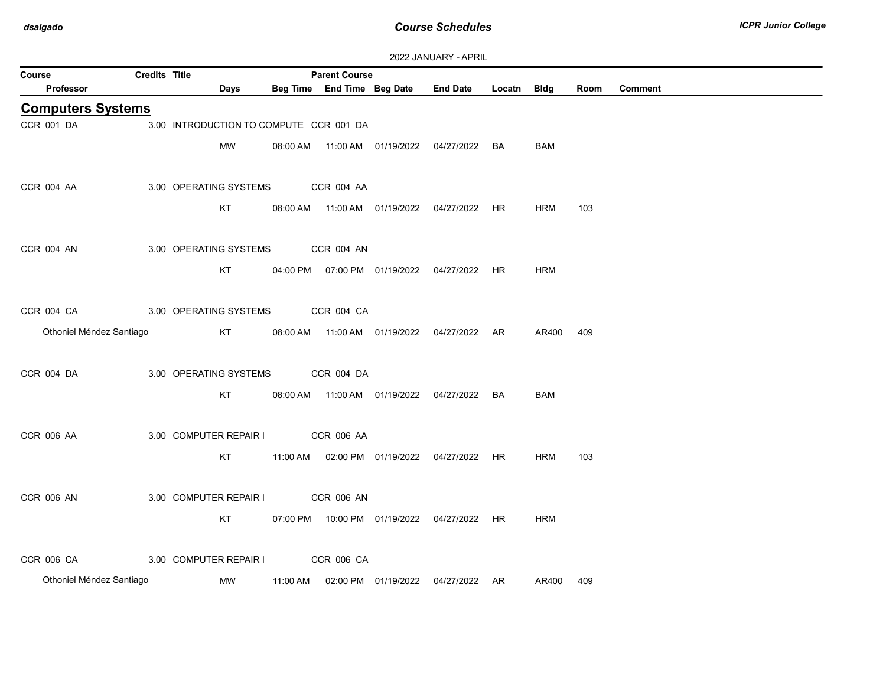2022 JANUARY - APRIL

| Course | Credits | Title | | | Parent Course | | | | | | |
|---|---|---|---|---|---|---|---|---|---|---|---|
| Professor | | | Days | Beg Time | End Time | Beg Date | End Date | Locatn | Bldg | Room | Comment |

## Computers Systems

| Course / Professor | Credits | Title | Days | Beg Time | End Time | Beg Date | End Date | Locatn | Bldg | Room | Comment | Parent Course |
|---|---|---|---|---|---|---|---|---|---|---|---|---|
| CCR 001 DA | 3.00 | INTRODUCTION TO COMPUTE | | | | | | | | | | CCR 001 DA |
| | | | MW | 08:00 AM | 11:00 AM | 01/19/2022 | 04/27/2022 | BA | BAM | | | |
| CCR 004 AA | 3.00 | OPERATING SYSTEMS | | | | | | | | | | CCR 004 AA |
| | | | KT | 08:00 AM | 11:00 AM | 01/19/2022 | 04/27/2022 | HR | HRM | 103 | | |
| CCR 004 AN | 3.00 | OPERATING SYSTEMS | | | | | | | | | | CCR 004 AN |
| | | | KT | 04:00 PM | 07:00 PM | 01/19/2022 | 04/27/2022 | HR | HRM | | | |
| CCR 004 CA | 3.00 | OPERATING SYSTEMS | | | | | | | | | | CCR 004 CA |
| Othoniel Méndez Santiago | | | KT | 08:00 AM | 11:00 AM | 01/19/2022 | 04/27/2022 | AR | AR400 | 409 | | |
| CCR 004 DA | 3.00 | OPERATING SYSTEMS | | | | | | | | | | CCR 004 DA |
| | | | KT | 08:00 AM | 11:00 AM | 01/19/2022 | 04/27/2022 | BA | BAM | | | |
| CCR 006 AA | 3.00 | COMPUTER REPAIR I | | | | | | | | | | CCR 006 AA |
| | | | KT | 11:00 AM | 02:00 PM | 01/19/2022 | 04/27/2022 | HR | HRM | 103 | | |
| CCR 006 AN | 3.00 | COMPUTER REPAIR I | | | | | | | | | | CCR 006 AN |
| | | | KT | 07:00 PM | 10:00 PM | 01/19/2022 | 04/27/2022 | HR | HRM | | | |
| CCR 006 CA | 3.00 | COMPUTER REPAIR I | | | | | | | | | | CCR 006 CA |
| Othoniel Méndez Santiago | | | MW | 11:00 AM | 02:00 PM | 01/19/2022 | 04/27/2022 | AR | AR400 | 409 | | |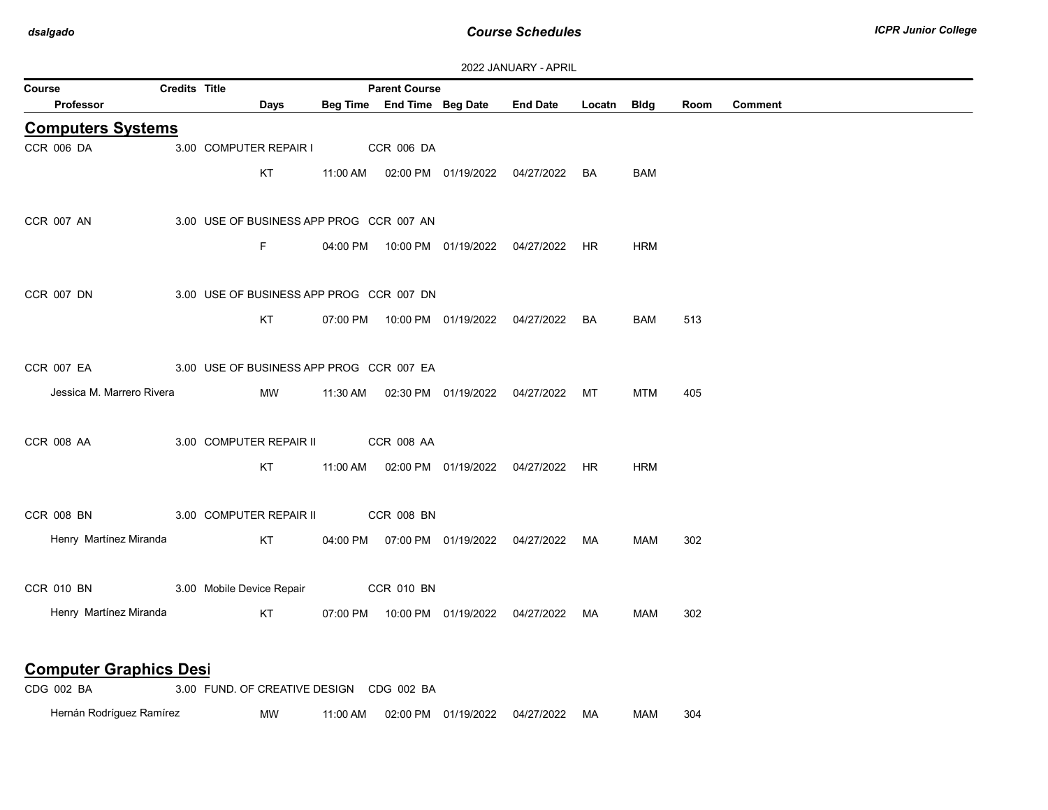2022 JANUARY - APRIL

| Course | Credits | Title | Parent Course | | | | | | | |
|---|---|---|---|---|---|---|---|---|---|---|
| Professor | Days | Beg Time | End Time | Beg Date | End Date | Locatn | Bldg | Room | Comment | |

## Computers Systems

| Course / Professor | Credits | Title | Parent Course | Days | Beg Time | End Time | Beg Date | End Date | Locatn | Bldg | Room | Comment |
|---|---|---|---|---|---|---|---|---|---|---|---|---|
| CCR 006 DA | 3.00 | COMPUTER REPAIR I | CCR 006 DA | | | | | | | | | |
| | | | | KT | 11:00 AM | 02:00 PM | 01/19/2022 | 04/27/2022 | BA | BAM | | |
| CCR 007 AN | 3.00 | USE OF BUSINESS APP PROG | CCR 007 AN | | | | | | | | | |
| | | | | F | 04:00 PM | 10:00 PM | 01/19/2022 | 04/27/2022 | HR | HRM | | |
| CCR 007 DN | 3.00 | USE OF BUSINESS APP PROG | CCR 007 DN | | | | | | | | | |
| | | | | KT | 07:00 PM | 10:00 PM | 01/19/2022 | 04/27/2022 | BA | BAM | 513 | |
| CCR 007 EA | 3.00 | USE OF BUSINESS APP PROG | CCR 007 EA | | | | | | | | | |
| Jessica M. Marrero Rivera | | | | MW | 11:30 AM | 02:30 PM | 01/19/2022 | 04/27/2022 | MT | MTM | 405 | |
| CCR 008 AA | 3.00 | COMPUTER REPAIR II | CCR 008 AA | | | | | | | | | |
| | | | | KT | 11:00 AM | 02:00 PM | 01/19/2022 | 04/27/2022 | HR | HRM | | |
| CCR 008 BN | 3.00 | COMPUTER REPAIR II | CCR 008 BN | | | | | | | | | |
| Henry Martínez Miranda | | | | KT | 04:00 PM | 07:00 PM | 01/19/2022 | 04/27/2022 | MA | MAM | 302 | |
| CCR 010 BN | 3.00 | Mobile Device Repair | CCR 010 BN | | | | | | | | | |
| Henry Martínez Miranda | | | | KT | 07:00 PM | 10:00 PM | 01/19/2022 | 04/27/2022 | MA | MAM | 302 | |

## Computer Graphics Desi

| Course / Professor | Credits | Title | Parent Course | Days | Beg Time | End Time | Beg Date | End Date | Locatn | Bldg | Room | Comment |
|---|---|---|---|---|---|---|---|---|---|---|---|---|
| CDG 002 BA | 3.00 | FUND. OF CREATIVE DESIGN | CDG 002 BA | | | | | | | | | |
| Hernán Rodríguez Ramírez | | | | MW | 11:00 AM | 02:00 PM | 01/19/2022 | 04/27/2022 | MA | MAM | 304 | |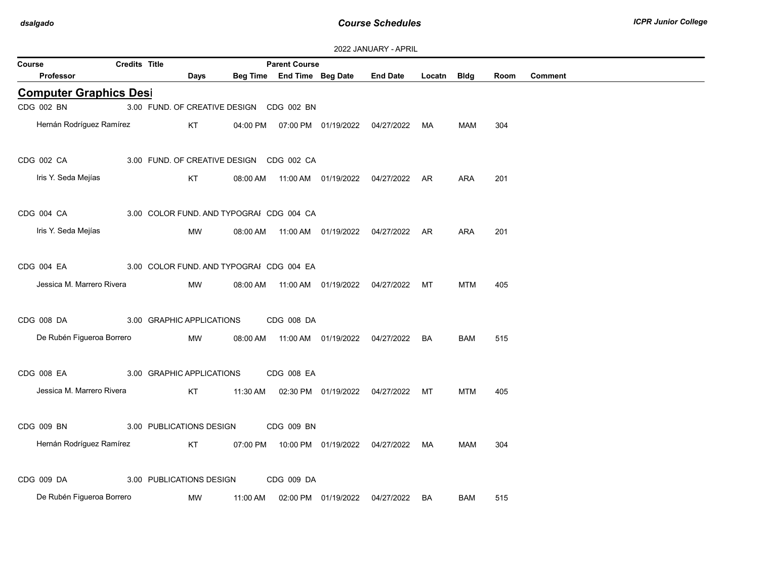2022 JANUARY - APRIL

| Course | Credits | Title | Parent Course | | | | | | | |
|---|---|---|---|---|---|---|---|---|---|---|
| Professor | | Days | Beg Time | End Time | Beg Date | End Date | Locatn | Bldg | Room | Comment |

## Computer Graphics Desi

| Course / Professor | Credits | Title / Days | Beg Time | End Time | Beg Date | End Date | Locatn | Bldg | Room | Comment |
|---|---|---|---|---|---|---|---|---|---|---|
| CDG 002 BN | 3.00 | FUND. OF CREATIVE DESIGN | CDG 002 BN | | | | | | | |
| Hernán Rodríguez Ramírez | | KT | 04:00 PM | 07:00 PM | 01/19/2022 | 04/27/2022 | MA | MAM | 304 | |
| CDG 002 CA | 3.00 | FUND. OF CREATIVE DESIGN | CDG 002 CA | | | | | | | |
| Iris Y. Seda Mejías | | KT | 08:00 AM | 11:00 AM | 01/19/2022 | 04/27/2022 | AR | ARA | 201 | |
| CDG 004 CA | 3.00 | COLOR FUND. AND TYPOGRAI | CDG 004 CA | | | | | | | |
| Iris Y. Seda Mejías | | MW | 08:00 AM | 11:00 AM | 01/19/2022 | 04/27/2022 | AR | ARA | 201 | |
| CDG 004 EA | 3.00 | COLOR FUND. AND TYPOGRAI | CDG 004 EA | | | | | | | |
| Jessica M. Marrero Rivera | | MW | 08:00 AM | 11:00 AM | 01/19/2022 | 04/27/2022 | MT | MTM | 405 | |
| CDG 008 DA | 3.00 | GRAPHIC APPLICATIONS | CDG 008 DA | | | | | | | |
| De Rubén Figueroa Borrero | | MW | 08:00 AM | 11:00 AM | 01/19/2022 | 04/27/2022 | BA | BAM | 515 | |
| CDG 008 EA | 3.00 | GRAPHIC APPLICATIONS | CDG 008 EA | | | | | | | |
| Jessica M. Marrero Rivera | | KT | 11:30 AM | 02:30 PM | 01/19/2022 | 04/27/2022 | MT | MTM | 405 | |
| CDG 009 BN | 3.00 | PUBLICATIONS DESIGN | CDG 009 BN | | | | | | | |
| Hernán Rodríguez Ramírez | | KT | 07:00 PM | 10:00 PM | 01/19/2022 | 04/27/2022 | MA | MAM | 304 | |
| CDG 009 DA | 3.00 | PUBLICATIONS DESIGN | CDG 009 DA | | | | | | | |
| De Rubén Figueroa Borrero | | MW | 11:00 AM | 02:00 PM | 01/19/2022 | 04/27/2022 | BA | BAM | 515 | |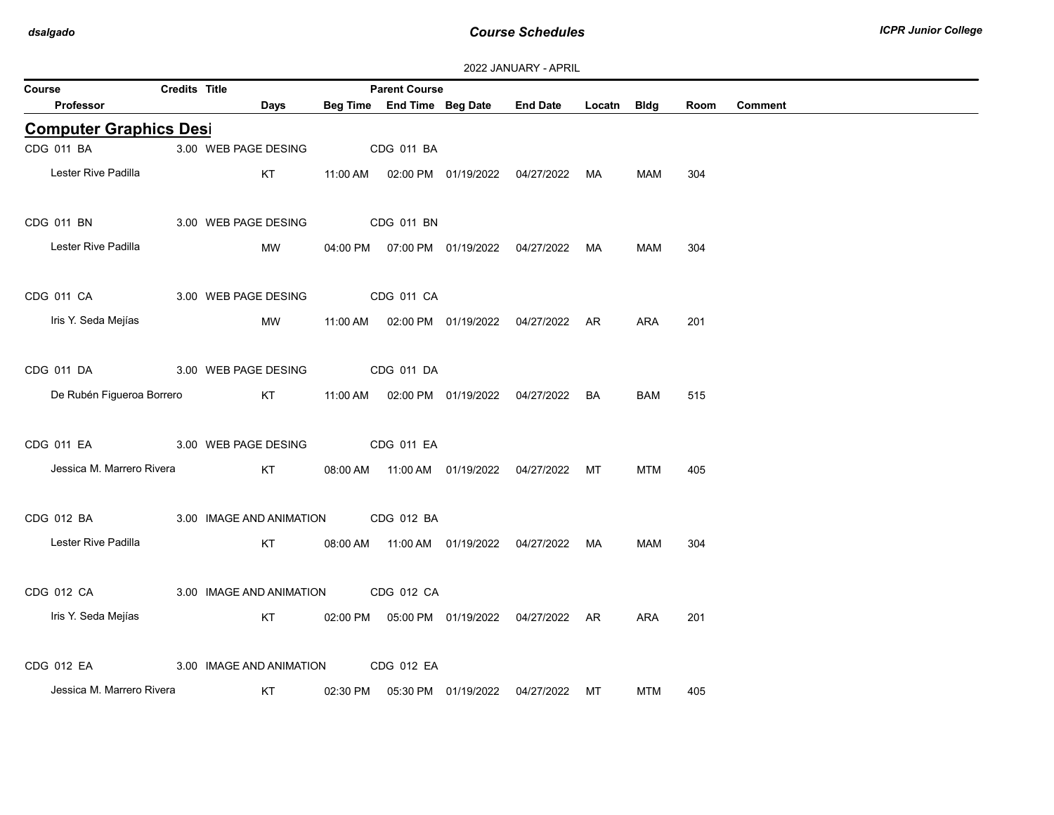2022 JANUARY - APRIL

| Course | Credits | Title | Days | Beg Time | Parent Course / End Time | Beg Date | End Date | Locatn | Bldg | Room | Comment |
|---|---|---|---|---|---|---|---|---|---|---|---|
| Professor | | | | | | | | | | | |

## Computer Graphics Desi

| Course / Professor | Credits | Title | Days | Beg Time | Parent Course / End Time | Beg Date | End Date | Locatn | Bldg | Room | Comment |
|---|---|---|---|---|---|---|---|---|---|---|---|
| CDG 011 BA | 3.00 | WEB PAGE DESING | | | CDG 011 BA | | | | | | |
| Lester Rive Padilla | | | KT | 11:00 AM | 02:00 PM | 01/19/2022 | 04/27/2022 | MA | MAM | 304 | |
| CDG 011 BN | 3.00 | WEB PAGE DESING | | | CDG 011 BN | | | | | | |
| Lester Rive Padilla | | | MW | 04:00 PM | 07:00 PM | 01/19/2022 | 04/27/2022 | MA | MAM | 304 | |
| CDG 011 CA | 3.00 | WEB PAGE DESING | | | CDG 011 CA | | | | | | |
| Iris Y. Seda Mejías | | | MW | 11:00 AM | 02:00 PM | 01/19/2022 | 04/27/2022 | AR | ARA | 201 | |
| CDG 011 DA | 3.00 | WEB PAGE DESING | | | CDG 011 DA | | | | | | |
| De Rubén Figueroa Borrero | | | KT | 11:00 AM | 02:00 PM | 01/19/2022 | 04/27/2022 | BA | BAM | 515 | |
| CDG 011 EA | 3.00 | WEB PAGE DESING | | | CDG 011 EA | | | | | | |
| Jessica M. Marrero Rivera | | | KT | 08:00 AM | 11:00 AM | 01/19/2022 | 04/27/2022 | MT | MTM | 405 | |
| CDG 012 BA | 3.00 | IMAGE AND ANIMATION | | | CDG 012 BA | | | | | | |
| Lester Rive Padilla | | | KT | 08:00 AM | 11:00 AM | 01/19/2022 | 04/27/2022 | MA | MAM | 304 | |
| CDG 012 CA | 3.00 | IMAGE AND ANIMATION | | | CDG 012 CA | | | | | | |
| Iris Y. Seda Mejías | | | KT | 02:00 PM | 05:00 PM | 01/19/2022 | 04/27/2022 | AR | ARA | 201 | |
| CDG 012 EA | 3.00 | IMAGE AND ANIMATION | | | CDG 012 EA | | | | | | |
| Jessica M. Marrero Rivera | | | KT | 02:30 PM | 05:30 PM | 01/19/2022 | 04/27/2022 | MT | MTM | 405 | |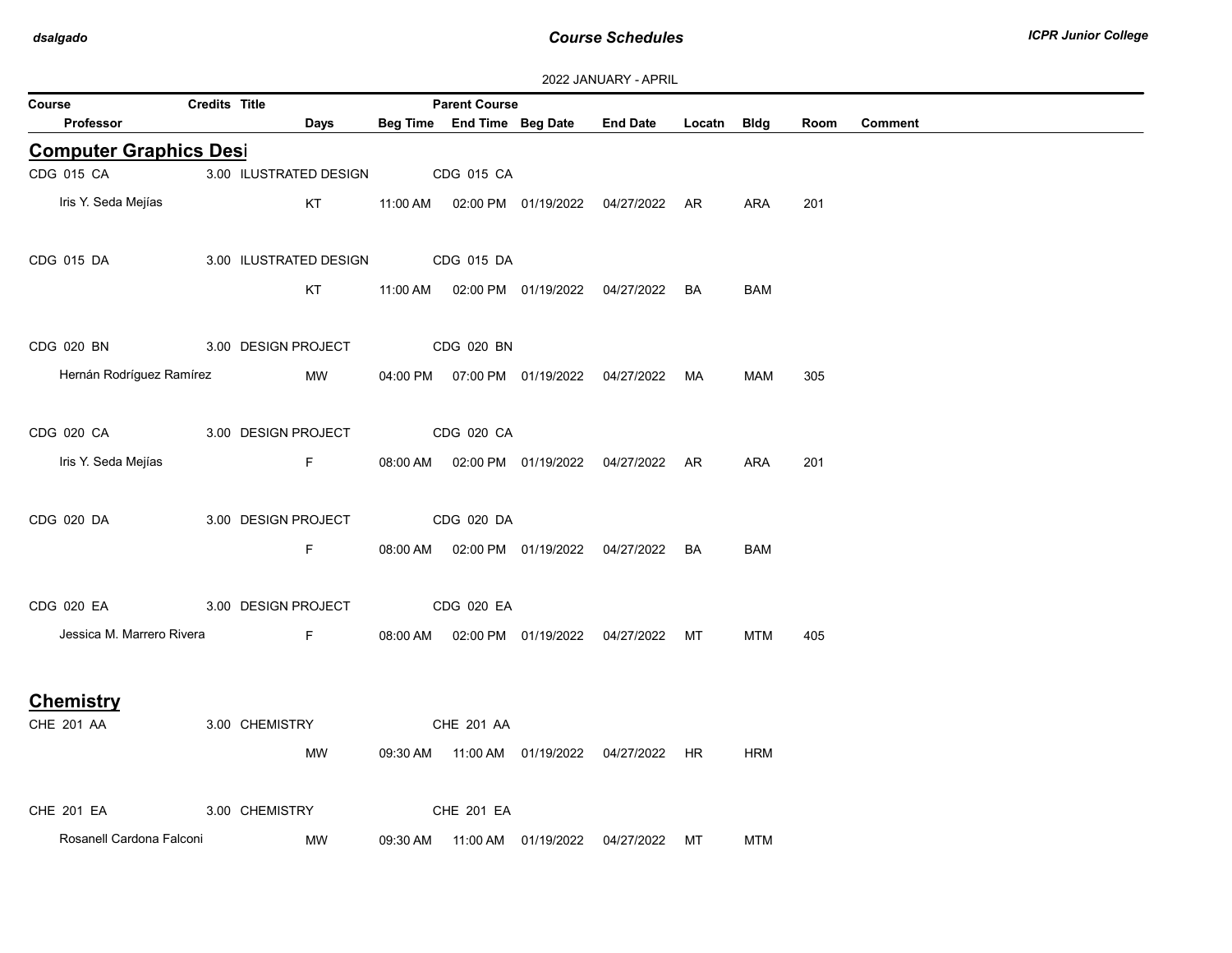2022 JANUARY - APRIL

| Course | Credits | Title | Parent Course | | | | | | | |
|---|---|---|---|---|---|---|---|---|---|---|
| Professor | Days | Beg Time | End Time | Beg Date | End Date | Locatn | Bldg | Room | Comment | |

## Computer Graphics Desi

| Course / Professor | Credits / Days | Title / Beg Time | Parent Course / End Time | Beg Date | End Date | Locatn | Bldg | Room | Comment |
|---|---|---|---|---|---|---|---|---|---|
| CDG 015 CA | 3.00 | ILUSTRATED DESIGN | CDG 015 CA | | | | | | |
| Iris Y. Seda Mejías | KT | 11:00 AM | 02:00 PM | 01/19/2022 | 04/27/2022 | AR | ARA | 201 | |
| CDG 015 DA | 3.00 | ILUSTRATED DESIGN | CDG 015 DA | | | | | | |
| | KT | 11:00 AM | 02:00 PM | 01/19/2022 | 04/27/2022 | BA | BAM | | |
| CDG 020 BN | 3.00 | DESIGN PROJECT | CDG 020 BN | | | | | | |
| Hernán Rodríguez Ramírez | MW | 04:00 PM | 07:00 PM | 01/19/2022 | 04/27/2022 | MA | MAM | 305 | |
| CDG 020 CA | 3.00 | DESIGN PROJECT | CDG 020 CA | | | | | | |
| Iris Y. Seda Mejías | F | 08:00 AM | 02:00 PM | 01/19/2022 | 04/27/2022 | AR | ARA | 201 | |
| CDG 020 DA | 3.00 | DESIGN PROJECT | CDG 020 DA | | | | | | |
| | F | 08:00 AM | 02:00 PM | 01/19/2022 | 04/27/2022 | BA | BAM | | |
| CDG 020 EA | 3.00 | DESIGN PROJECT | CDG 020 EA | | | | | | |
| Jessica M. Marrero Rivera | F | 08:00 AM | 02:00 PM | 01/19/2022 | 04/27/2022 | MT | MTM | 405 | |

## Chemistry

| Course / Professor | Credits / Days | Title / Beg Time | Parent Course / End Time | Beg Date | End Date | Locatn | Bldg | Room | Comment |
|---|---|---|---|---|---|---|---|---|---|
| CHE 201 AA | 3.00 | CHEMISTRY | CHE 201 AA | | | | | | |
| | MW | 09:30 AM | 11:00 AM | 01/19/2022 | 04/27/2022 | HR | HRM | | |
| CHE 201 EA | 3.00 | CHEMISTRY | CHE 201 EA | | | | | | |
| Rosanell Cardona Falconi | MW | 09:30 AM | 11:00 AM | 01/19/2022 | 04/27/2022 | MT | MTM | | |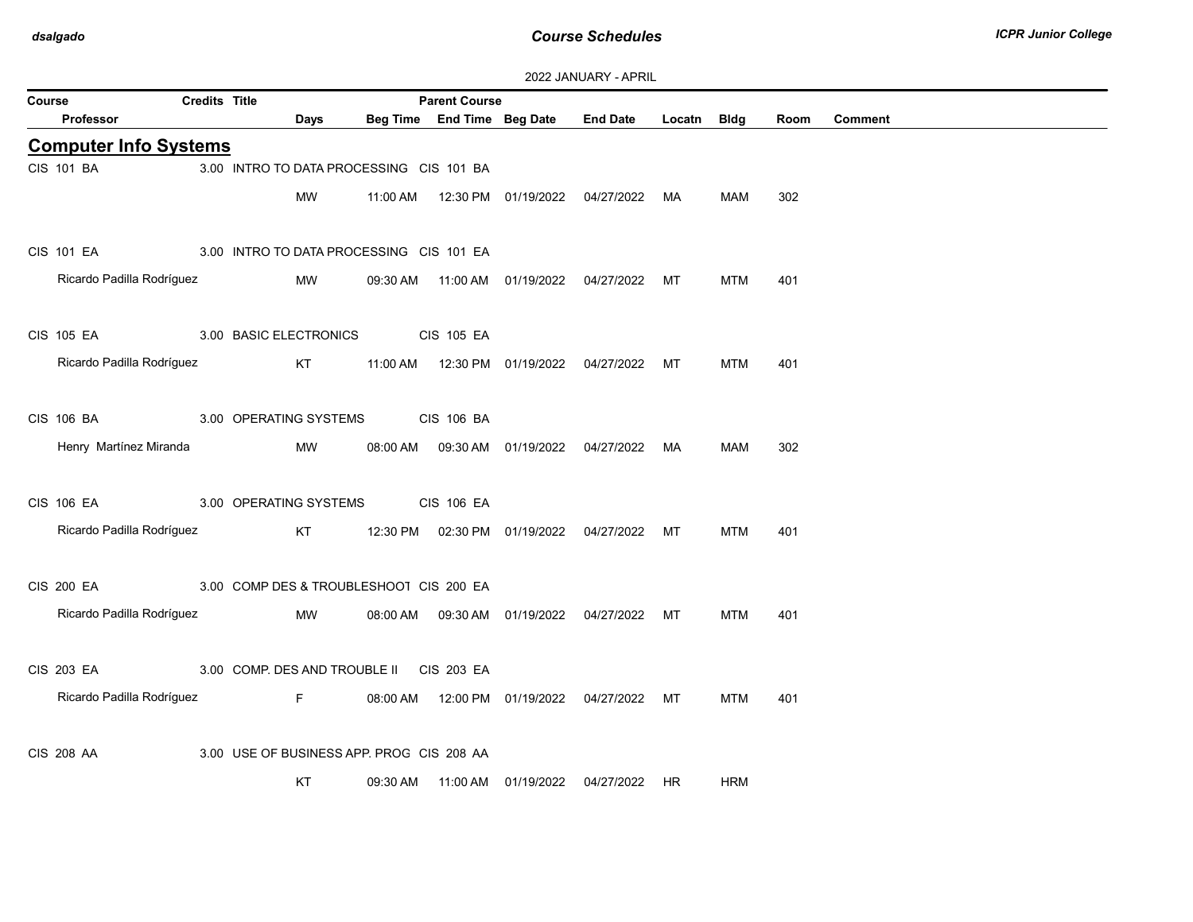2022 JANUARY - APRIL

| Course | Credits | Title | Parent Course | | | | | | |
|---|---|---|---|---|---|---|---|---|---|
| Professor | Days | Beg Time | End Time | Beg Date | End Date | Locatn | Bldg | Room | Comment |

## Computer Info Systems

| Course / Professor | Credits | Title / Days | Beg Time | Parent Course / End Time | Beg Date | End Date | Locatn | Bldg | Room | Comment |
|---|---|---|---|---|---|---|---|---|---|---|
| CIS 101 BA | 3.00 | INTRO TO DATA PROCESSING | | CIS 101 BA | | | | | | |
| | | MW | 11:00 AM | 12:30 PM | 01/19/2022 | 04/27/2022 | MA | MAM | 302 | |
| CIS 101 EA | 3.00 | INTRO TO DATA PROCESSING | | CIS 101 EA | | | | | | |
| Ricardo Padilla Rodríguez | | MW | 09:30 AM | 11:00 AM | 01/19/2022 | 04/27/2022 | MT | MTM | 401 | |
| CIS 105 EA | 3.00 | BASIC ELECTRONICS | | CIS 105 EA | | | | | | |
| Ricardo Padilla Rodríguez | | KT | 11:00 AM | 12:30 PM | 01/19/2022 | 04/27/2022 | MT | MTM | 401 | |
| CIS 106 BA | 3.00 | OPERATING SYSTEMS | | CIS 106 BA | | | | | | |
| Henry Martínez Miranda | | MW | 08:00 AM | 09:30 AM | 01/19/2022 | 04/27/2022 | MA | MAM | 302 | |
| CIS 106 EA | 3.00 | OPERATING SYSTEMS | | CIS 106 EA | | | | | | |
| Ricardo Padilla Rodríguez | | KT | 12:30 PM | 02:30 PM | 01/19/2022 | 04/27/2022 | MT | MTM | 401 | |
| CIS 200 EA | 3.00 | COMP DES & TROUBLESHOOT | | CIS 200 EA | | | | | | |
| Ricardo Padilla Rodríguez | | MW | 08:00 AM | 09:30 AM | 01/19/2022 | 04/27/2022 | MT | MTM | 401 | |
| CIS 203 EA | 3.00 | COMP. DES AND TROUBLE II | | CIS 203 EA | | | | | | |
| Ricardo Padilla Rodríguez | | F | 08:00 AM | 12:00 PM | 01/19/2022 | 04/27/2022 | MT | MTM | 401 | |
| CIS 208 AA | 3.00 | USE OF BUSINESS APP. PROG | | CIS 208 AA | | | | | | |
| | | KT | 09:30 AM | 11:00 AM | 01/19/2022 | 04/27/2022 | HR | HRM | | |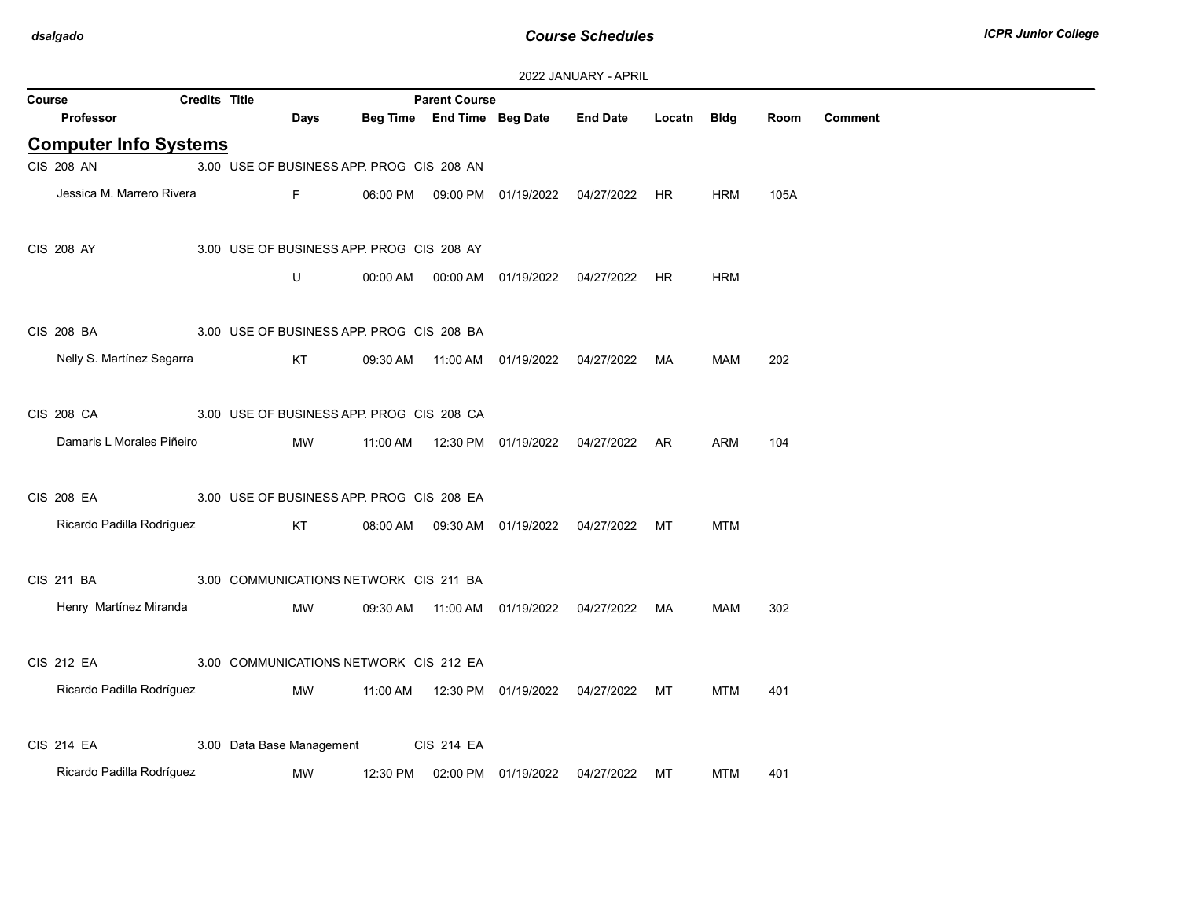2022 JANUARY - APRIL

## Computer Info Systems

| Course | Credits | Title | Parent Course | | | | | | | |
|---|---|---|---|---|---|---|---|---|---|---|
| Professor | Days | Beg Time | End Time | Beg Date | End Date | Locatn | Bldg | Room | Comment | |
| CIS 208 AN | 3.00 | USE OF BUSINESS APP. PROG | CIS 208 AN | | | | | | | |
| Jessica M. Marrero Rivera | F | 06:00 PM | 09:00 PM | 01/19/2022 | 04/27/2022 | HR | HRM | 105A | | |
| CIS 208 AY | 3.00 | USE OF BUSINESS APP. PROG | CIS 208 AY | | | | | | | |
| | U | 00:00 AM | 00:00 AM | 01/19/2022 | 04/27/2022 | HR | HRM | | | |
| CIS 208 BA | 3.00 | USE OF BUSINESS APP. PROG | CIS 208 BA | | | | | | | |
| Nelly S. Martínez Segarra | KT | 09:30 AM | 11:00 AM | 01/19/2022 | 04/27/2022 | MA | MAM | 202 | | |
| CIS 208 CA | 3.00 | USE OF BUSINESS APP. PROG | CIS 208 CA | | | | | | | |
| Damaris L Morales Piñeiro | MW | 11:00 AM | 12:30 PM | 01/19/2022 | 04/27/2022 | AR | ARM | 104 | | |
| CIS 208 EA | 3.00 | USE OF BUSINESS APP. PROG | CIS 208 EA | | | | | | | |
| Ricardo Padilla Rodríguez | KT | 08:00 AM | 09:30 AM | 01/19/2022 | 04/27/2022 | MT | MTM | | | |
| CIS 211 BA | 3.00 | COMMUNICATIONS NETWORK | CIS 211 BA | | | | | | | |
| Henry Martínez Miranda | MW | 09:30 AM | 11:00 AM | 01/19/2022 | 04/27/2022 | MA | MAM | 302 | | |
| CIS 212 EA | 3.00 | COMMUNICATIONS NETWORK | CIS 212 EA | | | | | | | |
| Ricardo Padilla Rodríguez | MW | 11:00 AM | 12:30 PM | 01/19/2022 | 04/27/2022 | MT | MTM | 401 | | |
| CIS 214 EA | 3.00 | Data Base Management | CIS 214 EA | | | | | | | |
| Ricardo Padilla Rodríguez | MW | 12:30 PM | 02:00 PM | 01/19/2022 | 04/27/2022 | MT | MTM | 401 | | |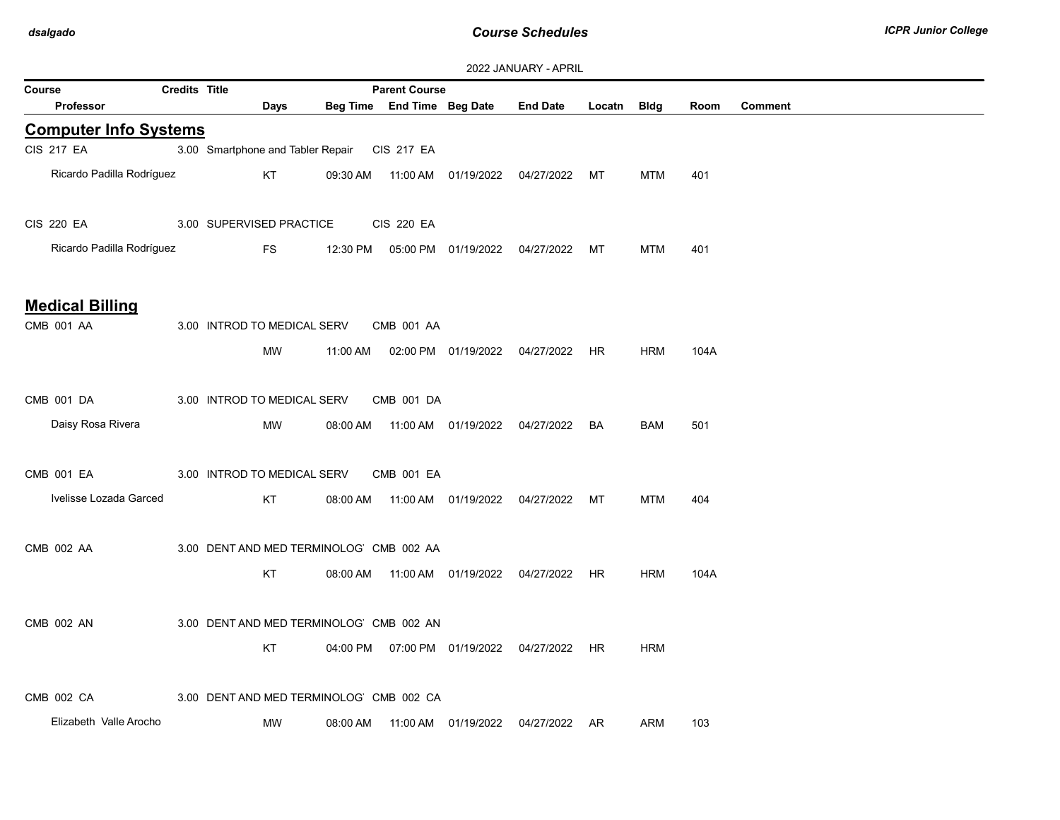2022 JANUARY - APRIL

| Course | Credits | Title | Parent Course | | | | | | |
|---|---|---|---|---|---|---|---|---|---|
| Professor | Days | Beg Time | End Time | Beg Date | End Date | Locatn | Bldg | Room | Comment |

## Computer Info Systems

| Course / Professor | Credits | Title / Days | Beg Time | Parent Course / End Time | Beg Date | End Date | Locatn | Bldg | Room | Comment |
|---|---|---|---|---|---|---|---|---|---|---|
| CIS 217 EA | 3.00 | Smartphone and Tabler Repair | | CIS 217 EA | | | | | | |
| Ricardo Padilla Rodríguez | | KT | 09:30 AM | 11:00 AM | 01/19/2022 | 04/27/2022 | MT | MTM | 401 | |
| CIS 220 EA | 3.00 | SUPERVISED PRACTICE | | CIS 220 EA | | | | | | |
| Ricardo Padilla Rodríguez | | FS | 12:30 PM | 05:00 PM | 01/19/2022 | 04/27/2022 | MT | MTM | 401 | |

## Medical Billing

| Course / Professor | Credits | Title / Days | Beg Time | Parent Course / End Time | Beg Date | End Date | Locatn | Bldg | Room | Comment |
|---|---|---|---|---|---|---|---|---|---|---|
| CMB 001 AA | 3.00 | INTROD TO MEDICAL SERV | | CMB 001 AA | | | | | | |
| | | MW | 11:00 AM | 02:00 PM | 01/19/2022 | 04/27/2022 | HR | HRM | 104A | |
| CMB 001 DA | 3.00 | INTROD TO MEDICAL SERV | | CMB 001 DA | | | | | | |
| Daisy Rosa Rivera | | MW | 08:00 AM | 11:00 AM | 01/19/2022 | 04/27/2022 | BA | BAM | 501 | |
| CMB 001 EA | 3.00 | INTROD TO MEDICAL SERV | | CMB 001 EA | | | | | | |
| Ivelisse Lozada Garced | | KT | 08:00 AM | 11:00 AM | 01/19/2022 | 04/27/2022 | MT | MTM | 404 | |
| CMB 002 AA | 3.00 | DENT AND MED TERMINOLOG | | CMB 002 AA | | | | | | |
| | | KT | 08:00 AM | 11:00 AM | 01/19/2022 | 04/27/2022 | HR | HRM | 104A | |
| CMB 002 AN | 3.00 | DENT AND MED TERMINOLOG | | CMB 002 AN | | | | | | |
| | | KT | 04:00 PM | 07:00 PM | 01/19/2022 | 04/27/2022 | HR | HRM | | |
| CMB 002 CA | 3.00 | DENT AND MED TERMINOLOG | | CMB 002 CA | | | | | | |
| Elizabeth Valle Arocho | | MW | 08:00 AM | 11:00 AM | 01/19/2022 | 04/27/2022 | AR | ARM | 103 | |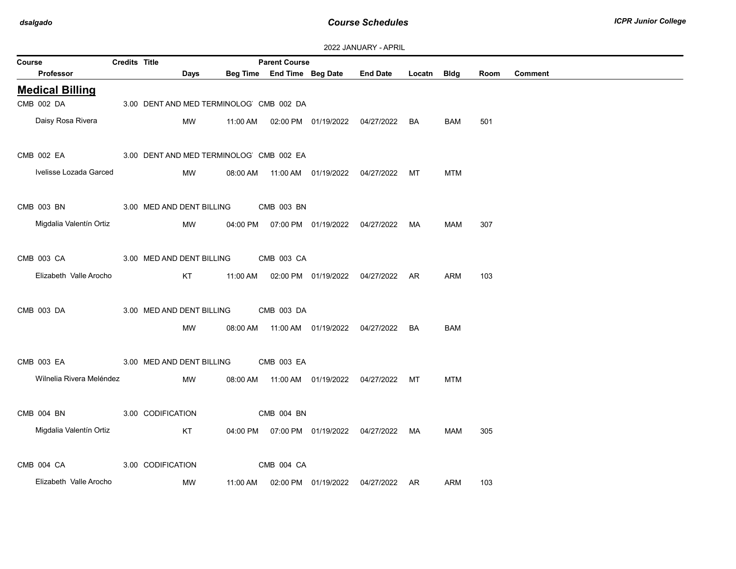2022 JANUARY - APRIL

| Course | Credits | Title | Parent Course | | | | | | | |
|---|---|---|---|---|---|---|---|---|---|---|
| Professor | Days | Beg Time | End Time | Beg Date | End Date | Locatn | Bldg | Room | Comment | |

## Medical Billing

| Course / Professor | Credits | Title / Days | Beg Time | End Time | Beg Date | End Date | Locatn | Bldg | Room | Parent Course | Comment |
|---|---|---|---|---|---|---|---|---|---|---|---|
| CMB 002 DA | 3.00 | DENT AND MED TERMINOLOG | | | | | | | | CMB 002 DA | |
| Daisy Rosa Rivera | | MW | 11:00 AM | 02:00 PM | 01/19/2022 | 04/27/2022 | BA | BAM | 501 | | |
| CMB 002 EA | 3.00 | DENT AND MED TERMINOLOG | | | | | | | | CMB 002 EA | |
| Ivelisse Lozada Garced | | MW | 08:00 AM | 11:00 AM | 01/19/2022 | 04/27/2022 | MT | MTM | | | |
| CMB 003 BN | 3.00 | MED AND DENT BILLING | | | | | | | | CMB 003 BN | |
| Migdalia Valentín Ortiz | | MW | 04:00 PM | 07:00 PM | 01/19/2022 | 04/27/2022 | MA | MAM | 307 | | |
| CMB 003 CA | 3.00 | MED AND DENT BILLING | | | | | | | | CMB 003 CA | |
| Elizabeth Valle Arocho | | KT | 11:00 AM | 02:00 PM | 01/19/2022 | 04/27/2022 | AR | ARM | 103 | | |
| CMB 003 DA | 3.00 | MED AND DENT BILLING | | | | | | | | CMB 003 DA | |
| | | MW | 08:00 AM | 11:00 AM | 01/19/2022 | 04/27/2022 | BA | BAM | | | |
| CMB 003 EA | 3.00 | MED AND DENT BILLING | | | | | | | | CMB 003 EA | |
| Wilnelia Rivera Meléndez | | MW | 08:00 AM | 11:00 AM | 01/19/2022 | 04/27/2022 | MT | MTM | | | |
| CMB 004 BN | 3.00 | CODIFICATION | | | | | | | | CMB 004 BN | |
| Migdalia Valentín Ortiz | | KT | 04:00 PM | 07:00 PM | 01/19/2022 | 04/27/2022 | MA | MAM | 305 | | |
| CMB 004 CA | 3.00 | CODIFICATION | | | | | | | | CMB 004 CA | |
| Elizabeth Valle Arocho | | MW | 11:00 AM | 02:00 PM | 01/19/2022 | 04/27/2022 | AR | ARM | 103 | | |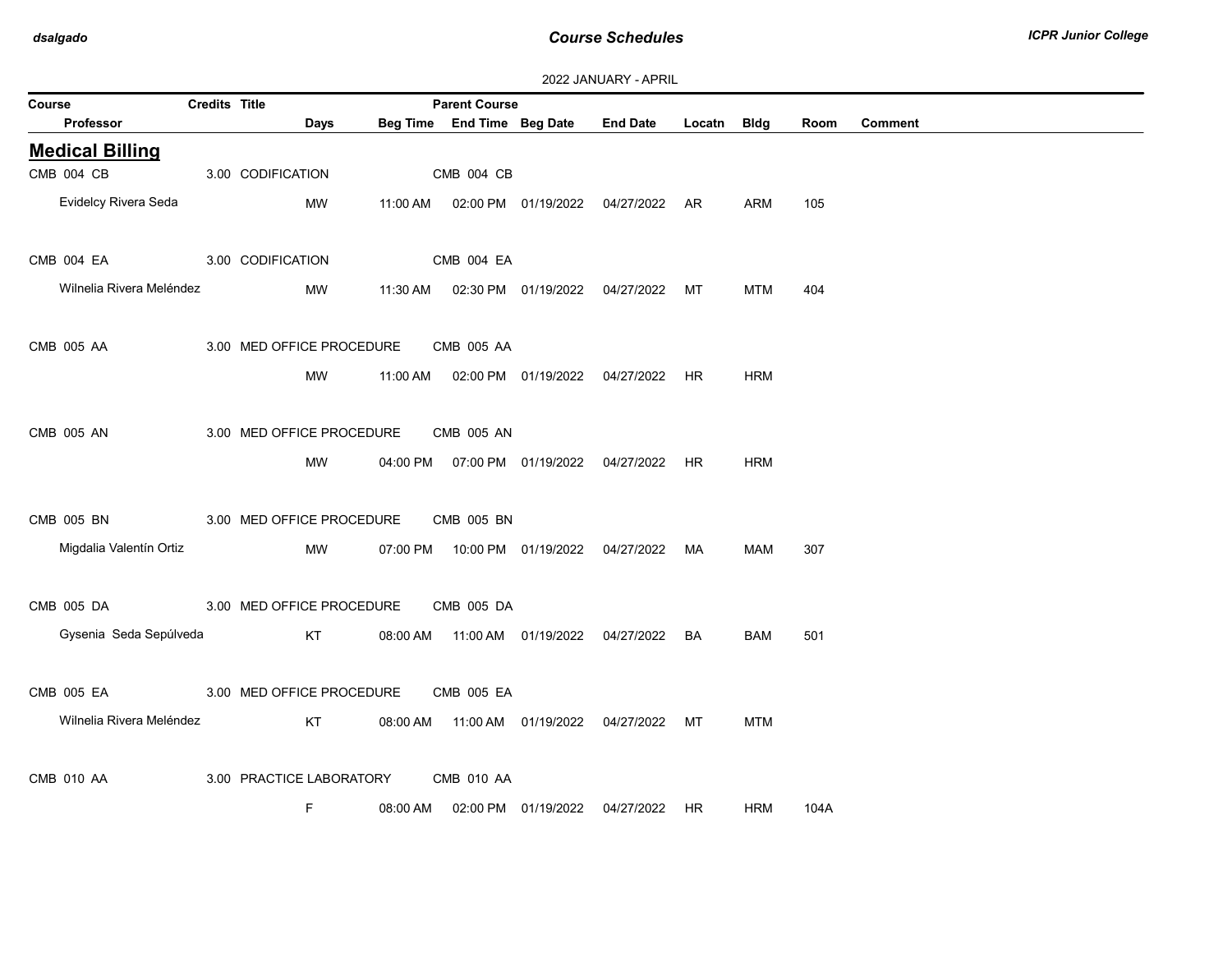2022 JANUARY - APRIL

| Course | Credits | Title | Days | Beg Time | End Time | Parent Course | Beg Date | End Date | Locatn | Bldg | Room | Comment |
|---|---|---|---|---|---|---|---|---|---|---|---|---|
| **Professor** | | | | | | | | | | | | |

## Medical Billing

| Course / Professor | Credits | Title | Parent Course | Days | Beg Time | End Time | Beg Date | End Date | Locatn | Bldg | Room | Comment |
|---|---|---|---|---|---|---|---|---|---|---|---|---|
| CMB 004 CB | 3.00 | CODIFICATION | CMB 004 CB | | | | | | | | | |
| Evidelcy Rivera Seda | | | | MW | 11:00 AM | 02:00 PM | 01/19/2022 | 04/27/2022 | AR | ARM | 105 | |
| CMB 004 EA | 3.00 | CODIFICATION | CMB 004 EA | | | | | | | | | |
| Wilnelia Rivera Meléndez | | | | MW | 11:30 AM | 02:30 PM | 01/19/2022 | 04/27/2022 | MT | MTM | 404 | |
| CMB 005 AA | 3.00 | MED OFFICE PROCEDURE | CMB 005 AA | | | | | | | | | |
| | | | | MW | 11:00 AM | 02:00 PM | 01/19/2022 | 04/27/2022 | HR | HRM | | |
| CMB 005 AN | 3.00 | MED OFFICE PROCEDURE | CMB 005 AN | | | | | | | | | |
| | | | | MW | 04:00 PM | 07:00 PM | 01/19/2022 | 04/27/2022 | HR | HRM | | |
| CMB 005 BN | 3.00 | MED OFFICE PROCEDURE | CMB 005 BN | | | | | | | | | |
| Migdalia Valentín Ortiz | | | | MW | 07:00 PM | 10:00 PM | 01/19/2022 | 04/27/2022 | MA | MAM | 307 | |
| CMB 005 DA | 3.00 | MED OFFICE PROCEDURE | CMB 005 DA | | | | | | | | | |
| Gysenia Seda Sepúlveda | | | | KT | 08:00 AM | 11:00 AM | 01/19/2022 | 04/27/2022 | BA | BAM | 501 | |
| CMB 005 EA | 3.00 | MED OFFICE PROCEDURE | CMB 005 EA | | | | | | | | | |
| Wilnelia Rivera Meléndez | | | | KT | 08:00 AM | 11:00 AM | 01/19/2022 | 04/27/2022 | MT | MTM | | |
| CMB 010 AA | 3.00 | PRACTICE LABORATORY | CMB 010 AA | | | | | | | | | |
| | | | | F | 08:00 AM | 02:00 PM | 01/19/2022 | 04/27/2022 | HR | HRM | 104A | |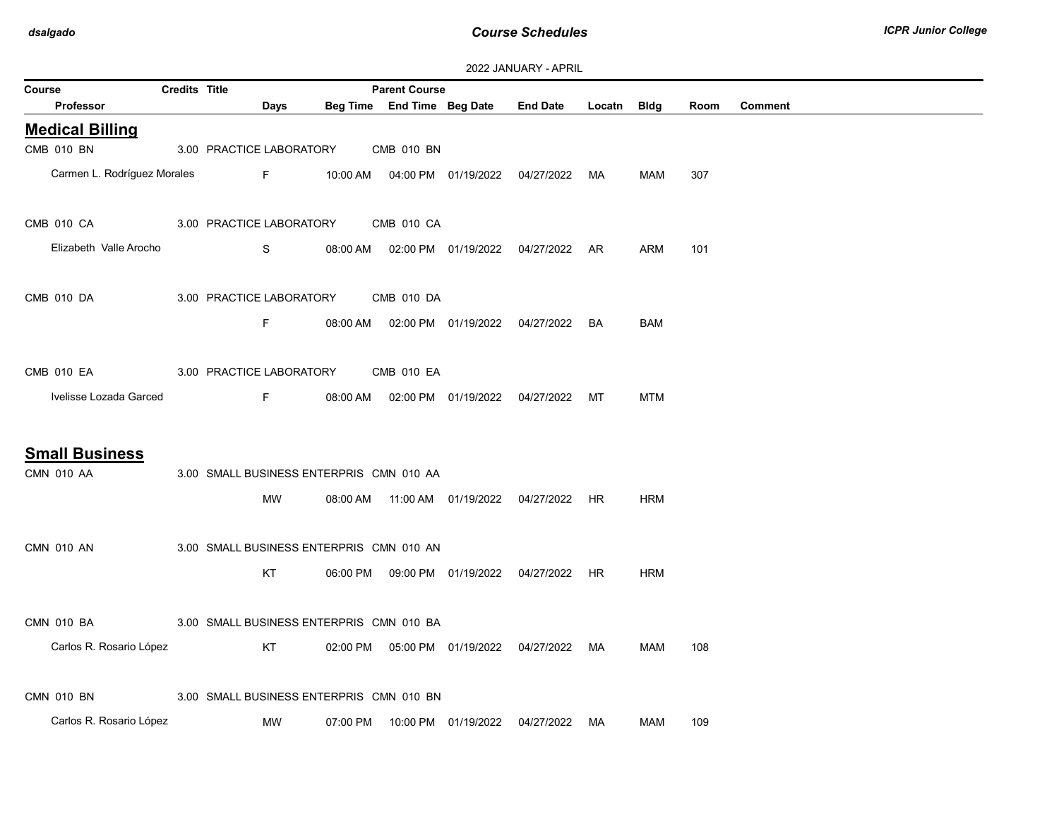2022 JANUARY - APRIL

| Course | Credits | Title | Days | Beg Time | Parent Course / End Time | Beg Date | End Date | Locatn | Bldg | Room | Comment |
|---|---|---|---|---|---|---|---|---|---|---|---|
| Professor | | | | | | | | | | | |

## Medical Billing

| Course | Credits | Title | Days | Beg Time | Parent Course / End Time | Beg Date | End Date | Locatn | Bldg | Room | Comment |
|---|---|---|---|---|---|---|---|---|---|---|---|
| CMB 010 BN | 3.00 | PRACTICE LABORATORY | | | CMB 010 BN | | | | | | |
| Carmen L. Rodríguez Morales | | | F | 10:00 AM | 04:00 PM | 01/19/2022 | 04/27/2022 | MA | MAM | 307 | |
| CMB 010 CA | 3.00 | PRACTICE LABORATORY | | | CMB 010 CA | | | | | | |
| Elizabeth Valle Arocho | | | S | 08:00 AM | 02:00 PM | 01/19/2022 | 04/27/2022 | AR | ARM | 101 | |
| CMB 010 DA | 3.00 | PRACTICE LABORATORY | | | CMB 010 DA | | | | | | |
| | | | F | 08:00 AM | 02:00 PM | 01/19/2022 | 04/27/2022 | BA | BAM | | |
| CMB 010 EA | 3.00 | PRACTICE LABORATORY | | | CMB 010 EA | | | | | | |
| Ivelisse Lozada Garced | | | F | 08:00 AM | 02:00 PM | 01/19/2022 | 04/27/2022 | MT | MTM | | |

## Small Business

| Course | Credits | Title | Days | Beg Time | Parent Course / End Time | Beg Date | End Date | Locatn | Bldg | Room | Comment |
|---|---|---|---|---|---|---|---|---|---|---|---|
| CMN 010 AA | 3.00 | SMALL BUSINESS ENTERPRIS | | | CMN 010 AA | | | | | | |
| | | | MW | 08:00 AM | 11:00 AM | 01/19/2022 | 04/27/2022 | HR | HRM | | |
| CMN 010 AN | 3.00 | SMALL BUSINESS ENTERPRIS | | | CMN 010 AN | | | | | | |
| | | | KT | 06:00 PM | 09:00 PM | 01/19/2022 | 04/27/2022 | HR | HRM | | |
| CMN 010 BA | 3.00 | SMALL BUSINESS ENTERPRIS | | | CMN 010 BA | | | | | | |
| Carlos R. Rosario López | | | KT | 02:00 PM | 05:00 PM | 01/19/2022 | 04/27/2022 | MA | MAM | 108 | |
| CMN 010 BN | 3.00 | SMALL BUSINESS ENTERPRIS | | | CMN 010 BN | | | | | | |
| Carlos R. Rosario López | | | MW | 07:00 PM | 10:00 PM | 01/19/2022 | 04/27/2022 | MA | MAM | 109 | |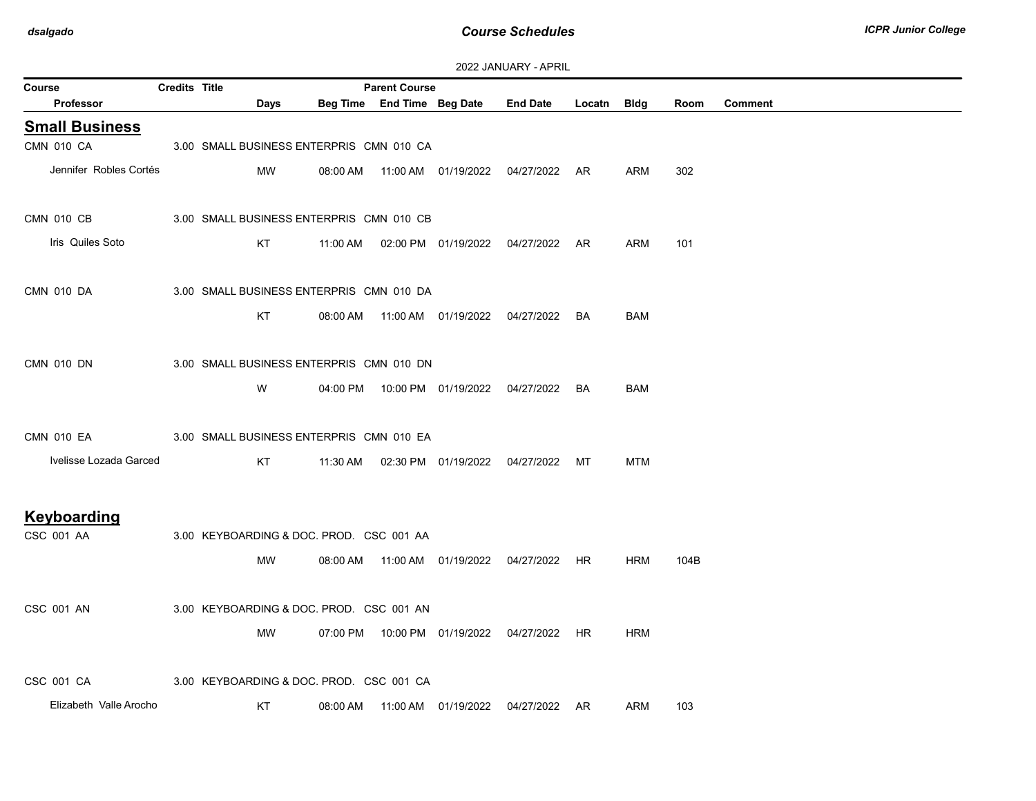2022 JANUARY - APRIL

| Course | Credits | Title | Parent Course | | | | | | | |
|---|---|---|---|---|---|---|---|---|---|---|
| Professor | | Days | Beg Time | End Time | Beg Date | End Date | Locatn | Bldg | Room | Comment |

## Small Business

| Course / Professor | Credits | Title / Days | Beg Time | End Time | Beg Date | End Date | Locatn | Bldg | Room | Comment |
|---|---|---|---|---|---|---|---|---|---|---|
| CMN 010 CA | 3.00 | SMALL BUSINESS ENTERPRIS CMN 010 CA | | | | | | | | |
| Jennifer Robles Cortés | | MW | 08:00 AM | 11:00 AM | 01/19/2022 | 04/27/2022 | AR | ARM | 302 | |
| CMN 010 CB | 3.00 | SMALL BUSINESS ENTERPRIS CMN 010 CB | | | | | | | | |
| Iris Quiles Soto | | KT | 11:00 AM | 02:00 PM | 01/19/2022 | 04/27/2022 | AR | ARM | 101 | |
| CMN 010 DA | 3.00 | SMALL BUSINESS ENTERPRIS CMN 010 DA | | | | | | | | |
| | | KT | 08:00 AM | 11:00 AM | 01/19/2022 | 04/27/2022 | BA | BAM | | |
| CMN 010 DN | 3.00 | SMALL BUSINESS ENTERPRIS CMN 010 DN | | | | | | | | |
| | | W | 04:00 PM | 10:00 PM | 01/19/2022 | 04/27/2022 | BA | BAM | | |
| CMN 010 EA | 3.00 | SMALL BUSINESS ENTERPRIS CMN 010 EA | | | | | | | | |
| Ivelisse Lozada Garced | | KT | 11:30 AM | 02:30 PM | 01/19/2022 | 04/27/2022 | MT | MTM | | |

## Keyboarding

| Course / Professor | Credits | Title / Days | Beg Time | End Time | Beg Date | End Date | Locatn | Bldg | Room | Comment |
|---|---|---|---|---|---|---|---|---|---|---|
| CSC 001 AA | 3.00 | KEYBOARDING & DOC. PROD. CSC 001 AA | | | | | | | | |
| | | MW | 08:00 AM | 11:00 AM | 01/19/2022 | 04/27/2022 | HR | HRM | 104B | |
| CSC 001 AN | 3.00 | KEYBOARDING & DOC. PROD. CSC 001 AN | | | | | | | | |
| | | MW | 07:00 PM | 10:00 PM | 01/19/2022 | 04/27/2022 | HR | HRM | | |
| CSC 001 CA | 3.00 | KEYBOARDING & DOC. PROD. CSC 001 CA | | | | | | | | |
| Elizabeth Valle Arocho | | KT | 08:00 AM | 11:00 AM | 01/19/2022 | 04/27/2022 | AR | ARM | 103 | |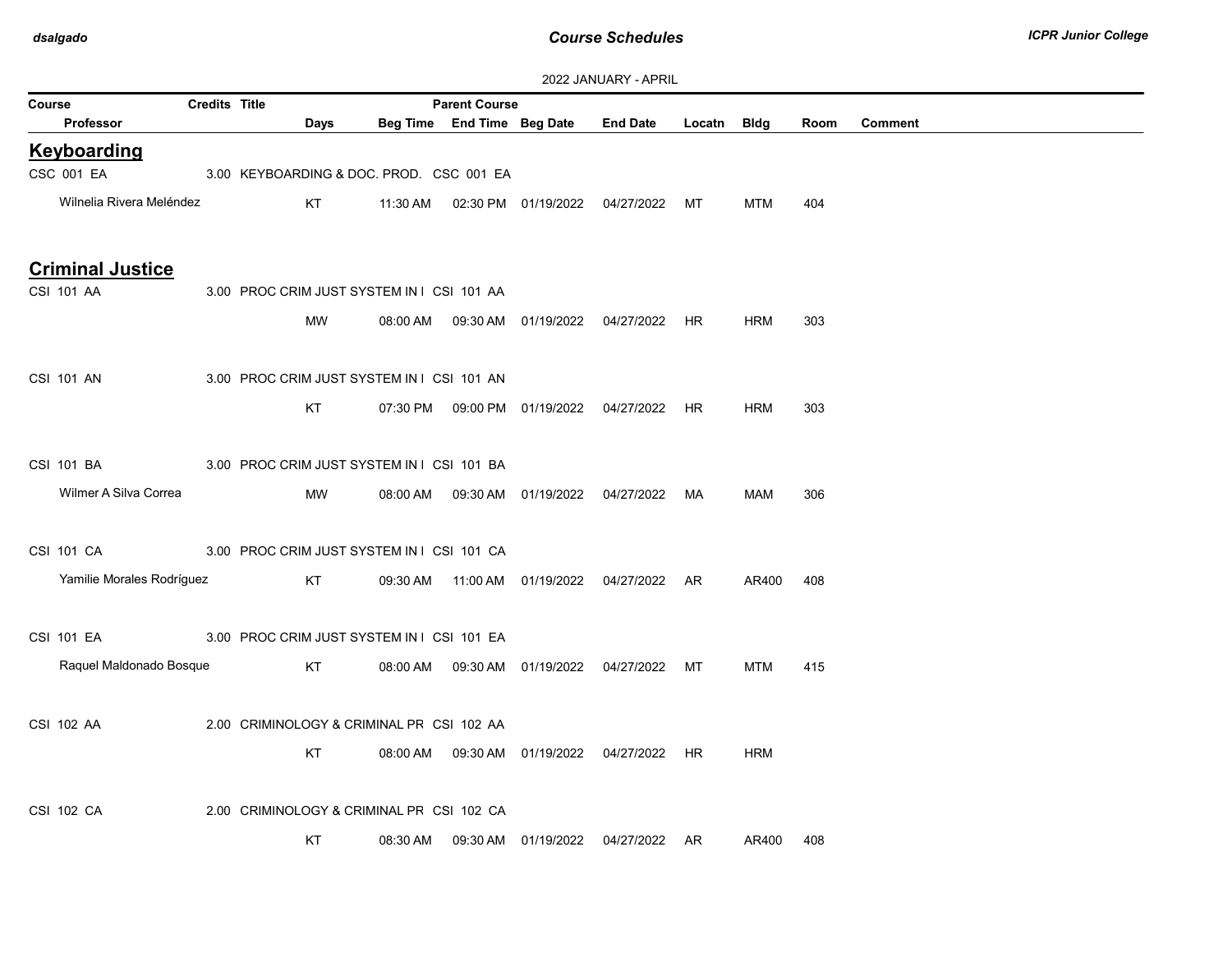## 2022 JANUARY - APRIL

| Course | Credits | Title | Parent Course | | | | | | | |
|---|---|---|---|---|---|---|---|---|---|---|
| Professor | Days | Beg Time | End Time | Beg Date | End Date | Locatn | Bldg | Room | Comment | |

## Keyboarding

| Course / Professor | Credits | Title / Days | Beg Time | End Time | Beg Date | End Date | Locatn | Bldg | Room | Comment |
|---|---|---|---|---|---|---|---|---|---|---|
| CSC 001 EA | 3.00 | KEYBOARDING & DOC. PROD. CSC 001 EA | | | | | | | | |
| Wilnelia Rivera Meléndez | | KT | 11:30 AM | 02:30 PM | 01/19/2022 | 04/27/2022 | MT | MTM | 404 | |

## Criminal Justice

| Course / Professor | Credits | Title / Days | Beg Time | End Time | Beg Date | End Date | Locatn | Bldg | Room | Comment |
|---|---|---|---|---|---|---|---|---|---|---|
| CSI 101 AA | 3.00 | PROC CRIM JUST SYSTEM IN I CSI 101 AA | | | | | | | | |
| | | MW | 08:00 AM | 09:30 AM | 01/19/2022 | 04/27/2022 | HR | HRM | 303 | |
| CSI 101 AN | 3.00 | PROC CRIM JUST SYSTEM IN I CSI 101 AN | | | | | | | | |
| | | KT | 07:30 PM | 09:00 PM | 01/19/2022 | 04/27/2022 | HR | HRM | 303 | |
| CSI 101 BA | 3.00 | PROC CRIM JUST SYSTEM IN I CSI 101 BA | | | | | | | | |
| Wilmer A Silva Correa | | MW | 08:00 AM | 09:30 AM | 01/19/2022 | 04/27/2022 | MA | MAM | 306 | |
| CSI 101 CA | 3.00 | PROC CRIM JUST SYSTEM IN I CSI 101 CA | | | | | | | | |
| Yamilie Morales Rodríguez | | KT | 09:30 AM | 11:00 AM | 01/19/2022 | 04/27/2022 | AR | AR400 | 408 | |
| CSI 101 EA | 3.00 | PROC CRIM JUST SYSTEM IN I CSI 101 EA | | | | | | | | |
| Raquel Maldonado Bosque | | KT | 08:00 AM | 09:30 AM | 01/19/2022 | 04/27/2022 | MT | MTM | 415 | |
| CSI 102 AA | 2.00 | CRIMINOLOGY & CRIMINAL PR CSI 102 AA | | | | | | | | |
| | | KT | 08:00 AM | 09:30 AM | 01/19/2022 | 04/27/2022 | HR | HRM | | |
| CSI 102 CA | 2.00 | CRIMINOLOGY & CRIMINAL PR CSI 102 CA | | | | | | | | |
| | | KT | 08:30 AM | 09:30 AM | 01/19/2022 | 04/27/2022 | AR | AR400 | 408 | |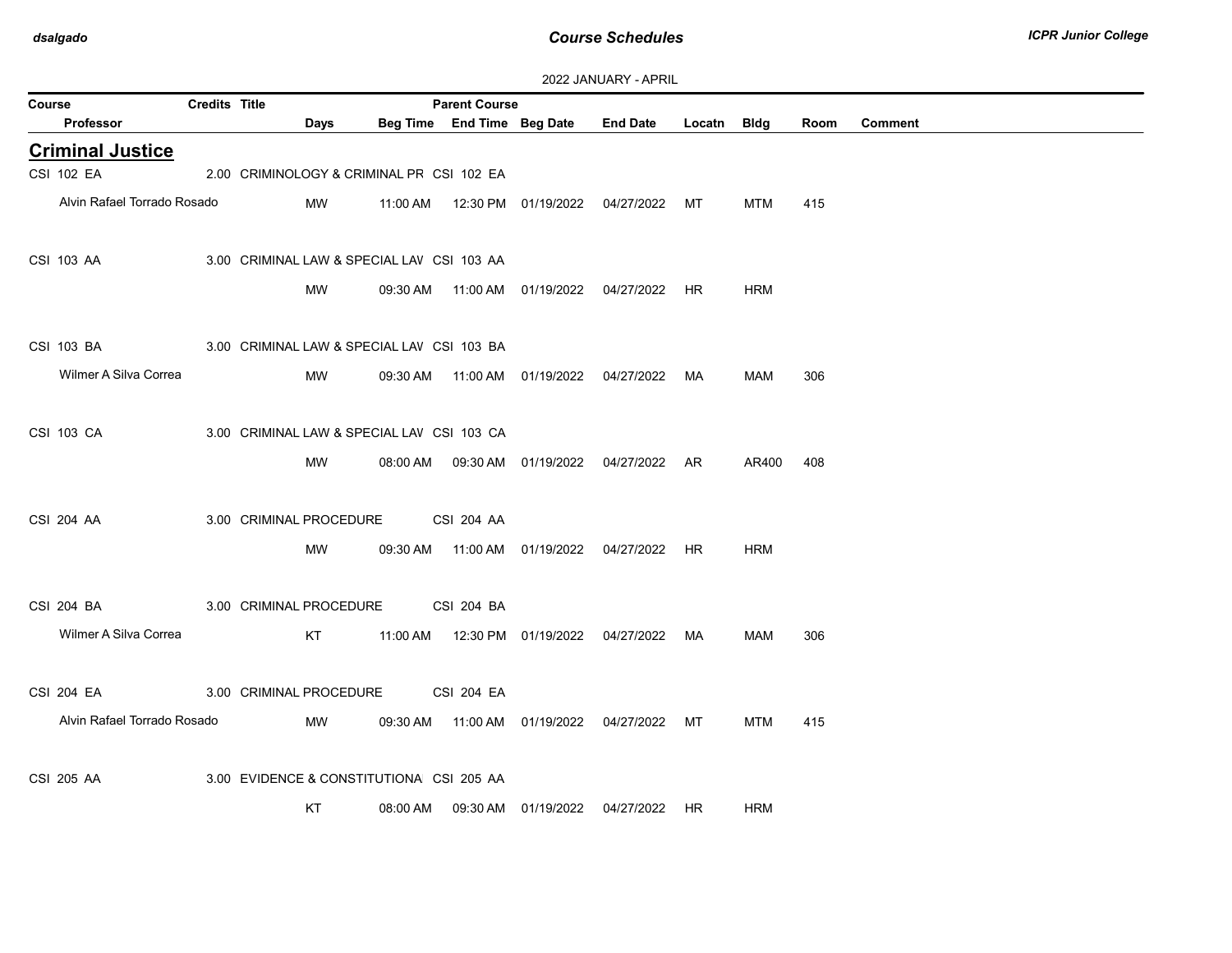2022 JANUARY - APRIL

| Course | Credits | Title | Parent Course | | | | | | |
|---|---|---|---|---|---|---|---|---|---|
| Professor | Days | Beg Time | End Time | Beg Date | End Date | Locatn | Bldg | Room | Comment |

## Criminal Justice

| Course / Professor | Credits | Title / Days | Beg Time | End Time / Parent Course | Beg Date | End Date | Locatn | Bldg | Room | Comment |
|---|---|---|---|---|---|---|---|---|---|---|
| CSI 102 EA | 2.00 | CRIMINOLOGY & CRIMINAL PR | | CSI 102 EA | | | | | | |
| Alvin Rafael Torrado Rosado | | MW | 11:00 AM | 12:30 PM | 01/19/2022 | 04/27/2022 | MT | MTM | 415 | |
| CSI 103 AA | 3.00 | CRIMINAL LAW & SPECIAL LAV | | CSI 103 AA | | | | | | |
| | | MW | 09:30 AM | 11:00 AM | 01/19/2022 | 04/27/2022 | HR | HRM | | |
| CSI 103 BA | 3.00 | CRIMINAL LAW & SPECIAL LAV | | CSI 103 BA | | | | | | |
| Wilmer A Silva Correa | | MW | 09:30 AM | 11:00 AM | 01/19/2022 | 04/27/2022 | MA | MAM | 306 | |
| CSI 103 CA | 3.00 | CRIMINAL LAW & SPECIAL LAV | | CSI 103 CA | | | | | | |
| | | MW | 08:00 AM | 09:30 AM | 01/19/2022 | 04/27/2022 | AR | AR400 | 408 | |
| CSI 204 AA | 3.00 | CRIMINAL PROCEDURE | | CSI 204 AA | | | | | | |
| | | MW | 09:30 AM | 11:00 AM | 01/19/2022 | 04/27/2022 | HR | HRM | | |
| CSI 204 BA | 3.00 | CRIMINAL PROCEDURE | | CSI 204 BA | | | | | | |
| Wilmer A Silva Correa | | KT | 11:00 AM | 12:30 PM | 01/19/2022 | 04/27/2022 | MA | MAM | 306 | |
| CSI 204 EA | 3.00 | CRIMINAL PROCEDURE | | CSI 204 EA | | | | | | |
| Alvin Rafael Torrado Rosado | | MW | 09:30 AM | 11:00 AM | 01/19/2022 | 04/27/2022 | MT | MTM | 415 | |
| CSI 205 AA | 3.00 | EVIDENCE & CONSTITUTIONA | | CSI 205 AA | | | | | | |
| | | KT | 08:00 AM | 09:30 AM | 01/19/2022 | 04/27/2022 | HR | HRM | | |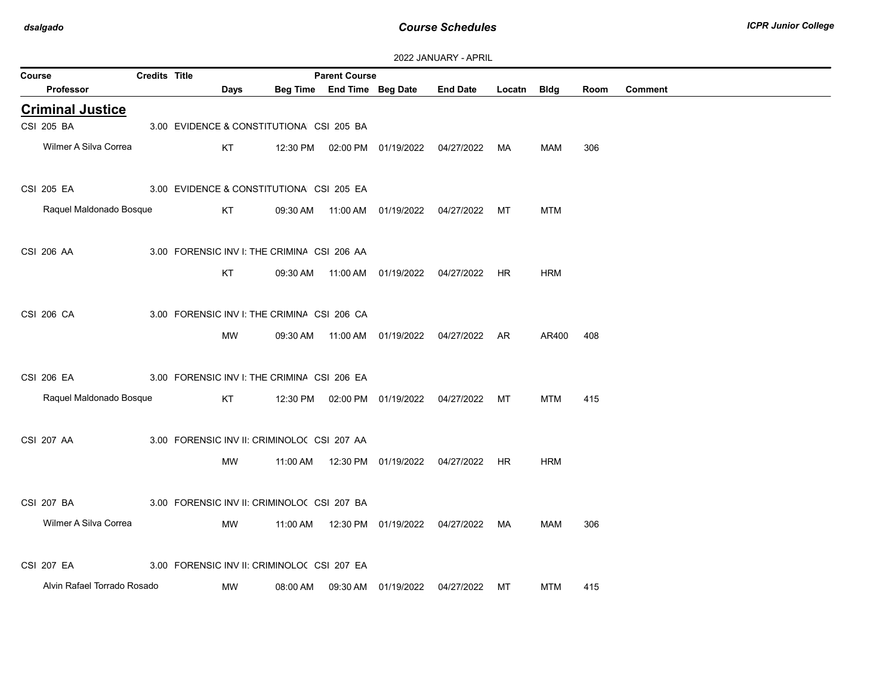2022 JANUARY - APRIL

| Course | Credits | Title | Parent Course | | | | | | | |
|---|---|---|---|---|---|---|---|---|---|---|
| Professor | Days | Beg Time | End Time | Beg Date | End Date | Locatn | Bldg | Room | Comment | |

## Criminal Justice

| Course / Professor | Credits | Title | Parent Course | Days | Beg Time | End Time | Beg Date | End Date | Locatn | Bldg | Room | Comment |
|---|---|---|---|---|---|---|---|---|---|---|---|---|
| CSI 205 BA | 3.00 | EVIDENCE & CONSTITUTIONA | CSI 205 BA | | | | | | | | | |
| Wilmer A Silva Correa | | | | KT | 12:30 PM | 02:00 PM | 01/19/2022 | 04/27/2022 | MA | MAM | 306 | |
| CSI 205 EA | 3.00 | EVIDENCE & CONSTITUTIONA | CSI 205 EA | | | | | | | | | |
| Raquel Maldonado Bosque | | | | KT | 09:30 AM | 11:00 AM | 01/19/2022 | 04/27/2022 | MT | MTM | | |
| CSI 206 AA | 3.00 | FORENSIC INV I: THE CRIMINA | CSI 206 AA | | | | | | | | | |
| | | | | KT | 09:30 AM | 11:00 AM | 01/19/2022 | 04/27/2022 | HR | HRM | | |
| CSI 206 CA | 3.00 | FORENSIC INV I: THE CRIMINA | CSI 206 CA | | | | | | | | | |
| | | | | MW | 09:30 AM | 11:00 AM | 01/19/2022 | 04/27/2022 | AR | AR400 | 408 | |
| CSI 206 EA | 3.00 | FORENSIC INV I: THE CRIMINA | CSI 206 EA | | | | | | | | | |
| Raquel Maldonado Bosque | | | | KT | 12:30 PM | 02:00 PM | 01/19/2022 | 04/27/2022 | MT | MTM | 415 | |
| CSI 207 AA | 3.00 | FORENSIC INV II: CRIMINOLOC | CSI 207 AA | | | | | | | | | |
| | | | | MW | 11:00 AM | 12:30 PM | 01/19/2022 | 04/27/2022 | HR | HRM | | |
| CSI 207 BA | 3.00 | FORENSIC INV II: CRIMINOLOC | CSI 207 BA | | | | | | | | | |
| Wilmer A Silva Correa | | | | MW | 11:00 AM | 12:30 PM | 01/19/2022 | 04/27/2022 | MA | MAM | 306 | |
| CSI 207 EA | 3.00 | FORENSIC INV II: CRIMINOLOC | CSI 207 EA | | | | | | | | | |
| Alvin Rafael Torrado Rosado | | | | MW | 08:00 AM | 09:30 AM | 01/19/2022 | 04/27/2022 | MT | MTM | 415 | |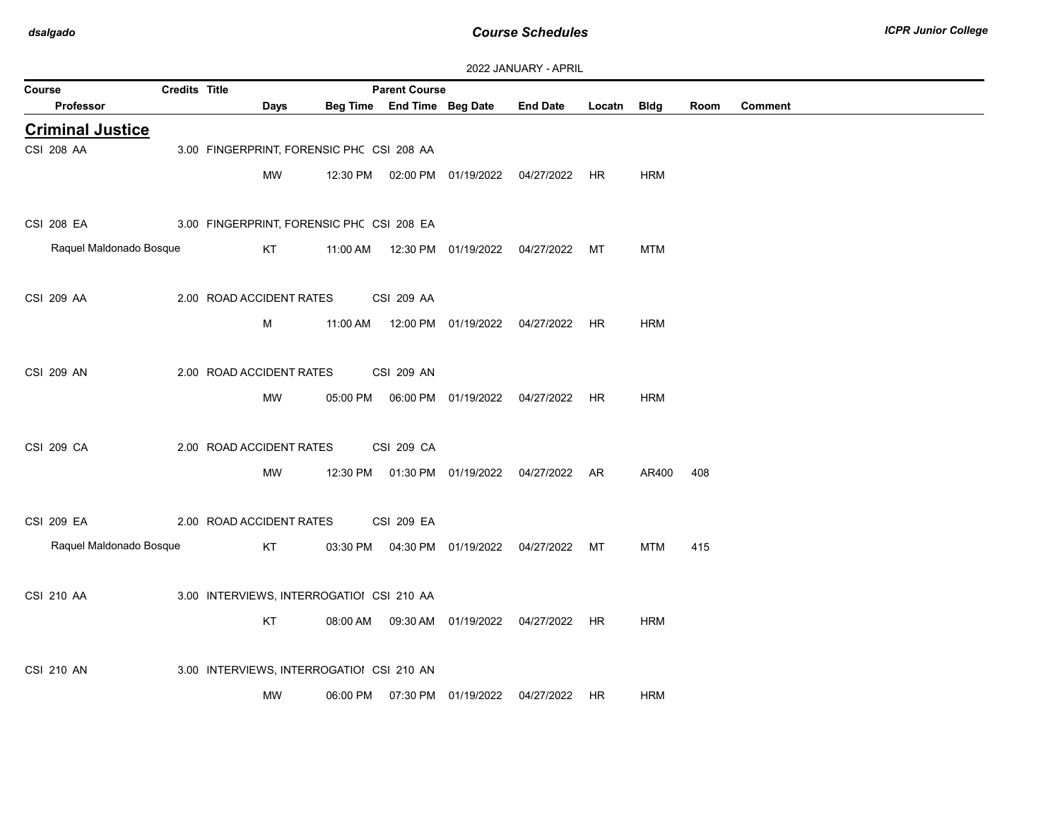2022 JANUARY - APRIL

| Course | Credits | Title | Parent Course | | | | | | | |
|---|---|---|---|---|---|---|---|---|---|---|
| Professor | Days | Beg Time | End Time | Beg Date | End Date | Locatn | Bldg | Room | Comment | |

## Criminal Justice

| Course / Professor | Credits | Title | Days | Beg Time | End Time | Beg Date | End Date | Locatn | Bldg | Room | Comment |
|---|---|---|---|---|---|---|---|---|---|---|---|
| CSI 208 AA | 3.00 | FINGERPRINT, FORENSIC PHC | CSI 208 AA | | | | | | | | |
| | | | MW | 12:30 PM | 02:00 PM | 01/19/2022 | 04/27/2022 | HR | HRM | | |
| CSI 208 EA | 3.00 | FINGERPRINT, FORENSIC PHC | CSI 208 EA | | | | | | | | |
| Raquel Maldonado Bosque | | | KT | 11:00 AM | 12:30 PM | 01/19/2022 | 04/27/2022 | MT | MTM | | |
| CSI 209 AA | 2.00 | ROAD ACCIDENT RATES | CSI 209 AA | | | | | | | | |
| | | | M | 11:00 AM | 12:00 PM | 01/19/2022 | 04/27/2022 | HR | HRM | | |
| CSI 209 AN | 2.00 | ROAD ACCIDENT RATES | CSI 209 AN | | | | | | | | |
| | | | MW | 05:00 PM | 06:00 PM | 01/19/2022 | 04/27/2022 | HR | HRM | | |
| CSI 209 CA | 2.00 | ROAD ACCIDENT RATES | CSI 209 CA | | | | | | | | |
| | | | MW | 12:30 PM | 01:30 PM | 01/19/2022 | 04/27/2022 | AR | AR400 | 408 | |
| CSI 209 EA | 2.00 | ROAD ACCIDENT RATES | CSI 209 EA | | | | | | | | |
| Raquel Maldonado Bosque | | | KT | 03:30 PM | 04:30 PM | 01/19/2022 | 04/27/2022 | MT | MTM | 415 | |
| CSI 210 AA | 3.00 | INTERVIEWS, INTERROGATIOI | CSI 210 AA | | | | | | | | |
| | | | KT | 08:00 AM | 09:30 AM | 01/19/2022 | 04/27/2022 | HR | HRM | | |
| CSI 210 AN | 3.00 | INTERVIEWS, INTERROGATIOI | CSI 210 AN | | | | | | | | |
| | | | MW | 06:00 PM | 07:30 PM | 01/19/2022 | 04/27/2022 | HR | HRM | | |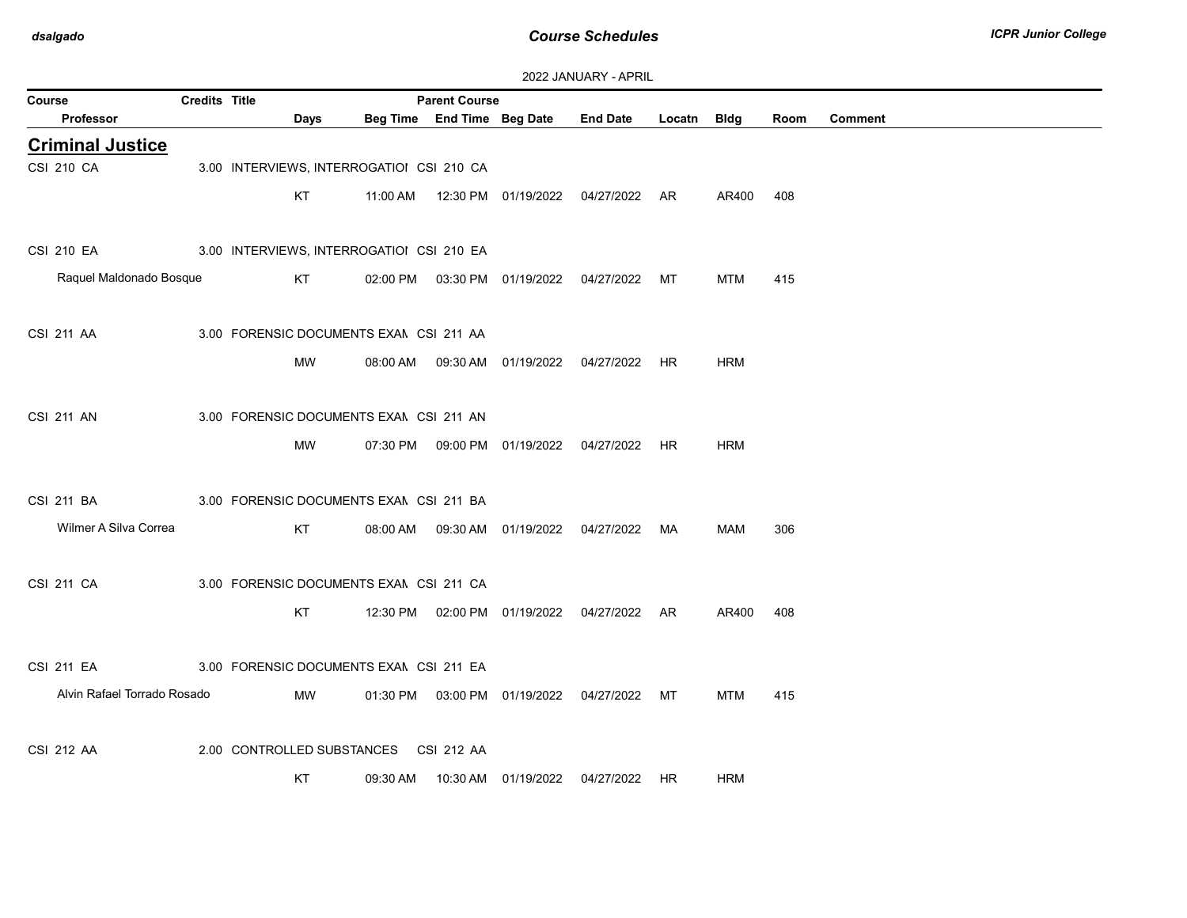2022 JANUARY - APRIL

| Course | Credits | Title | Parent Course | | | | | | | |
|---|---|---|---|---|---|---|---|---|---|---|
| Professor | Days | Beg Time | End Time | Beg Date | End Date | Locatn | Bldg | Room | Comment | |

## Criminal Justice

| Course / Professor | Credits | Title / Days | Beg Time | End Time / Parent Course | Beg Date | End Date | Locatn | Bldg | Room | Comment |
|---|---|---|---|---|---|---|---|---|---|---|
| CSI 210 CA | 3.00 | INTERVIEWS, INTERROGATIOI | | CSI 210 CA | | | | | | |
| | | KT | 11:00 AM | 12:30 PM | 01/19/2022 | 04/27/2022 | AR | AR400 | 408 | |
| CSI 210 EA | 3.00 | INTERVIEWS, INTERROGATIOI | | CSI 210 EA | | | | | | |
| Raquel Maldonado Bosque | | KT | 02:00 PM | 03:30 PM | 01/19/2022 | 04/27/2022 | MT | MTM | 415 | |
| CSI 211 AA | 3.00 | FORENSIC DOCUMENTS EXAM | | CSI 211 AA | | | | | | |
| | | MW | 08:00 AM | 09:30 AM | 01/19/2022 | 04/27/2022 | HR | HRM | | |
| CSI 211 AN | 3.00 | FORENSIC DOCUMENTS EXAM | | CSI 211 AN | | | | | | |
| | | MW | 07:30 PM | 09:00 PM | 01/19/2022 | 04/27/2022 | HR | HRM | | |
| CSI 211 BA | 3.00 | FORENSIC DOCUMENTS EXAM | | CSI 211 BA | | | | | | |
| Wilmer A Silva Correa | | KT | 08:00 AM | 09:30 AM | 01/19/2022 | 04/27/2022 | MA | MAM | 306 | |
| CSI 211 CA | 3.00 | FORENSIC DOCUMENTS EXAM | | CSI 211 CA | | | | | | |
| | | KT | 12:30 PM | 02:00 PM | 01/19/2022 | 04/27/2022 | AR | AR400 | 408 | |
| CSI 211 EA | 3.00 | FORENSIC DOCUMENTS EXAM | | CSI 211 EA | | | | | | |
| Alvin Rafael Torrado Rosado | | MW | 01:30 PM | 03:00 PM | 01/19/2022 | 04/27/2022 | MT | MTM | 415 | |
| CSI 212 AA | 2.00 | CONTROLLED SUBSTANCES | | CSI 212 AA | | | | | | |
| | | KT | 09:30 AM | 10:30 AM | 01/19/2022 | 04/27/2022 | HR | HRM | | |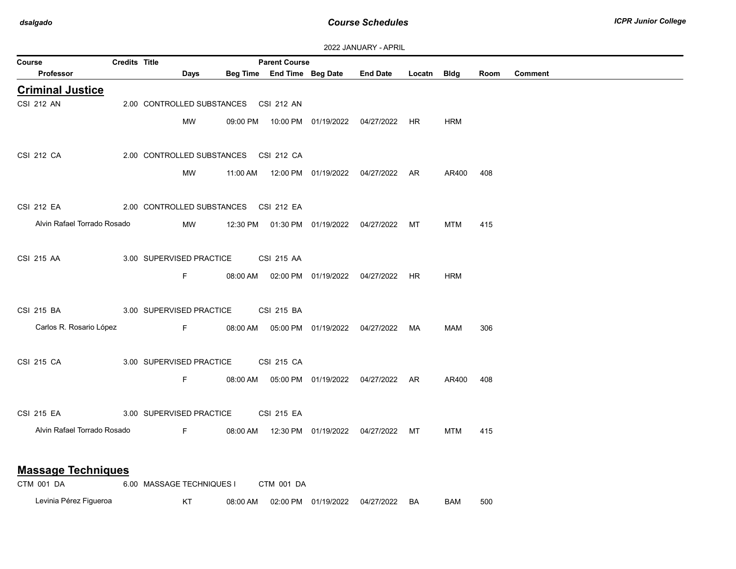**Course Schedules**

2022 JANUARY - APRIL

| Course / Professor | Credits | Title | Days | Beg Time | End Time | Parent Course | Beg Date | End Date | Locatn | Bldg | Room | Comment |
|---|---|---|---|---|---|---|---|---|---|---|---|---|

## Criminal Justice

| Course / Professor | Credits | Title | Days | Beg Time | End Time | Parent Course | Beg Date | End Date | Locatn | Bldg | Room | Comment |
|---|---|---|---|---|---|---|---|---|---|---|---|---|
| CSI 212 AN | 2.00 | CONTROLLED SUBSTANCES | MW | 09:00 PM | 10:00 PM | CSI 212 AN | 01/19/2022 | 04/27/2022 | HR | HRM | | |
| CSI 212 CA | 2.00 | CONTROLLED SUBSTANCES | MW | 11:00 AM | 12:00 PM | CSI 212 CA | 01/19/2022 | 04/27/2022 | AR | AR400 | 408 | |
| CSI 212 EA / Alvin Rafael Torrado Rosado | 2.00 | CONTROLLED SUBSTANCES | MW | 12:30 PM | 01:30 PM | CSI 212 EA | 01/19/2022 | 04/27/2022 | MT | MTM | 415 | |
| CSI 215 AA | 3.00 | SUPERVISED PRACTICE | F | 08:00 AM | 02:00 PM | CSI 215 AA | 01/19/2022 | 04/27/2022 | HR | HRM | | |
| CSI 215 BA / Carlos R. Rosario López | 3.00 | SUPERVISED PRACTICE | F | 08:00 AM | 05:00 PM | CSI 215 BA | 01/19/2022 | 04/27/2022 | MA | MAM | 306 | |
| CSI 215 CA | 3.00 | SUPERVISED PRACTICE | F | 08:00 AM | 05:00 PM | CSI 215 CA | 01/19/2022 | 04/27/2022 | AR | AR400 | 408 | |
| CSI 215 EA / Alvin Rafael Torrado Rosado | 3.00 | SUPERVISED PRACTICE | F | 08:00 AM | 12:30 PM | CSI 215 EA | 01/19/2022 | 04/27/2022 | MT | MTM | 415 | |

## Massage Techniques

| Course / Professor | Credits | Title | Days | Beg Time | End Time | Parent Course | Beg Date | End Date | Locatn | Bldg | Room | Comment |
|---|---|---|---|---|---|---|---|---|---|---|---|---|
| CTM 001 DA / Levinia Pérez Figueroa | 6.00 | MASSAGE TECHNIQUES I | KT | 08:00 AM | 02:00 PM | CTM 001 DA | 01/19/2022 | 04/27/2022 | BA | BAM | 500 | |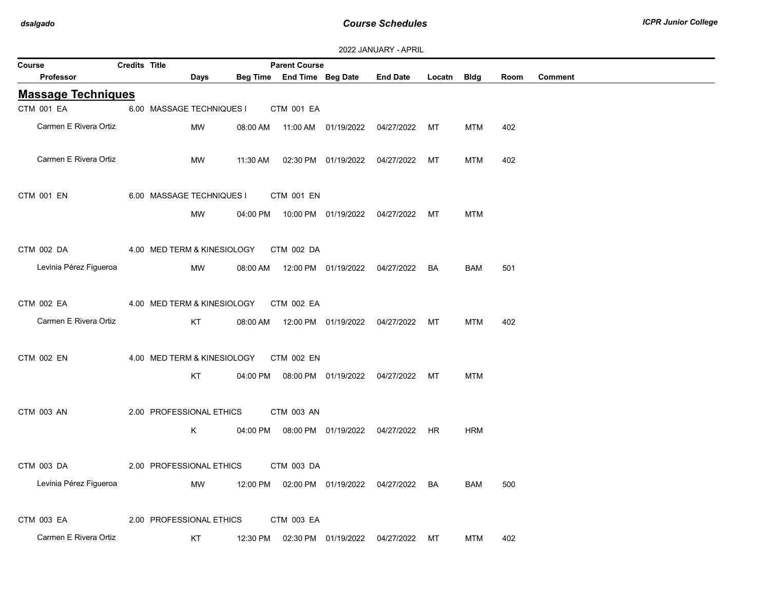2022 JANUARY - APRIL

| Course | Credits | Title | Parent Course | | | | | | | |
|---|---|---|---|---|---|---|---|---|---|---|
| Professor | Days | Beg Time | End Time | Beg Date | End Date | Locatn | Bldg | Room | Comment | |

## Massage Techniques

| Course / Professor | Credits | Title / Days | Beg Time | End Time | Beg Date | End Date | Locatn | Bldg | Room | Comment | Parent Course |
|---|---|---|---|---|---|---|---|---|---|---|---|
| CTM 001 EA | 6.00 | MASSAGE TECHNIQUES I | | | | | | | | | CTM 001 EA |
| Carmen E Rivera Ortiz | | MW | 08:00 AM | 11:00 AM | 01/19/2022 | 04/27/2022 | MT | MTM | 402 | | |
| Carmen E Rivera Ortiz | | MW | 11:30 AM | 02:30 PM | 01/19/2022 | 04/27/2022 | MT | MTM | 402 | | |
| CTM 001 EN | 6.00 | MASSAGE TECHNIQUES I | | | | | | | | | CTM 001 EN |
| | | MW | 04:00 PM | 10:00 PM | 01/19/2022 | 04/27/2022 | MT | MTM | | | |
| CTM 002 DA | 4.00 | MED TERM & KINESIOLOGY | | | | | | | | | CTM 002 DA |
| Levinia Pérez Figueroa | | MW | 08:00 AM | 12:00 PM | 01/19/2022 | 04/27/2022 | BA | BAM | 501 | | |
| CTM 002 EA | 4.00 | MED TERM & KINESIOLOGY | | | | | | | | | CTM 002 EA |
| Carmen E Rivera Ortiz | | KT | 08:00 AM | 12:00 PM | 01/19/2022 | 04/27/2022 | MT | MTM | 402 | | |
| CTM 002 EN | 4.00 | MED TERM & KINESIOLOGY | | | | | | | | | CTM 002 EN |
| | | KT | 04:00 PM | 08:00 PM | 01/19/2022 | 04/27/2022 | MT | MTM | | | |
| CTM 003 AN | 2.00 | PROFESSIONAL ETHICS | | | | | | | | | CTM 003 AN |
| | | K | 04:00 PM | 08:00 PM | 01/19/2022 | 04/27/2022 | HR | HRM | | | |
| CTM 003 DA | 2.00 | PROFESSIONAL ETHICS | | | | | | | | | CTM 003 DA |
| Levinia Pérez Figueroa | | MW | 12:00 PM | 02:00 PM | 01/19/2022 | 04/27/2022 | BA | BAM | 500 | | |
| CTM 003 EA | 2.00 | PROFESSIONAL ETHICS | | | | | | | | | CTM 003 EA |
| Carmen E Rivera Ortiz | | KT | 12:30 PM | 02:30 PM | 01/19/2022 | 04/27/2022 | MT | MTM | 402 | | |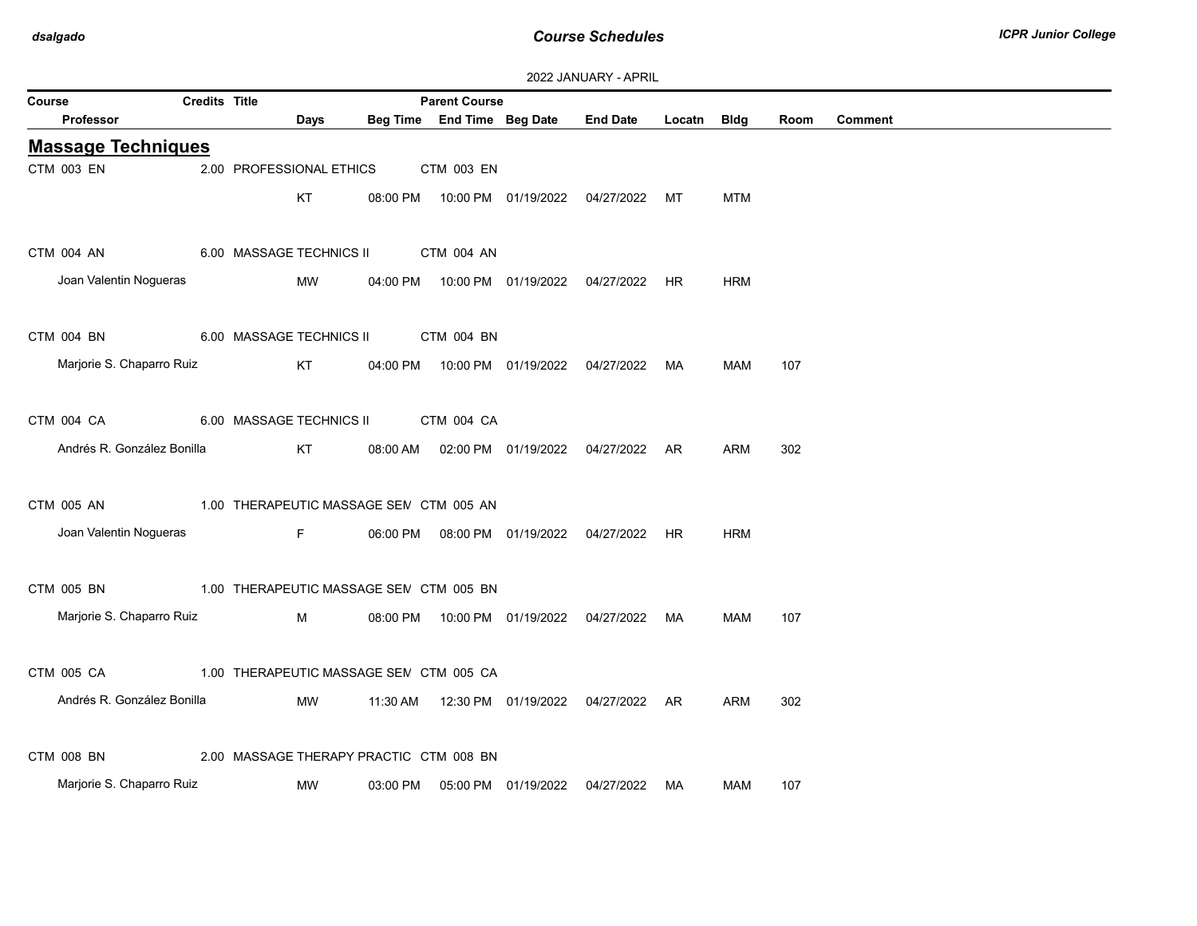2022 JANUARY - APRIL

## Massage Techniques

| Course | Credits | Title | Parent Course | Professor | Days | Beg Time | End Time | Beg Date | End Date | Locatn | Bldg | Room | Comment |
|---|---|---|---|---|---|---|---|---|---|---|---|---|---|
| CTM 003 EN | 2.00 | PROFESSIONAL ETHICS | CTM 003 EN | | KT | 08:00 PM | 10:00 PM | 01/19/2022 | 04/27/2022 | MT | MTM | | |
| CTM 004 AN | 6.00 | MASSAGE TECHNICS II | CTM 004 AN | Joan Valentin Nogueras | MW | 04:00 PM | 10:00 PM | 01/19/2022 | 04/27/2022 | HR | HRM | | |
| CTM 004 BN | 6.00 | MASSAGE TECHNICS II | CTM 004 BN | Marjorie S. Chaparro Ruiz | KT | 04:00 PM | 10:00 PM | 01/19/2022 | 04/27/2022 | MA | MAM | 107 | |
| CTM 004 CA | 6.00 | MASSAGE TECHNICS II | CTM 004 CA | Andrés R. González Bonilla | KT | 08:00 AM | 02:00 PM | 01/19/2022 | 04/27/2022 | AR | ARM | 302 | |
| CTM 005 AN | 1.00 | THERAPEUTIC MASSAGE SEM | CTM 005 AN | Joan Valentin Nogueras | F | 06:00 PM | 08:00 PM | 01/19/2022 | 04/27/2022 | HR | HRM | | |
| CTM 005 BN | 1.00 | THERAPEUTIC MASSAGE SEM | CTM 005 BN | Marjorie S. Chaparro Ruiz | M | 08:00 PM | 10:00 PM | 01/19/2022 | 04/27/2022 | MA | MAM | 107 | |
| CTM 005 CA | 1.00 | THERAPEUTIC MASSAGE SEM | CTM 005 CA | Andrés R. González Bonilla | MW | 11:30 AM | 12:30 PM | 01/19/2022 | 04/27/2022 | AR | ARM | 302 | |
| CTM 008 BN | 2.00 | MASSAGE THERAPY PRACTIC | CTM 008 BN | Marjorie S. Chaparro Ruiz | MW | 03:00 PM | 05:00 PM | 01/19/2022 | 04/27/2022 | MA | MAM | 107 | |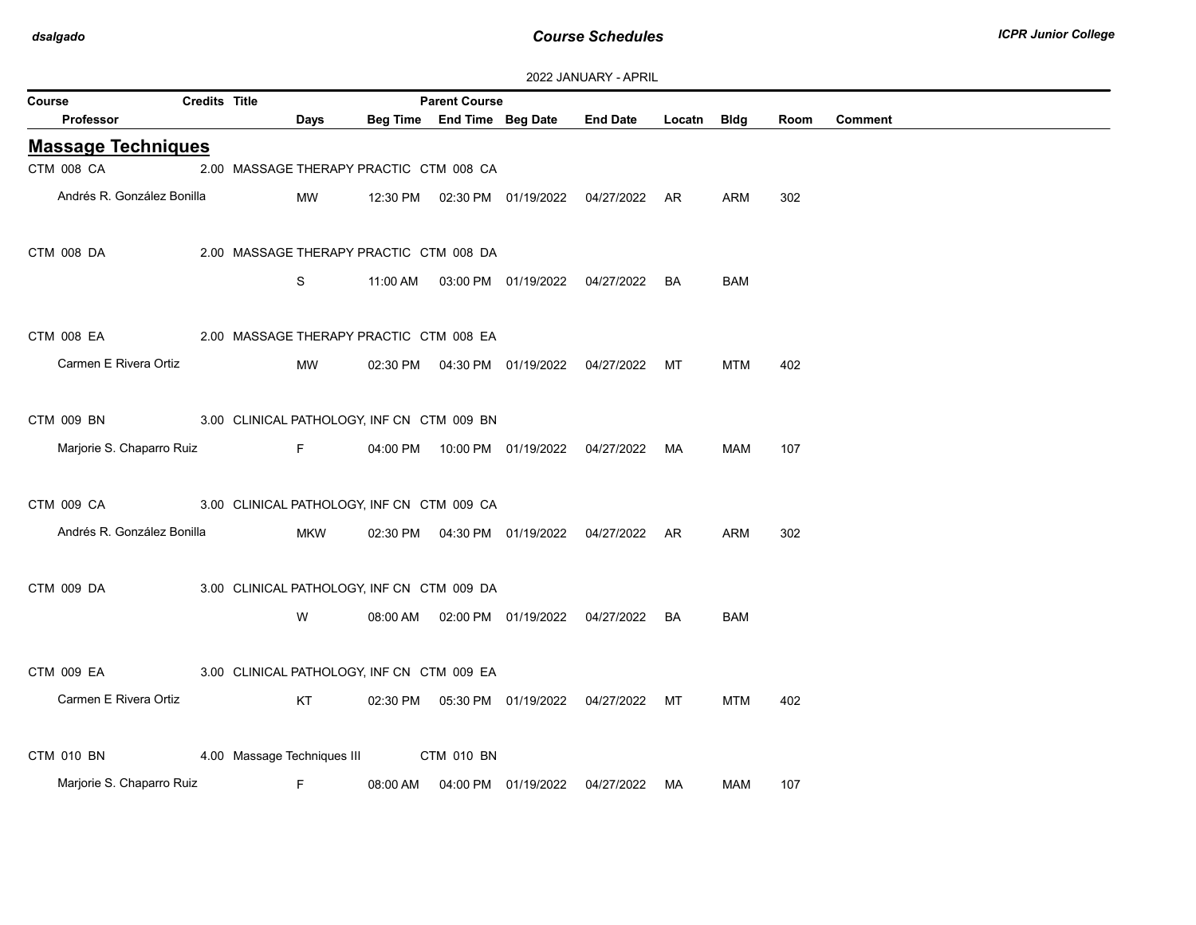2022 JANUARY - APRIL

| Course | Credits | Title | Parent Course | | | | | | | |
|---|---|---|---|---|---|---|---|---|---|---|
| Professor | Days | Beg Time | End Time | Beg Date | End Date | Locatn | Bldg | Room | Comment | |

## Massage Techniques

| Course / Professor | Credits | Title | Parent Course | Days | Beg Time | End Time | Beg Date | End Date | Locatn | Bldg | Room | Comment |
|---|---|---|---|---|---|---|---|---|---|---|---|---|
| CTM 008 CA | 2.00 | MASSAGE THERAPY PRACTIC | CTM 008 CA | | | | | | | | | |
| Andrés R. González Bonilla | | | | MW | 12:30 PM | 02:30 PM | 01/19/2022 | 04/27/2022 | AR | ARM | 302 | |
| CTM 008 DA | 2.00 | MASSAGE THERAPY PRACTIC | CTM 008 DA | | | | | | | | | |
| | | | | S | 11:00 AM | 03:00 PM | 01/19/2022 | 04/27/2022 | BA | BAM | | |
| CTM 008 EA | 2.00 | MASSAGE THERAPY PRACTIC | CTM 008 EA | | | | | | | | | |
| Carmen E Rivera Ortiz | | | | MW | 02:30 PM | 04:30 PM | 01/19/2022 | 04/27/2022 | MT | MTM | 402 | |
| CTM 009 BN | 3.00 | CLINICAL PATHOLOGY, INF CN | CTM 009 BN | | | | | | | | | |
| Marjorie S. Chaparro Ruiz | | | | F | 04:00 PM | 10:00 PM | 01/19/2022 | 04/27/2022 | MA | MAM | 107 | |
| CTM 009 CA | 3.00 | CLINICAL PATHOLOGY, INF CN | CTM 009 CA | | | | | | | | | |
| Andrés R. González Bonilla | | | | MKW | 02:30 PM | 04:30 PM | 01/19/2022 | 04/27/2022 | AR | ARM | 302 | |
| CTM 009 DA | 3.00 | CLINICAL PATHOLOGY, INF CN | CTM 009 DA | | | | | | | | | |
| | | | | W | 08:00 AM | 02:00 PM | 01/19/2022 | 04/27/2022 | BA | BAM | | |
| CTM 009 EA | 3.00 | CLINICAL PATHOLOGY, INF CN | CTM 009 EA | | | | | | | | | |
| Carmen E Rivera Ortiz | | | | KT | 02:30 PM | 05:30 PM | 01/19/2022 | 04/27/2022 | MT | MTM | 402 | |
| CTM 010 BN | 4.00 | Massage Techniques III | CTM 010 BN | | | | | | | | | |
| Marjorie S. Chaparro Ruiz | | | | F | 08:00 AM | 04:00 PM | 01/19/2022 | 04/27/2022 | MA | MAM | 107 | |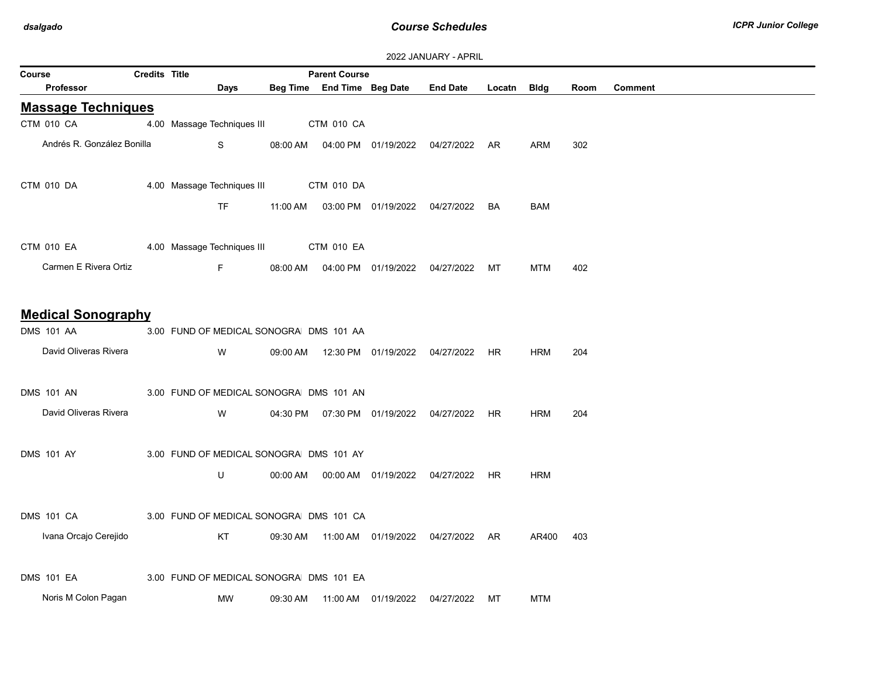2022 JANUARY - APRIL

| Course | Credits | Title | Parent Course | | | | | | | |
|---|---|---|---|---|---|---|---|---|---|---|
| Professor | Days | Beg Time | End Time | Beg Date | End Date | Locatn | Bldg | Room | Comment | |

## Massage Techniques

| Course / Professor | Credits | Title / Days | Beg Time | Parent Course / End Time | Beg Date | End Date | Locatn | Bldg | Room | Comment |
|---|---|---|---|---|---|---|---|---|---|---|
| CTM 010 CA | 4.00 | Massage Techniques III | | CTM 010 CA | | | | | | |
| Andrés R. González Bonilla | | S | 08:00 AM | 04:00 PM | 01/19/2022 | 04/27/2022 | AR | ARM | 302 | |
| CTM 010 DA | 4.00 | Massage Techniques III | | CTM 010 DA | | | | | | |
| | | TF | 11:00 AM | 03:00 PM | 01/19/2022 | 04/27/2022 | BA | BAM | | |
| CTM 010 EA | 4.00 | Massage Techniques III | | CTM 010 EA | | | | | | |
| Carmen E Rivera Ortiz | | F | 08:00 AM | 04:00 PM | 01/19/2022 | 04/27/2022 | MT | MTM | 402 | |

## Medical Sonography

| Course / Professor | Credits | Title / Days | Beg Time | Parent Course / End Time | Beg Date | End Date | Locatn | Bldg | Room | Comment |
|---|---|---|---|---|---|---|---|---|---|---|
| DMS 101 AA | 3.00 | FUND OF MEDICAL SONOGRA | | DMS 101 AA | | | | | | |
| David Oliveras Rivera | | W | 09:00 AM | 12:30 PM | 01/19/2022 | 04/27/2022 | HR | HRM | 204 | |
| DMS 101 AN | 3.00 | FUND OF MEDICAL SONOGRA | | DMS 101 AN | | | | | | |
| David Oliveras Rivera | | W | 04:30 PM | 07:30 PM | 01/19/2022 | 04/27/2022 | HR | HRM | 204 | |
| DMS 101 AY | 3.00 | FUND OF MEDICAL SONOGRA | | DMS 101 AY | | | | | | |
| | | U | 00:00 AM | 00:00 AM | 01/19/2022 | 04/27/2022 | HR | HRM | | |
| DMS 101 CA | 3.00 | FUND OF MEDICAL SONOGRA | | DMS 101 CA | | | | | | |
| Ivana Orcajo Cerejido | | KT | 09:30 AM | 11:00 AM | 01/19/2022 | 04/27/2022 | AR | AR400 | 403 | |
| DMS 101 EA | 3.00 | FUND OF MEDICAL SONOGRA | | DMS 101 EA | | | | | | |
| Noris M Colon Pagan | | MW | 09:30 AM | 11:00 AM | 01/19/2022 | 04/27/2022 | MT | MTM | | |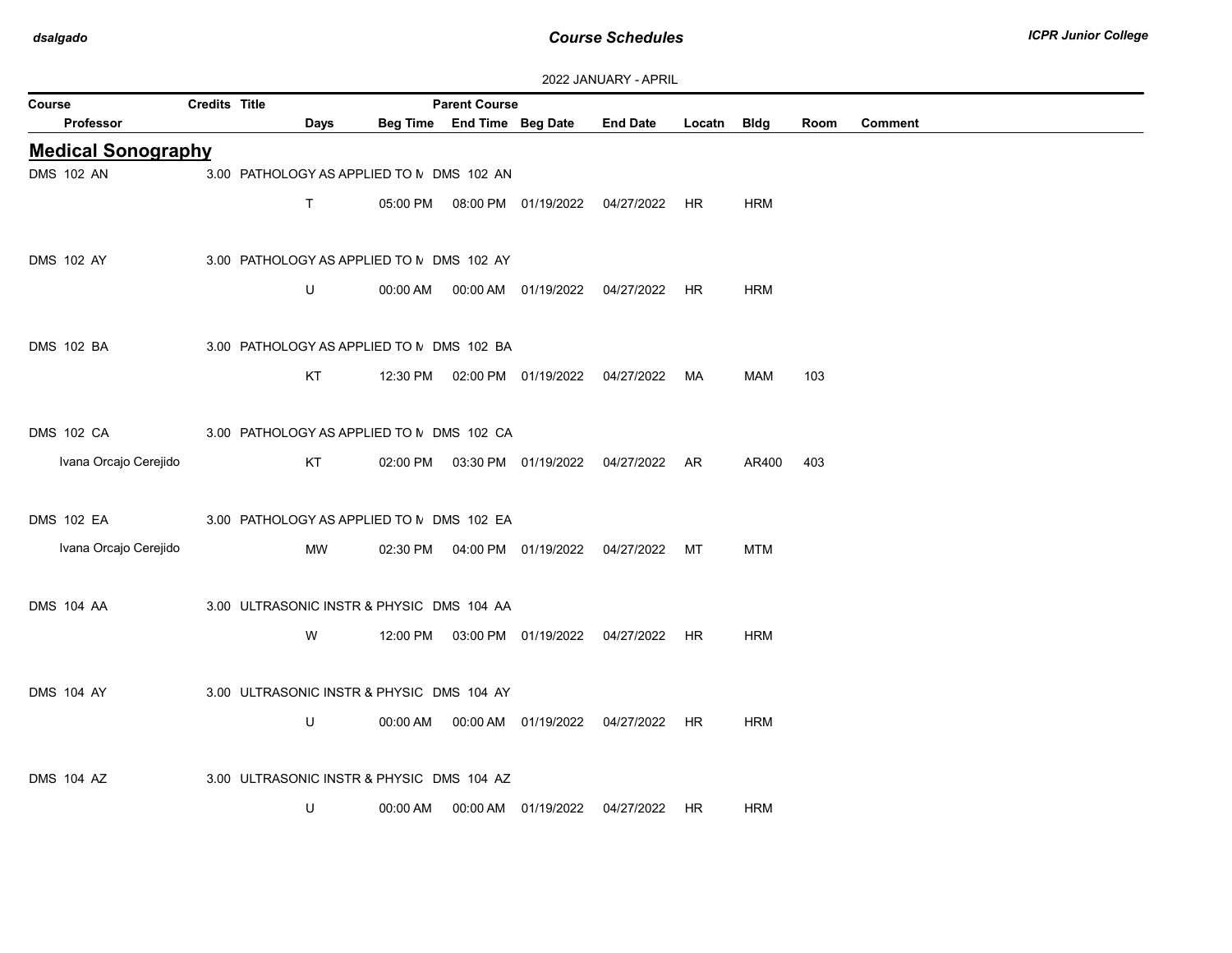2022 JANUARY - APRIL

| Course | Credits | Title | Parent Course | | | | | | | |
|---|---|---|---|---|---|---|---|---|---|---|
| Professor | | Days | Beg Time | End Time | Beg Date | End Date | Locatn | Bldg | Room | Comment |

## Medical Sonography

| Course / Professor | Credits | Title / Days | Beg Time | End Time | Beg Date | End Date | Locatn | Bldg | Room | Comment |
|---|---|---|---|---|---|---|---|---|---|---|
| DMS 102 AN | 3.00 | PATHOLOGY AS APPLIED TO M | DMS 102 AN | | | | | | | |
| | | T | 05:00 PM | 08:00 PM | 01/19/2022 | 04/27/2022 | HR | HRM | | |
| DMS 102 AY | 3.00 | PATHOLOGY AS APPLIED TO M | DMS 102 AY | | | | | | | |
| | | U | 00:00 AM | 00:00 AM | 01/19/2022 | 04/27/2022 | HR | HRM | | |
| DMS 102 BA | 3.00 | PATHOLOGY AS APPLIED TO M | DMS 102 BA | | | | | | | |
| | | KT | 12:30 PM | 02:00 PM | 01/19/2022 | 04/27/2022 | MA | MAM | 103 | |
| DMS 102 CA | 3.00 | PATHOLOGY AS APPLIED TO M | DMS 102 CA | | | | | | | |
| Ivana Orcajo Cerejido | | KT | 02:00 PM | 03:30 PM | 01/19/2022 | 04/27/2022 | AR | AR400 | 403 | |
| DMS 102 EA | 3.00 | PATHOLOGY AS APPLIED TO M | DMS 102 EA | | | | | | | |
| Ivana Orcajo Cerejido | | MW | 02:30 PM | 04:00 PM | 01/19/2022 | 04/27/2022 | MT | MTM | | |
| DMS 104 AA | 3.00 | ULTRASONIC INSTR & PHYSIC | DMS 104 AA | | | | | | | |
| | | W | 12:00 PM | 03:00 PM | 01/19/2022 | 04/27/2022 | HR | HRM | | |
| DMS 104 AY | 3.00 | ULTRASONIC INSTR & PHYSIC | DMS 104 AY | | | | | | | |
| | | U | 00:00 AM | 00:00 AM | 01/19/2022 | 04/27/2022 | HR | HRM | | |
| DMS 104 AZ | 3.00 | ULTRASONIC INSTR & PHYSIC | DMS 104 AZ | | | | | | | |
| | | U | 00:00 AM | 00:00 AM | 01/19/2022 | 04/27/2022 | HR | HRM | | |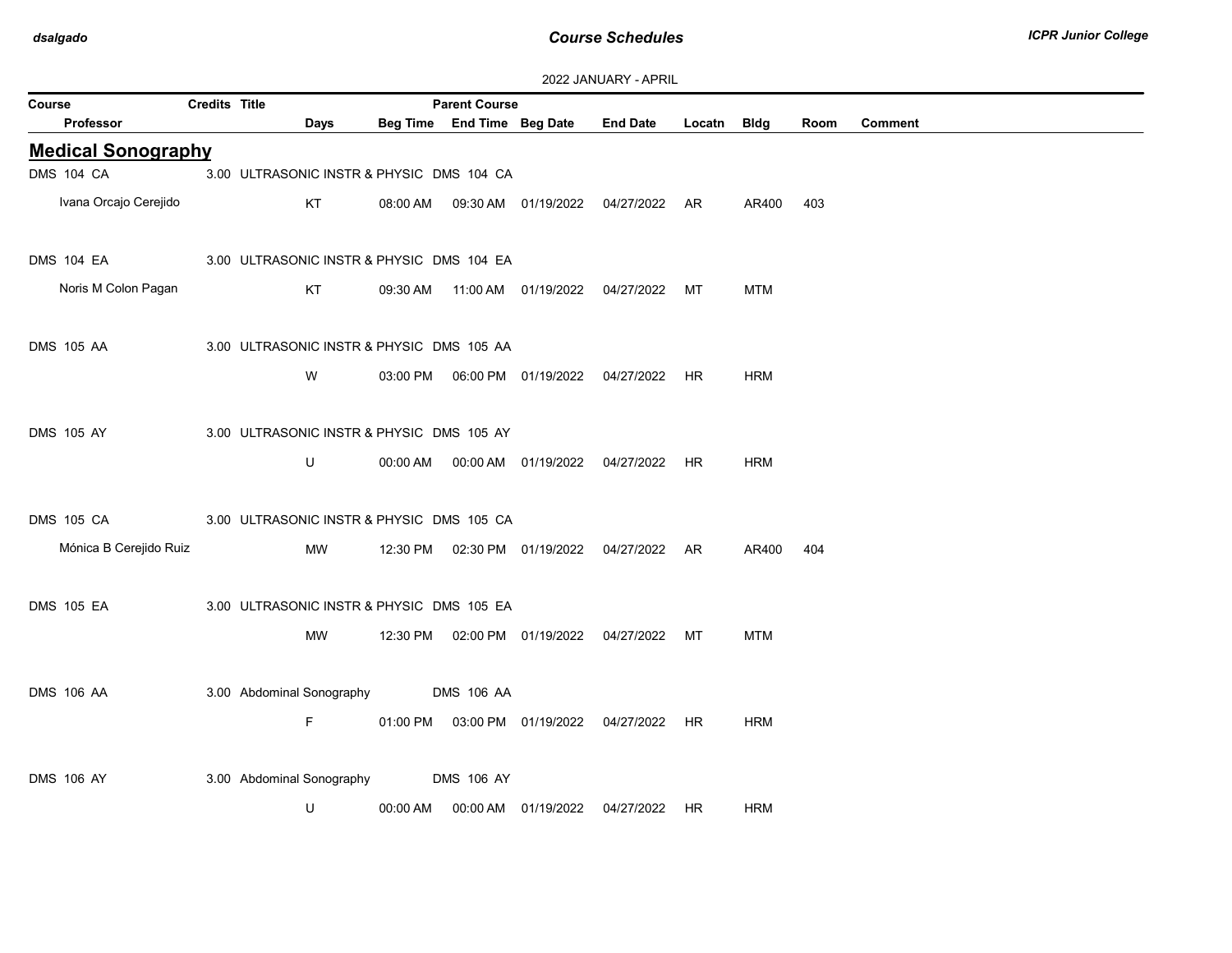2022 JANUARY - APRIL

| Course | Credits | Title | Days | Beg Time | End Time | Beg Date | End Date | Locatn | Bldg | Room | Comment |
|---|---|---|---|---|---|---|---|---|---|---|---|
| Professor | | | | | Parent Course | | | | | | |

## Medical Sonography

| Course / Professor | Credits | Title | Parent Course | Days | Beg Time | End Time | Beg Date | End Date | Locatn | Bldg | Room | Comment |
|---|---|---|---|---|---|---|---|---|---|---|---|---|
| DMS 104 CA | 3.00 | ULTRASONIC INSTR & PHYSIC | DMS 104 CA | | | | | | | | | |
| Ivana Orcajo Cerejido | | | | KT | 08:00 AM | 09:30 AM | 01/19/2022 | 04/27/2022 | AR | AR400 | 403 | |
| DMS 104 EA | 3.00 | ULTRASONIC INSTR & PHYSIC | DMS 104 EA | | | | | | | | | |
| Noris M Colon Pagan | | | | KT | 09:30 AM | 11:00 AM | 01/19/2022 | 04/27/2022 | MT | MTM | | |
| DMS 105 AA | 3.00 | ULTRASONIC INSTR & PHYSIC | DMS 105 AA | | | | | | | | | |
| | | | | W | 03:00 PM | 06:00 PM | 01/19/2022 | 04/27/2022 | HR | HRM | | |
| DMS 105 AY | 3.00 | ULTRASONIC INSTR & PHYSIC | DMS 105 AY | | | | | | | | | |
| | | | | U | 00:00 AM | 00:00 AM | 01/19/2022 | 04/27/2022 | HR | HRM | | |
| DMS 105 CA | 3.00 | ULTRASONIC INSTR & PHYSIC | DMS 105 CA | | | | | | | | | |
| Mónica B Cerejido Ruiz | | | | MW | 12:30 PM | 02:30 PM | 01/19/2022 | 04/27/2022 | AR | AR400 | 404 | |
| DMS 105 EA | 3.00 | ULTRASONIC INSTR & PHYSIC | DMS 105 EA | | | | | | | | | |
| | | | | MW | 12:30 PM | 02:00 PM | 01/19/2022 | 04/27/2022 | MT | MTM | | |
| DMS 106 AA | 3.00 | Abdominal Sonography | DMS 106 AA | | | | | | | | | |
| | | | | F | 01:00 PM | 03:00 PM | 01/19/2022 | 04/27/2022 | HR | HRM | | |
| DMS 106 AY | 3.00 | Abdominal Sonography | DMS 106 AY | | | | | | | | | |
| | | | | U | 00:00 AM | 00:00 AM | 01/19/2022 | 04/27/2022 | HR | HRM | | |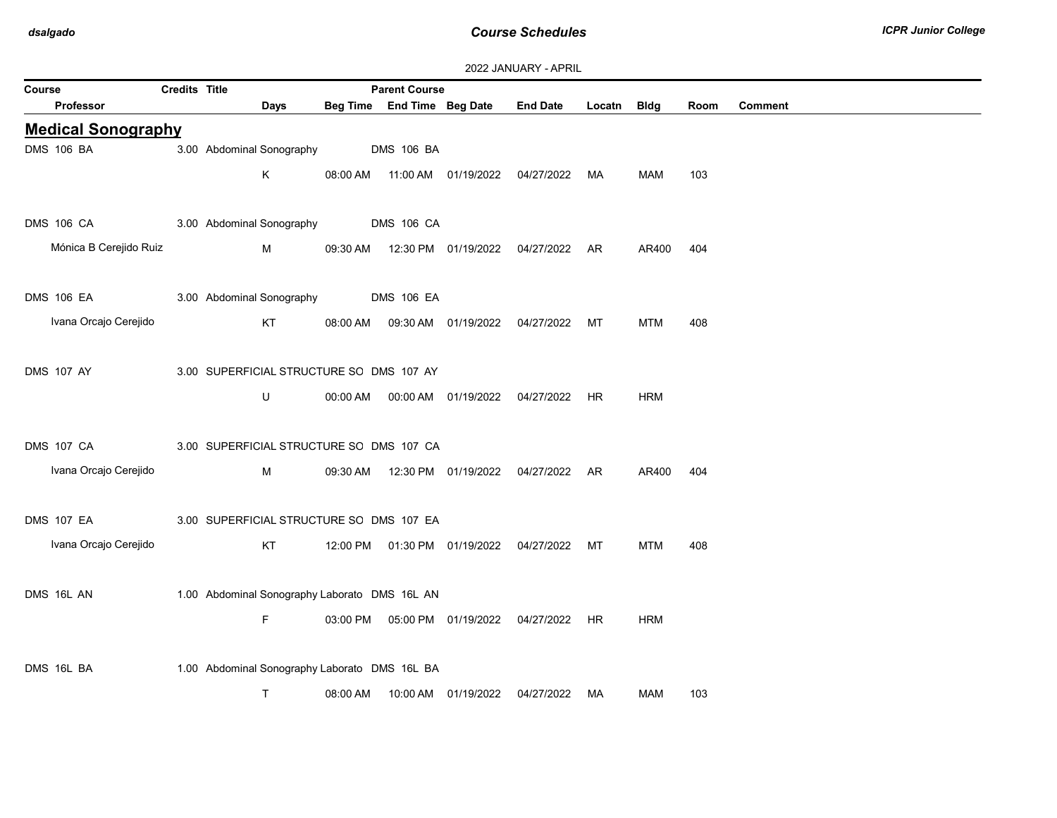2022 JANUARY - APRIL

| Course | Credits | Title | Parent Course | | | | | | | |
|---|---|---|---|---|---|---|---|---|---|---|
| Professor | Days | Beg Time | End Time | Beg Date | End Date | Locatn | Bldg | Room | Comment | |

## Medical Sonography

| Course / Professor | Credits | Title | Days | Beg Time | End Time | Beg Date | End Date | Locatn | Bldg | Room | Comment |
|---|---|---|---|---|---|---|---|---|---|---|---|
| DMS 106 BA | 3.00 | Abdominal Sonography | | | DMS 106 BA | | | | | | |
| | | | K | 08:00 AM | 11:00 AM | 01/19/2022 | 04/27/2022 | MA | MAM | 103 | |
| DMS 106 CA | 3.00 | Abdominal Sonography | | | DMS 106 CA | | | | | | |
| Mónica B Cerejido Ruiz | | | M | 09:30 AM | 12:30 PM | 01/19/2022 | 04/27/2022 | AR | AR400 | 404 | |
| DMS 106 EA | 3.00 | Abdominal Sonography | | | DMS 106 EA | | | | | | |
| Ivana Orcajo Cerejido | | | KT | 08:00 AM | 09:30 AM | 01/19/2022 | 04/27/2022 | MT | MTM | 408 | |
| DMS 107 AY | 3.00 | SUPERFICIAL STRUCTURE SO | | | DMS 107 AY | | | | | | |
| | | | U | 00:00 AM | 00:00 AM | 01/19/2022 | 04/27/2022 | HR | HRM | | |
| DMS 107 CA | 3.00 | SUPERFICIAL STRUCTURE SO | | | DMS 107 CA | | | | | | |
| Ivana Orcajo Cerejido | | | M | 09:30 AM | 12:30 PM | 01/19/2022 | 04/27/2022 | AR | AR400 | 404 | |
| DMS 107 EA | 3.00 | SUPERFICIAL STRUCTURE SO | | | DMS 107 EA | | | | | | |
| Ivana Orcajo Cerejido | | | KT | 12:00 PM | 01:30 PM | 01/19/2022 | 04/27/2022 | MT | MTM | 408 | |
| DMS 16L AN | 1.00 | Abdominal Sonography Laborato | | | DMS 16L AN | | | | | | |
| | | | F | 03:00 PM | 05:00 PM | 01/19/2022 | 04/27/2022 | HR | HRM | | |
| DMS 16L BA | 1.00 | Abdominal Sonography Laborato | | | DMS 16L BA | | | | | | |
| | | | T | 08:00 AM | 10:00 AM | 01/19/2022 | 04/27/2022 | MA | MAM | 103 | |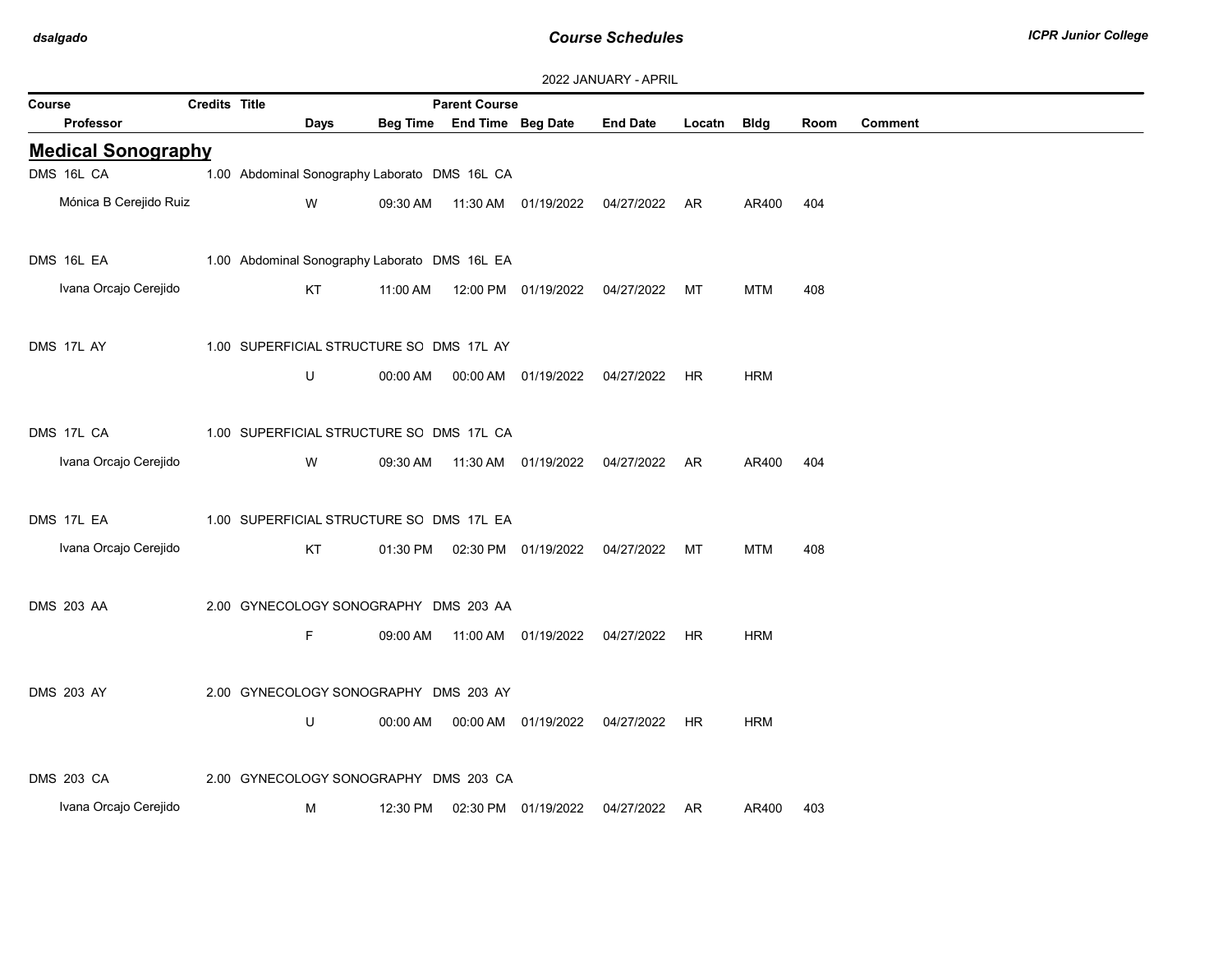2022 JANUARY - APRIL

| Course | Credits | Title | Parent Course | | | | | | | |
|---|---|---|---|---|---|---|---|---|---|---|
| Professor | Days | Beg Time | End Time | Beg Date | End Date | Locatn | Bldg | Room | Comment | |

## Medical Sonography

| Course / Professor | Credits | Title / Days | Beg Time | End Time | Beg Date | End Date | Locatn | Bldg | Room | Comment |
|---|---|---|---|---|---|---|---|---|---|---|
| DMS 16L CA | 1.00 | Abdominal Sonography Laborato DMS 16L CA | | | | | | | | |
| Mónica B Cerejido Ruiz | | W | 09:30 AM | 11:30 AM | 01/19/2022 | 04/27/2022 | AR | AR400 | 404 | |
| DMS 16L EA | 1.00 | Abdominal Sonography Laborato DMS 16L EA | | | | | | | | |
| Ivana Orcajo Cerejido | | KT | 11:00 AM | 12:00 PM | 01/19/2022 | 04/27/2022 | MT | MTM | 408 | |
| DMS 17L AY | 1.00 | SUPERFICIAL STRUCTURE SO DMS 17L AY | | | | | | | | |
| | | U | 00:00 AM | 00:00 AM | 01/19/2022 | 04/27/2022 | HR | HRM | | |
| DMS 17L CA | 1.00 | SUPERFICIAL STRUCTURE SO DMS 17L CA | | | | | | | | |
| Ivana Orcajo Cerejido | | W | 09:30 AM | 11:30 AM | 01/19/2022 | 04/27/2022 | AR | AR400 | 404 | |
| DMS 17L EA | 1.00 | SUPERFICIAL STRUCTURE SO DMS 17L EA | | | | | | | | |
| Ivana Orcajo Cerejido | | KT | 01:30 PM | 02:30 PM | 01/19/2022 | 04/27/2022 | MT | MTM | 408 | |
| DMS 203 AA | 2.00 | GYNECOLOGY SONOGRAPHY DMS 203 AA | | | | | | | | |
| | | F | 09:00 AM | 11:00 AM | 01/19/2022 | 04/27/2022 | HR | HRM | | |
| DMS 203 AY | 2.00 | GYNECOLOGY SONOGRAPHY DMS 203 AY | | | | | | | | |
| | | U | 00:00 AM | 00:00 AM | 01/19/2022 | 04/27/2022 | HR | HRM | | |
| DMS 203 CA | 2.00 | GYNECOLOGY SONOGRAPHY DMS 203 CA | | | | | | | | |
| Ivana Orcajo Cerejido | | M | 12:30 PM | 02:30 PM | 01/19/2022 | 04/27/2022 | AR | AR400 | 403 | |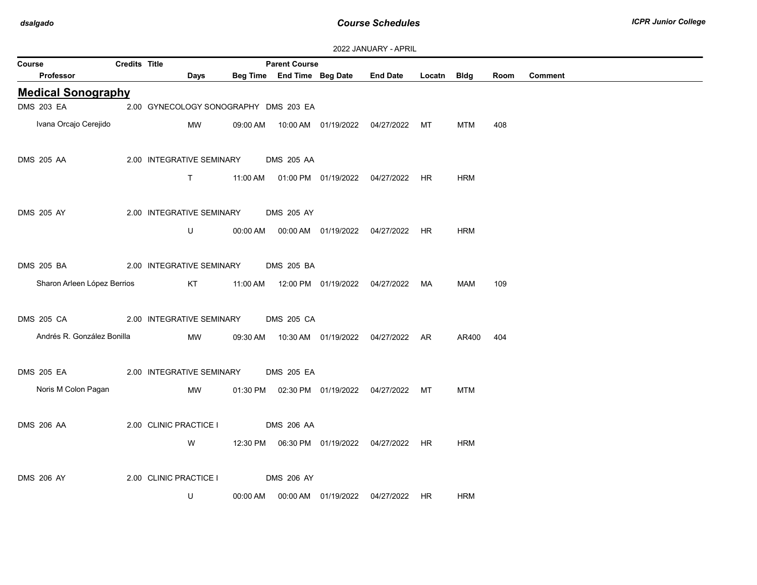2022 JANUARY - APRIL

| Course | Credits | Title | Parent Course | | | | | | | |
|---|---|---|---|---|---|---|---|---|---|---|
| Professor | | Days | Beg Time | End Time | Beg Date | End Date | Locatn | Bldg | Room | Comment |

## Medical Sonography

| Course / Professor | Credits | Title / Days | Beg Time | End Time | Beg Date | End Date | Locatn | Bldg | Room | Comment |
|---|---|---|---|---|---|---|---|---|---|---|
| DMS 203 EA | 2.00 | GYNECOLOGY SONOGRAPHY | DMS 203 EA | | | | | | | |
| Ivana Orcajo Cerejido | | MW | 09:00 AM | 10:00 AM | 01/19/2022 | 04/27/2022 | MT | MTM | 408 | |
| DMS 205 AA | 2.00 | INTEGRATIVE SEMINARY | DMS 205 AA | | | | | | | |
| | | T | 11:00 AM | 01:00 PM | 01/19/2022 | 04/27/2022 | HR | HRM | | |
| DMS 205 AY | 2.00 | INTEGRATIVE SEMINARY | DMS 205 AY | | | | | | | |
| | | U | 00:00 AM | 00:00 AM | 01/19/2022 | 04/27/2022 | HR | HRM | | |
| DMS 205 BA | 2.00 | INTEGRATIVE SEMINARY | DMS 205 BA | | | | | | | |
| Sharon Arleen López Berrios | | KT | 11:00 AM | 12:00 PM | 01/19/2022 | 04/27/2022 | MA | MAM | 109 | |
| DMS 205 CA | 2.00 | INTEGRATIVE SEMINARY | DMS 205 CA | | | | | | | |
| Andrés R. González Bonilla | | MW | 09:30 AM | 10:30 AM | 01/19/2022 | 04/27/2022 | AR | AR400 | 404 | |
| DMS 205 EA | 2.00 | INTEGRATIVE SEMINARY | DMS 205 EA | | | | | | | |
| Noris M Colon Pagan | | MW | 01:30 PM | 02:30 PM | 01/19/2022 | 04/27/2022 | MT | MTM | | |
| DMS 206 AA | 2.00 | CLINIC PRACTICE I | DMS 206 AA | | | | | | | |
| | | W | 12:30 PM | 06:30 PM | 01/19/2022 | 04/27/2022 | HR | HRM | | |
| DMS 206 AY | 2.00 | CLINIC PRACTICE I | DMS 206 AY | | | | | | | |
| | | U | 00:00 AM | 00:00 AM | 01/19/2022 | 04/27/2022 | HR | HRM | | |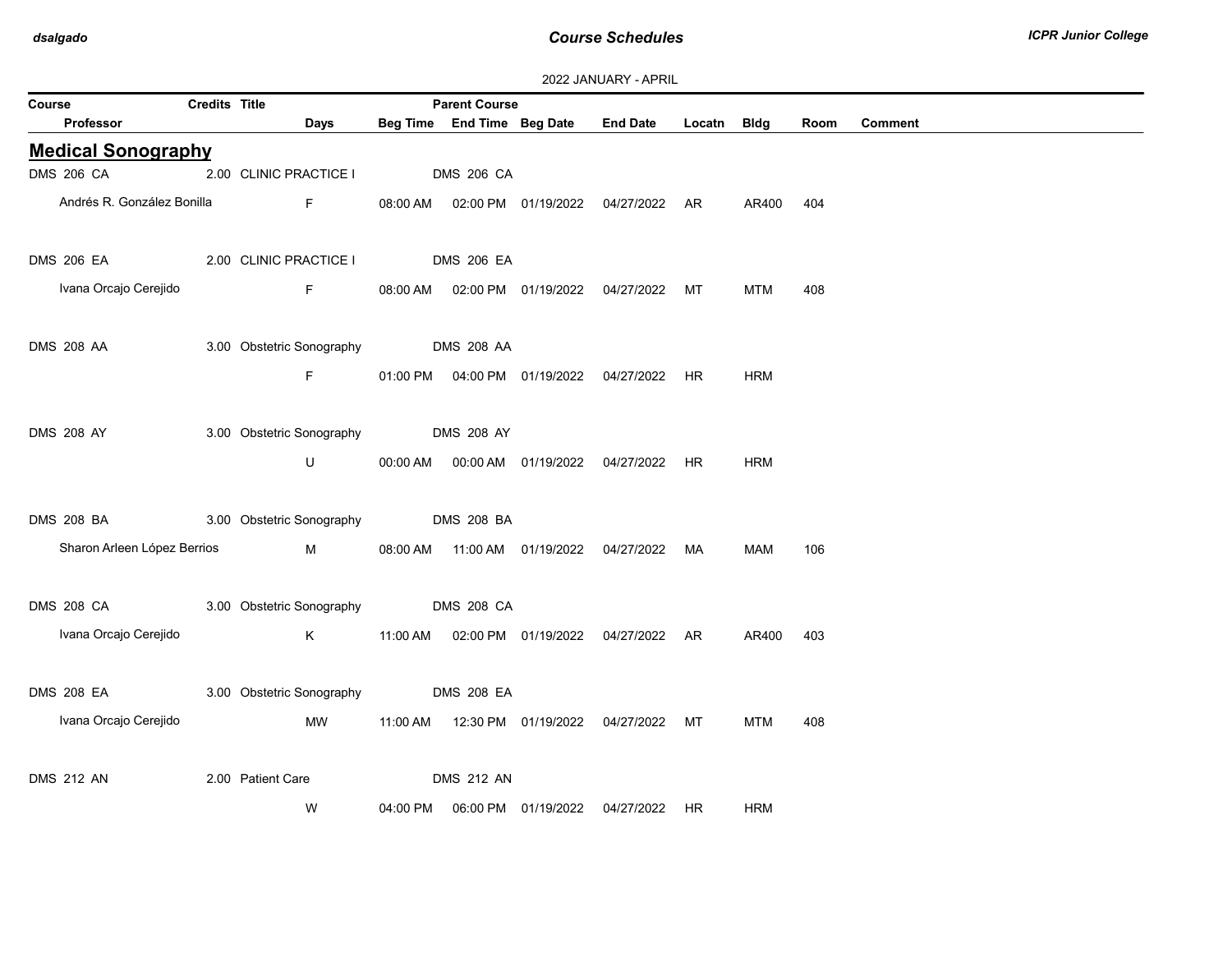2022 JANUARY - APRIL

| Course | Credits | Title | Parent Course | | | | | | | |
|---|---|---|---|---|---|---|---|---|---|---|
| Professor | Days | Beg Time | End Time | Beg Date | End Date | Locatn | Bldg | Room | Comment | |

## Medical Sonography

| Course / Professor | Credits | Title / Days | Beg Time | End Time / Parent Course | Beg Date | End Date | Locatn | Bldg | Room | Comment |
|---|---|---|---|---|---|---|---|---|---|---|
| DMS 206 CA | 2.00 | CLINIC PRACTICE I | | DMS 206 CA | | | | | | |
| Andrés R. González Bonilla | | F | 08:00 AM | 02:00 PM | 01/19/2022 | 04/27/2022 | AR | AR400 | 404 | |
| DMS 206 EA | 2.00 | CLINIC PRACTICE I | | DMS 206 EA | | | | | | |
| Ivana Orcajo Cerejido | | F | 08:00 AM | 02:00 PM | 01/19/2022 | 04/27/2022 | MT | MTM | 408 | |
| DMS 208 AA | 3.00 | Obstetric Sonography | | DMS 208 AA | | | | | | |
| | | F | 01:00 PM | 04:00 PM | 01/19/2022 | 04/27/2022 | HR | HRM | | |
| DMS 208 AY | 3.00 | Obstetric Sonography | | DMS 208 AY | | | | | | |
| | | U | 00:00 AM | 00:00 AM | 01/19/2022 | 04/27/2022 | HR | HRM | | |
| DMS 208 BA | 3.00 | Obstetric Sonography | | DMS 208 BA | | | | | | |
| Sharon Arleen López Berrios | | M | 08:00 AM | 11:00 AM | 01/19/2022 | 04/27/2022 | MA | MAM | 106 | |
| DMS 208 CA | 3.00 | Obstetric Sonography | | DMS 208 CA | | | | | | |
| Ivana Orcajo Cerejido | | K | 11:00 AM | 02:00 PM | 01/19/2022 | 04/27/2022 | AR | AR400 | 403 | |
| DMS 208 EA | 3.00 | Obstetric Sonography | | DMS 208 EA | | | | | | |
| Ivana Orcajo Cerejido | | MW | 11:00 AM | 12:30 PM | 01/19/2022 | 04/27/2022 | MT | MTM | 408 | |
| DMS 212 AN | 2.00 | Patient Care | | DMS 212 AN | | | | | | |
| | | W | 04:00 PM | 06:00 PM | 01/19/2022 | 04/27/2022 | HR | HRM | | |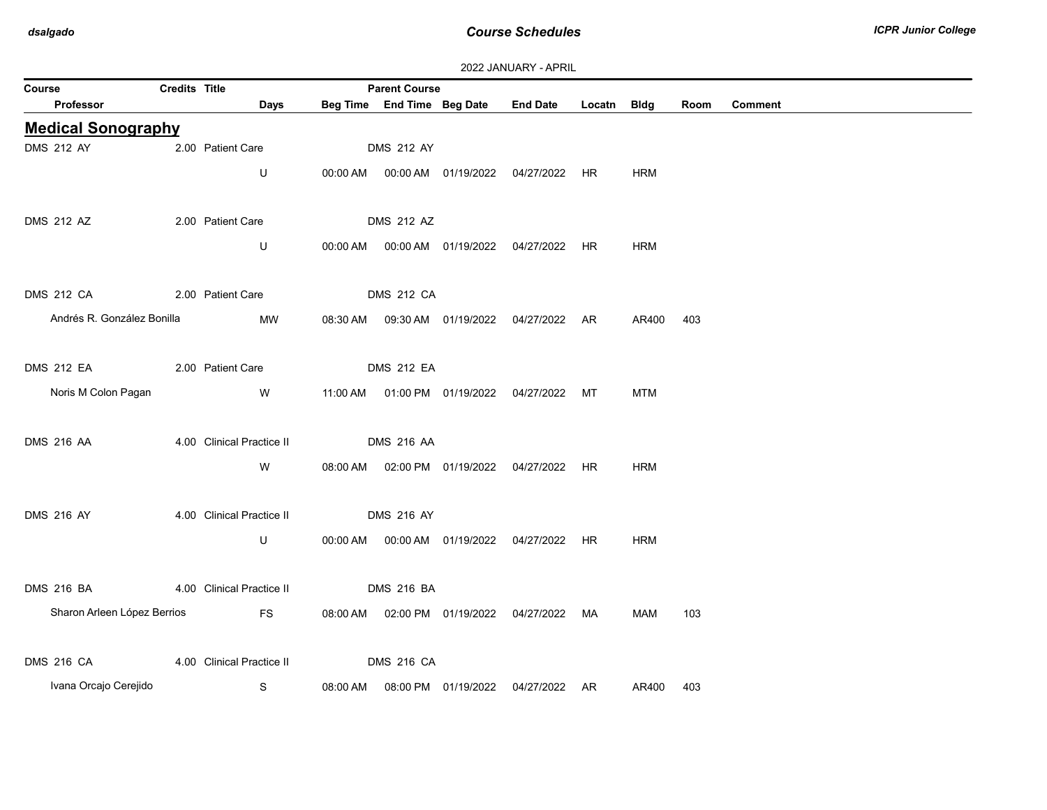2022 JANUARY - APRIL

## Medical Sonography

| Course | Credits | Title | Parent Course | | | | | | |
|---|---|---|---|---|---|---|---|---|---|
| **Professor** | **Days** | **Beg Time** | **End Time** | **Beg Date** | **End Date** | **Locatn** | **Bldg** | **Room** | **Comment** |
| DMS 212 AY | 2.00 | Patient Care | DMS 212 AY | | | | | | |
| | U | 00:00 AM | 00:00 AM | 01/19/2022 | 04/27/2022 | HR | HRM | | |
| DMS 212 AZ | 2.00 | Patient Care | DMS 212 AZ | | | | | | |
| | U | 00:00 AM | 00:00 AM | 01/19/2022 | 04/27/2022 | HR | HRM | | |
| DMS 212 CA | 2.00 | Patient Care | DMS 212 CA | | | | | | |
| Andrés R. González Bonilla | MW | 08:30 AM | 09:30 AM | 01/19/2022 | 04/27/2022 | AR | AR400 | 403 | |
| DMS 212 EA | 2.00 | Patient Care | DMS 212 EA | | | | | | |
| Noris M Colon Pagan | W | 11:00 AM | 01:00 PM | 01/19/2022 | 04/27/2022 | MT | MTM | | |
| DMS 216 AA | 4.00 | Clinical Practice II | DMS 216 AA | | | | | | |
| | W | 08:00 AM | 02:00 PM | 01/19/2022 | 04/27/2022 | HR | HRM | | |
| DMS 216 AY | 4.00 | Clinical Practice II | DMS 216 AY | | | | | | |
| | U | 00:00 AM | 00:00 AM | 01/19/2022 | 04/27/2022 | HR | HRM | | |
| DMS 216 BA | 4.00 | Clinical Practice II | DMS 216 BA | | | | | | |
| Sharon Arleen López Berrios | FS | 08:00 AM | 02:00 PM | 01/19/2022 | 04/27/2022 | MA | MAM | 103 | |
| DMS 216 CA | 4.00 | Clinical Practice II | DMS 216 CA | | | | | | |
| Ivana Orcajo Cerejido | S | 08:00 AM | 08:00 PM | 01/19/2022 | 04/27/2022 | AR | AR400 | 403 | |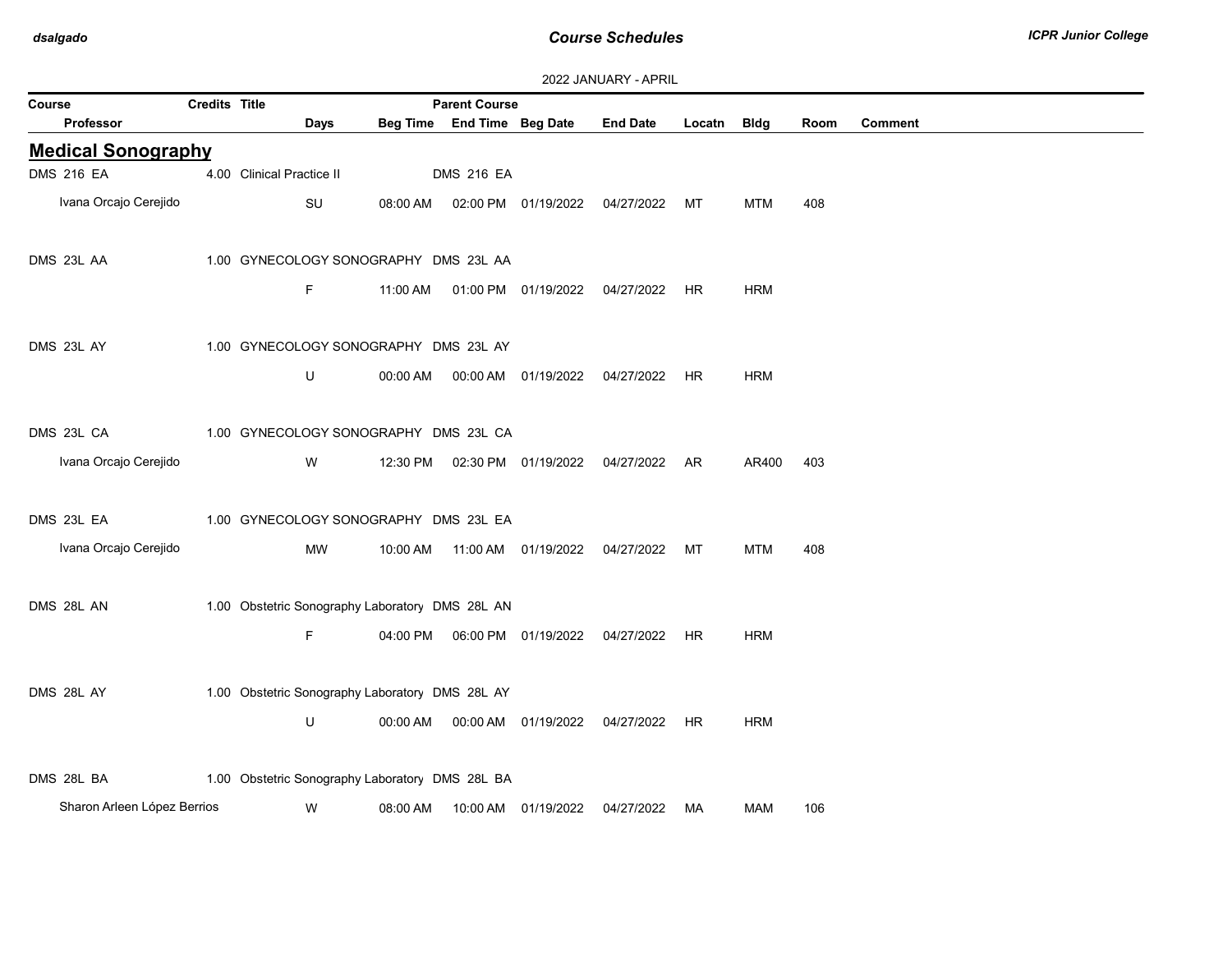2022 JANUARY - APRIL

| Course | Credits | Title | Days | Beg Time | Parent Course / End Time | Beg Date | End Date | Locatn | Bldg | Room | Comment |
|---|---|---|---|---|---|---|---|---|---|---|---|
| **Professor** | | | | | | | | | | | |

## Medical Sonography

| Course / Professor | Credits | Title | Days | Beg Time | Parent Course / End Time | Beg Date | End Date | Locatn | Bldg | Room | Comment |
|---|---|---|---|---|---|---|---|---|---|---|---|
| DMS 216 EA | 4.00 | Clinical Practice II | | | DMS 216 EA | | | | | | |
| Ivana Orcajo Cerejido | | | SU | 08:00 AM | 02:00 PM | 01/19/2022 | 04/27/2022 | MT | MTM | 408 | |
| DMS 23L AA | 1.00 | GYNECOLOGY SONOGRAPHY | | | DMS 23L AA | | | | | | |
| | | | F | 11:00 AM | 01:00 PM | 01/19/2022 | 04/27/2022 | HR | HRM | | |
| DMS 23L AY | 1.00 | GYNECOLOGY SONOGRAPHY | | | DMS 23L AY | | | | | | |
| | | | U | 00:00 AM | 00:00 AM | 01/19/2022 | 04/27/2022 | HR | HRM | | |
| DMS 23L CA | 1.00 | GYNECOLOGY SONOGRAPHY | | | DMS 23L CA | | | | | | |
| Ivana Orcajo Cerejido | | | W | 12:30 PM | 02:30 PM | 01/19/2022 | 04/27/2022 | AR | AR400 | 403 | |
| DMS 23L EA | 1.00 | GYNECOLOGY SONOGRAPHY | | | DMS 23L EA | | | | | | |
| Ivana Orcajo Cerejido | | | MW | 10:00 AM | 11:00 AM | 01/19/2022 | 04/27/2022 | MT | MTM | 408 | |
| DMS 28L AN | 1.00 | Obstetric Sonography Laboratory | | | DMS 28L AN | | | | | | |
| | | | F | 04:00 PM | 06:00 PM | 01/19/2022 | 04/27/2022 | HR | HRM | | |
| DMS 28L AY | 1.00 | Obstetric Sonography Laboratory | | | DMS 28L AY | | | | | | |
| | | | U | 00:00 AM | 00:00 AM | 01/19/2022 | 04/27/2022 | HR | HRM | | |
| DMS 28L BA | 1.00 | Obstetric Sonography Laboratory | | | DMS 28L BA | | | | | | |
| Sharon Arleen López Berrios | | | W | 08:00 AM | 10:00 AM | 01/19/2022 | 04/27/2022 | MA | MAM | 106 | |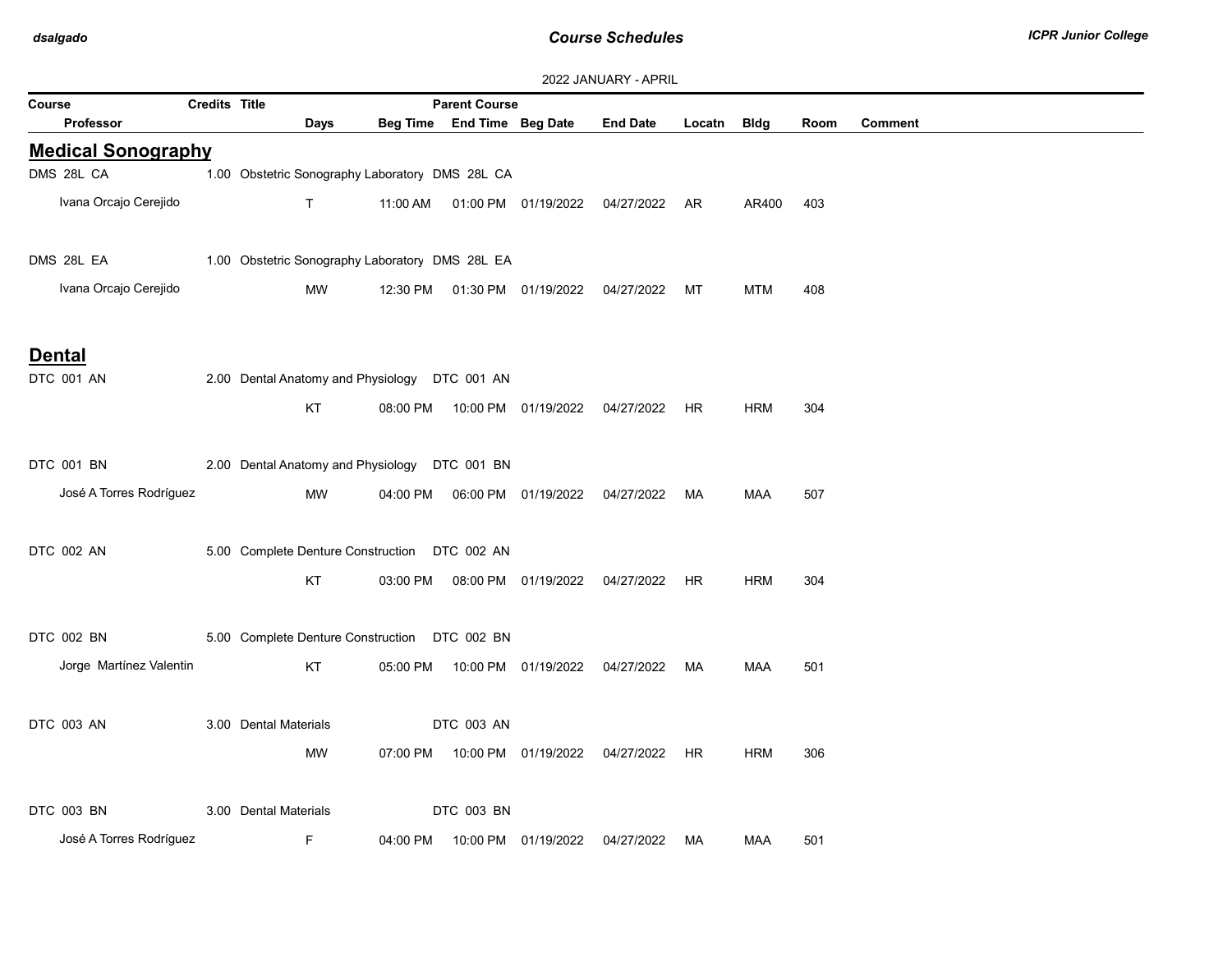2022 JANUARY - APRIL

| Course | Credits | Title | | | Parent Course | | | | | | |
|---|---|---|---|---|---|---|---|---|---|---|---|
| Professor | | | Days | Beg Time | End Time | Beg Date | End Date | Locatn | Bldg | Room | Comment |

## Medical Sonography

| Course / Professor | Credits | Title | Days | Beg Time | End Time | Beg Date | End Date | Locatn | Bldg | Room | Comment |
|---|---|---|---|---|---|---|---|---|---|---|---|
| DMS 28L CA | 1.00 | Obstetric Sonography Laboratory DMS 28L CA | | | | | | | | | |
| Ivana Orcajo Cerejido | | | T | 11:00 AM | 01:00 PM | 01/19/2022 | 04/27/2022 | AR | AR400 | 403 | |
| DMS 28L EA | 1.00 | Obstetric Sonography Laboratory DMS 28L EA | | | | | | | | | |
| Ivana Orcajo Cerejido | | | MW | 12:30 PM | 01:30 PM | 01/19/2022 | 04/27/2022 | MT | MTM | 408 | |

## Dental

| Course / Professor | Credits | Title | Days | Beg Time | End Time | Beg Date | End Date | Locatn | Bldg | Room | Comment |
|---|---|---|---|---|---|---|---|---|---|---|---|
| DTC 001 AN | 2.00 | Dental Anatomy and Physiology DTC 001 AN | | | | | | | | | |
| | | | KT | 08:00 PM | 10:00 PM | 01/19/2022 | 04/27/2022 | HR | HRM | 304 | |
| DTC 001 BN | 2.00 | Dental Anatomy and Physiology DTC 001 BN | | | | | | | | | |
| José A Torres Rodríguez | | | MW | 04:00 PM | 06:00 PM | 01/19/2022 | 04/27/2022 | MA | MAA | 507 | |
| DTC 002 AN | 5.00 | Complete Denture Construction DTC 002 AN | | | | | | | | | |
| | | | KT | 03:00 PM | 08:00 PM | 01/19/2022 | 04/27/2022 | HR | HRM | 304 | |
| DTC 002 BN | 5.00 | Complete Denture Construction DTC 002 BN | | | | | | | | | |
| Jorge Martínez Valentin | | | KT | 05:00 PM | 10:00 PM | 01/19/2022 | 04/27/2022 | MA | MAA | 501 | |
| DTC 003 AN | 3.00 | Dental Materials DTC 003 AN | | | | | | | | | |
| | | | MW | 07:00 PM | 10:00 PM | 01/19/2022 | 04/27/2022 | HR | HRM | 306 | |
| DTC 003 BN | 3.00 | Dental Materials DTC 003 BN | | | | | | | | | |
| José A Torres Rodríguez | | | F | 04:00 PM | 10:00 PM | 01/19/2022 | 04/27/2022 | MA | MAA | 501 | |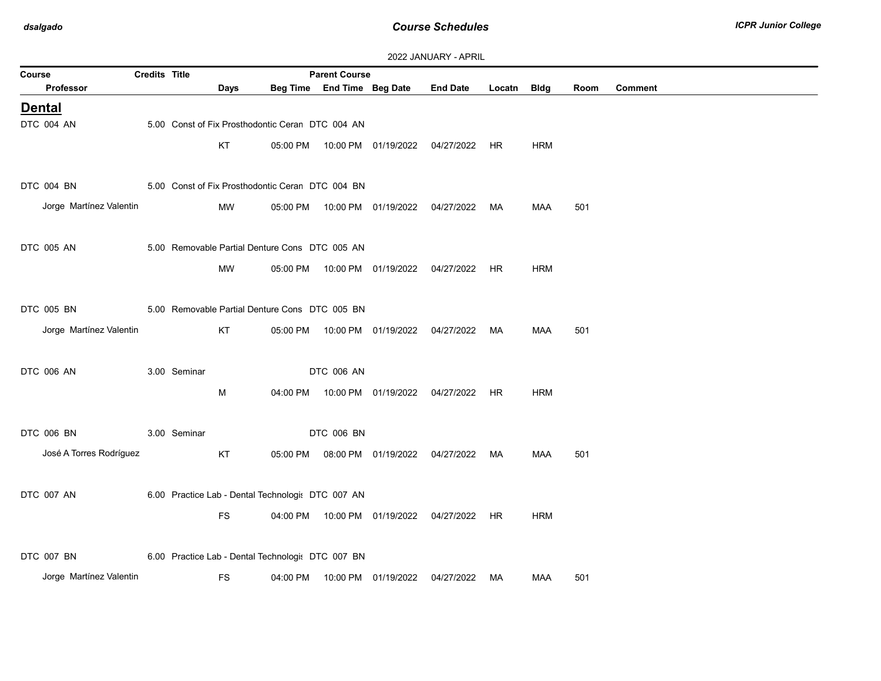2022 JANUARY - APRIL

| Course | Credits | Title | Days | Beg Time | Parent Course / End Time | Beg Date | End Date | Locatn | Bldg | Room | Comment |
|---|---|---|---|---|---|---|---|---|---|---|---|
| Professor | | | | | | | | | | | |

## Dental

| Course / Professor | Credits | Title | Days | Beg Time | End Time | Beg Date | End Date | Locatn | Bldg | Room | Parent Course |
|---|---|---|---|---|---|---|---|---|---|---|---|
| DTC 004 AN | 5.00 | Const of Fix Prosthodontic Ceran | | | | | | | | | DTC 004 AN |
| | | | KT | 05:00 PM | 10:00 PM | 01/19/2022 | 04/27/2022 | HR | HRM | | |
| DTC 004 BN | 5.00 | Const of Fix Prosthodontic Ceran | | | | | | | | | DTC 004 BN |
| Jorge Martínez Valentin | | | MW | 05:00 PM | 10:00 PM | 01/19/2022 | 04/27/2022 | MA | MAA | 501 | |
| DTC 005 AN | 5.00 | Removable Partial Denture Cons | | | | | | | | | DTC 005 AN |
| | | | MW | 05:00 PM | 10:00 PM | 01/19/2022 | 04/27/2022 | HR | HRM | | |
| DTC 005 BN | 5.00 | Removable Partial Denture Cons | | | | | | | | | DTC 005 BN |
| Jorge Martínez Valentin | | | KT | 05:00 PM | 10:00 PM | 01/19/2022 | 04/27/2022 | MA | MAA | 501 | |
| DTC 006 AN | 3.00 | Seminar | | | | | | | | | DTC 006 AN |
| | | | M | 04:00 PM | 10:00 PM | 01/19/2022 | 04/27/2022 | HR | HRM | | |
| DTC 006 BN | 3.00 | Seminar | | | | | | | | | DTC 006 BN |
| José A Torres Rodríguez | | | KT | 05:00 PM | 08:00 PM | 01/19/2022 | 04/27/2022 | MA | MAA | 501 | |
| DTC 007 AN | 6.00 | Practice Lab - Dental Technologis | | | | | | | | | DTC 007 AN |
| | | | FS | 04:00 PM | 10:00 PM | 01/19/2022 | 04/27/2022 | HR | HRM | | |
| DTC 007 BN | 6.00 | Practice Lab - Dental Technologis | | | | | | | | | DTC 007 BN |
| Jorge Martínez Valentin | | | FS | 04:00 PM | 10:00 PM | 01/19/2022 | 04/27/2022 | MA | MAA | 501 | |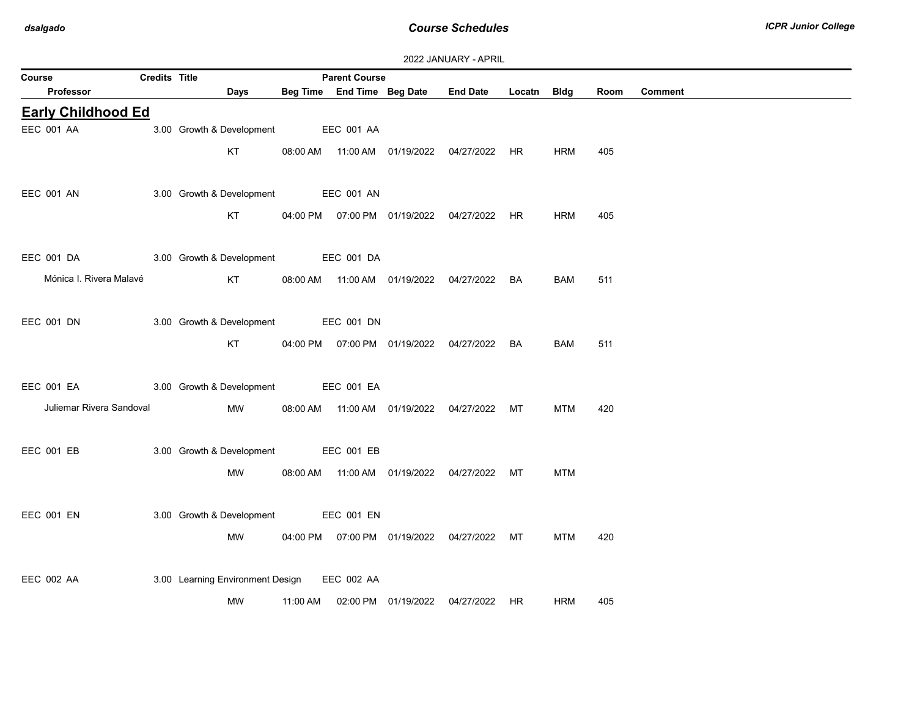2022 JANUARY - APRIL

| Course | Credits | Title | Parent Course | | | | | | | |
|---|---|---|---|---|---|---|---|---|---|---|
| Professor | | Days | Beg Time | End Time | Beg Date | End Date | Locatn | Bldg | Room | Comment |

## Early Childhood Ed

| Course / Professor | Credits | Title / Days | Beg Time | End Time / Parent Course | Beg Date | End Date | Locatn | Bldg | Room | Comment |
|---|---|---|---|---|---|---|---|---|---|---|
| EEC 001 AA | 3.00 | Growth & Development | | EEC 001 AA | | | | | | |
| | | KT | 08:00 AM | 11:00 AM | 01/19/2022 | 04/27/2022 | HR | HRM | 405 | |
| EEC 001 AN | 3.00 | Growth & Development | | EEC 001 AN | | | | | | |
| | | KT | 04:00 PM | 07:00 PM | 01/19/2022 | 04/27/2022 | HR | HRM | 405 | |
| EEC 001 DA | 3.00 | Growth & Development | | EEC 001 DA | | | | | | |
| Mónica I. Rivera Malavé | | KT | 08:00 AM | 11:00 AM | 01/19/2022 | 04/27/2022 | BA | BAM | 511 | |
| EEC 001 DN | 3.00 | Growth & Development | | EEC 001 DN | | | | | | |
| | | KT | 04:00 PM | 07:00 PM | 01/19/2022 | 04/27/2022 | BA | BAM | 511 | |
| EEC 001 EA | 3.00 | Growth & Development | | EEC 001 EA | | | | | | |
| Juliemar Rivera Sandoval | | MW | 08:00 AM | 11:00 AM | 01/19/2022 | 04/27/2022 | MT | MTM | 420 | |
| EEC 001 EB | 3.00 | Growth & Development | | EEC 001 EB | | | | | | |
| | | MW | 08:00 AM | 11:00 AM | 01/19/2022 | 04/27/2022 | MT | MTM | | |
| EEC 001 EN | 3.00 | Growth & Development | | EEC 001 EN | | | | | | |
| | | MW | 04:00 PM | 07:00 PM | 01/19/2022 | 04/27/2022 | MT | MTM | 420 | |
| EEC 002 AA | 3.00 | Learning Environment Design | | EEC 002 AA | | | | | | |
| | | MW | 11:00 AM | 02:00 PM | 01/19/2022 | 04/27/2022 | HR | HRM | 405 | |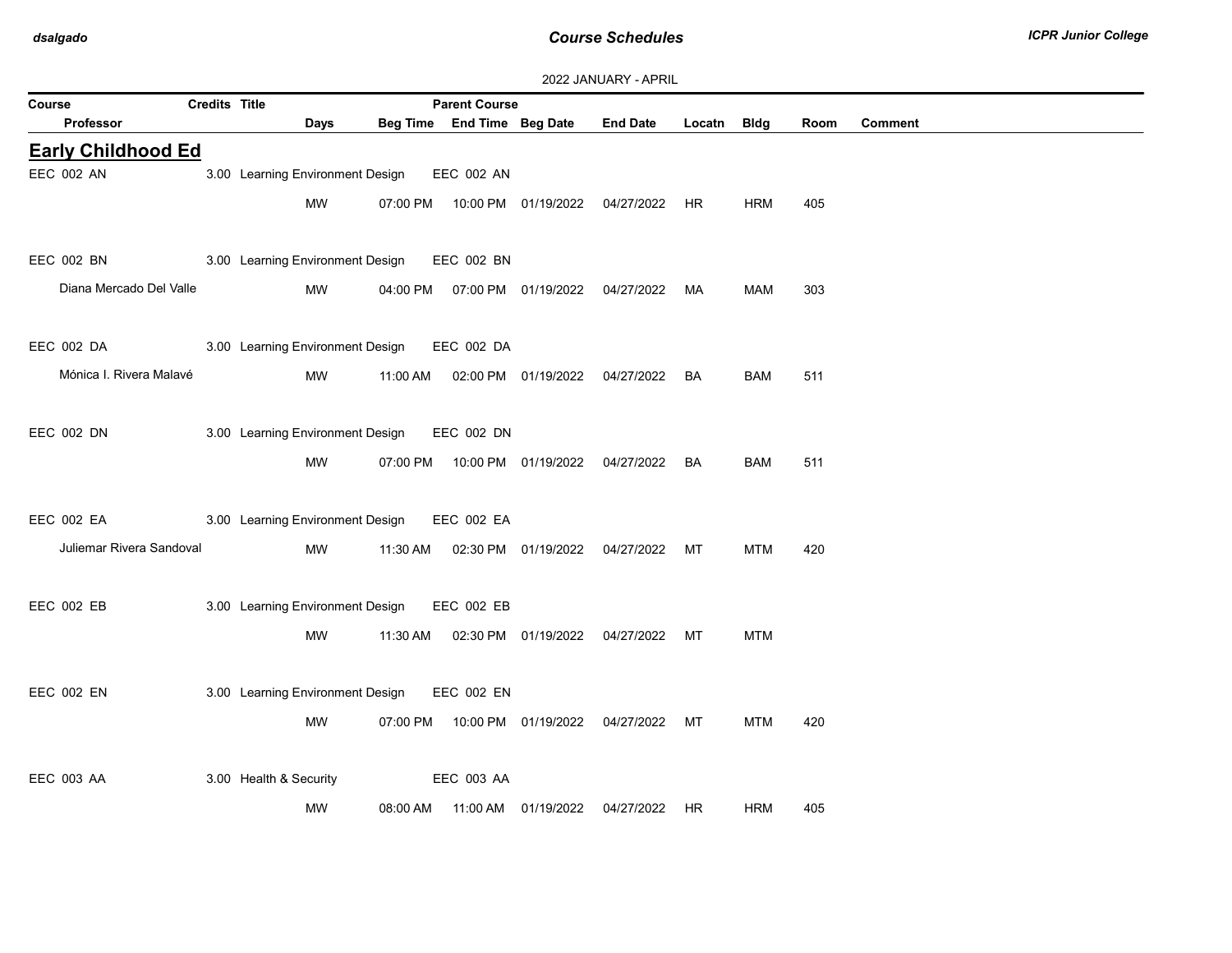2022 JANUARY - APRIL

| Course | Credits | Title | Days | Beg Time | End Time | Beg Date | End Date | Locatn | Bldg | Room | Comment |
|---|---|---|---|---|---|---|---|---|---|---|---|
| Professor | | | | | Parent Course | | | | | | |

## Early Childhood Ed

| Course / Professor | Credits | Title | Parent Course | Days | Beg Time | End Time | Beg Date | End Date | Locatn | Bldg | Room | Comment |
|---|---|---|---|---|---|---|---|---|---|---|---|---|
| EEC 002 AN | 3.00 | Learning Environment Design | EEC 002 AN | | | | | | | | | |
| | | | | MW | 07:00 PM | 10:00 PM | 01/19/2022 | 04/27/2022 | HR | HRM | 405 | |
| EEC 002 BN | 3.00 | Learning Environment Design | EEC 002 BN | | | | | | | | | |
| Diana Mercado Del Valle | | | | MW | 04:00 PM | 07:00 PM | 01/19/2022 | 04/27/2022 | MA | MAM | 303 | |
| EEC 002 DA | 3.00 | Learning Environment Design | EEC 002 DA | | | | | | | | | |
| Mónica I. Rivera Malavé | | | | MW | 11:00 AM | 02:00 PM | 01/19/2022 | 04/27/2022 | BA | BAM | 511 | |
| EEC 002 DN | 3.00 | Learning Environment Design | EEC 002 DN | | | | | | | | | |
| | | | | MW | 07:00 PM | 10:00 PM | 01/19/2022 | 04/27/2022 | BA | BAM | 511 | |
| EEC 002 EA | 3.00 | Learning Environment Design | EEC 002 EA | | | | | | | | | |
| Juliemar Rivera Sandoval | | | | MW | 11:30 AM | 02:30 PM | 01/19/2022 | 04/27/2022 | MT | MTM | 420 | |
| EEC 002 EB | 3.00 | Learning Environment Design | EEC 002 EB | | | | | | | | | |
| | | | | MW | 11:30 AM | 02:30 PM | 01/19/2022 | 04/27/2022 | MT | MTM | | |
| EEC 002 EN | 3.00 | Learning Environment Design | EEC 002 EN | | | | | | | | | |
| | | | | MW | 07:00 PM | 10:00 PM | 01/19/2022 | 04/27/2022 | MT | MTM | 420 | |
| EEC 003 AA | 3.00 | Health & Security | EEC 003 AA | | | | | | | | | |
| | | | | MW | 08:00 AM | 11:00 AM | 01/19/2022 | 04/27/2022 | HR | HRM | 405 | |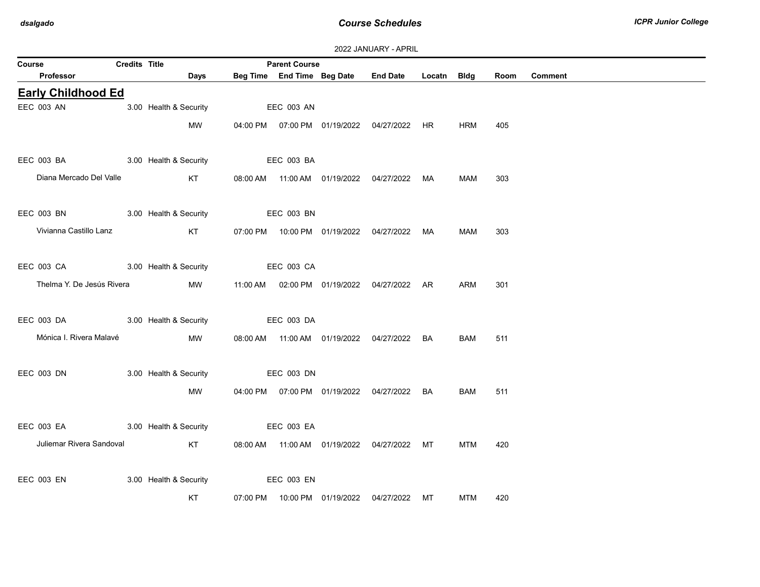2022 JANUARY - APRIL

| Course | Credits | Title | Parent Course | | | | | | |
|---|---|---|---|---|---|---|---|---|---|
| Professor | Days | Beg Time | End Time | Beg Date | End Date | Locatn | Bldg | Room | Comment |

## Early Childhood Ed

| Course / Professor | Credits | Title / Days | Beg Time | Parent Course / End Time | Beg Date | End Date | Locatn | Bldg | Room | Comment |
|---|---|---|---|---|---|---|---|---|---|---|
| EEC 003 AN | 3.00 | Health & Security | | EEC 003 AN | | | | | | |
| | | MW | 04:00 PM | 07:00 PM | 01/19/2022 | 04/27/2022 | HR | HRM | 405 | |
| EEC 003 BA | 3.00 | Health & Security | | EEC 003 BA | | | | | | |
| Diana Mercado Del Valle | | KT | 08:00 AM | 11:00 AM | 01/19/2022 | 04/27/2022 | MA | MAM | 303 | |
| EEC 003 BN | 3.00 | Health & Security | | EEC 003 BN | | | | | | |
| Vivianna Castillo Lanz | | KT | 07:00 PM | 10:00 PM | 01/19/2022 | 04/27/2022 | MA | MAM | 303 | |
| EEC 003 CA | 3.00 | Health & Security | | EEC 003 CA | | | | | | |
| Thelma Y. De Jesús Rivera | | MW | 11:00 AM | 02:00 PM | 01/19/2022 | 04/27/2022 | AR | ARM | 301 | |
| EEC 003 DA | 3.00 | Health & Security | | EEC 003 DA | | | | | | |
| Mónica I. Rivera Malavé | | MW | 08:00 AM | 11:00 AM | 01/19/2022 | 04/27/2022 | BA | BAM | 511 | |
| EEC 003 DN | 3.00 | Health & Security | | EEC 003 DN | | | | | | |
| | | MW | 04:00 PM | 07:00 PM | 01/19/2022 | 04/27/2022 | BA | BAM | 511 | |
| EEC 003 EA | 3.00 | Health & Security | | EEC 003 EA | | | | | | |
| Juliemar Rivera Sandoval | | KT | 08:00 AM | 11:00 AM | 01/19/2022 | 04/27/2022 | MT | MTM | 420 | |
| EEC 003 EN | 3.00 | Health & Security | | EEC 003 EN | | | | | | |
| | | KT | 07:00 PM | 10:00 PM | 01/19/2022 | 04/27/2022 | MT | MTM | 420 | |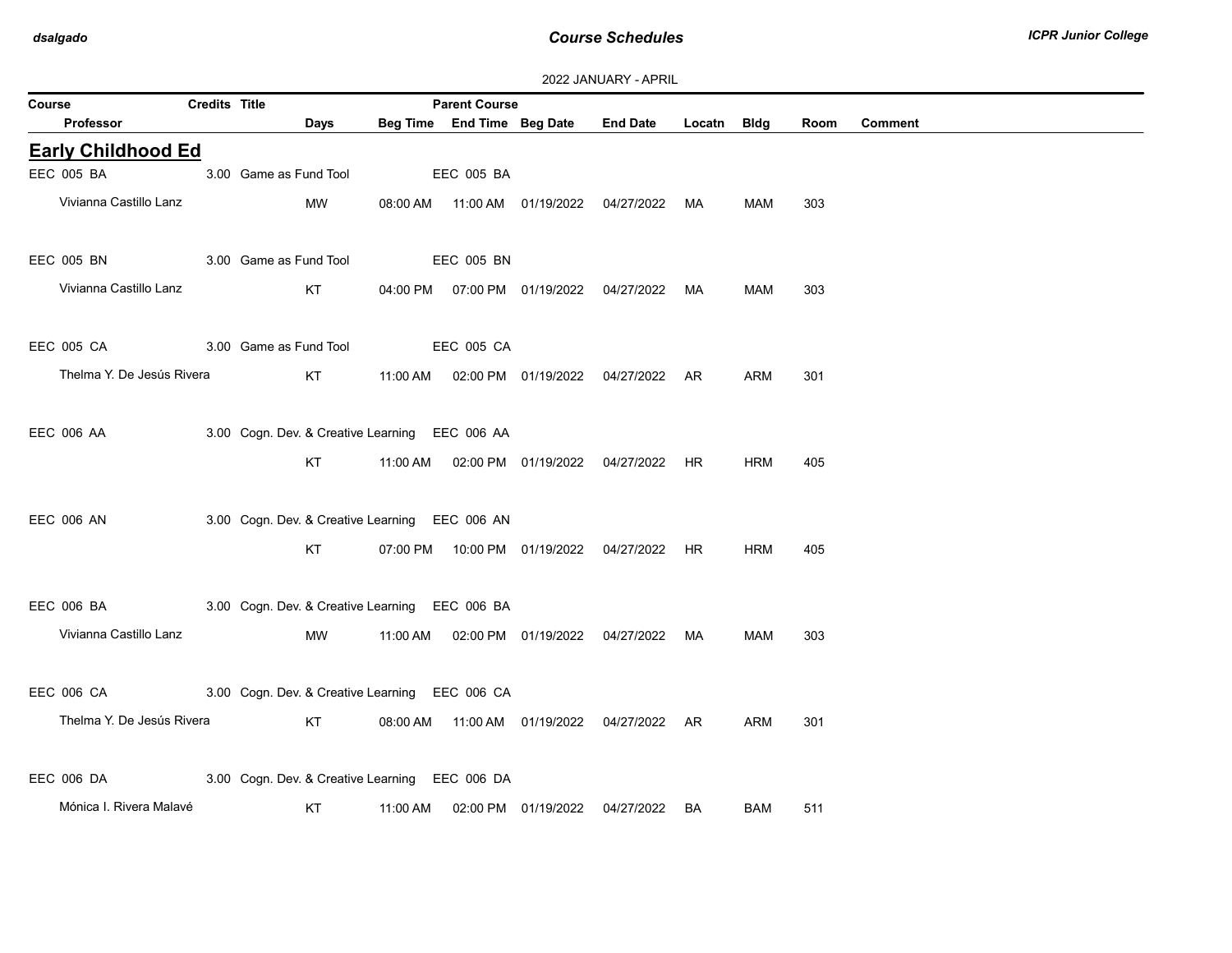2022 JANUARY - APRIL

| Course | Credits | Title | | Parent Course | | | | | | | |
|---|---|---|---|---|---|---|---|---|---|---|---|
| Professor | | | Days | Beg Time | End Time | Beg Date | End Date | Locatn | Bldg | Room | Comment |

## Early Childhood Ed

| Course / Professor | Credits | Title | Days | Beg Time | End Time | Beg Date | End Date | Locatn | Bldg | Room | Comment |
|---|---|---|---|---|---|---|---|---|---|---|---|
| EEC 005 BA | 3.00 | Game as Fund Tool | EEC 005 BA | | | | | | | | |
| Vivianna Castillo Lanz | | | MW | 08:00 AM | 11:00 AM | 01/19/2022 | 04/27/2022 | MA | MAM | 303 | |
| EEC 005 BN | 3.00 | Game as Fund Tool | EEC 005 BN | | | | | | | | |
| Vivianna Castillo Lanz | | | KT | 04:00 PM | 07:00 PM | 01/19/2022 | 04/27/2022 | MA | MAM | 303 | |
| EEC 005 CA | 3.00 | Game as Fund Tool | EEC 005 CA | | | | | | | | |
| Thelma Y. De Jesús Rivera | | | KT | 11:00 AM | 02:00 PM | 01/19/2022 | 04/27/2022 | AR | ARM | 301 | |
| EEC 006 AA | 3.00 | Cogn. Dev. & Creative Learning | EEC 006 AA | | | | | | | | |
| | | | KT | 11:00 AM | 02:00 PM | 01/19/2022 | 04/27/2022 | HR | HRM | 405 | |
| EEC 006 AN | 3.00 | Cogn. Dev. & Creative Learning | EEC 006 AN | | | | | | | | |
| | | | KT | 07:00 PM | 10:00 PM | 01/19/2022 | 04/27/2022 | HR | HRM | 405 | |
| EEC 006 BA | 3.00 | Cogn. Dev. & Creative Learning | EEC 006 BA | | | | | | | | |
| Vivianna Castillo Lanz | | | MW | 11:00 AM | 02:00 PM | 01/19/2022 | 04/27/2022 | MA | MAM | 303 | |
| EEC 006 CA | 3.00 | Cogn. Dev. & Creative Learning | EEC 006 CA | | | | | | | | |
| Thelma Y. De Jesús Rivera | | | KT | 08:00 AM | 11:00 AM | 01/19/2022 | 04/27/2022 | AR | ARM | 301 | |
| EEC 006 DA | 3.00 | Cogn. Dev. & Creative Learning | EEC 006 DA | | | | | | | | |
| Mónica I. Rivera Malavé | | | KT | 11:00 AM | 02:00 PM | 01/19/2022 | 04/27/2022 | BA | BAM | 511 | |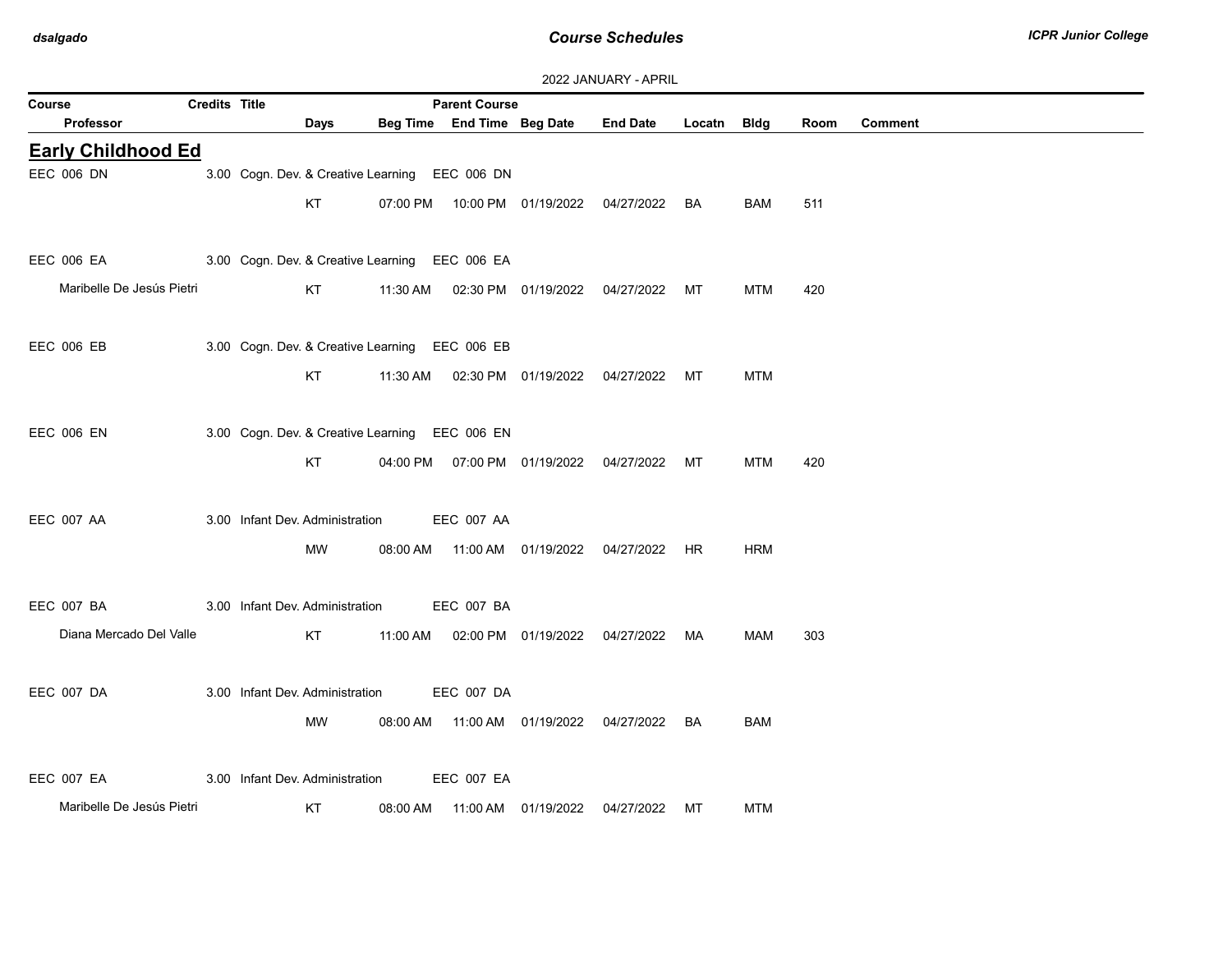2022 JANUARY - APRIL

| Course | Credits | Title | Days | Beg Time | Parent Course / End Time | Beg Date | End Date | Locatn | Bldg | Room | Comment |
|---|---|---|---|---|---|---|---|---|---|---|---|
| Professor | | | | | | | | | | | |

## Early Childhood Ed

| Course / Professor | Credits | Title | Days | Beg Time | Parent Course / End Time | Beg Date | End Date | Locatn | Bldg | Room | Comment |
|---|---|---|---|---|---|---|---|---|---|---|---|
| EEC 006 DN | 3.00 | Cogn. Dev. & Creative Learning | | | EEC 006 DN | | | | | | |
| | | | KT | 07:00 PM | 10:00 PM | 01/19/2022 | 04/27/2022 | BA | BAM | 511 | |
| EEC 006 EA | 3.00 | Cogn. Dev. & Creative Learning | | | EEC 006 EA | | | | | | |
| Maribelle De Jesús Pietri | | | KT | 11:30 AM | 02:30 PM | 01/19/2022 | 04/27/2022 | MT | MTM | 420 | |
| EEC 006 EB | 3.00 | Cogn. Dev. & Creative Learning | | | EEC 006 EB | | | | | | |
| | | | KT | 11:30 AM | 02:30 PM | 01/19/2022 | 04/27/2022 | MT | MTM | | |
| EEC 006 EN | 3.00 | Cogn. Dev. & Creative Learning | | | EEC 006 EN | | | | | | |
| | | | KT | 04:00 PM | 07:00 PM | 01/19/2022 | 04/27/2022 | MT | MTM | 420 | |
| EEC 007 AA | 3.00 | Infant Dev. Administration | | | EEC 007 AA | | | | | | |
| | | | MW | 08:00 AM | 11:00 AM | 01/19/2022 | 04/27/2022 | HR | HRM | | |
| EEC 007 BA | 3.00 | Infant Dev. Administration | | | EEC 007 BA | | | | | | |
| Diana Mercado Del Valle | | | KT | 11:00 AM | 02:00 PM | 01/19/2022 | 04/27/2022 | MA | MAM | 303 | |
| EEC 007 DA | 3.00 | Infant Dev. Administration | | | EEC 007 DA | | | | | | |
| | | | MW | 08:00 AM | 11:00 AM | 01/19/2022 | 04/27/2022 | BA | BAM | | |
| EEC 007 EA | 3.00 | Infant Dev. Administration | | | EEC 007 EA | | | | | | |
| Maribelle De Jesús Pietri | | | KT | 08:00 AM | 11:00 AM | 01/19/2022 | 04/27/2022 | MT | MTM | | |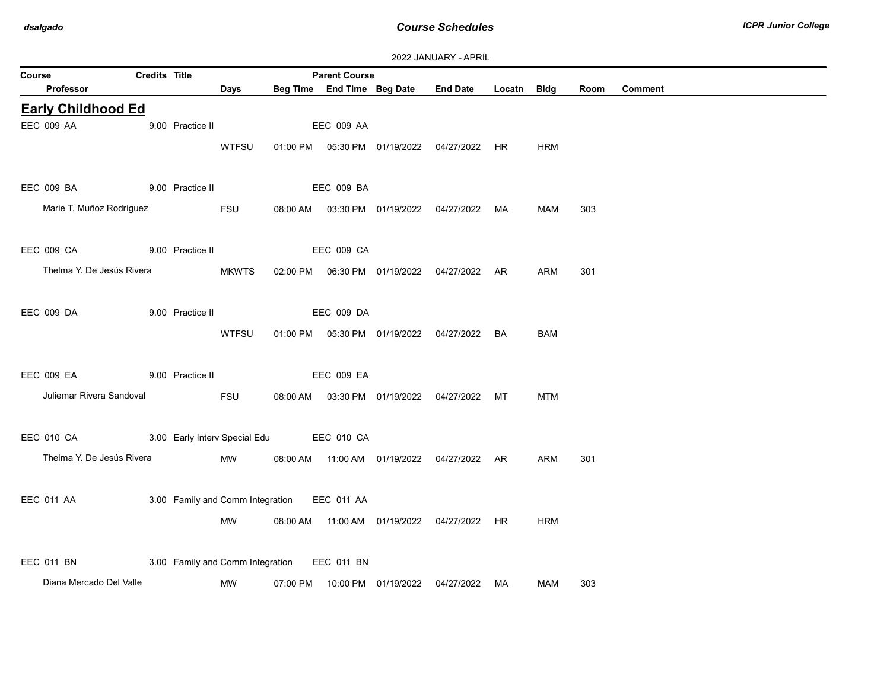2022 JANUARY - APRIL

| Course | Credits | Title | | | Parent Course | | | | | | |
|---|---|---|---|---|---|---|---|---|---|---|---|
| Professor | | | Days | Beg Time | End Time | Beg Date | End Date | Locatn | Bldg | Room | Comment |

## Early Childhood Ed

| Course / Professor | Credits | Title | Days | Beg Time | End Time | Beg Date | End Date | Locatn | Bldg | Room | Comment |
|---|---|---|---|---|---|---|---|---|---|---|---|
| EEC 009 AA | 9.00 | Practice II | | | EEC 009 AA | | | | | | |
| | | | WTFSU | 01:00 PM | 05:30 PM | 01/19/2022 | 04/27/2022 | HR | HRM | | |
| EEC 009 BA | 9.00 | Practice II | | | EEC 009 BA | | | | | | |
| Marie T. Muñoz Rodríguez | | | FSU | 08:00 AM | 03:30 PM | 01/19/2022 | 04/27/2022 | MA | MAM | 303 | |
| EEC 009 CA | 9.00 | Practice II | | | EEC 009 CA | | | | | | |
| Thelma Y. De Jesús Rivera | | | MKWTS | 02:00 PM | 06:30 PM | 01/19/2022 | 04/27/2022 | AR | ARM | 301 | |
| EEC 009 DA | 9.00 | Practice II | | | EEC 009 DA | | | | | | |
| | | | WTFSU | 01:00 PM | 05:30 PM | 01/19/2022 | 04/27/2022 | BA | BAM | | |
| EEC 009 EA | 9.00 | Practice II | | | EEC 009 EA | | | | | | |
| Juliemar Rivera Sandoval | | | FSU | 08:00 AM | 03:30 PM | 01/19/2022 | 04/27/2022 | MT | MTM | | |
| EEC 010 CA | 3.00 | Early Interv Special Edu | | | EEC 010 CA | | | | | | |
| Thelma Y. De Jesús Rivera | | | MW | 08:00 AM | 11:00 AM | 01/19/2022 | 04/27/2022 | AR | ARM | 301 | |
| EEC 011 AA | 3.00 | Family and Comm Integration | | | EEC 011 AA | | | | | | |
| | | | MW | 08:00 AM | 11:00 AM | 01/19/2022 | 04/27/2022 | HR | HRM | | |
| EEC 011 BN | 3.00 | Family and Comm Integration | | | EEC 011 BN | | | | | | |
| Diana Mercado Del Valle | | | MW | 07:00 PM | 10:00 PM | 01/19/2022 | 04/27/2022 | MA | MAM | 303 | |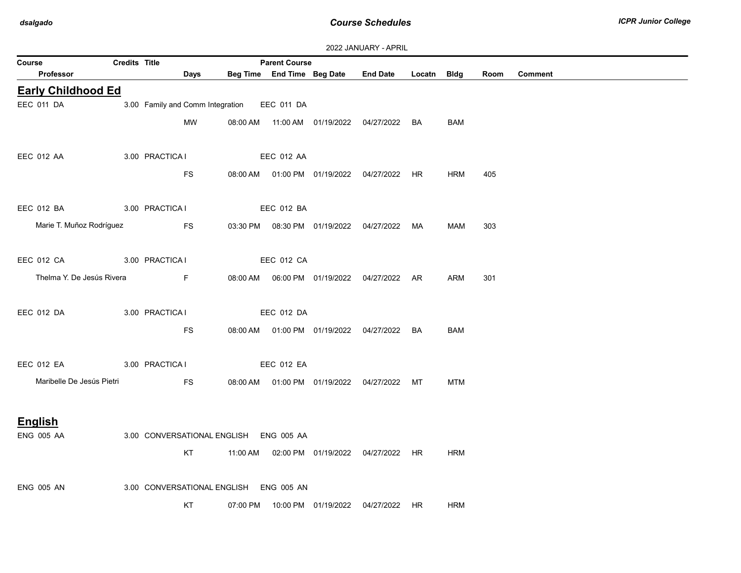2022 JANUARY - APRIL

| Course | Credits | Title | Parent Course | | | | | | |
|---|---|---|---|---|---|---|---|---|---|
| Professor | Days | Beg Time | End Time | Beg Date | End Date | Locatn | Bldg | Room | Comment |

## Early Childhood Ed

| Course / Professor | Credits | Title | Parent Course | Days | Beg Time | End Time | Beg Date | End Date | Locatn | Bldg | Room | Comment |
|---|---|---|---|---|---|---|---|---|---|---|---|---|
| EEC 011 DA | 3.00 | Family and Comm Integration | EEC 011 DA | | | | | | | | | |
| | | | | MW | 08:00 AM | 11:00 AM | 01/19/2022 | 04/27/2022 | BA | BAM | | |
| EEC 012 AA | 3.00 | PRACTICA I | EEC 012 AA | | | | | | | | | |
| | | | | FS | 08:00 AM | 01:00 PM | 01/19/2022 | 04/27/2022 | HR | HRM | 405 | |
| EEC 012 BA | 3.00 | PRACTICA I | EEC 012 BA | | | | | | | | | |
| Marie T. Muñoz Rodríguez | | | | FS | 03:30 PM | 08:30 PM | 01/19/2022 | 04/27/2022 | MA | MAM | 303 | |
| EEC 012 CA | 3.00 | PRACTICA I | EEC 012 CA | | | | | | | | | |
| Thelma Y. De Jesús Rivera | | | | F | 08:00 AM | 06:00 PM | 01/19/2022 | 04/27/2022 | AR | ARM | 301 | |
| EEC 012 DA | 3.00 | PRACTICA I | EEC 012 DA | | | | | | | | | |
| | | | | FS | 08:00 AM | 01:00 PM | 01/19/2022 | 04/27/2022 | BA | BAM | | |
| EEC 012 EA | 3.00 | PRACTICA I | EEC 012 EA | | | | | | | | | |
| Maribelle De Jesús Pietri | | | | FS | 08:00 AM | 01:00 PM | 01/19/2022 | 04/27/2022 | MT | MTM | | |

## English

| Course / Professor | Credits | Title | Parent Course | Days | Beg Time | End Time | Beg Date | End Date | Locatn | Bldg | Room | Comment |
|---|---|---|---|---|---|---|---|---|---|---|---|---|
| ENG 005 AA | 3.00 | CONVERSATIONAL ENGLISH | ENG 005 AA | | | | | | | | | |
| | | | | KT | 11:00 AM | 02:00 PM | 01/19/2022 | 04/27/2022 | HR | HRM | | |
| ENG 005 AN | 3.00 | CONVERSATIONAL ENGLISH | ENG 005 AN | | | | | | | | | |
| | | | | KT | 07:00 PM | 10:00 PM | 01/19/2022 | 04/27/2022 | HR | HRM | | |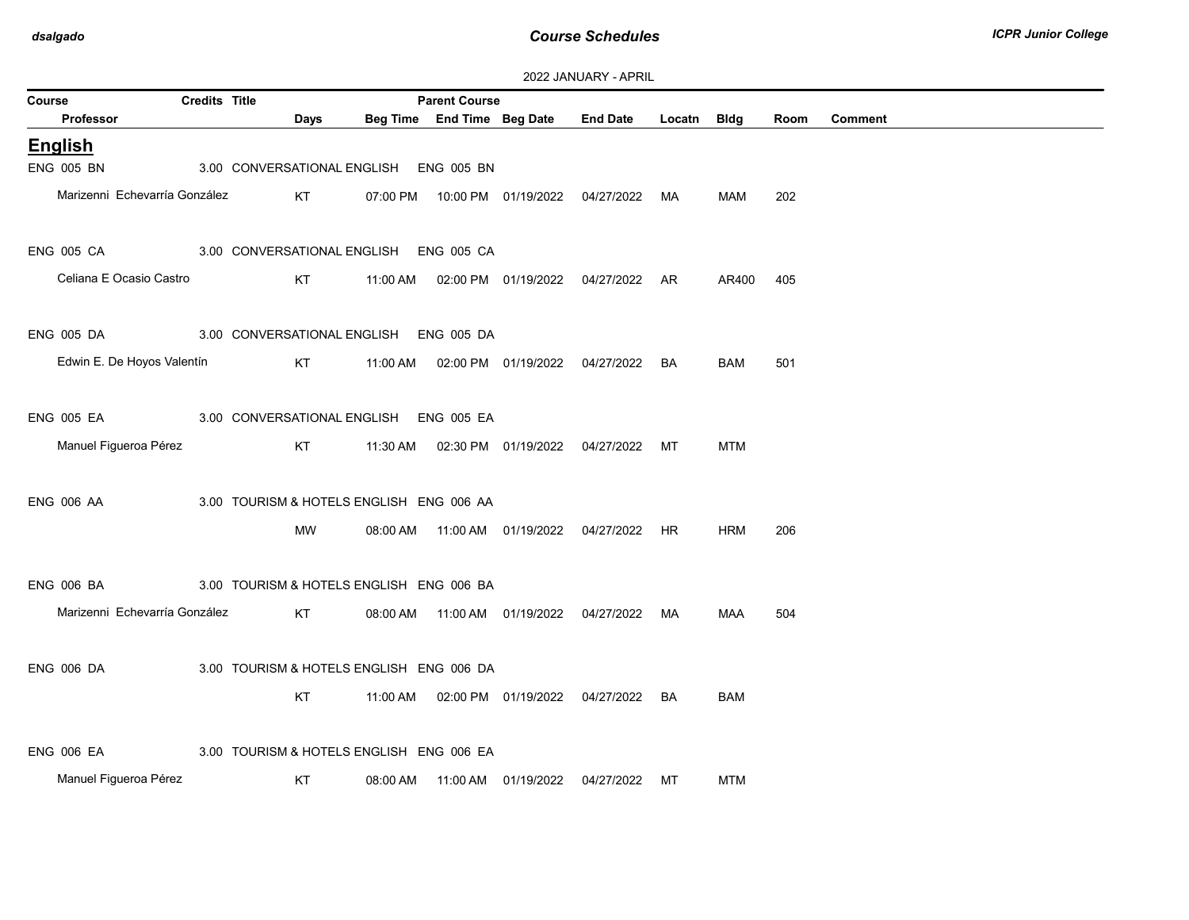2022 JANUARY - APRIL

| Course | Credits | Title | | | Parent Course | | | | | | |
|---|---|---|---|---|---|---|---|---|---|---|---|
| Professor | | | Days | Beg Time | End Time | Beg Date | End Date | Locatn | Bldg | Room | Comment |

## English

| Course / Professor | Credits | Title | Days | Beg Time | End Time | Beg Date | End Date | Locatn | Bldg | Room | Comment |
|---|---|---|---|---|---|---|---|---|---|---|---|
| ENG 005 BN | 3.00 | CONVERSATIONAL ENGLISH (Parent: ENG 005 BN) | | | | | | | | | |
| Marizenni Echevarría González | | | KT | 07:00 PM | 10:00 PM | 01/19/2022 | 04/27/2022 | MA | MAM | 202 | |
| ENG 005 CA | 3.00 | CONVERSATIONAL ENGLISH (Parent: ENG 005 CA) | | | | | | | | | |
| Celiana E Ocasio Castro | | | KT | 11:00 AM | 02:00 PM | 01/19/2022 | 04/27/2022 | AR | AR400 | 405 | |
| ENG 005 DA | 3.00 | CONVERSATIONAL ENGLISH (Parent: ENG 005 DA) | | | | | | | | | |
| Edwin E. De Hoyos Valentín | | | KT | 11:00 AM | 02:00 PM | 01/19/2022 | 04/27/2022 | BA | BAM | 501 | |
| ENG 005 EA | 3.00 | CONVERSATIONAL ENGLISH (Parent: ENG 005 EA) | | | | | | | | | |
| Manuel Figueroa Pérez | | | KT | 11:30 AM | 02:30 PM | 01/19/2022 | 04/27/2022 | MT | MTM | | |
| ENG 006 AA | 3.00 | TOURISM & HOTELS ENGLISH (Parent: ENG 006 AA) | | | | | | | | | |
| | | | MW | 08:00 AM | 11:00 AM | 01/19/2022 | 04/27/2022 | HR | HRM | 206 | |
| ENG 006 BA | 3.00 | TOURISM & HOTELS ENGLISH (Parent: ENG 006 BA) | | | | | | | | | |
| Marizenni Echevarría González | | | KT | 08:00 AM | 11:00 AM | 01/19/2022 | 04/27/2022 | MA | MAA | 504 | |
| ENG 006 DA | 3.00 | TOURISM & HOTELS ENGLISH (Parent: ENG 006 DA) | | | | | | | | | |
| | | | KT | 11:00 AM | 02:00 PM | 01/19/2022 | 04/27/2022 | BA | BAM | | |
| ENG 006 EA | 3.00 | TOURISM & HOTELS ENGLISH (Parent: ENG 006 EA) | | | | | | | | | |
| Manuel Figueroa Pérez | | | KT | 08:00 AM | 11:00 AM | 01/19/2022 | 04/27/2022 | MT | MTM | | |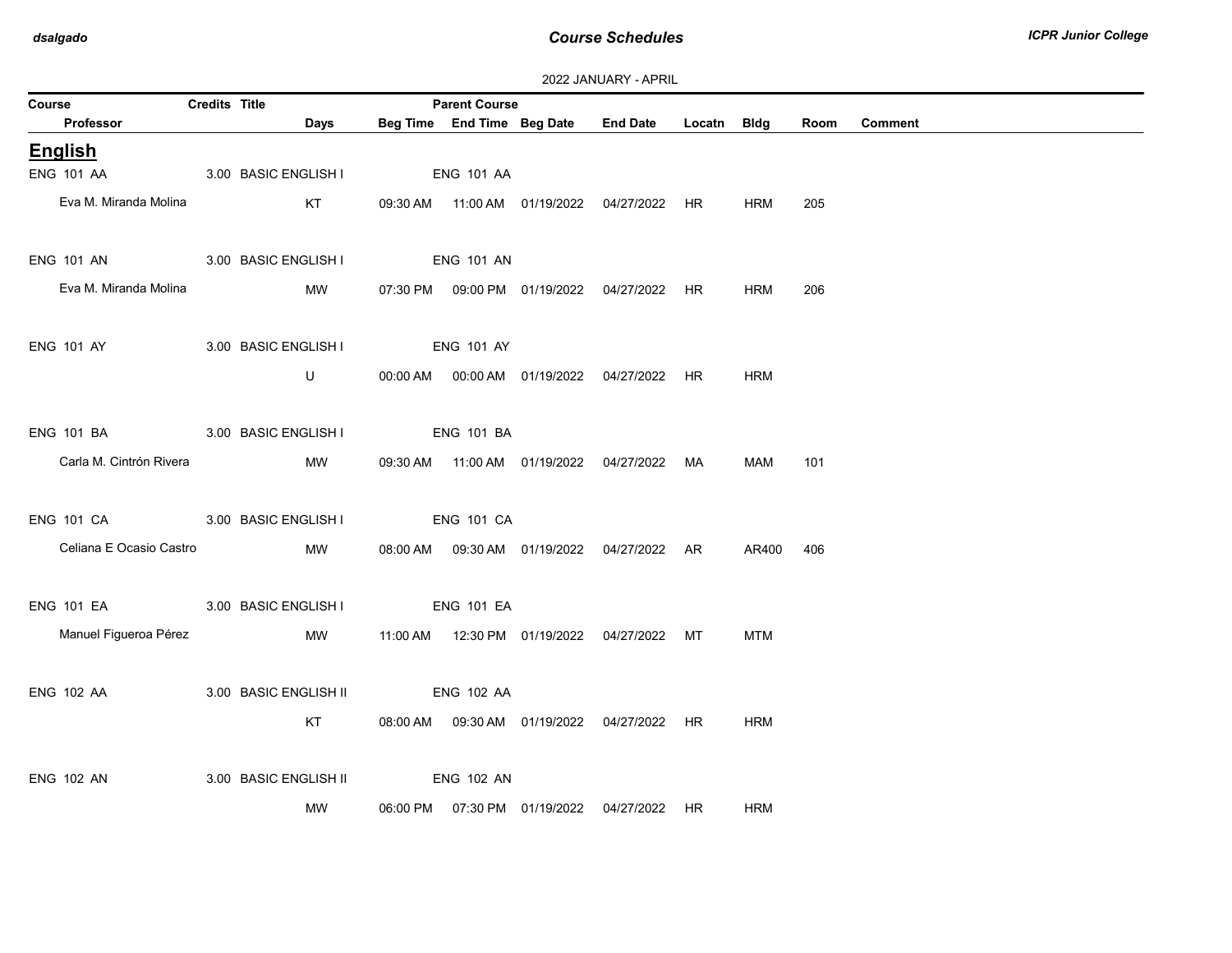2022 JANUARY - APRIL

| Course | Credits | Title | | Parent Course | | | | | | | |
|---|---|---|---|---|---|---|---|---|---|---|---|
| Professor | | | Days | Beg Time | End Time | Beg Date | End Date | Locatn | Bldg | Room | Comment |

## English

| Course / Professor | Credits | Title / Days | Beg Time | End Time | Beg Date | End Date | Locatn | Bldg | Room | Comment |
|---|---|---|---|---|---|---|---|---|---|---|
| ENG 101 AA | 3.00 | BASIC ENGLISH I | ENG 101 AA | | | | | | | |
| Eva M. Miranda Molina | | KT | 09:30 AM | 11:00 AM | 01/19/2022 | 04/27/2022 | HR | HRM | 205 | |
| ENG 101 AN | 3.00 | BASIC ENGLISH I | ENG 101 AN | | | | | | | |
| Eva M. Miranda Molina | | MW | 07:30 PM | 09:00 PM | 01/19/2022 | 04/27/2022 | HR | HRM | 206 | |
| ENG 101 AY | 3.00 | BASIC ENGLISH I | ENG 101 AY | | | | | | | |
| | | U | 00:00 AM | 00:00 AM | 01/19/2022 | 04/27/2022 | HR | HRM | | |
| ENG 101 BA | 3.00 | BASIC ENGLISH I | ENG 101 BA | | | | | | | |
| Carla M. Cintrón Rivera | | MW | 09:30 AM | 11:00 AM | 01/19/2022 | 04/27/2022 | MA | MAM | 101 | |
| ENG 101 CA | 3.00 | BASIC ENGLISH I | ENG 101 CA | | | | | | | |
| Celiana E Ocasio Castro | | MW | 08:00 AM | 09:30 AM | 01/19/2022 | 04/27/2022 | AR | AR400 | 406 | |
| ENG 101 EA | 3.00 | BASIC ENGLISH I | ENG 101 EA | | | | | | | |
| Manuel Figueroa Pérez | | MW | 11:00 AM | 12:30 PM | 01/19/2022 | 04/27/2022 | MT | MTM | | |
| ENG 102 AA | 3.00 | BASIC ENGLISH II | ENG 102 AA | | | | | | | |
| | | KT | 08:00 AM | 09:30 AM | 01/19/2022 | 04/27/2022 | HR | HRM | | |
| ENG 102 AN | 3.00 | BASIC ENGLISH II | ENG 102 AN | | | | | | | |
| | | MW | 06:00 PM | 07:30 PM | 01/19/2022 | 04/27/2022 | HR | HRM | | |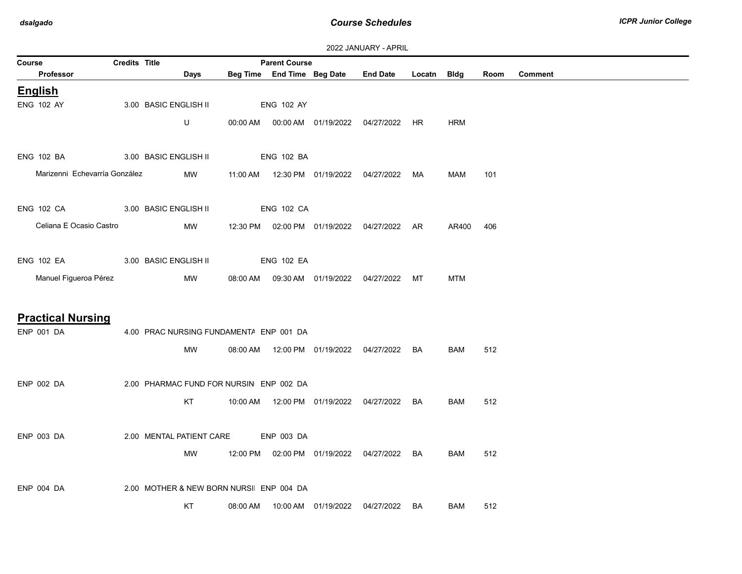## Course Schedules

2022 JANUARY - APRIL

| Course / Professor | Credits | Title | Days | Beg Time | Parent Course / End Time | Beg Date | End Date | Locatn | Bldg | Room | Comment |
|---|---|---|---|---|---|---|---|---|---|---|---|
| **English** | | | | | | | | | | | |
| ENG 102 AY | 3.00 | BASIC ENGLISH II | | | ENG 102 AY | | | | | | |
| | | | U | 00:00 AM | 00:00 AM | 01/19/2022 | 04/27/2022 | HR | HRM | | |
| ENG 102 BA | 3.00 | BASIC ENGLISH II | | | ENG 102 BA | | | | | | |
| Marizenni Echevarría González | | | MW | 11:00 AM | 12:30 PM | 01/19/2022 | 04/27/2022 | MA | MAM | 101 | |
| ENG 102 CA | 3.00 | BASIC ENGLISH II | | | ENG 102 CA | | | | | | |
| Celiana E Ocasio Castro | | | MW | 12:30 PM | 02:00 PM | 01/19/2022 | 04/27/2022 | AR | AR400 | 406 | |
| ENG 102 EA | 3.00 | BASIC ENGLISH II | | | ENG 102 EA | | | | | | |
| Manuel Figueroa Pérez | | | MW | 08:00 AM | 09:30 AM | 01/19/2022 | 04/27/2022 | MT | MTM | | |
| **Practical Nursing** | | | | | | | | | | | |
| ENP 001 DA | 4.00 | PRAC NURSING FUNDAMENTA | | | ENP 001 DA | | | | | | |
| | | | MW | 08:00 AM | 12:00 PM | 01/19/2022 | 04/27/2022 | BA | BAM | 512 | |
| ENP 002 DA | 2.00 | PHARMAC FUND FOR NURSIN | | | ENP 002 DA | | | | | | |
| | | | KT | 10:00 AM | 12:00 PM | 01/19/2022 | 04/27/2022 | BA | BAM | 512 | |
| ENP 003 DA | 2.00 | MENTAL PATIENT CARE | | | ENP 003 DA | | | | | | |
| | | | MW | 12:00 PM | 02:00 PM | 01/19/2022 | 04/27/2022 | BA | BAM | 512 | |
| ENP 004 DA | 2.00 | MOTHER & NEW BORN NURSI | | | ENP 004 DA | | | | | | |
| | | | KT | 08:00 AM | 10:00 AM | 01/19/2022 | 04/27/2022 | BA | BAM | 512 | |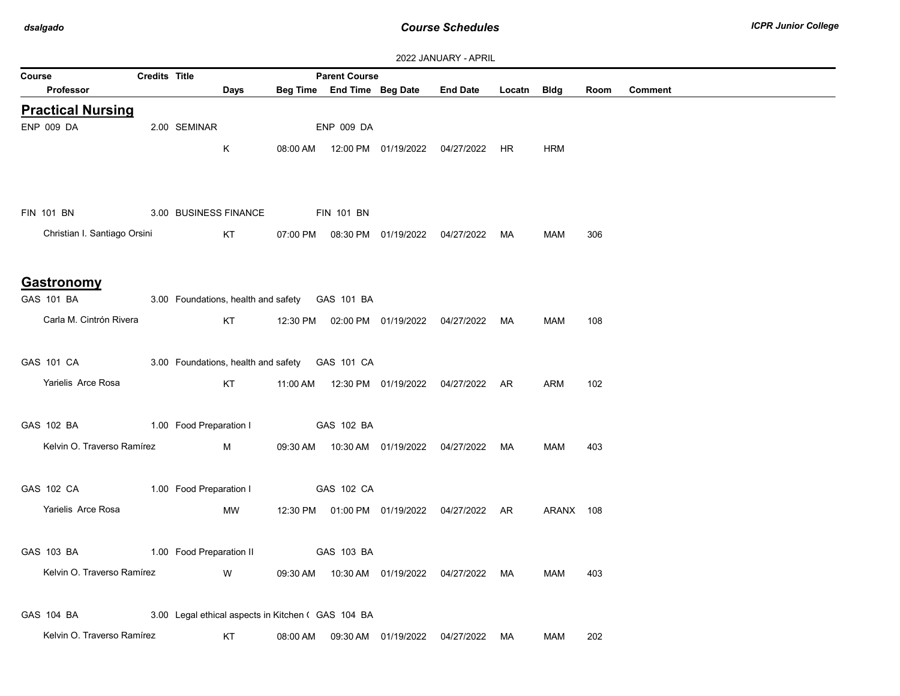2022 JANUARY - APRIL

| Course / Professor | Credits | Title | Days | Beg Time | Parent Course / End Time | Beg Date | End Date | Locatn | Bldg | Room | Comment |
|---|---|---|---|---|---|---|---|---|---|---|---|

## Practical Nursing

| Course / Professor | Credits | Title | Days | Beg Time | Parent Course / End Time | Beg Date | End Date | Locatn | Bldg | Room | Comment |
|---|---|---|---|---|---|---|---|---|---|---|---|
| ENP 009 DA | 2.00 | SEMINAR | | | ENP 009 DA | | | | | | |
| | | | K | 08:00 AM | 12:00 PM | 01/19/2022 | 04/27/2022 | HR | HRM | | |
| FIN 101 BN | 3.00 | BUSINESS FINANCE | | | FIN 101 BN | | | | | | |
| Christian I. Santiago Orsini | | | KT | 07:00 PM | 08:30 PM | 01/19/2022 | 04/27/2022 | MA | MAM | 306 | |

## Gastronomy

| Course / Professor | Credits | Title | Days | Beg Time | Parent Course / End Time | Beg Date | End Date | Locatn | Bldg | Room | Comment |
|---|---|---|---|---|---|---|---|---|---|---|---|
| GAS 101 BA | 3.00 | Foundations, health and safety | | | GAS 101 BA | | | | | | |
| Carla M. Cintrón Rivera | | | KT | 12:30 PM | 02:00 PM | 01/19/2022 | 04/27/2022 | MA | MAM | 108 | |
| GAS 101 CA | 3.00 | Foundations, health and safety | | | GAS 101 CA | | | | | | |
| Yarielis Arce Rosa | | | KT | 11:00 AM | 12:30 PM | 01/19/2022 | 04/27/2022 | AR | ARM | 102 | |
| GAS 102 BA | 1.00 | Food Preparation I | | | GAS 102 BA | | | | | | |
| Kelvin O. Traverso Ramírez | | | M | 09:30 AM | 10:30 AM | 01/19/2022 | 04/27/2022 | MA | MAM | 403 | |
| GAS 102 CA | 1.00 | Food Preparation I | | | GAS 102 CA | | | | | | |
| Yarielis Arce Rosa | | | MW | 12:30 PM | 01:00 PM | 01/19/2022 | 04/27/2022 | AR | ARANX | 108 | |
| GAS 103 BA | 1.00 | Food Preparation II | | | GAS 103 BA | | | | | | |
| Kelvin O. Traverso Ramírez | | | W | 09:30 AM | 10:30 AM | 01/19/2022 | 04/27/2022 | MA | MAM | 403 | |
| GAS 104 BA | 3.00 | Legal ethical aspects in Kitchen ( | | | GAS 104 BA | | | | | | |
| Kelvin O. Traverso Ramírez | | | KT | 08:00 AM | 09:30 AM | 01/19/2022 | 04/27/2022 | MA | MAM | 202 | |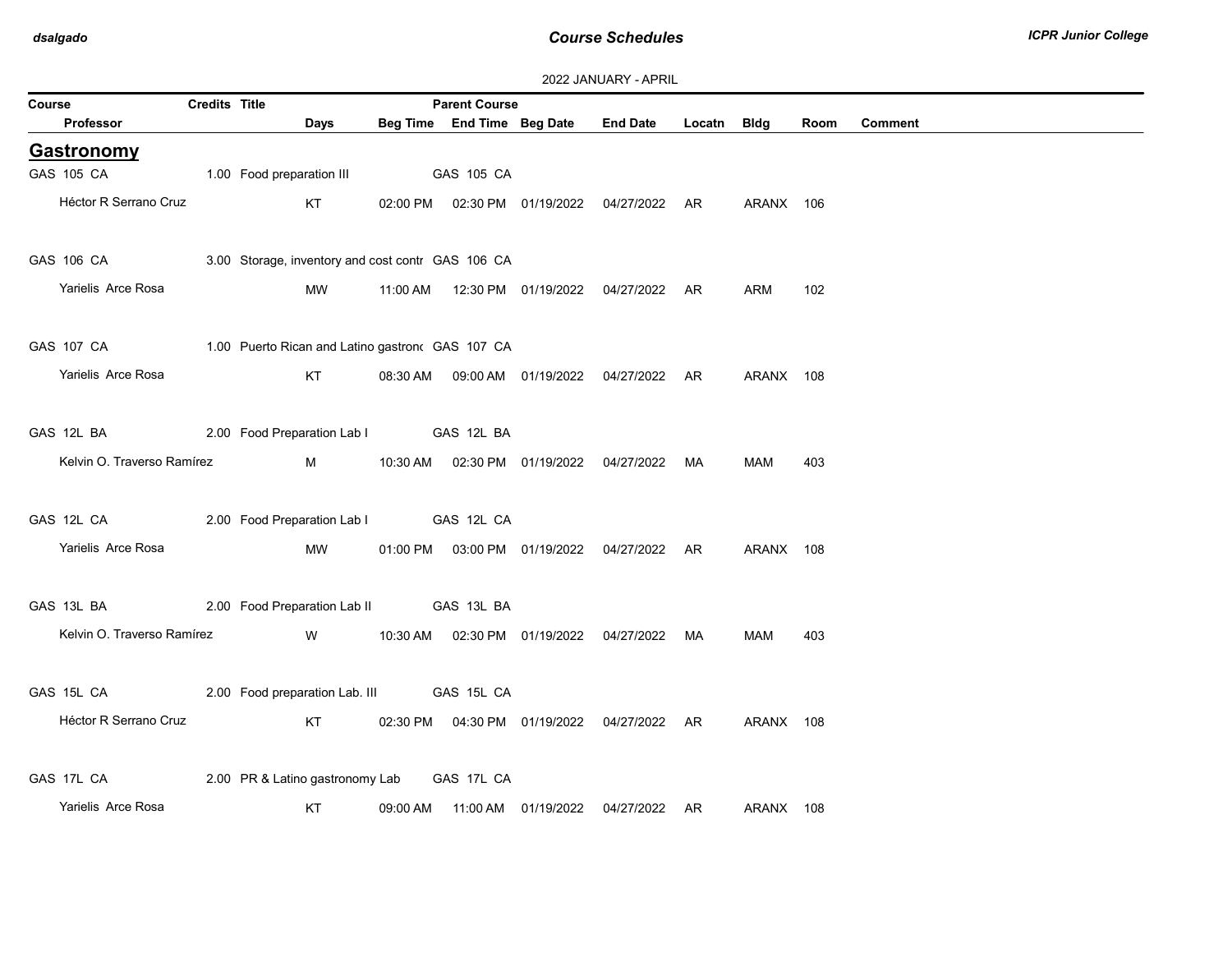2022 JANUARY - APRIL

| Course | Credits | Title | Parent Course | | | | | | | |
|---|---|---|---|---|---|---|---|---|---|---|
| Professor | | Days | Beg Time | End Time | Beg Date | End Date | Locatn | Bldg | Room | Comment |

## Gastronomy

| Course / Professor | Credits | Title / Days | Beg Time | End Time | Beg Date | End Date | Locatn | Bldg | Room | Comment |
|---|---|---|---|---|---|---|---|---|---|---|
| GAS 105 CA | 1.00 | Food preparation III | GAS 105 CA | | | | | | | |
| Héctor R Serrano Cruz | | KT | 02:00 PM | 02:30 PM | 01/19/2022 | 04/27/2022 | AR | ARANX | 106 | |
| GAS 106 CA | 3.00 | Storage, inventory and cost contr | GAS 106 CA | | | | | | | |
| Yarielis Arce Rosa | | MW | 11:00 AM | 12:30 PM | 01/19/2022 | 04/27/2022 | AR | ARM | 102 | |
| GAS 107 CA | 1.00 | Puerto Rican and Latino gastrono | GAS 107 CA | | | | | | | |
| Yarielis Arce Rosa | | KT | 08:30 AM | 09:00 AM | 01/19/2022 | 04/27/2022 | AR | ARANX | 108 | |
| GAS 12L BA | 2.00 | Food Preparation Lab I | GAS 12L BA | | | | | | | |
| Kelvin O. Traverso Ramírez | | M | 10:30 AM | 02:30 PM | 01/19/2022 | 04/27/2022 | MA | MAM | 403 | |
| GAS 12L CA | 2.00 | Food Preparation Lab I | GAS 12L CA | | | | | | | |
| Yarielis Arce Rosa | | MW | 01:00 PM | 03:00 PM | 01/19/2022 | 04/27/2022 | AR | ARANX | 108 | |
| GAS 13L BA | 2.00 | Food Preparation Lab II | GAS 13L BA | | | | | | | |
| Kelvin O. Traverso Ramírez | | W | 10:30 AM | 02:30 PM | 01/19/2022 | 04/27/2022 | MA | MAM | 403 | |
| GAS 15L CA | 2.00 | Food preparation Lab. III | GAS 15L CA | | | | | | | |
| Héctor R Serrano Cruz | | KT | 02:30 PM | 04:30 PM | 01/19/2022 | 04/27/2022 | AR | ARANX | 108 | |
| GAS 17L CA | 2.00 | PR & Latino gastronomy Lab | GAS 17L CA | | | | | | | |
| Yarielis Arce Rosa | | KT | 09:00 AM | 11:00 AM | 01/19/2022 | 04/27/2022 | AR | ARANX | 108 | |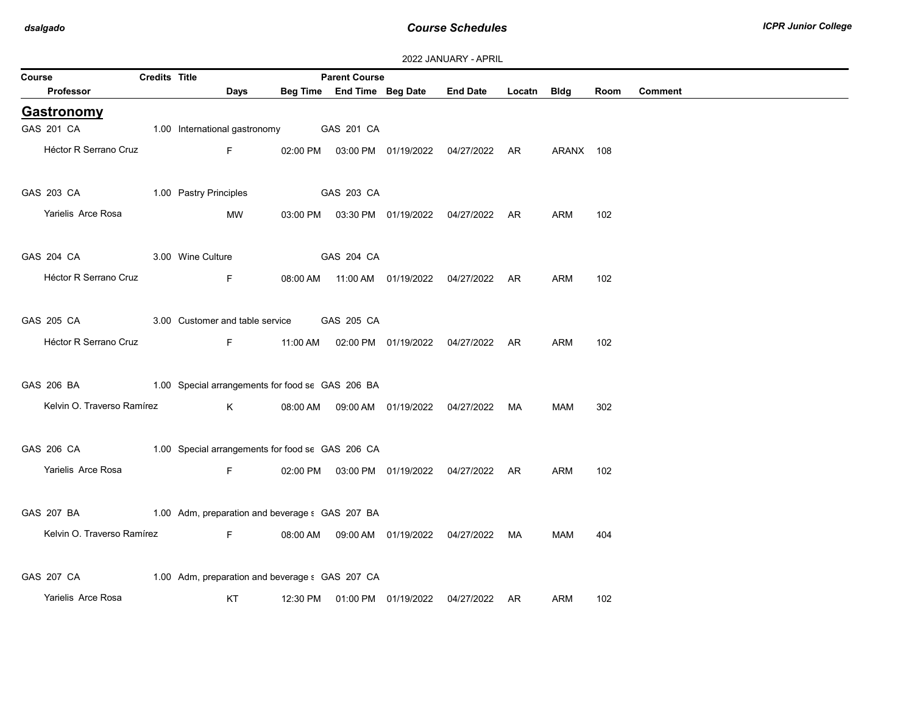2022 JANUARY - APRIL

## Gastronomy

| Course | Credits | Title | Days | Beg Time | Parent Course / End Time | Beg Date | End Date | Locatn | Bldg | Room | Comment |
|---|---|---|---|---|---|---|---|---|---|---|---|
| GAS 201 CA | 1.00 | International gastronomy | | | GAS 201 CA | | | | | | |
| Héctor R Serrano Cruz | | | F | 02:00 PM | 03:00 PM | 01/19/2022 | 04/27/2022 | AR | ARANX | 108 | |
| GAS 203 CA | 1.00 | Pastry Principles | | | GAS 203 CA | | | | | | |
| Yarielis Arce Rosa | | | MW | 03:00 PM | 03:30 PM | 01/19/2022 | 04/27/2022 | AR | ARM | 102 | |
| GAS 204 CA | 3.00 | Wine Culture | | | GAS 204 CA | | | | | | |
| Héctor R Serrano Cruz | | | F | 08:00 AM | 11:00 AM | 01/19/2022 | 04/27/2022 | AR | ARM | 102 | |
| GAS 205 CA | 3.00 | Customer and table service | | | GAS 205 CA | | | | | | |
| Héctor R Serrano Cruz | | | F | 11:00 AM | 02:00 PM | 01/19/2022 | 04/27/2022 | AR | ARM | 102 | |
| GAS 206 BA | 1.00 | Special arrangements for food se | | | GAS 206 BA | | | | | | |
| Kelvin O. Traverso Ramírez | | | K | 08:00 AM | 09:00 AM | 01/19/2022 | 04/27/2022 | MA | MAM | 302 | |
| GAS 206 CA | 1.00 | Special arrangements for food se | | | GAS 206 CA | | | | | | |
| Yarielis Arce Rosa | | | F | 02:00 PM | 03:00 PM | 01/19/2022 | 04/27/2022 | AR | ARM | 102 | |
| GAS 207 BA | 1.00 | Adm, preparation and beverage s | | | GAS 207 BA | | | | | | |
| Kelvin O. Traverso Ramírez | | | F | 08:00 AM | 09:00 AM | 01/19/2022 | 04/27/2022 | MA | MAM | 404 | |
| GAS 207 CA | 1.00 | Adm, preparation and beverage s | | | GAS 207 CA | | | | | | |
| Yarielis Arce Rosa | | | KT | 12:30 PM | 01:00 PM | 01/19/2022 | 04/27/2022 | AR | ARM | 102 | |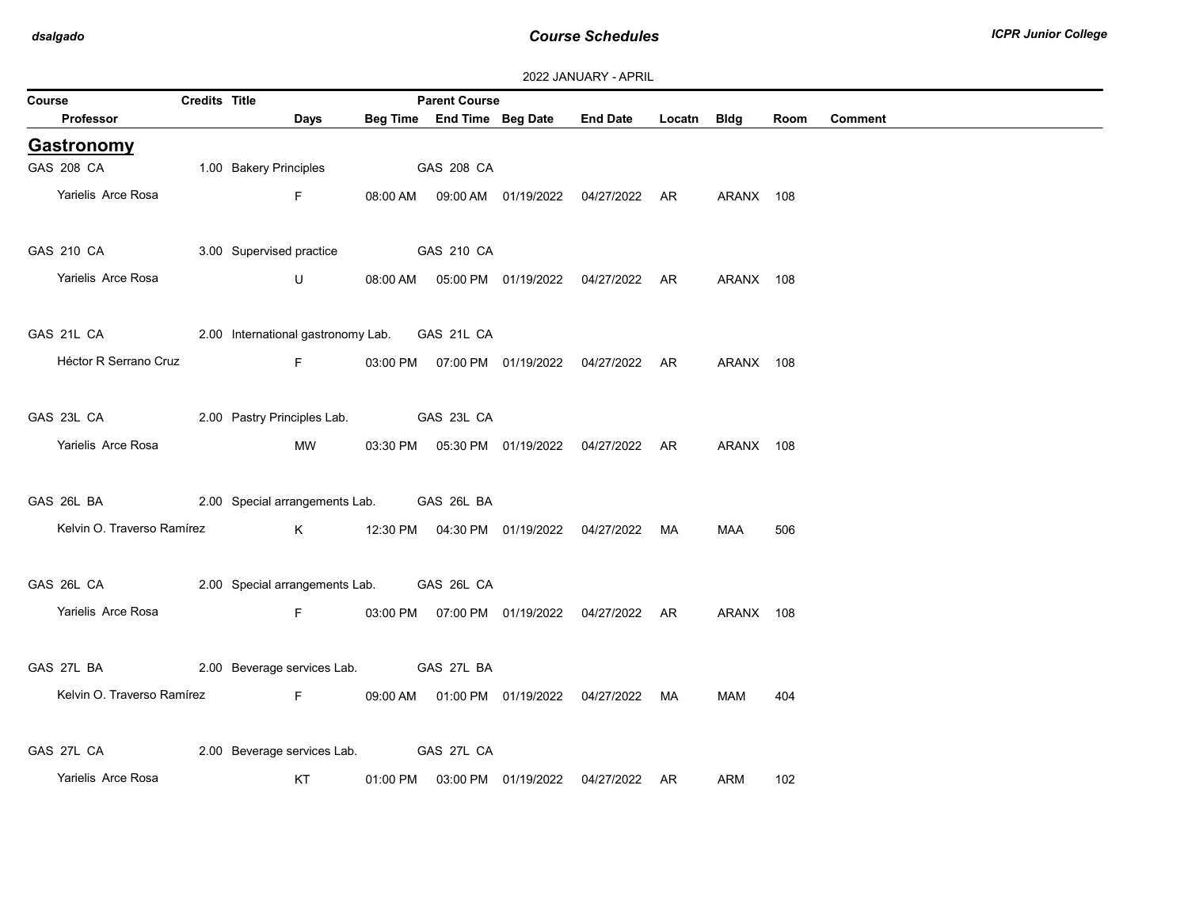2022 JANUARY - APRIL

| Course | Credits | Title | Parent Course | | | | | | | |
|---|---|---|---|---|---|---|---|---|---|---|
| Professor | Days | Beg Time | End Time | Beg Date | End Date | Locatn | Bldg | Room | Comment | |

## Gastronomy

| Course / Professor | Credits | Title | Days | Beg Time | End Time | Beg Date | End Date | Locatn | Bldg | Room | Comment |
|---|---|---|---|---|---|---|---|---|---|---|---|
| GAS 208 CA | 1.00 | Bakery Principles | | | GAS 208 CA | | | | | | |
| Yarielis Arce Rosa | | | F | 08:00 AM | 09:00 AM | 01/19/2022 | 04/27/2022 | AR | ARANX | 108 | |
| GAS 210 CA | 3.00 | Supervised practice | | | GAS 210 CA | | | | | | |
| Yarielis Arce Rosa | | | U | 08:00 AM | 05:00 PM | 01/19/2022 | 04/27/2022 | AR | ARANX | 108 | |
| GAS 21L CA | 2.00 | International gastronomy Lab. | | | GAS 21L CA | | | | | | |
| Héctor R Serrano Cruz | | | F | 03:00 PM | 07:00 PM | 01/19/2022 | 04/27/2022 | AR | ARANX | 108 | |
| GAS 23L CA | 2.00 | Pastry Principles Lab. | | | GAS 23L CA | | | | | | |
| Yarielis Arce Rosa | | | MW | 03:30 PM | 05:30 PM | 01/19/2022 | 04/27/2022 | AR | ARANX | 108 | |
| GAS 26L BA | 2.00 | Special arrangements Lab. | | | GAS 26L BA | | | | | | |
| Kelvin O. Traverso Ramírez | | | K | 12:30 PM | 04:30 PM | 01/19/2022 | 04/27/2022 | MA | MAA | 506 | |
| GAS 26L CA | 2.00 | Special arrangements Lab. | | | GAS 26L CA | | | | | | |
| Yarielis Arce Rosa | | | F | 03:00 PM | 07:00 PM | 01/19/2022 | 04/27/2022 | AR | ARANX | 108 | |
| GAS 27L BA | 2.00 | Beverage services Lab. | | | GAS 27L BA | | | | | | |
| Kelvin O. Traverso Ramírez | | | F | 09:00 AM | 01:00 PM | 01/19/2022 | 04/27/2022 | MA | MAM | 404 | |
| GAS 27L CA | 2.00 | Beverage services Lab. | | | GAS 27L CA | | | | | | |
| Yarielis Arce Rosa | | | KT | 01:00 PM | 03:00 PM | 01/19/2022 | 04/27/2022 | AR | ARM | 102 | |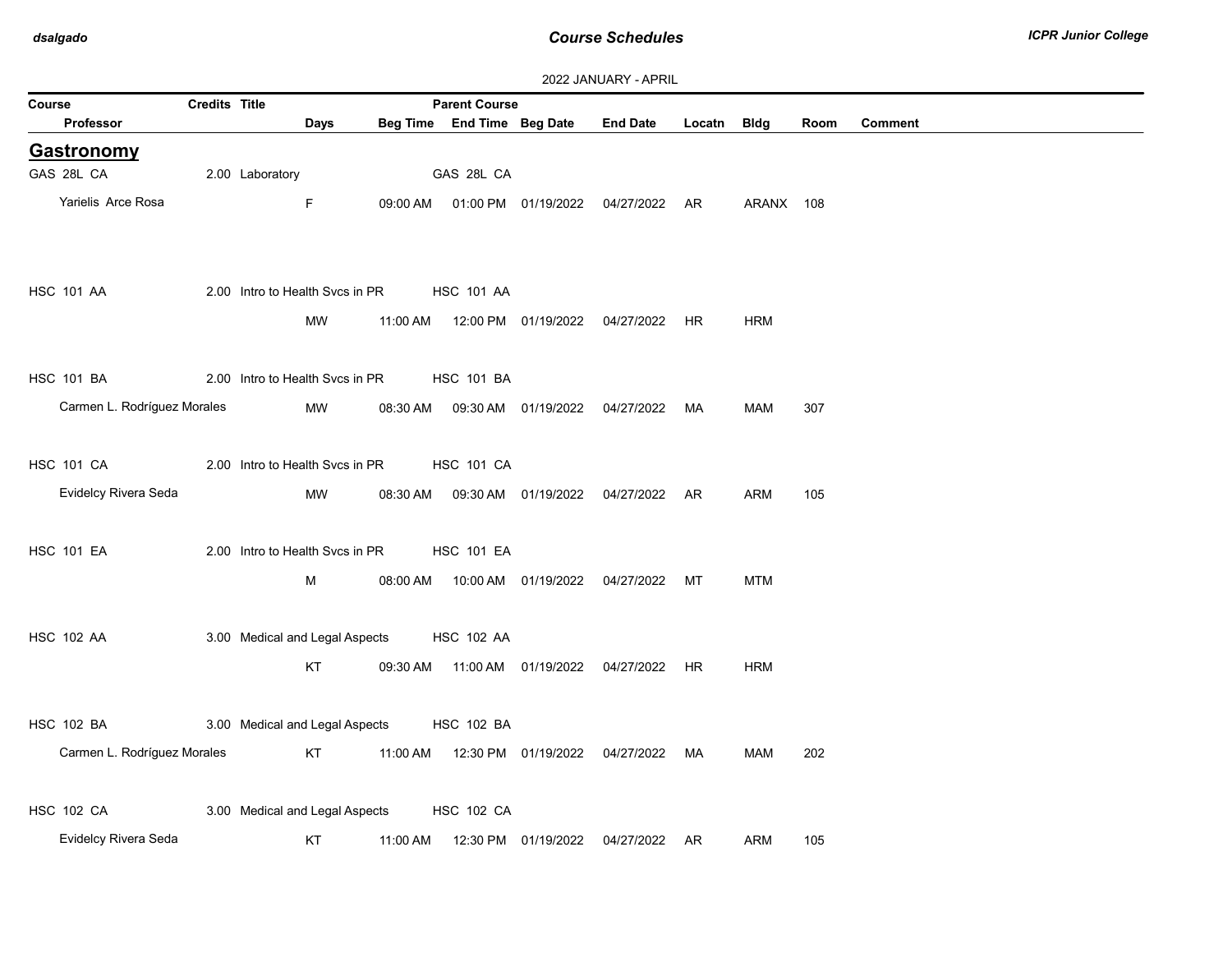2022 JANUARY - APRIL

| Course | Credits | Title | | | Parent Course | | | | | | |
|---|---|---|---|---|---|---|---|---|---|---|---|
| Professor | | | Days | Beg Time | End Time | Beg Date | End Date | Locatn | Bldg | Room | Comment |

## Gastronomy

| Course / Professor | Credits | Title | Days | Beg Time | End Time | Beg Date | End Date | Locatn | Bldg | Room | Comment |
|---|---|---|---|---|---|---|---|---|---|---|---|
| GAS 28L CA | 2.00 | Laboratory | | | GAS 28L CA | | | | | | |
| Yarielis Arce Rosa | | | F | 09:00 AM | 01:00 PM | 01/19/2022 | 04/27/2022 | AR | ARANX | 108 | |
| HSC 101 AA | 2.00 | Intro to Health Svcs in PR | | | HSC 101 AA | | | | | | |
| | | | MW | 11:00 AM | 12:00 PM | 01/19/2022 | 04/27/2022 | HR | HRM | | |
| HSC 101 BA | 2.00 | Intro to Health Svcs in PR | | | HSC 101 BA | | | | | | |
| Carmen L. Rodríguez Morales | | | MW | 08:30 AM | 09:30 AM | 01/19/2022 | 04/27/2022 | MA | MAM | 307 | |
| HSC 101 CA | 2.00 | Intro to Health Svcs in PR | | | HSC 101 CA | | | | | | |
| Evidelcy Rivera Seda | | | MW | 08:30 AM | 09:30 AM | 01/19/2022 | 04/27/2022 | AR | ARM | 105 | |
| HSC 101 EA | 2.00 | Intro to Health Svcs in PR | | | HSC 101 EA | | | | | | |
| | | | M | 08:00 AM | 10:00 AM | 01/19/2022 | 04/27/2022 | MT | MTM | | |
| HSC 102 AA | 3.00 | Medical and Legal Aspects | | | HSC 102 AA | | | | | | |
| | | | KT | 09:30 AM | 11:00 AM | 01/19/2022 | 04/27/2022 | HR | HRM | | |
| HSC 102 BA | 3.00 | Medical and Legal Aspects | | | HSC 102 BA | | | | | | |
| Carmen L. Rodríguez Morales | | | KT | 11:00 AM | 12:30 PM | 01/19/2022 | 04/27/2022 | MA | MAM | 202 | |
| HSC 102 CA | 3.00 | Medical and Legal Aspects | | | HSC 102 CA | | | | | | |
| Evidelcy Rivera Seda | | | KT | 11:00 AM | 12:30 PM | 01/19/2022 | 04/27/2022 | AR | ARM | 105 | |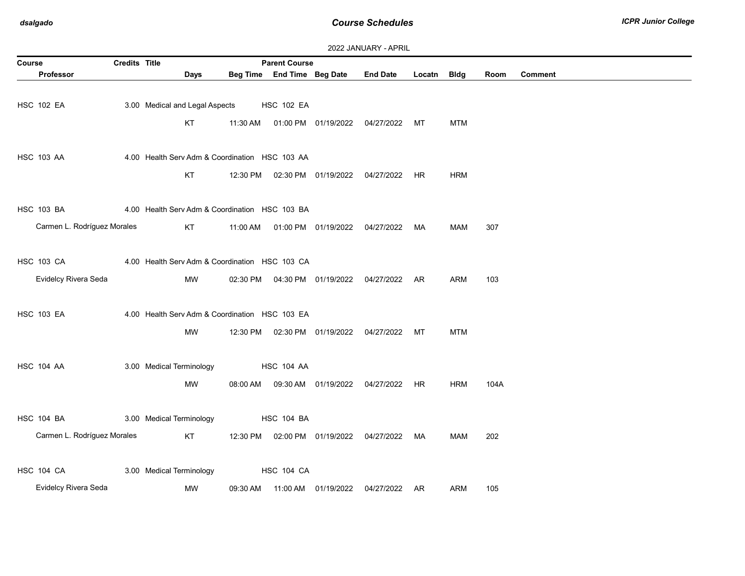2022 JANUARY - APRIL

| Course | Credits | Title | | | Parent Course | | | | | | |
|---|---|---|---|---|---|---|---|---|---|---|---|
| Professor | | Days | Beg Time | End Time | Beg Date | End Date | Locatn | Bldg | Room | Comment | |
| HSC 102 EA | 3.00 | Medical and Legal Aspects | | | HSC 102 EA | | | | | | |
| | | KT | 11:30 AM | 01:00 PM | 01/19/2022 | 04/27/2022 | MT | MTM | | | |
| HSC 103 AA | 4.00 | Health Serv Adm & Coordination | | | HSC 103 AA | | | | | | |
| | | KT | 12:30 PM | 02:30 PM | 01/19/2022 | 04/27/2022 | HR | HRM | | | |
| HSC 103 BA | 4.00 | Health Serv Adm & Coordination | | | HSC 103 BA | | | | | | |
| Carmen L. Rodríguez Morales | | KT | 11:00 AM | 01:00 PM | 01/19/2022 | 04/27/2022 | MA | MAM | 307 | | |
| HSC 103 CA | 4.00 | Health Serv Adm & Coordination | | | HSC 103 CA | | | | | | |
| Evidelcy Rivera Seda | | MW | 02:30 PM | 04:30 PM | 01/19/2022 | 04/27/2022 | AR | ARM | 103 | | |
| HSC 103 EA | 4.00 | Health Serv Adm & Coordination | | | HSC 103 EA | | | | | | |
| | | MW | 12:30 PM | 02:30 PM | 01/19/2022 | 04/27/2022 | MT | MTM | | | |
| HSC 104 AA | 3.00 | Medical Terminology | | | HSC 104 AA | | | | | | |
| | | MW | 08:00 AM | 09:30 AM | 01/19/2022 | 04/27/2022 | HR | HRM | 104A | | |
| HSC 104 BA | 3.00 | Medical Terminology | | | HSC 104 BA | | | | | | |
| Carmen L. Rodríguez Morales | | KT | 12:30 PM | 02:00 PM | 01/19/2022 | 04/27/2022 | MA | MAM | 202 | | |
| HSC 104 CA | 3.00 | Medical Terminology | | | HSC 104 CA | | | | | | |
| Evidelcy Rivera Seda | | MW | 09:30 AM | 11:00 AM | 01/19/2022 | 04/27/2022 | AR | ARM | 105 | | |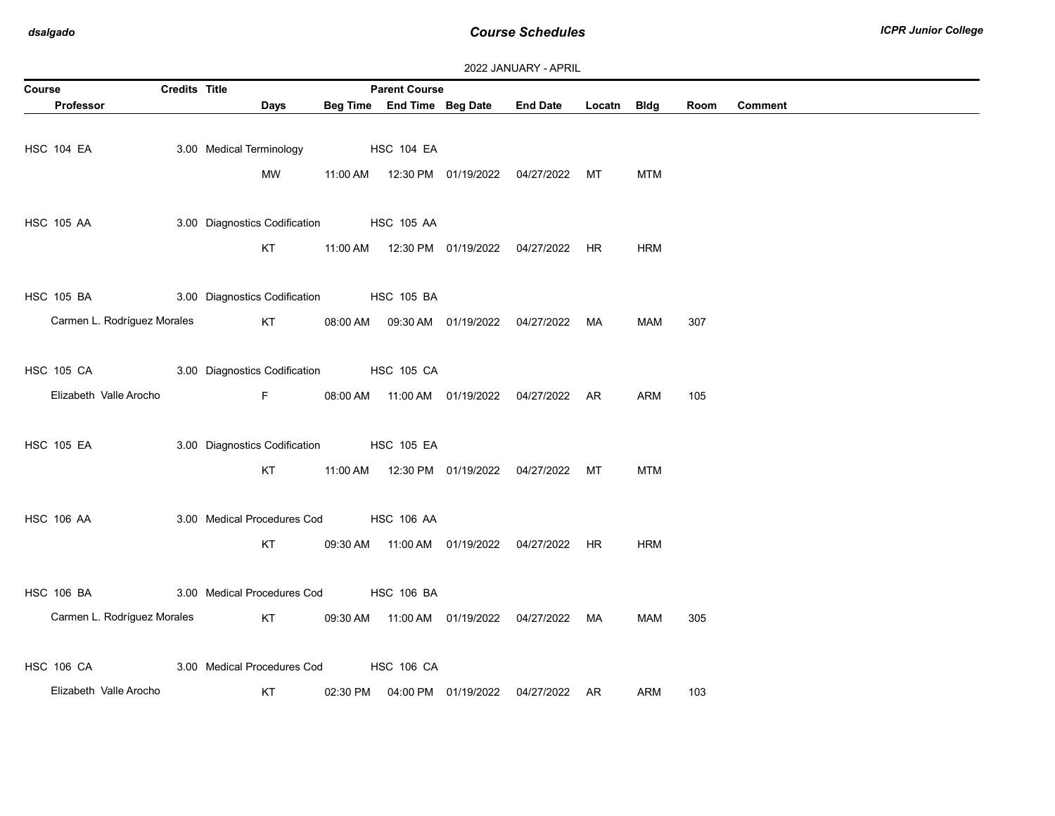2022 JANUARY - APRIL

| Course | Credits | Title | Days | Beg Time | Parent Course / End Time | Beg Date | End Date | Locatn | Bldg | Room | Comment |
|---|---|---|---|---|---|---|---|---|---|---|---|
| HSC 104 EA | 3.00 | Medical Terminology | | | HSC 104 EA | | | | | | |
| | | | MW | 11:00 AM | 12:30 PM | 01/19/2022 | 04/27/2022 | MT | MTM | | |
| HSC 105 AA | 3.00 | Diagnostics Codification | | | HSC 105 AA | | | | | | |
| | | | KT | 11:00 AM | 12:30 PM | 01/19/2022 | 04/27/2022 | HR | HRM | | |
| HSC 105 BA | 3.00 | Diagnostics Codification | | | HSC 105 BA | | | | | | |
| Carmen L. Rodríguez Morales | | | KT | 08:00 AM | 09:30 AM | 01/19/2022 | 04/27/2022 | MA | MAM | 307 | |
| HSC 105 CA | 3.00 | Diagnostics Codification | | | HSC 105 CA | | | | | | |
| Elizabeth Valle Arocho | | | F | 08:00 AM | 11:00 AM | 01/19/2022 | 04/27/2022 | AR | ARM | 105 | |
| HSC 105 EA | 3.00 | Diagnostics Codification | | | HSC 105 EA | | | | | | |
| | | | KT | 11:00 AM | 12:30 PM | 01/19/2022 | 04/27/2022 | MT | MTM | | |
| HSC 106 AA | 3.00 | Medical Procedures Cod | | | HSC 106 AA | | | | | | |
| | | | KT | 09:30 AM | 11:00 AM | 01/19/2022 | 04/27/2022 | HR | HRM | | |
| HSC 106 BA | 3.00 | Medical Procedures Cod | | | HSC 106 BA | | | | | | |
| Carmen L. Rodríguez Morales | | | KT | 09:30 AM | 11:00 AM | 01/19/2022 | 04/27/2022 | MA | MAM | 305 | |
| HSC 106 CA | 3.00 | Medical Procedures Cod | | | HSC 106 CA | | | | | | |
| Elizabeth Valle Arocho | | | KT | 02:30 PM | 04:00 PM | 01/19/2022 | 04/27/2022 | AR | ARM | 103 | |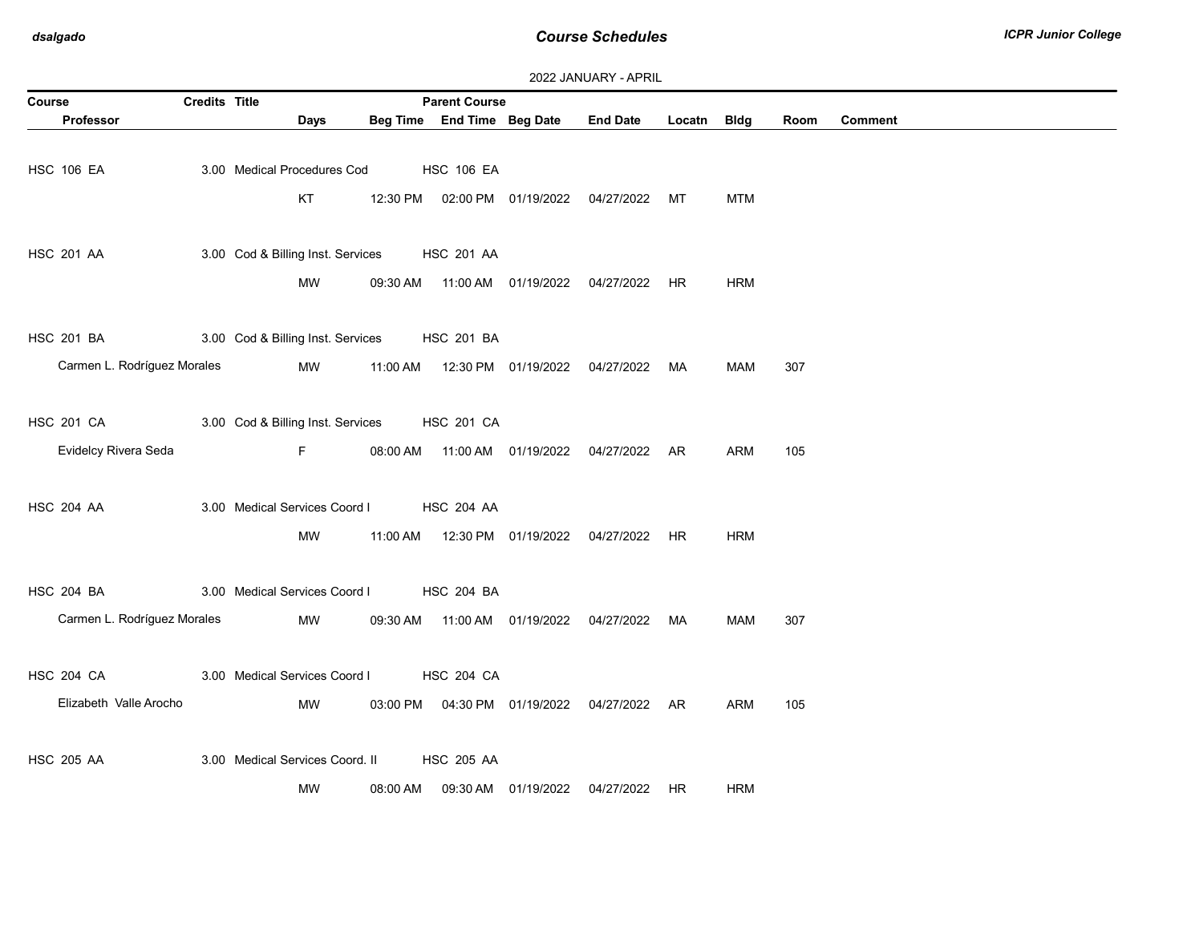2022 JANUARY - APRIL

| Course | Credits | Title | | | Parent Course | | | | | | |
|---|---|---|---|---|---|---|---|---|---|---|---|
| Professor | | | Days | Beg Time | End Time | Beg Date | End Date | Locatn | Bldg | Room | Comment |
| HSC 106 EA | 3.00 | Medical Procedures Cod | | | HSC 106 EA | | | | | | |
| | | | KT | 12:30 PM | 02:00 PM | 01/19/2022 | 04/27/2022 | MT | MTM | | |
| HSC 201 AA | 3.00 | Cod & Billing Inst. Services | | | HSC 201 AA | | | | | | |
| | | | MW | 09:30 AM | 11:00 AM | 01/19/2022 | 04/27/2022 | HR | HRM | | |
| HSC 201 BA | 3.00 | Cod & Billing Inst. Services | | | HSC 201 BA | | | | | | |
| Carmen L. Rodríguez Morales | | | MW | 11:00 AM | 12:30 PM | 01/19/2022 | 04/27/2022 | MA | MAM | 307 | |
| HSC 201 CA | 3.00 | Cod & Billing Inst. Services | | | HSC 201 CA | | | | | | |
| Evidelcy Rivera Seda | | | F | 08:00 AM | 11:00 AM | 01/19/2022 | 04/27/2022 | AR | ARM | 105 | |
| HSC 204 AA | 3.00 | Medical Services Coord I | | | HSC 204 AA | | | | | | |
| | | | MW | 11:00 AM | 12:30 PM | 01/19/2022 | 04/27/2022 | HR | HRM | | |
| HSC 204 BA | 3.00 | Medical Services Coord I | | | HSC 204 BA | | | | | | |
| Carmen L. Rodríguez Morales | | | MW | 09:30 AM | 11:00 AM | 01/19/2022 | 04/27/2022 | MA | MAM | 307 | |
| HSC 204 CA | 3.00 | Medical Services Coord I | | | HSC 204 CA | | | | | | |
| Elizabeth Valle Arocho | | | MW | 03:00 PM | 04:30 PM | 01/19/2022 | 04/27/2022 | AR | ARM | 105 | |
| HSC 205 AA | 3.00 | Medical Services Coord. II | | | HSC 205 AA | | | | | | |
| | | | MW | 08:00 AM | 09:30 AM | 01/19/2022 | 04/27/2022 | HR | HRM | | |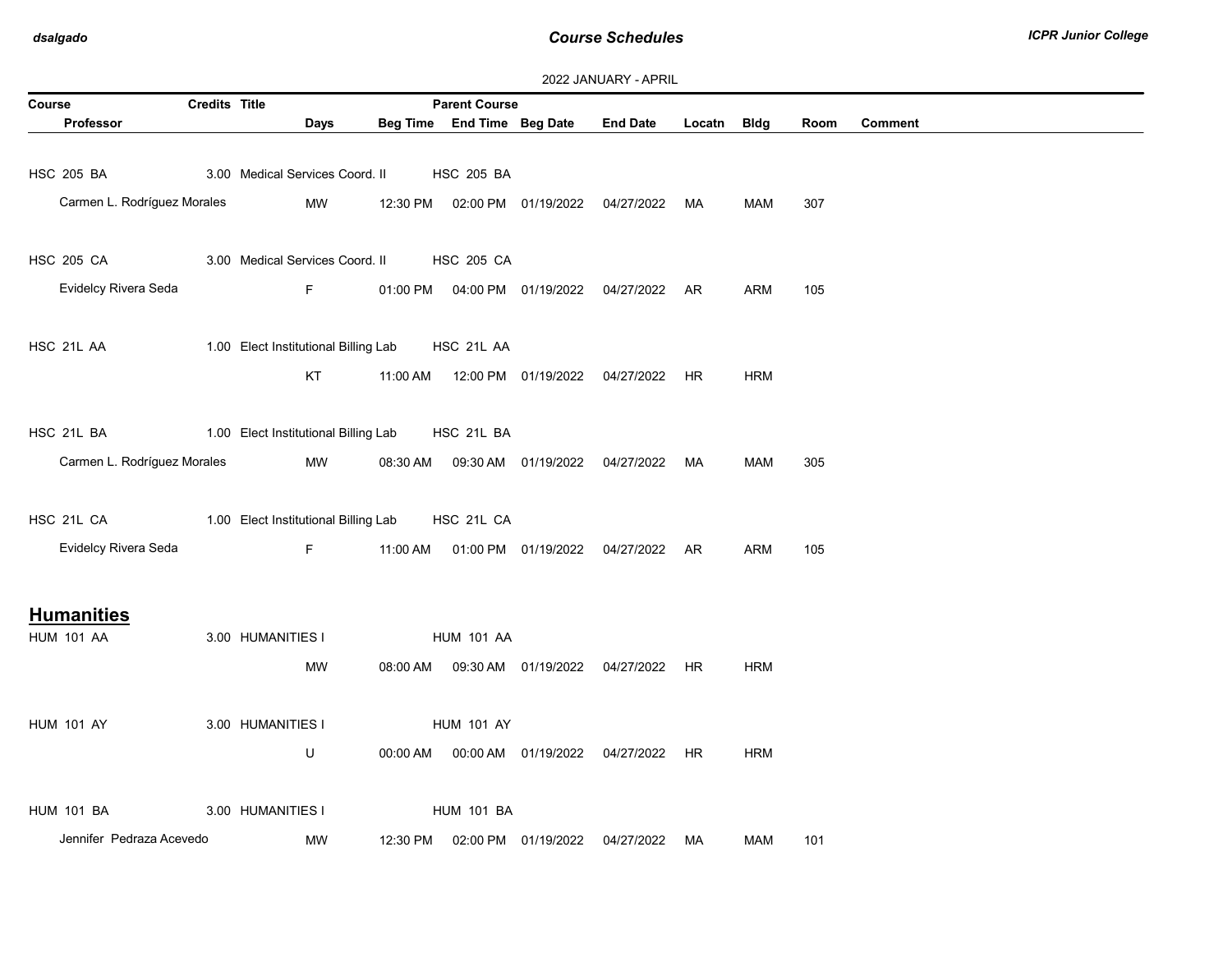2022 JANUARY - APRIL

| Course / Professor | Credits | Title | Days | Beg Time | Parent Course / End Time | Beg Date | End Date | Locatn | Bldg | Room | Comment |
|---|---|---|---|---|---|---|---|---|---|---|---|
| HSC 205 BA | 3.00 | Medical Services Coord. II | | | HSC 205 BA | | | | | | |
| Carmen L. Rodríguez Morales | | | MW | 12:30 PM | 02:00 PM | 01/19/2022 | 04/27/2022 | MA | MAM | 307 | |
| HSC 205 CA | 3.00 | Medical Services Coord. II | | | HSC 205 CA | | | | | | |
| Evidelcy Rivera Seda | | | F | 01:00 PM | 04:00 PM | 01/19/2022 | 04/27/2022 | AR | ARM | 105 | |
| HSC 21L AA | 1.00 | Elect Institutional Billing Lab | | | HSC 21L AA | | | | | | |
| | | | KT | 11:00 AM | 12:00 PM | 01/19/2022 | 04/27/2022 | HR | HRM | | |
| HSC 21L BA | 1.00 | Elect Institutional Billing Lab | | | HSC 21L BA | | | | | | |
| Carmen L. Rodríguez Morales | | | MW | 08:30 AM | 09:30 AM | 01/19/2022 | 04/27/2022 | MA | MAM | 305 | |
| HSC 21L CA | 1.00 | Elect Institutional Billing Lab | | | HSC 21L CA | | | | | | |
| Evidelcy Rivera Seda | | | F | 11:00 AM | 01:00 PM | 01/19/2022 | 04/27/2022 | AR | ARM | 105 | |

## Humanities

| Course / Professor | Credits | Title | Days | Beg Time | Parent Course / End Time | Beg Date | End Date | Locatn | Bldg | Room | Comment |
|---|---|---|---|---|---|---|---|---|---|---|---|
| HUM 101 AA | 3.00 | HUMANITIES I | | | HUM 101 AA | | | | | | |
| | | | MW | 08:00 AM | 09:30 AM | 01/19/2022 | 04/27/2022 | HR | HRM | | |
| HUM 101 AY | 3.00 | HUMANITIES I | | | HUM 101 AY | | | | | | |
| | | | U | 00:00 AM | 00:00 AM | 01/19/2022 | 04/27/2022 | HR | HRM | | |
| HUM 101 BA | 3.00 | HUMANITIES I | | | HUM 101 BA | | | | | | |
| Jennifer Pedraza Acevedo | | | MW | 12:30 PM | 02:00 PM | 01/19/2022 | 04/27/2022 | MA | MAM | 101 | |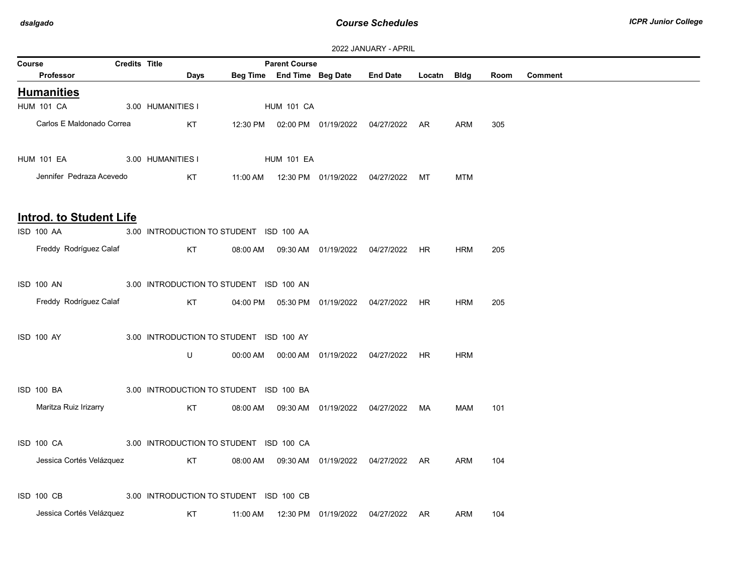2022 JANUARY - APRIL

| Course | Credits | Title | | Parent Course | | | | | | | |
|---|---|---|---|---|---|---|---|---|---|---|---|
| Professor | | | Days | Beg Time | End Time | Beg Date | End Date | Locatn | Bldg | Room | Comment |

## Humanities

| Course | Credits | Title | Days | Beg Time | End Time | Beg Date | End Date | Locatn | Bldg | Room | Comment |
|---|---|---|---|---|---|---|---|---|---|---|---|
| HUM 101 CA | 3.00 | HUMANITIES I (Parent Course: HUM 101 CA) | | | | | | | | | |
| Carlos E Maldonado Correa | | | KT | 12:30 PM | 02:00 PM | 01/19/2022 | 04/27/2022 | AR | ARM | 305 | |
| HUM 101 EA | 3.00 | HUMANITIES I (Parent Course: HUM 101 EA) | | | | | | | | | |
| Jennifer Pedraza Acevedo | | | KT | 11:00 AM | 12:30 PM | 01/19/2022 | 04/27/2022 | MT | MTM | | |

## Introd. to Student Life

| Course | Credits | Title | Days | Beg Time | End Time | Beg Date | End Date | Locatn | Bldg | Room | Comment |
|---|---|---|---|---|---|---|---|---|---|---|---|
| ISD 100 AA | 3.00 | INTRODUCTION TO STUDENT (Parent Course: ISD 100 AA) | | | | | | | | | |
| Freddy Rodríguez Calaf | | | KT | 08:00 AM | 09:30 AM | 01/19/2022 | 04/27/2022 | HR | HRM | 205 | |
| ISD 100 AN | 3.00 | INTRODUCTION TO STUDENT (Parent Course: ISD 100 AN) | | | | | | | | | |
| Freddy Rodríguez Calaf | | | KT | 04:00 PM | 05:30 PM | 01/19/2022 | 04/27/2022 | HR | HRM | 205 | |
| ISD 100 AY | 3.00 | INTRODUCTION TO STUDENT (Parent Course: ISD 100 AY) | | | | | | | | | |
| | | | U | 00:00 AM | 00:00 AM | 01/19/2022 | 04/27/2022 | HR | HRM | | |
| ISD 100 BA | 3.00 | INTRODUCTION TO STUDENT (Parent Course: ISD 100 BA) | | | | | | | | | |
| Maritza Ruiz Irizarry | | | KT | 08:00 AM | 09:30 AM | 01/19/2022 | 04/27/2022 | MA | MAM | 101 | |
| ISD 100 CA | 3.00 | INTRODUCTION TO STUDENT (Parent Course: ISD 100 CA) | | | | | | | | | |
| Jessica Cortés Velázquez | | | KT | 08:00 AM | 09:30 AM | 01/19/2022 | 04/27/2022 | AR | ARM | 104 | |
| ISD 100 CB | 3.00 | INTRODUCTION TO STUDENT (Parent Course: ISD 100 CB) | | | | | | | | | |
| Jessica Cortés Velázquez | | | KT | 11:00 AM | 12:30 PM | 01/19/2022 | 04/27/2022 | AR | ARM | 104 | |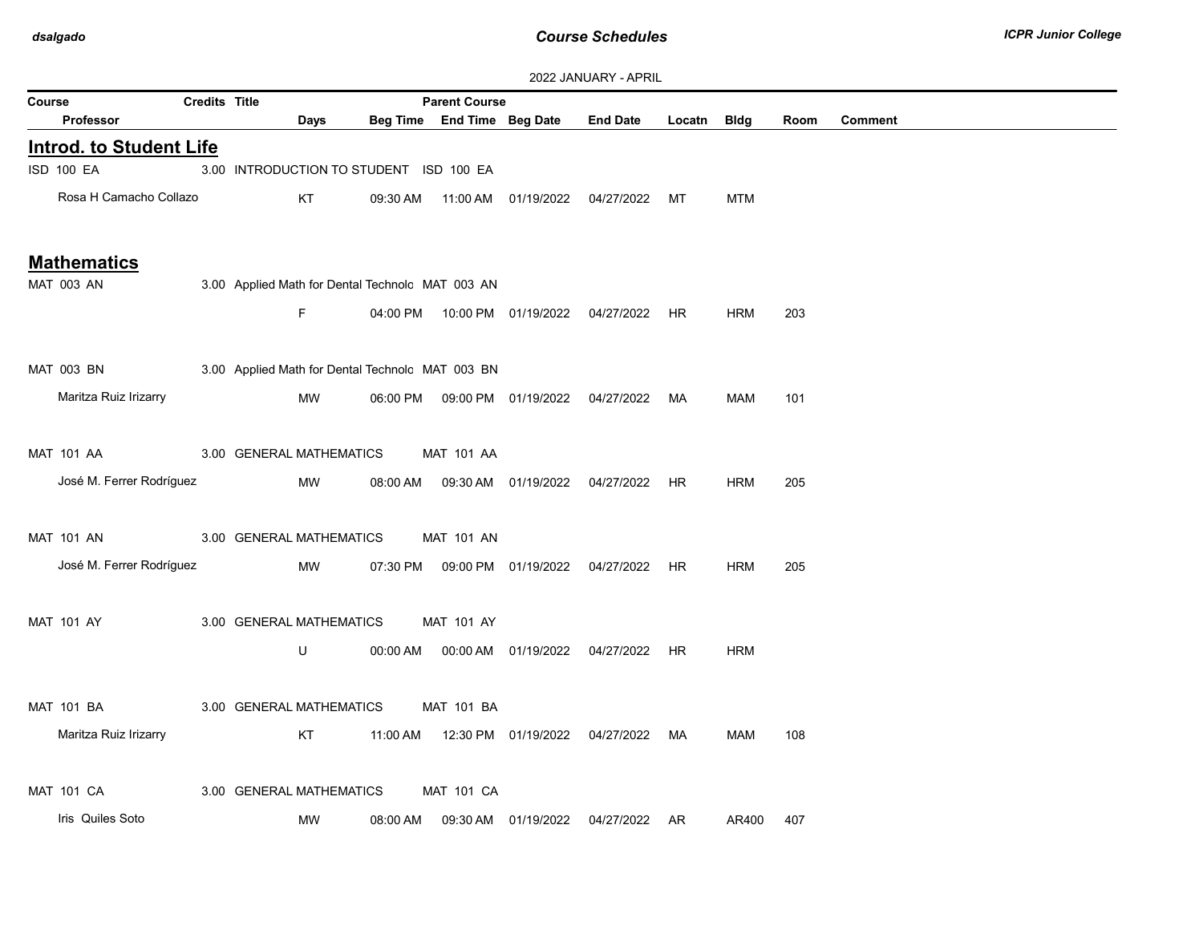2022 JANUARY - APRIL

| Course | Credits | Title | Days | Beg Time | End Time | Beg Date | End Date | Locatn | Bldg | Room | Comment |
|---|---|---|---|---|---|---|---|---|---|---|---|
| Professor | | | | | Parent Course | | | | | | |

## Introd. to Student Life

| Course / Professor | Credits | Title / Parent Course | Days | Beg Time | End Time | Beg Date | End Date | Locatn | Bldg | Room | Comment |
|---|---|---|---|---|---|---|---|---|---|---|---|
| ISD 100 EA | 3.00 | INTRODUCTION TO STUDENT ISD 100 EA | | | | | | | | | |
| Rosa H Camacho Collazo | | | KT | 09:30 AM | 11:00 AM | 01/19/2022 | 04/27/2022 | MT | MTM | | |

## Mathematics

| Course / Professor | Credits | Title / Parent Course | Days | Beg Time | End Time | Beg Date | End Date | Locatn | Bldg | Room | Comment |
|---|---|---|---|---|---|---|---|---|---|---|---|
| MAT 003 AN | 3.00 | Applied Math for Dental Technolo MAT 003 AN | | | | | | | | | |
| | | | F | 04:00 PM | 10:00 PM | 01/19/2022 | 04/27/2022 | HR | HRM | 203 | |
| MAT 003 BN | 3.00 | Applied Math for Dental Technolo MAT 003 BN | | | | | | | | | |
| Maritza Ruiz Irizarry | | | MW | 06:00 PM | 09:00 PM | 01/19/2022 | 04/27/2022 | MA | MAM | 101 | |
| MAT 101 AA | 3.00 | GENERAL MATHEMATICS MAT 101 AA | | | | | | | | | |
| José M. Ferrer Rodríguez | | | MW | 08:00 AM | 09:30 AM | 01/19/2022 | 04/27/2022 | HR | HRM | 205 | |
| MAT 101 AN | 3.00 | GENERAL MATHEMATICS MAT 101 AN | | | | | | | | | |
| José M. Ferrer Rodríguez | | | MW | 07:30 PM | 09:00 PM | 01/19/2022 | 04/27/2022 | HR | HRM | 205 | |
| MAT 101 AY | 3.00 | GENERAL MATHEMATICS MAT 101 AY | | | | | | | | | |
| | | | U | 00:00 AM | 00:00 AM | 01/19/2022 | 04/27/2022 | HR | HRM | | |
| MAT 101 BA | 3.00 | GENERAL MATHEMATICS MAT 101 BA | | | | | | | | | |
| Maritza Ruiz Irizarry | | | KT | 11:00 AM | 12:30 PM | 01/19/2022 | 04/27/2022 | MA | MAM | 108 | |
| MAT 101 CA | 3.00 | GENERAL MATHEMATICS MAT 101 CA | | | | | | | | | |
| Iris Quiles Soto | | | MW | 08:00 AM | 09:30 AM | 01/19/2022 | 04/27/2022 | AR | AR400 | 407 | |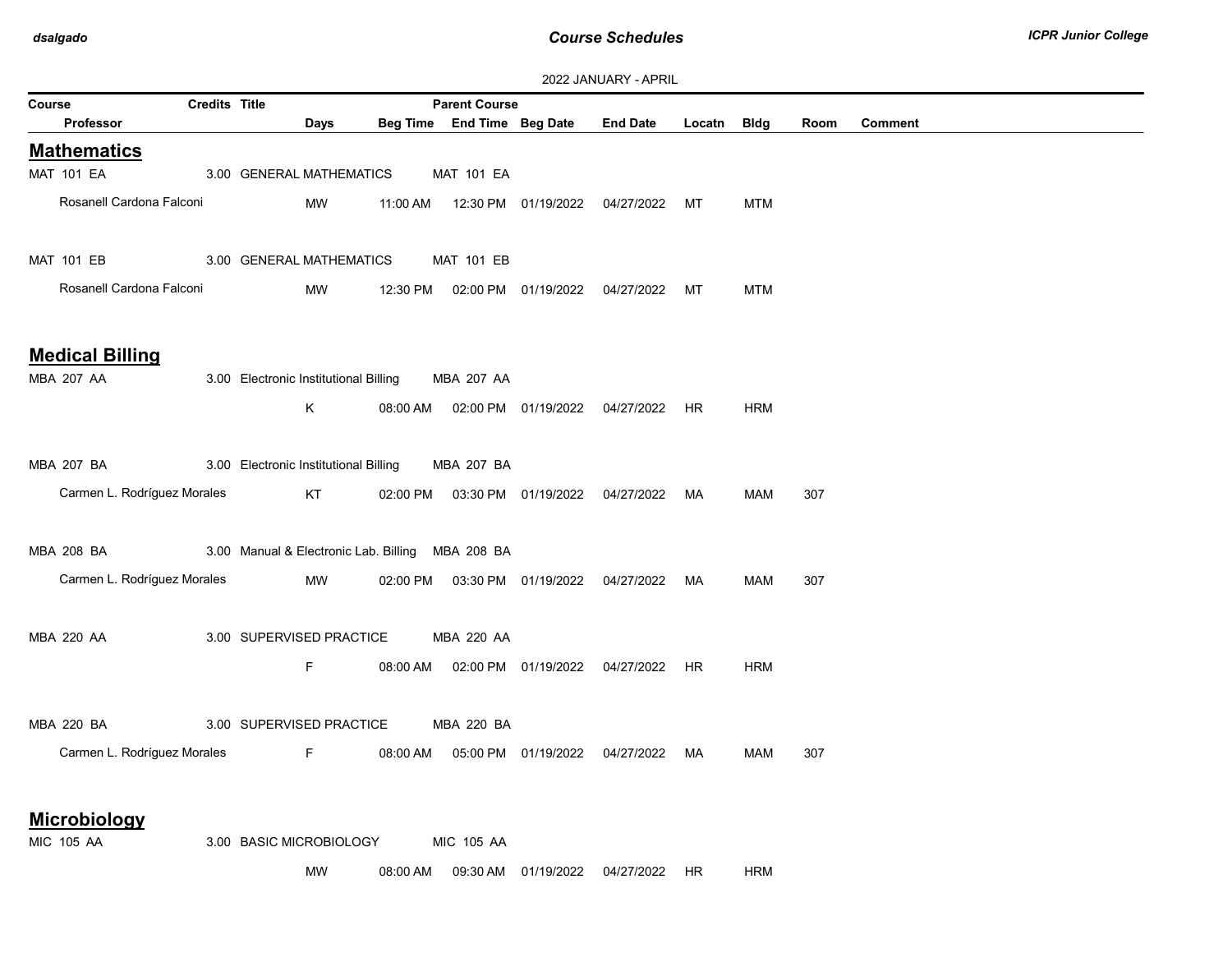2022 JANUARY - APRIL

| Course | Credits | Title | Days | Beg Time | End Time | Parent Course | Beg Date | End Date | Locatn | Bldg | Room | Comment |
|---|---|---|---|---|---|---|---|---|---|---|---|---|
| Professor | | | | | | | | | | | | |

## Mathematics

| Course / Professor | Credits | Title | Days | Beg Time | End Time | Parent Course | Beg Date | End Date | Locatn | Bldg | Room | Comment |
|---|---|---|---|---|---|---|---|---|---|---|---|---|
| MAT 101 EA | 3.00 | GENERAL MATHEMATICS | | | | MAT 101 EA | | | | | | |
| Rosanell Cardona Falconi | | | MW | 11:00 AM | 12:30 PM | | 01/19/2022 | 04/27/2022 | MT | MTM | | |
| MAT 101 EB | 3.00 | GENERAL MATHEMATICS | | | | MAT 101 EB | | | | | | |
| Rosanell Cardona Falconi | | | MW | 12:30 PM | 02:00 PM | | 01/19/2022 | 04/27/2022 | MT | MTM | | |

## Medical Billing

| Course / Professor | Credits | Title | Days | Beg Time | End Time | Parent Course | Beg Date | End Date | Locatn | Bldg | Room | Comment |
|---|---|---|---|---|---|---|---|---|---|---|---|---|
| MBA 207 AA | 3.00 | Electronic Institutional Billing | | | | MBA 207 AA | | | | | | |
| | | | K | 08:00 AM | 02:00 PM | | 01/19/2022 | 04/27/2022 | HR | HRM | | |
| MBA 207 BA | 3.00 | Electronic Institutional Billing | | | | MBA 207 BA | | | | | | |
| Carmen L. Rodríguez Morales | | | KT | 02:00 PM | 03:30 PM | | 01/19/2022 | 04/27/2022 | MA | MAM | 307 | |
| MBA 208 BA | 3.00 | Manual & Electronic Lab. Billing | | | | MBA 208 BA | | | | | | |
| Carmen L. Rodríguez Morales | | | MW | 02:00 PM | 03:30 PM | | 01/19/2022 | 04/27/2022 | MA | MAM | 307 | |
| MBA 220 AA | 3.00 | SUPERVISED PRACTICE | | | | MBA 220 AA | | | | | | |
| | | | F | 08:00 AM | 02:00 PM | | 01/19/2022 | 04/27/2022 | HR | HRM | | |
| MBA 220 BA | 3.00 | SUPERVISED PRACTICE | | | | MBA 220 BA | | | | | | |
| Carmen L. Rodríguez Morales | | | F | 08:00 AM | 05:00 PM | | 01/19/2022 | 04/27/2022 | MA | MAM | 307 | |

## Microbiology

| Course / Professor | Credits | Title | Days | Beg Time | End Time | Parent Course | Beg Date | End Date | Locatn | Bldg | Room | Comment |
|---|---|---|---|---|---|---|---|---|---|---|---|---|
| MIC 105 AA | 3.00 | BASIC MICROBIOLOGY | | | | MIC 105 AA | | | | | | |
| | | | MW | 08:00 AM | 09:30 AM | | 01/19/2022 | 04/27/2022 | HR | HRM | | |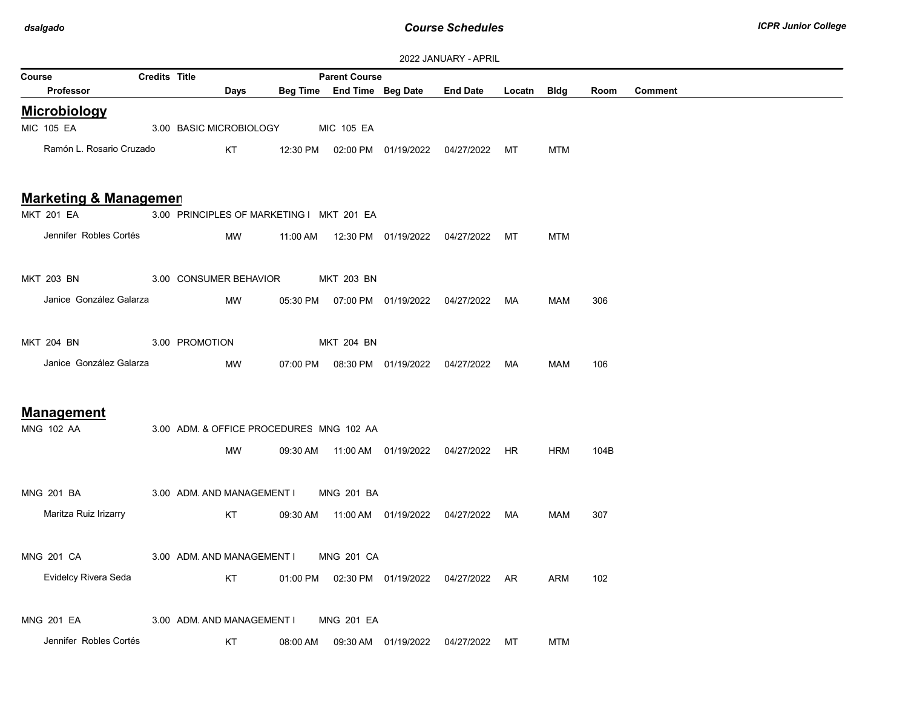2022 JANUARY - APRIL

| Course | Credits | Title | Parent Course | | | | | | |
|---|---|---|---|---|---|---|---|---|---|
| Professor | Days | Beg Time | End Time | Beg Date | End Date | Locatn | Bldg | Room | Comment |

## Microbiology

| Course / Professor | Credits | Title / Days | Beg Time | Parent Course / End Time | Beg Date | End Date | Locatn | Bldg | Room | Comment |
|---|---|---|---|---|---|---|---|---|---|---|
| MIC 105 EA | 3.00 | BASIC MICROBIOLOGY | | MIC 105 EA | | | | | | |
| Ramón L. Rosario Cruzado | | KT | 12:30 PM | 02:00 PM | 01/19/2022 | 04/27/2022 | MT | MTM | | |

## Marketing & Managemen

| Course / Professor | Credits | Title / Days | Beg Time | Parent Course / End Time | Beg Date | End Date | Locatn | Bldg | Room | Comment |
|---|---|---|---|---|---|---|---|---|---|---|
| MKT 201 EA | 3.00 | PRINCIPLES OF MARKETING I | | MKT 201 EA | | | | | | |
| Jennifer Robles Cortés | | MW | 11:00 AM | 12:30 PM | 01/19/2022 | 04/27/2022 | MT | MTM | | |
| MKT 203 BN | 3.00 | CONSUMER BEHAVIOR | | MKT 203 BN | | | | | | |
| Janice González Galarza | | MW | 05:30 PM | 07:00 PM | 01/19/2022 | 04/27/2022 | MA | MAM | 306 | |
| MKT 204 BN | 3.00 | PROMOTION | | MKT 204 BN | | | | | | |
| Janice González Galarza | | MW | 07:00 PM | 08:30 PM | 01/19/2022 | 04/27/2022 | MA | MAM | 106 | |

## Management

| Course / Professor | Credits | Title / Days | Beg Time | Parent Course / End Time | Beg Date | End Date | Locatn | Bldg | Room | Comment |
|---|---|---|---|---|---|---|---|---|---|---|
| MNG 102 AA | 3.00 | ADM. & OFFICE PROCEDURES | | MNG 102 AA | | | | | | |
| | | MW | 09:30 AM | 11:00 AM | 01/19/2022 | 04/27/2022 | HR | HRM | 104B | |
| MNG 201 BA | 3.00 | ADM. AND MANAGEMENT I | | MNG 201 BA | | | | | | |
| Maritza Ruiz Irizarry | | KT | 09:30 AM | 11:00 AM | 01/19/2022 | 04/27/2022 | MA | MAM | 307 | |
| MNG 201 CA | 3.00 | ADM. AND MANAGEMENT I | | MNG 201 CA | | | | | | |
| Evidelcy Rivera Seda | | KT | 01:00 PM | 02:30 PM | 01/19/2022 | 04/27/2022 | AR | ARM | 102 | |
| MNG 201 EA | 3.00 | ADM. AND MANAGEMENT I | | MNG 201 EA | | | | | | |
| Jennifer Robles Cortés | | KT | 08:00 AM | 09:30 AM | 01/19/2022 | 04/27/2022 | MT | MTM | | |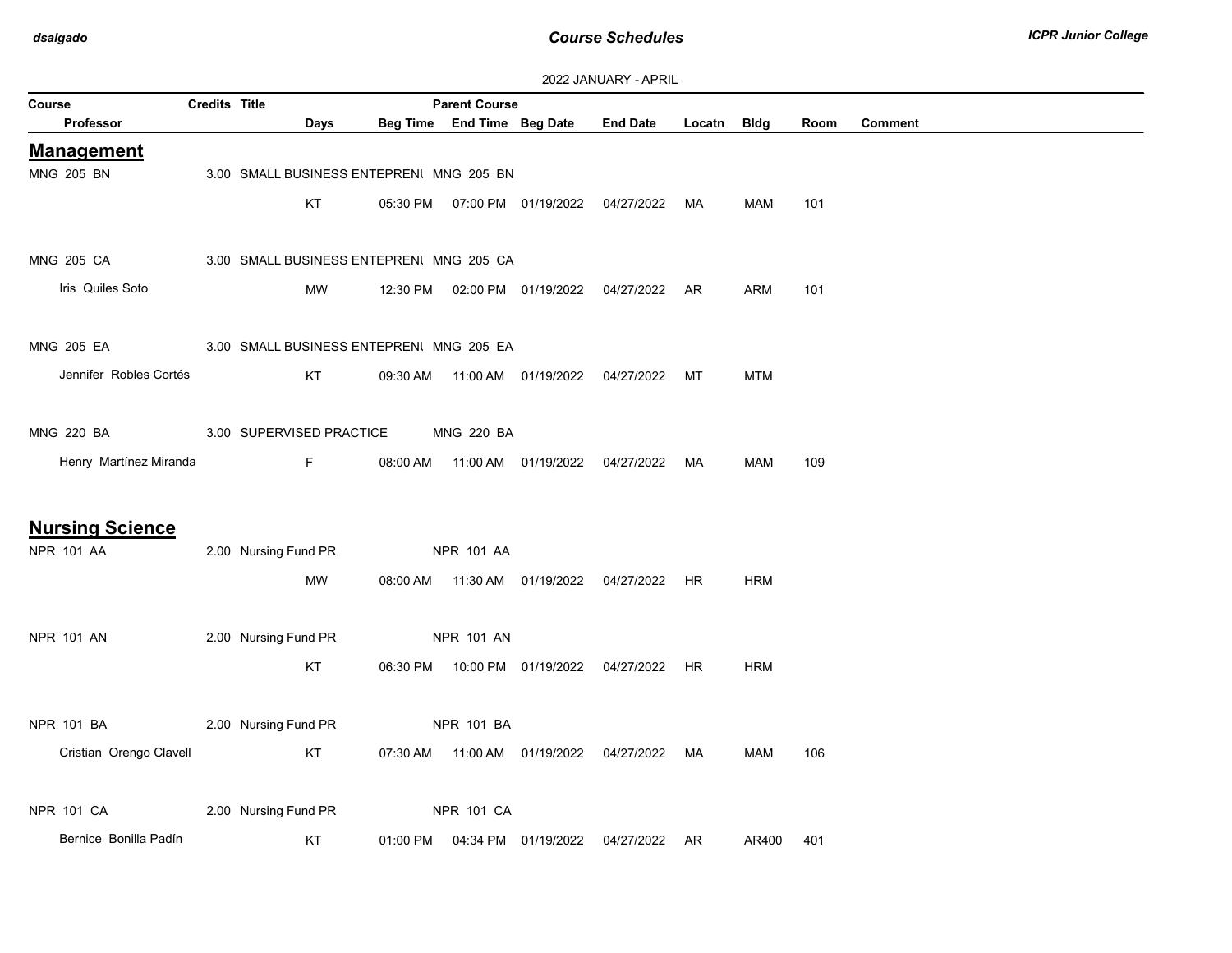2022 JANUARY - APRIL

| Course / Professor | Credits | Title / Days | Parent Course / Beg Time | End Time | Beg Date | End Date | Locatn | Bldg | Room | Comment |
|---|---|---|---|---|---|---|---|---|---|---|

## Management

| Course / Professor | Credits | Title / Days | Parent Course / Beg Time | End Time | Beg Date | End Date | Locatn | Bldg | Room | Comment |
|---|---|---|---|---|---|---|---|---|---|---|
| MNG 205 BN | 3.00 | SMALL BUSINESS ENTEPRENU | MNG 205 BN | | | | | | | |
| | | KT | 05:30 PM | 07:00 PM | 01/19/2022 | 04/27/2022 | MA | MAM | 101 | |
| MNG 205 CA | 3.00 | SMALL BUSINESS ENTEPRENU | MNG 205 CA | | | | | | | |
| Iris Quiles Soto | | MW | 12:30 PM | 02:00 PM | 01/19/2022 | 04/27/2022 | AR | ARM | 101 | |
| MNG 205 EA | 3.00 | SMALL BUSINESS ENTEPRENU | MNG 205 EA | | | | | | | |
| Jennifer Robles Cortés | | KT | 09:30 AM | 11:00 AM | 01/19/2022 | 04/27/2022 | MT | MTM | | |
| MNG 220 BA | 3.00 | SUPERVISED PRACTICE | MNG 220 BA | | | | | | | |
| Henry Martínez Miranda | | F | 08:00 AM | 11:00 AM | 01/19/2022 | 04/27/2022 | MA | MAM | 109 | |

## Nursing Science

| Course / Professor | Credits | Title / Days | Parent Course / Beg Time | End Time | Beg Date | End Date | Locatn | Bldg | Room | Comment |
|---|---|---|---|---|---|---|---|---|---|---|
| NPR 101 AA | 2.00 | Nursing Fund PR | NPR 101 AA | | | | | | | |
| | | MW | 08:00 AM | 11:30 AM | 01/19/2022 | 04/27/2022 | HR | HRM | | |
| NPR 101 AN | 2.00 | Nursing Fund PR | NPR 101 AN | | | | | | | |
| | | KT | 06:30 PM | 10:00 PM | 01/19/2022 | 04/27/2022 | HR | HRM | | |
| NPR 101 BA | 2.00 | Nursing Fund PR | NPR 101 BA | | | | | | | |
| Cristian Orengo Clavell | | KT | 07:30 AM | 11:00 AM | 01/19/2022 | 04/27/2022 | MA | MAM | 106 | |
| NPR 101 CA | 2.00 | Nursing Fund PR | NPR 101 CA | | | | | | | |
| Bernice Bonilla Padín | | KT | 01:00 PM | 04:34 PM | 01/19/2022 | 04/27/2022 | AR | AR400 | 401 | |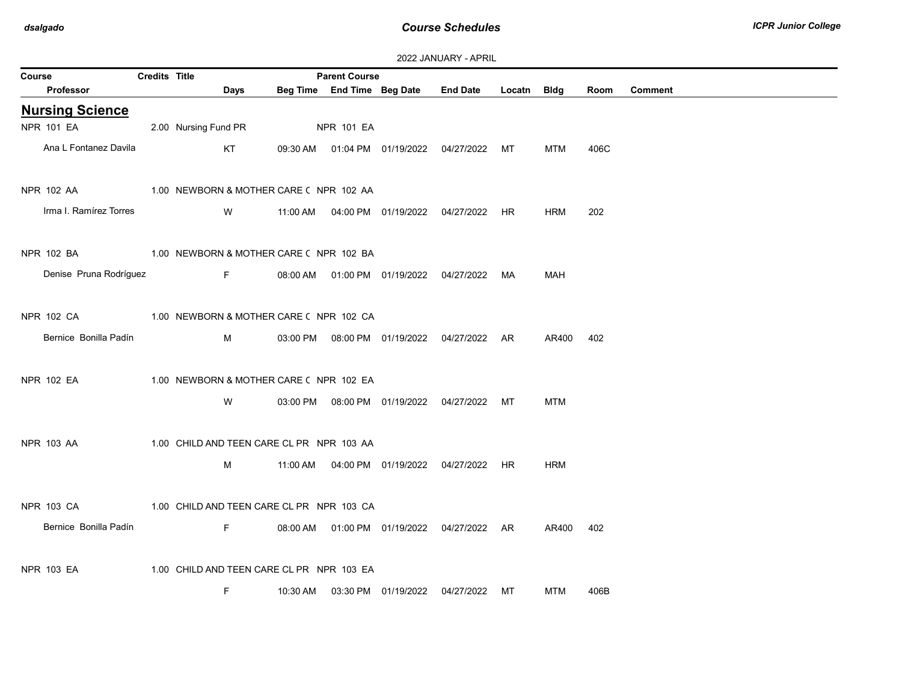2022 JANUARY - APRIL

| Course | Credits | Title | Parent Course | | | | | | | |
|---|---|---|---|---|---|---|---|---|---|---|
| Professor | Days | Beg Time | End Time | Beg Date | End Date | Locatn | Bldg | Room | Comment | |

## Nursing Science

| Course / Professor | Credits | Title | Parent Course | Days | Beg Time | End Time | Beg Date | End Date | Locatn | Bldg | Room | Comment |
|---|---|---|---|---|---|---|---|---|---|---|---|---|
| NPR 101 EA | 2.00 | Nursing Fund PR | NPR 101 EA | | | | | | | | | |
| Ana L Fontanez Davila | | | | KT | 09:30 AM | 01:04 PM | 01/19/2022 | 04/27/2022 | MT | MTM | 406C | |
| NPR 102 AA | 1.00 | NEWBORN & MOTHER CARE ( | NPR 102 AA | | | | | | | | | |
| Irma I. Ramírez Torres | | | | W | 11:00 AM | 04:00 PM | 01/19/2022 | 04/27/2022 | HR | HRM | 202 | |
| NPR 102 BA | 1.00 | NEWBORN & MOTHER CARE ( | NPR 102 BA | | | | | | | | | |
| Denise Pruna Rodríguez | | | | F | 08:00 AM | 01:00 PM | 01/19/2022 | 04/27/2022 | MA | MAH | | |
| NPR 102 CA | 1.00 | NEWBORN & MOTHER CARE ( | NPR 102 CA | | | | | | | | | |
| Bernice Bonilla Padín | | | | M | 03:00 PM | 08:00 PM | 01/19/2022 | 04/27/2022 | AR | AR400 | 402 | |
| NPR 102 EA | 1.00 | NEWBORN & MOTHER CARE ( | NPR 102 EA | | | | | | | | | |
| | | | | W | 03:00 PM | 08:00 PM | 01/19/2022 | 04/27/2022 | MT | MTM | | |
| NPR 103 AA | 1.00 | CHILD AND TEEN CARE CL PR | NPR 103 AA | | | | | | | | | |
| | | | | M | 11:00 AM | 04:00 PM | 01/19/2022 | 04/27/2022 | HR | HRM | | |
| NPR 103 CA | 1.00 | CHILD AND TEEN CARE CL PR | NPR 103 CA | | | | | | | | | |
| Bernice Bonilla Padín | | | | F | 08:00 AM | 01:00 PM | 01/19/2022 | 04/27/2022 | AR | AR400 | 402 | |
| NPR 103 EA | 1.00 | CHILD AND TEEN CARE CL PR | NPR 103 EA | | | | | | | | | |
| | | | | F | 10:30 AM | 03:30 PM | 01/19/2022 | 04/27/2022 | MT | MTM | 406B | |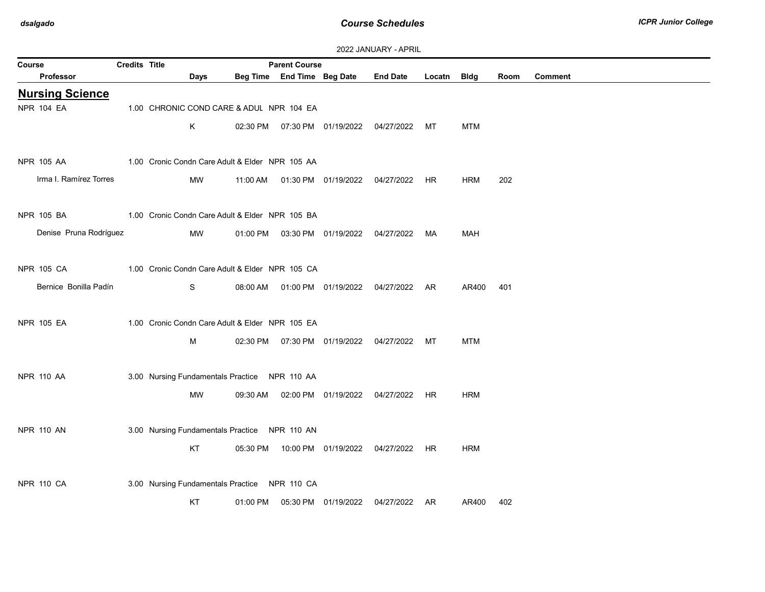2022 JANUARY - APRIL

| Course | Credits | Title | Parent Course | | | | | | | |
|---|---|---|---|---|---|---|---|---|---|---|
| Professor | Days | Beg Time | End Time | Beg Date | End Date | Locatn | Bldg | Room | Comment | |

## Nursing Science

| Course / Professor | Credits | Title | Parent Course | Days | Beg Time | End Time | Beg Date | End Date | Locatn | Bldg | Room | Comment |
|---|---|---|---|---|---|---|---|---|---|---|---|---|
| NPR 104 EA | 1.00 | CHRONIC COND CARE & ADUL | NPR 104 EA | | | | | | | | | |
| | | | | K | 02:30 PM | 07:30 PM | 01/19/2022 | 04/27/2022 | MT | MTM | | |
| NPR 105 AA | 1.00 | Cronic Condn Care Adult & Elder | NPR 105 AA | | | | | | | | | |
| Irma I. Ramírez Torres | | | | MW | 11:00 AM | 01:30 PM | 01/19/2022 | 04/27/2022 | HR | HRM | 202 | |
| NPR 105 BA | 1.00 | Cronic Condn Care Adult & Elder | NPR 105 BA | | | | | | | | | |
| Denise Pruna Rodríguez | | | | MW | 01:00 PM | 03:30 PM | 01/19/2022 | 04/27/2022 | MA | MAH | | |
| NPR 105 CA | 1.00 | Cronic Condn Care Adult & Elder | NPR 105 CA | | | | | | | | | |
| Bernice Bonilla Padín | | | | S | 08:00 AM | 01:00 PM | 01/19/2022 | 04/27/2022 | AR | AR400 | 401 | |
| NPR 105 EA | 1.00 | Cronic Condn Care Adult & Elder | NPR 105 EA | | | | | | | | | |
| | | | | M | 02:30 PM | 07:30 PM | 01/19/2022 | 04/27/2022 | MT | MTM | | |
| NPR 110 AA | 3.00 | Nursing Fundamentals Practice | NPR 110 AA | | | | | | | | | |
| | | | | MW | 09:30 AM | 02:00 PM | 01/19/2022 | 04/27/2022 | HR | HRM | | |
| NPR 110 AN | 3.00 | Nursing Fundamentals Practice | NPR 110 AN | | | | | | | | | |
| | | | | KT | 05:30 PM | 10:00 PM | 01/19/2022 | 04/27/2022 | HR | HRM | | |
| NPR 110 CA | 3.00 | Nursing Fundamentals Practice | NPR 110 CA | | | | | | | | | |
| | | | | KT | 01:00 PM | 05:30 PM | 01/19/2022 | 04/27/2022 | AR | AR400 | 402 | |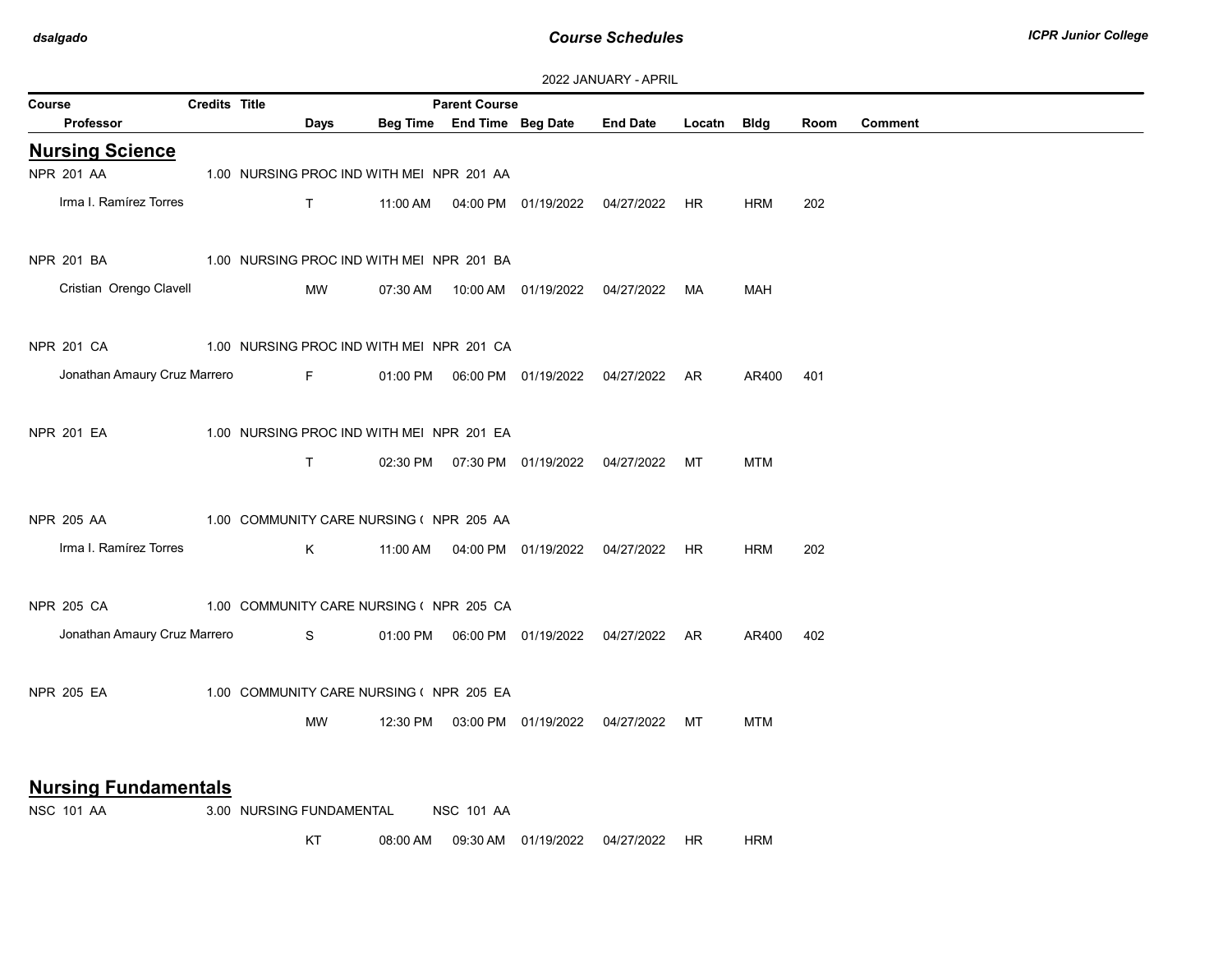2022 JANUARY - APRIL

| Course / Professor | Credits | Title | Days | Beg Time | Parent Course / End Time | Beg Date | End Date | Locatn | Bldg | Room | Comment |
|---|---|---|---|---|---|---|---|---|---|---|---|

## Nursing Science

| Course / Professor | Credits | Title | Days | Beg Time | Parent Course / End Time | Beg Date | End Date | Locatn | Bldg | Room | Comment |
|---|---|---|---|---|---|---|---|---|---|---|---|
| NPR 201 AA | 1.00 | NURSING PROC IND WITH MEI | | | NPR 201 AA | | | | | | |
| Irma I. Ramírez Torres | | | T | 11:00 AM | 04:00 PM | 01/19/2022 | 04/27/2022 | HR | HRM | 202 | |
| NPR 201 BA | 1.00 | NURSING PROC IND WITH MEI | | | NPR 201 BA | | | | | | |
| Cristian Orengo Clavell | | | MW | 07:30 AM | 10:00 AM | 01/19/2022 | 04/27/2022 | MA | MAH | | |
| NPR 201 CA | 1.00 | NURSING PROC IND WITH MEI | | | NPR 201 CA | | | | | | |
| Jonathan Amaury Cruz Marrero | | | F | 01:00 PM | 06:00 PM | 01/19/2022 | 04/27/2022 | AR | AR400 | 401 | |
| NPR 201 EA | 1.00 | NURSING PROC IND WITH MEI | | | NPR 201 EA | | | | | | |
| | | | T | 02:30 PM | 07:30 PM | 01/19/2022 | 04/27/2022 | MT | MTM | | |
| NPR 205 AA | 1.00 | COMMUNITY CARE NURSING ( | | | NPR 205 AA | | | | | | |
| Irma I. Ramírez Torres | | | K | 11:00 AM | 04:00 PM | 01/19/2022 | 04/27/2022 | HR | HRM | 202 | |
| NPR 205 CA | 1.00 | COMMUNITY CARE NURSING ( | | | NPR 205 CA | | | | | | |
| Jonathan Amaury Cruz Marrero | | | S | 01:00 PM | 06:00 PM | 01/19/2022 | 04/27/2022 | AR | AR400 | 402 | |
| NPR 205 EA | 1.00 | COMMUNITY CARE NURSING ( | | | NPR 205 EA | | | | | | |
| | | | MW | 12:30 PM | 03:00 PM | 01/19/2022 | 04/27/2022 | MT | MTM | | |

## Nursing Fundamentals

| Course / Professor | Credits | Title | Days | Beg Time | Parent Course / End Time | Beg Date | End Date | Locatn | Bldg | Room | Comment |
|---|---|---|---|---|---|---|---|---|---|---|---|
| NSC 101 AA | 3.00 | NURSING FUNDAMENTAL | | | NSC 101 AA | | | | | | |
| | | | KT | 08:00 AM | 09:30 AM | 01/19/2022 | 04/27/2022 | HR | HRM | | |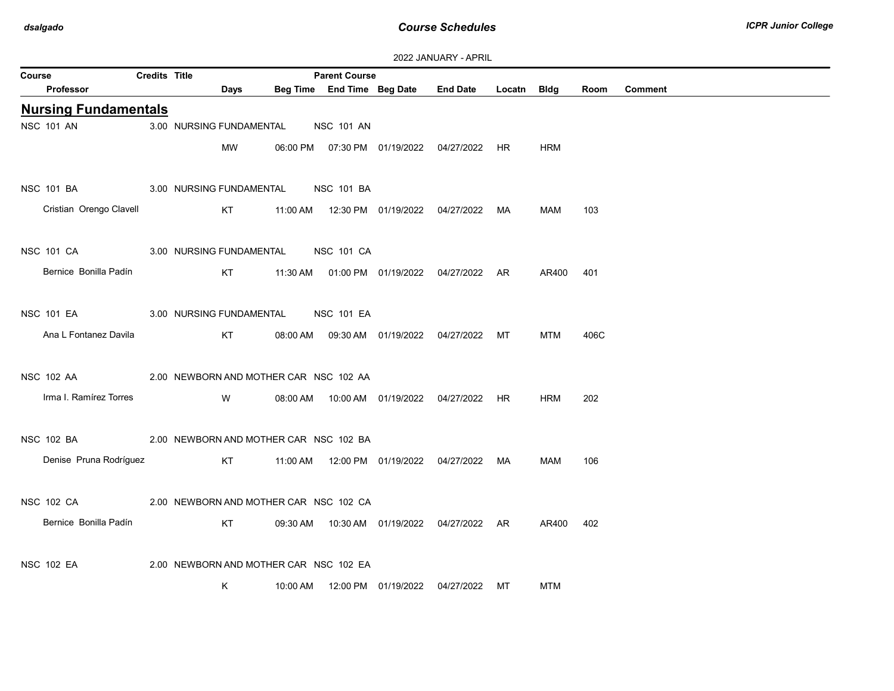2022 JANUARY - APRIL

| Course | Credits | Title | Days | Beg Time | End Time | Beg Date | End Date | Locatn | Bldg | Room | Comment |
|---|---|---|---|---|---|---|---|---|---|---|---|
| **Professor** | | | | | | | | | | | |

## Nursing Fundamentals

| Course / Professor | Credits | Title / Parent Course | Days | Beg Time | End Time | Beg Date | End Date | Locatn | Bldg | Room | Comment |
|---|---|---|---|---|---|---|---|---|---|---|---|
| NSC 101 AN | 3.00 | NURSING FUNDAMENTAL — NSC 101 AN | | | | | | | | | |
| | | | MW | 06:00 PM | 07:30 PM | 01/19/2022 | 04/27/2022 | HR | HRM | | |
| NSC 101 BA | 3.00 | NURSING FUNDAMENTAL — NSC 101 BA | | | | | | | | | |
| Cristian Orengo Clavell | | | KT | 11:00 AM | 12:30 PM | 01/19/2022 | 04/27/2022 | MA | MAM | 103 | |
| NSC 101 CA | 3.00 | NURSING FUNDAMENTAL — NSC 101 CA | | | | | | | | | |
| Bernice Bonilla Padín | | | KT | 11:30 AM | 01:00 PM | 01/19/2022 | 04/27/2022 | AR | AR400 | 401 | |
| NSC 101 EA | 3.00 | NURSING FUNDAMENTAL — NSC 101 EA | | | | | | | | | |
| Ana L Fontanez Davila | | | KT | 08:00 AM | 09:30 AM | 01/19/2022 | 04/27/2022 | MT | MTM | 406C | |
| NSC 102 AA | 2.00 | NEWBORN AND MOTHER CAR — NSC 102 AA | | | | | | | | | |
| Irma I. Ramírez Torres | | | W | 08:00 AM | 10:00 AM | 01/19/2022 | 04/27/2022 | HR | HRM | 202 | |
| NSC 102 BA | 2.00 | NEWBORN AND MOTHER CAR — NSC 102 BA | | | | | | | | | |
| Denise Pruna Rodríguez | | | KT | 11:00 AM | 12:00 PM | 01/19/2022 | 04/27/2022 | MA | MAM | 106 | |
| NSC 102 CA | 2.00 | NEWBORN AND MOTHER CAR — NSC 102 CA | | | | | | | | | |
| Bernice Bonilla Padín | | | KT | 09:30 AM | 10:30 AM | 01/19/2022 | 04/27/2022 | AR | AR400 | 402 | |
| NSC 102 EA | 2.00 | NEWBORN AND MOTHER CAR — NSC 102 EA | | | | | | | | | |
| | | | K | 10:00 AM | 12:00 PM | 01/19/2022 | 04/27/2022 | MT | MTM | | |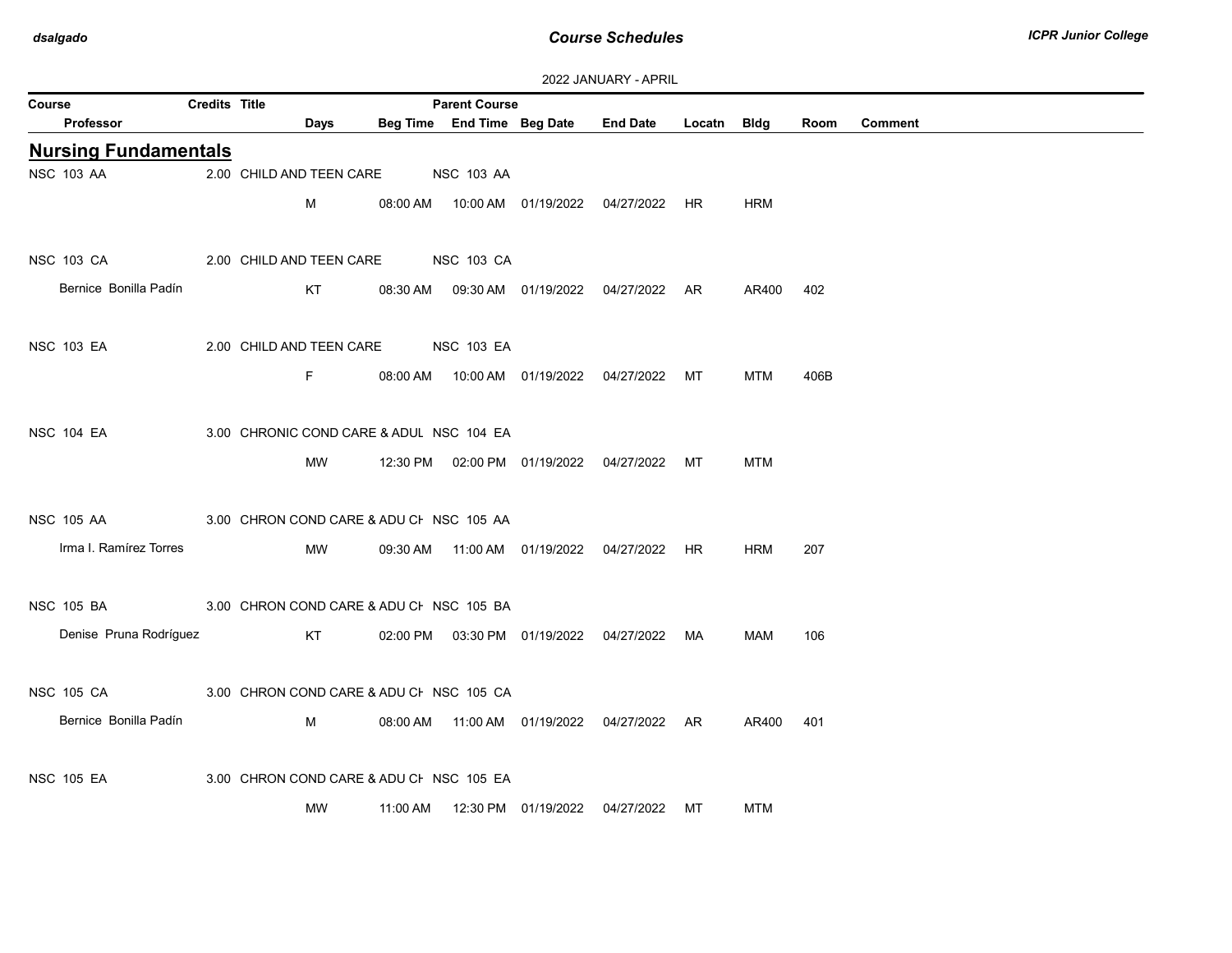2022 JANUARY - APRIL

| Course | Credits | Title | Parent Course | | | | | | | |
|---|---|---|---|---|---|---|---|---|---|---|
| Professor | | Days | Beg Time | End Time | Beg Date | End Date | Locatn | Bldg | Room | Comment |

## Nursing Fundamentals

| Course / Professor | Credits | Title | Parent Course | Days | Beg Time | End Time | Beg Date | End Date | Locatn | Bldg | Room | Comment |
|---|---|---|---|---|---|---|---|---|---|---|---|---|
| NSC 103 AA | 2.00 | CHILD AND TEEN CARE | NSC 103 AA | | | | | | | | | |
| | | | | M | 08:00 AM | 10:00 AM | 01/19/2022 | 04/27/2022 | HR | HRM | | |
| NSC 103 CA | 2.00 | CHILD AND TEEN CARE | NSC 103 CA | | | | | | | | | |
| Bernice Bonilla Padín | | | | KT | 08:30 AM | 09:30 AM | 01/19/2022 | 04/27/2022 | AR | AR400 | 402 | |
| NSC 103 EA | 2.00 | CHILD AND TEEN CARE | NSC 103 EA | | | | | | | | | |
| | | | | F | 08:00 AM | 10:00 AM | 01/19/2022 | 04/27/2022 | MT | MTM | 406B | |
| NSC 104 EA | 3.00 | CHRONIC COND CARE & ADUL | NSC 104 EA | | | | | | | | | |
| | | | | MW | 12:30 PM | 02:00 PM | 01/19/2022 | 04/27/2022 | MT | MTM | | |
| NSC 105 AA | 3.00 | CHRON COND CARE & ADU CH | NSC 105 AA | | | | | | | | | |
| Irma I. Ramírez Torres | | | | MW | 09:30 AM | 11:00 AM | 01/19/2022 | 04/27/2022 | HR | HRM | 207 | |
| NSC 105 BA | 3.00 | CHRON COND CARE & ADU CH | NSC 105 BA | | | | | | | | | |
| Denise Pruna Rodríguez | | | | KT | 02:00 PM | 03:30 PM | 01/19/2022 | 04/27/2022 | MA | MAM | 106 | |
| NSC 105 CA | 3.00 | CHRON COND CARE & ADU CH | NSC 105 CA | | | | | | | | | |
| Bernice Bonilla Padín | | | | M | 08:00 AM | 11:00 AM | 01/19/2022 | 04/27/2022 | AR | AR400 | 401 | |
| NSC 105 EA | 3.00 | CHRON COND CARE & ADU CH | NSC 105 EA | | | | | | | | | |
| | | | | MW | 11:00 AM | 12:30 PM | 01/19/2022 | 04/27/2022 | MT | MTM | | |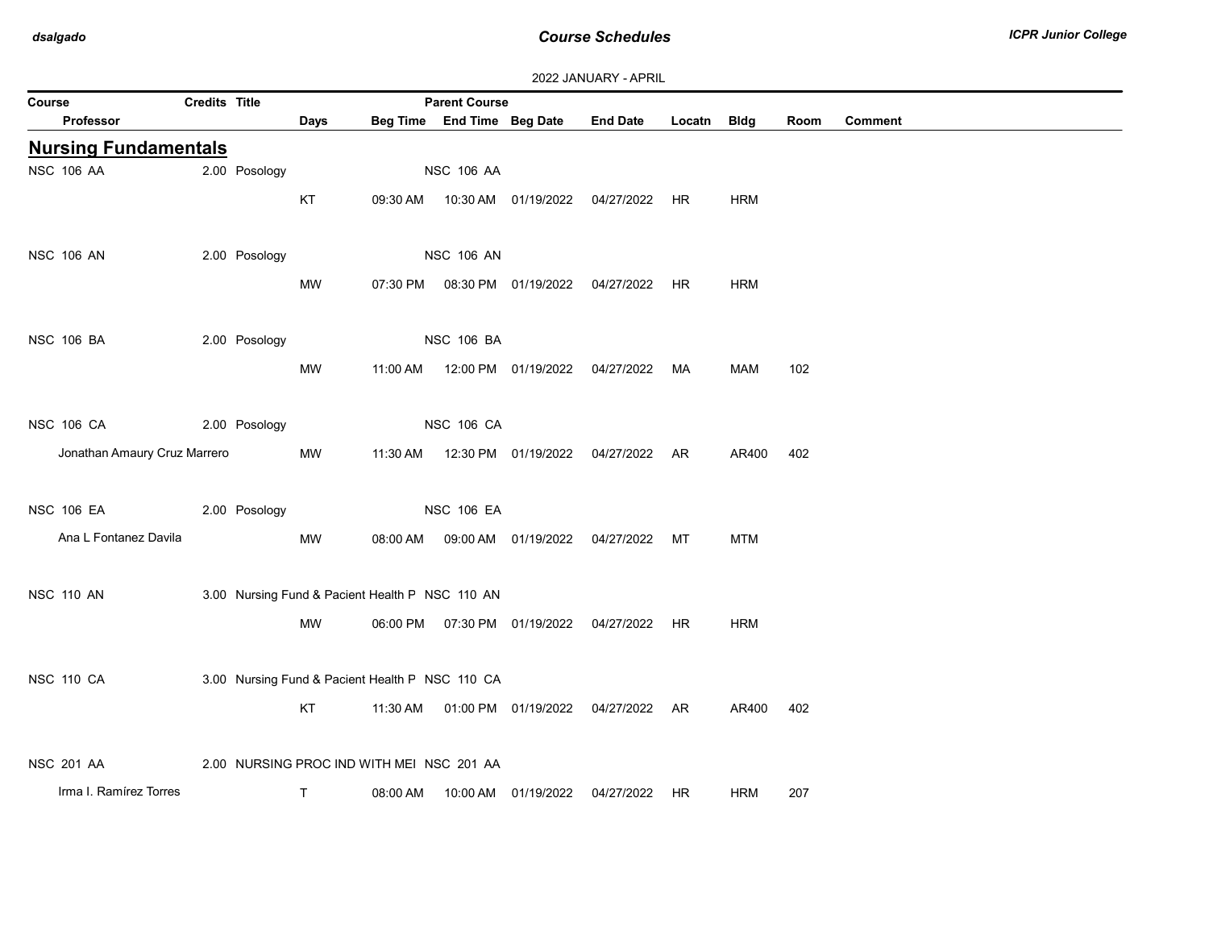2022 JANUARY - APRIL

| Course | Credits | Title | Days | Beg Time | Parent Course / End Time | Beg Date | End Date | Locatn | Bldg | Room | Comment |
|---|---|---|---|---|---|---|---|---|---|---|---|
| Professor | | | | | | | | | | | |

## Nursing Fundamentals

| Course / Professor | Credits | Title | Days | Beg Time | Parent Course / End Time | Beg Date | End Date | Locatn | Bldg | Room | Comment |
|---|---|---|---|---|---|---|---|---|---|---|---|
| NSC 106 AA | 2.00 | Posology | | | NSC 106 AA | | | | | | |
| | | | KT | 09:30 AM | 10:30 AM | 01/19/2022 | 04/27/2022 | HR | HRM | | |
| NSC 106 AN | 2.00 | Posology | | | NSC 106 AN | | | | | | |
| | | | MW | 07:30 PM | 08:30 PM | 01/19/2022 | 04/27/2022 | HR | HRM | | |
| NSC 106 BA | 2.00 | Posology | | | NSC 106 BA | | | | | | |
| | | | MW | 11:00 AM | 12:00 PM | 01/19/2022 | 04/27/2022 | MA | MAM | 102 | |
| NSC 106 CA | 2.00 | Posology | | | NSC 106 CA | | | | | | |
| Jonathan Amaury Cruz Marrero | | | MW | 11:30 AM | 12:30 PM | 01/19/2022 | 04/27/2022 | AR | AR400 | 402 | |
| NSC 106 EA | 2.00 | Posology | | | NSC 106 EA | | | | | | |
| Ana L Fontanez Davila | | | MW | 08:00 AM | 09:00 AM | 01/19/2022 | 04/27/2022 | MT | MTM | | |
| NSC 110 AN | 3.00 | Nursing Fund & Pacient Health P | | | NSC 110 AN | | | | | | |
| | | | MW | 06:00 PM | 07:30 PM | 01/19/2022 | 04/27/2022 | HR | HRM | | |
| NSC 110 CA | 3.00 | Nursing Fund & Pacient Health P | | | NSC 110 CA | | | | | | |
| | | | KT | 11:30 AM | 01:00 PM | 01/19/2022 | 04/27/2022 | AR | AR400 | 402 | |
| NSC 201 AA | 2.00 | NURSING PROC IND WITH MEI | | | NSC 201 AA | | | | | | |
| Irma I. Ramírez Torres | | | T | 08:00 AM | 10:00 AM | 01/19/2022 | 04/27/2022 | HR | HRM | 207 | |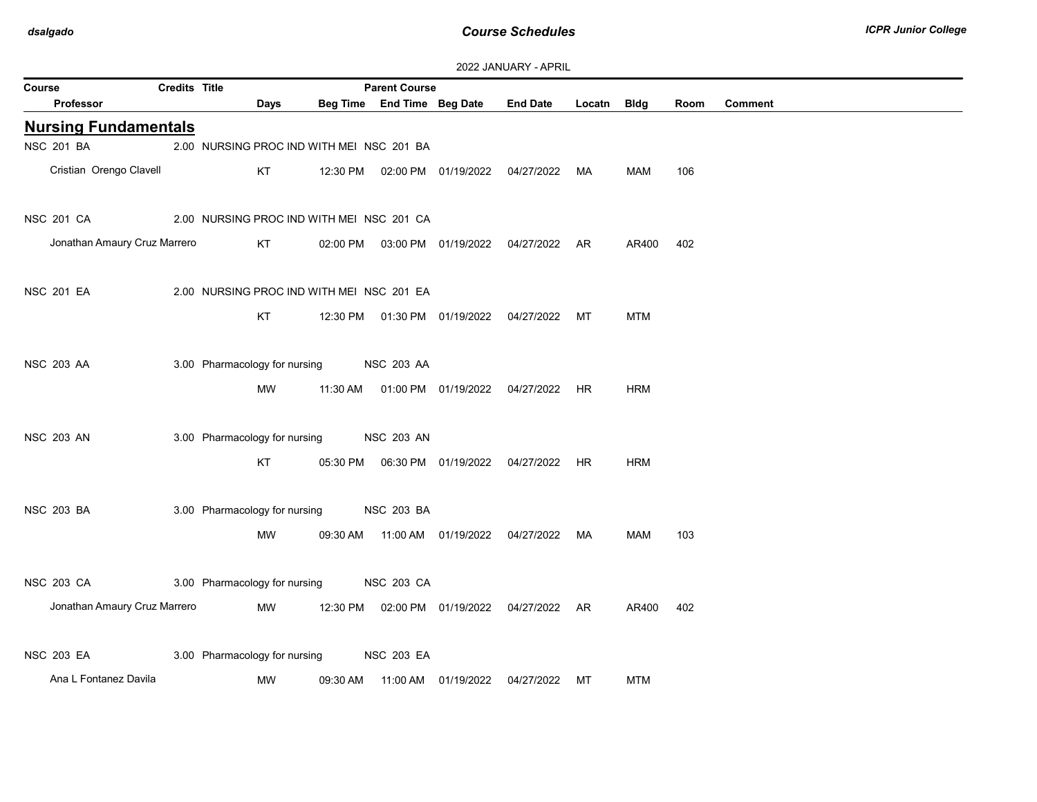2022 JANUARY - APRIL

| Course | Credits | Title | Parent Course | | | | | | | |
|---|---|---|---|---|---|---|---|---|---|---|
| Professor | Days | Beg Time | End Time | Beg Date | End Date | Locatn | Bldg | Room | Comment | |

## Nursing Fundamentals

| Course / Professor | Credits | Title / Days | Beg Time | End Time | Beg Date | End Date | Locatn | Bldg | Room | Comment |
|---|---|---|---|---|---|---|---|---|---|---|
| NSC 201 BA | 2.00 | NURSING PROC IND WITH MEI | NSC 201 BA | | | | | | | |
| Cristian Orengo Clavell | | KT | 12:30 PM | 02:00 PM | 01/19/2022 | 04/27/2022 | MA | MAM | 106 | |
| NSC 201 CA | 2.00 | NURSING PROC IND WITH MEI | NSC 201 CA | | | | | | | |
| Jonathan Amaury Cruz Marrero | | KT | 02:00 PM | 03:00 PM | 01/19/2022 | 04/27/2022 | AR | AR400 | 402 | |
| NSC 201 EA | 2.00 | NURSING PROC IND WITH MEI | NSC 201 EA | | | | | | | |
| | | KT | 12:30 PM | 01:30 PM | 01/19/2022 | 04/27/2022 | MT | MTM | | |
| NSC 203 AA | 3.00 | Pharmacology for nursing | NSC 203 AA | | | | | | | |
| | | MW | 11:30 AM | 01:00 PM | 01/19/2022 | 04/27/2022 | HR | HRM | | |
| NSC 203 AN | 3.00 | Pharmacology for nursing | NSC 203 AN | | | | | | | |
| | | KT | 05:30 PM | 06:30 PM | 01/19/2022 | 04/27/2022 | HR | HRM | | |
| NSC 203 BA | 3.00 | Pharmacology for nursing | NSC 203 BA | | | | | | | |
| | | MW | 09:30 AM | 11:00 AM | 01/19/2022 | 04/27/2022 | MA | MAM | 103 | |
| NSC 203 CA | 3.00 | Pharmacology for nursing | NSC 203 CA | | | | | | | |
| Jonathan Amaury Cruz Marrero | | MW | 12:30 PM | 02:00 PM | 01/19/2022 | 04/27/2022 | AR | AR400 | 402 | |
| NSC 203 EA | 3.00 | Pharmacology for nursing | NSC 203 EA | | | | | | | |
| Ana L Fontanez Davila | | MW | 09:30 AM | 11:00 AM | 01/19/2022 | 04/27/2022 | MT | MTM | | |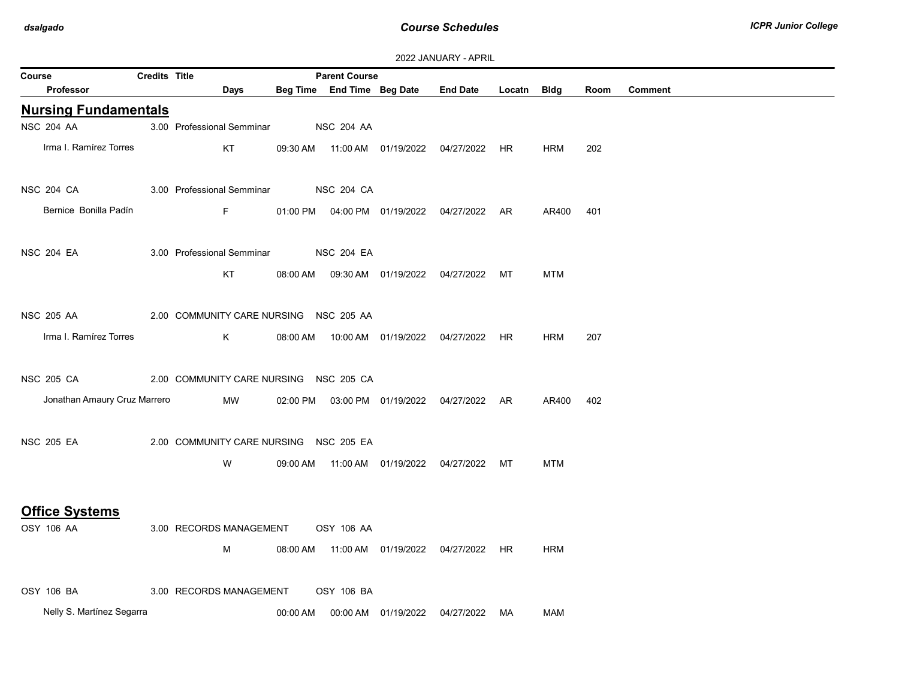2022 JANUARY - APRIL

| Course | Credits | Title | | Parent Course | | | | | | |
|---|---|---|---|---|---|---|---|---|---|---|
| Professor | | Days | Beg Time | End Time | Beg Date | End Date | Locatn | Bldg | Room | Comment |

## Nursing Fundamentals

| Course / Professor | Credits | Title / Days | Beg Time | Parent Course / End Time | Beg Date | End Date | Locatn | Bldg | Room | Comment |
|---|---|---|---|---|---|---|---|---|---|---|
| NSC 204 AA | 3.00 | Professional Semminar | | NSC 204 AA | | | | | | |
| Irma I. Ramírez Torres | | KT | 09:30 AM | 11:00 AM | 01/19/2022 | 04/27/2022 | HR | HRM | 202 | |
| NSC 204 CA | 3.00 | Professional Semminar | | NSC 204 CA | | | | | | |
| Bernice Bonilla Padín | | F | 01:00 PM | 04:00 PM | 01/19/2022 | 04/27/2022 | AR | AR400 | 401 | |
| NSC 204 EA | 3.00 | Professional Semminar | | NSC 204 EA | | | | | | |
| | | KT | 08:00 AM | 09:30 AM | 01/19/2022 | 04/27/2022 | MT | MTM | | |
| NSC 205 AA | 2.00 | COMMUNITY CARE NURSING | | NSC 205 AA | | | | | | |
| Irma I. Ramírez Torres | | K | 08:00 AM | 10:00 AM | 01/19/2022 | 04/27/2022 | HR | HRM | 207 | |
| NSC 205 CA | 2.00 | COMMUNITY CARE NURSING | | NSC 205 CA | | | | | | |
| Jonathan Amaury Cruz Marrero | | MW | 02:00 PM | 03:00 PM | 01/19/2022 | 04/27/2022 | AR | AR400 | 402 | |
| NSC 205 EA | 2.00 | COMMUNITY CARE NURSING | | NSC 205 EA | | | | | | |
| | | W | 09:00 AM | 11:00 AM | 01/19/2022 | 04/27/2022 | MT | MTM | | |

## Office Systems

| Course / Professor | Credits | Title / Days | Beg Time | Parent Course / End Time | Beg Date | End Date | Locatn | Bldg | Room | Comment |
|---|---|---|---|---|---|---|---|---|---|---|
| OSY 106 AA | 3.00 | RECORDS MANAGEMENT | | OSY 106 AA | | | | | | |
| | | M | 08:00 AM | 11:00 AM | 01/19/2022 | 04/27/2022 | HR | HRM | | |
| OSY 106 BA | 3.00 | RECORDS MANAGEMENT | | OSY 106 BA | | | | | | |
| Nelly S. Martínez Segarra | | | 00:00 AM | 00:00 AM | 01/19/2022 | 04/27/2022 | MA | MAM | | |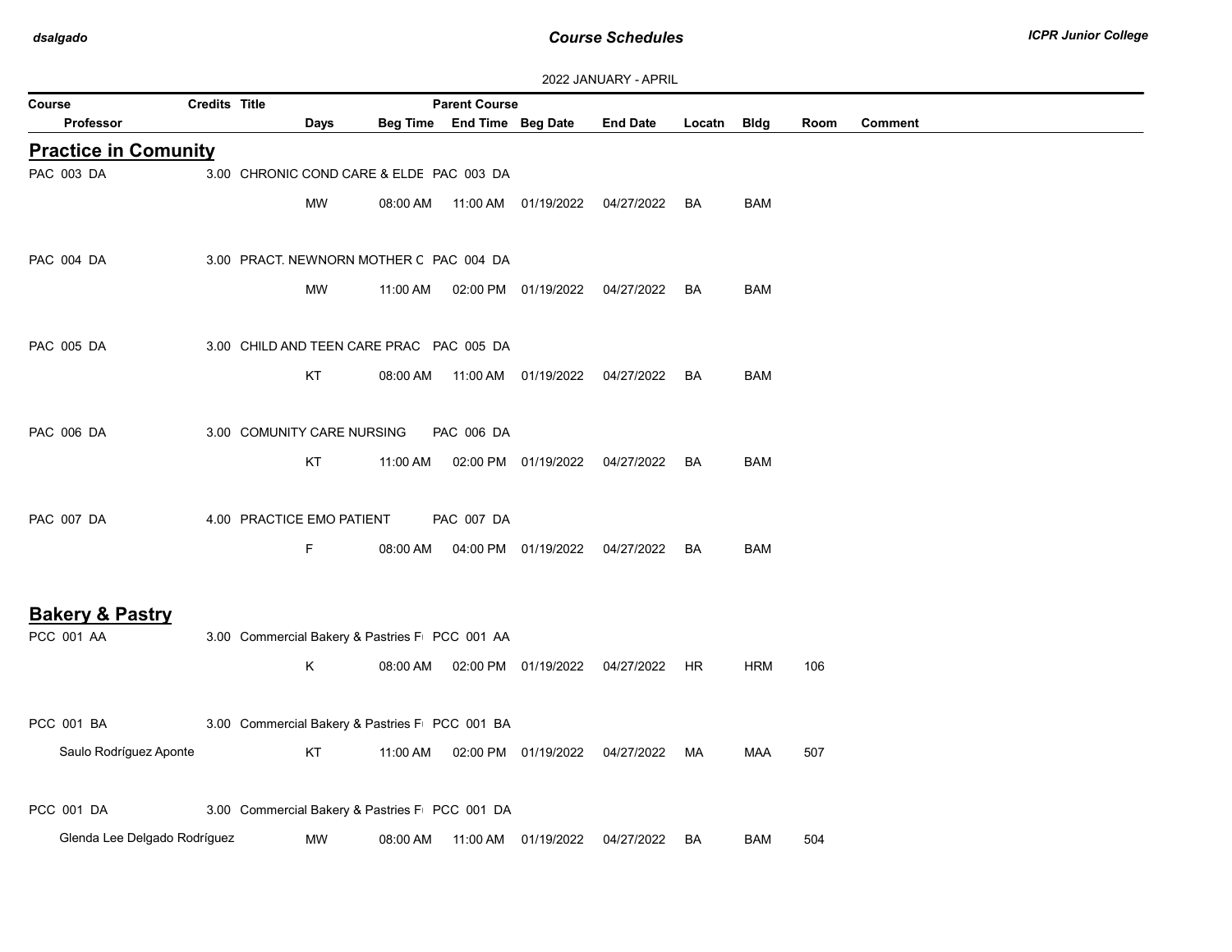2022 JANUARY - APRIL

| Course | Credits | Title | Parent Course | | | | | | | |
|---|---|---|---|---|---|---|---|---|---|---|
| Professor | | Days | Beg Time | End Time | Beg Date | End Date | Locatn | Bldg | Room | Comment |

## Practice in Comunity

| Course / Professor | Credits | Title / Days | Beg Time | End Time | Beg Date | End Date | Locatn | Bldg | Room | Comment |
|---|---|---|---|---|---|---|---|---|---|---|
| PAC 003 DA | 3.00 | CHRONIC COND CARE & ELDE (Parent: PAC 003 DA) | | | | | | | | |
| | | MW | 08:00 AM | 11:00 AM | 01/19/2022 | 04/27/2022 | BA | BAM | | |
| PAC 004 DA | 3.00 | PRACT. NEWNORN MOTHER C (Parent: PAC 004 DA) | | | | | | | | |
| | | MW | 11:00 AM | 02:00 PM | 01/19/2022 | 04/27/2022 | BA | BAM | | |
| PAC 005 DA | 3.00 | CHILD AND TEEN CARE PRAC (Parent: PAC 005 DA) | | | | | | | | |
| | | KT | 08:00 AM | 11:00 AM | 01/19/2022 | 04/27/2022 | BA | BAM | | |
| PAC 006 DA | 3.00 | COMUNITY CARE NURSING (Parent: PAC 006 DA) | | | | | | | | |
| | | KT | 11:00 AM | 02:00 PM | 01/19/2022 | 04/27/2022 | BA | BAM | | |
| PAC 007 DA | 4.00 | PRACTICE EMO PATIENT (Parent: PAC 007 DA) | | | | | | | | |
| | | F | 08:00 AM | 04:00 PM | 01/19/2022 | 04/27/2022 | BA | BAM | | |

## Bakery & Pastry

| Course / Professor | Credits | Title / Days | Beg Time | End Time | Beg Date | End Date | Locatn | Bldg | Room | Comment |
|---|---|---|---|---|---|---|---|---|---|---|
| PCC 001 AA | 3.00 | Commercial Bakery & Pastries F (Parent: PCC 001 AA) | | | | | | | | |
| | | K | 08:00 AM | 02:00 PM | 01/19/2022 | 04/27/2022 | HR | HRM | 106 | |
| PCC 001 BA | 3.00 | Commercial Bakery & Pastries F (Parent: PCC 001 BA) | | | | | | | | |
| Saulo Rodríguez Aponte | | KT | 11:00 AM | 02:00 PM | 01/19/2022 | 04/27/2022 | MA | MAA | 507 | |
| PCC 001 DA | 3.00 | Commercial Bakery & Pastries F (Parent: PCC 001 DA) | | | | | | | | |
| Glenda Lee Delgado Rodríguez | | MW | 08:00 AM | 11:00 AM | 01/19/2022 | 04/27/2022 | BA | BAM | 504 | |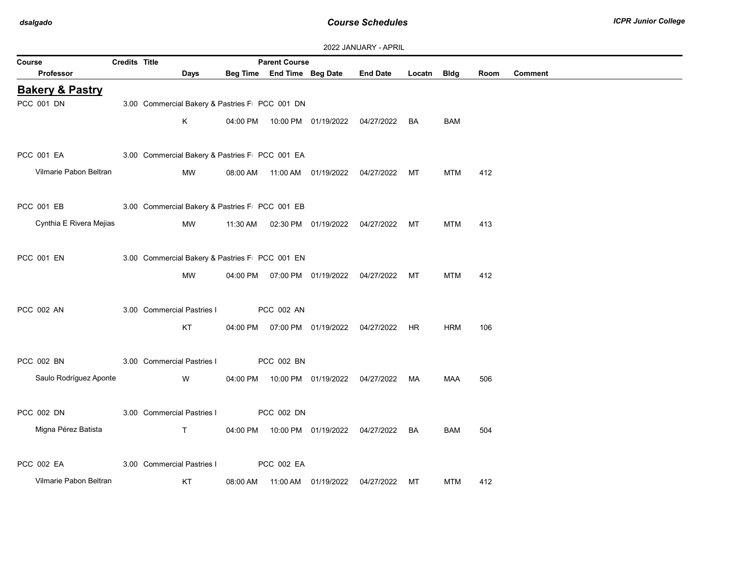2022 JANUARY - APRIL

| Course / Professor | Credits | Title | Days | Beg Time | Parent Course / End Time | Beg Date | End Date | Locatn | Bldg | Room | Comment |
|---|---|---|---|---|---|---|---|---|---|---|---|

## Bakery & Pastry

| Course / Professor | Credits | Title | Days | Beg Time | Parent Course / End Time | Beg Date | End Date | Locatn | Bldg | Room | Comment |
|---|---|---|---|---|---|---|---|---|---|---|---|
| PCC 001 DN | 3.00 | Commercial Bakery & Pastries F |  |  | PCC 001 DN |  |  |  |  |  |  |
|  |  |  | K | 04:00 PM | 10:00 PM | 01/19/2022 | 04/27/2022 | BA | BAM |  |  |
| PCC 001 EA | 3.00 | Commercial Bakery & Pastries F |  |  | PCC 001 EA |  |  |  |  |  |  |
| Vilmarie Pabon Beltran |  |  | MW | 08:00 AM | 11:00 AM | 01/19/2022 | 04/27/2022 | MT | MTM | 412 |  |
| PCC 001 EB | 3.00 | Commercial Bakery & Pastries F |  |  | PCC 001 EB |  |  |  |  |  |  |
| Cynthia E Rivera Mejias |  |  | MW | 11:30 AM | 02:30 PM | 01/19/2022 | 04/27/2022 | MT | MTM | 413 |  |
| PCC 001 EN | 3.00 | Commercial Bakery & Pastries F |  |  | PCC 001 EN |  |  |  |  |  |  |
|  |  |  | MW | 04:00 PM | 07:00 PM | 01/19/2022 | 04/27/2022 | MT | MTM | 412 |  |
| PCC 002 AN | 3.00 | Commercial Pastries I |  |  | PCC 002 AN |  |  |  |  |  |  |
|  |  |  | KT | 04:00 PM | 07:00 PM | 01/19/2022 | 04/27/2022 | HR | HRM | 106 |  |
| PCC 002 BN | 3.00 | Commercial Pastries I |  |  | PCC 002 BN |  |  |  |  |  |  |
| Saulo Rodríguez Aponte |  |  | W | 04:00 PM | 10:00 PM | 01/19/2022 | 04/27/2022 | MA | MAA | 506 |  |
| PCC 002 DN | 3.00 | Commercial Pastries I |  |  | PCC 002 DN |  |  |  |  |  |  |
| Migna Pérez Batista |  |  | T | 04:00 PM | 10:00 PM | 01/19/2022 | 04/27/2022 | BA | BAM | 504 |  |
| PCC 002 EA | 3.00 | Commercial Pastries I |  |  | PCC 002 EA |  |  |  |  |  |  |
| Vilmarie Pabon Beltran |  |  | KT | 08:00 AM | 11:00 AM | 01/19/2022 | 04/27/2022 | MT | MTM | 412 |  |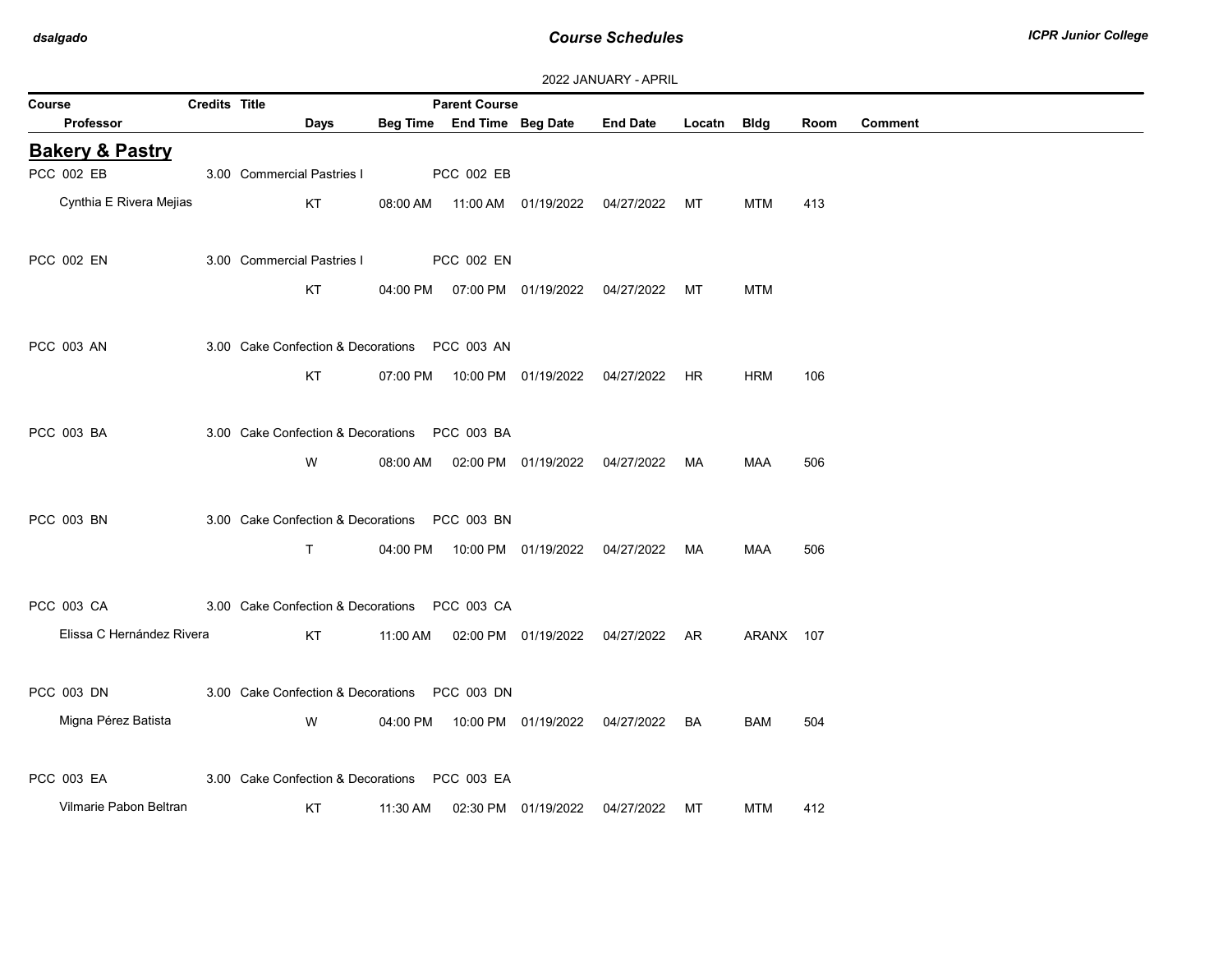2022 JANUARY - APRIL

| Course | Credits | Title | Parent Course | | | | | | | |
|---|---|---|---|---|---|---|---|---|---|---|
| Professor | Days | Beg Time | End Time | Beg Date | End Date | Locatn | Bldg | Room | Comment | |

## Bakery & Pastry

| Course / Professor | Credits | Title | Parent Course | Days | Beg Time | End Time | Beg Date | End Date | Locatn | Bldg | Room | Comment |
|---|---|---|---|---|---|---|---|---|---|---|---|---|
| PCC 002 EB | 3.00 | Commercial Pastries I | PCC 002 EB | | | | | | | | | |
| Cynthia E Rivera Mejias | | | | KT | 08:00 AM | 11:00 AM | 01/19/2022 | 04/27/2022 | MT | MTM | 413 | |
| PCC 002 EN | 3.00 | Commercial Pastries I | PCC 002 EN | | | | | | | | | |
| | | | | KT | 04:00 PM | 07:00 PM | 01/19/2022 | 04/27/2022 | MT | MTM | | |
| PCC 003 AN | 3.00 | Cake Confection & Decorations | PCC 003 AN | | | | | | | | | |
| | | | | KT | 07:00 PM | 10:00 PM | 01/19/2022 | 04/27/2022 | HR | HRM | 106 | |
| PCC 003 BA | 3.00 | Cake Confection & Decorations | PCC 003 BA | | | | | | | | | |
| | | | | W | 08:00 AM | 02:00 PM | 01/19/2022 | 04/27/2022 | MA | MAA | 506 | |
| PCC 003 BN | 3.00 | Cake Confection & Decorations | PCC 003 BN | | | | | | | | | |
| | | | | T | 04:00 PM | 10:00 PM | 01/19/2022 | 04/27/2022 | MA | MAA | 506 | |
| PCC 003 CA | 3.00 | Cake Confection & Decorations | PCC 003 CA | | | | | | | | | |
| Elissa C Hernández Rivera | | | | KT | 11:00 AM | 02:00 PM | 01/19/2022 | 04/27/2022 | AR | ARANX | 107 | |
| PCC 003 DN | 3.00 | Cake Confection & Decorations | PCC 003 DN | | | | | | | | | |
| Migna Pérez Batista | | | | W | 04:00 PM | 10:00 PM | 01/19/2022 | 04/27/2022 | BA | BAM | 504 | |
| PCC 003 EA | 3.00 | Cake Confection & Decorations | PCC 003 EA | | | | | | | | | |
| Vilmarie Pabon Beltran | | | | KT | 11:30 AM | 02:30 PM | 01/19/2022 | 04/27/2022 | MT | MTM | 412 | |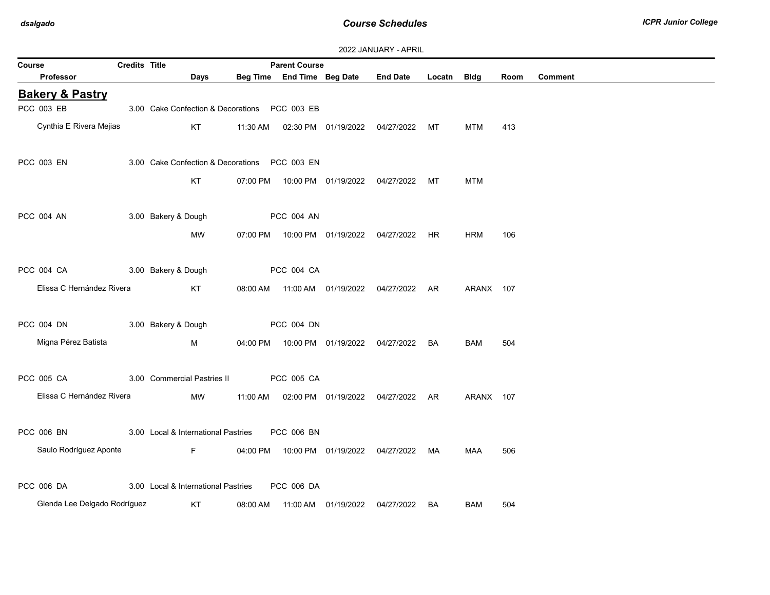2022 JANUARY - APRIL

| Course | Credits | Title | Days | Beg Time | Parent Course / End Time | Beg Date | End Date | Locatn | Bldg | Room | Comment |
|---|---|---|---|---|---|---|---|---|---|---|---|
| **Professor** | | | | | | | | | | | |

## Bakery & Pastry

| Course / Professor | Credits | Title | Days | Beg Time | Parent Course / End Time | Beg Date | End Date | Locatn | Bldg | Room | Comment |
|---|---|---|---|---|---|---|---|---|---|---|---|
| PCC 003 EB | 3.00 | Cake Confection & Decorations | | | PCC 003 EB | | | | | | |
| Cynthia E Rivera Mejias | | | KT | 11:30 AM | 02:30 PM | 01/19/2022 | 04/27/2022 | MT | MTM | 413 | |
| PCC 003 EN | 3.00 | Cake Confection & Decorations | | | PCC 003 EN | | | | | | |
| | | | KT | 07:00 PM | 10:00 PM | 01/19/2022 | 04/27/2022 | MT | MTM | | |
| PCC 004 AN | 3.00 | Bakery & Dough | | | PCC 004 AN | | | | | | |
| | | | MW | 07:00 PM | 10:00 PM | 01/19/2022 | 04/27/2022 | HR | HRM | 106 | |
| PCC 004 CA | 3.00 | Bakery & Dough | | | PCC 004 CA | | | | | | |
| Elissa C Hernández Rivera | | | KT | 08:00 AM | 11:00 AM | 01/19/2022 | 04/27/2022 | AR | ARANX | 107 | |
| PCC 004 DN | 3.00 | Bakery & Dough | | | PCC 004 DN | | | | | | |
| Migna Pérez Batista | | | M | 04:00 PM | 10:00 PM | 01/19/2022 | 04/27/2022 | BA | BAM | 504 | |
| PCC 005 CA | 3.00 | Commercial Pastries II | | | PCC 005 CA | | | | | | |
| Elissa C Hernández Rivera | | | MW | 11:00 AM | 02:00 PM | 01/19/2022 | 04/27/2022 | AR | ARANX | 107 | |
| PCC 006 BN | 3.00 | Local & International Pastries | | | PCC 006 BN | | | | | | |
| Saulo Rodríguez Aponte | | | F | 04:00 PM | 10:00 PM | 01/19/2022 | 04/27/2022 | MA | MAA | 506 | |
| PCC 006 DA | 3.00 | Local & International Pastries | | | PCC 006 DA | | | | | | |
| Glenda Lee Delgado Rodríguez | | | KT | 08:00 AM | 11:00 AM | 01/19/2022 | 04/27/2022 | BA | BAM | 504 | |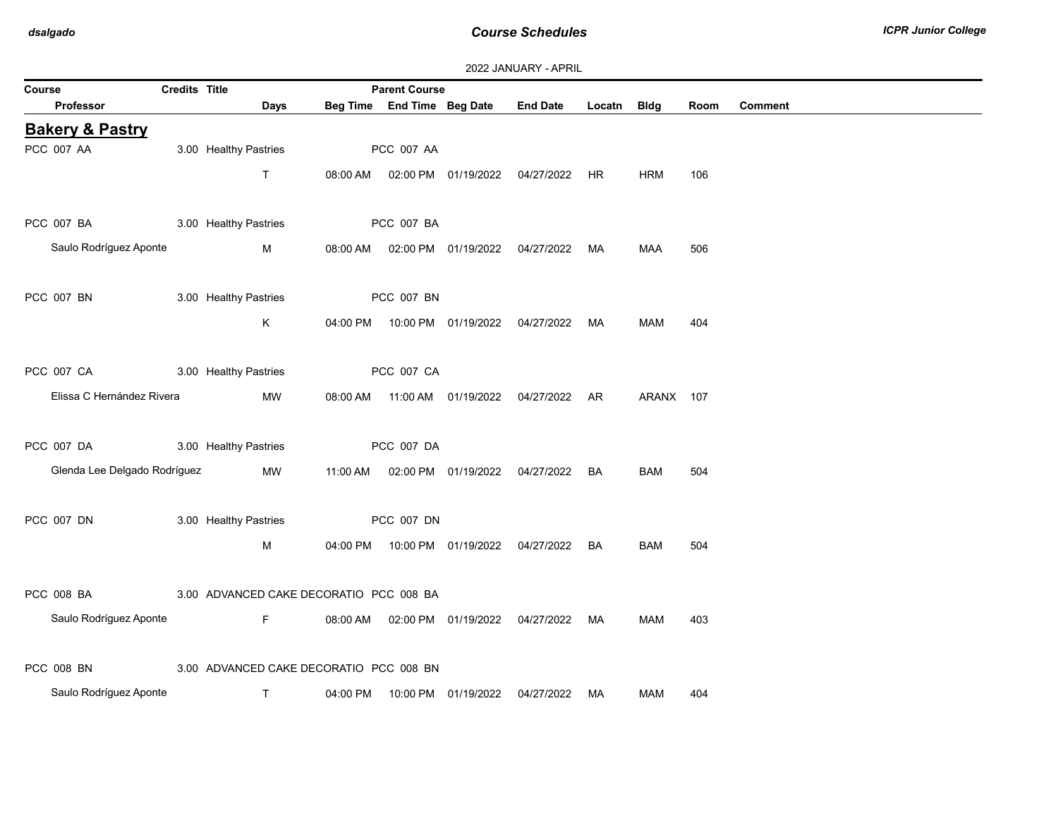2022 JANUARY - APRIL

| Course | Credits | Title | Days | Beg Time | Parent Course / End Time | Beg Date | End Date | Locatn | Bldg | Room | Comment |
|---|---|---|---|---|---|---|---|---|---|---|---|
| Professor | | | | | | | | | | | |

## Bakery & Pastry

| Course / Professor | Credits | Title | Days | Beg Time | Parent Course / End Time | Beg Date | End Date | Locatn | Bldg | Room | Comment |
|---|---|---|---|---|---|---|---|---|---|---|---|
| PCC 007 AA | 3.00 | Healthy Pastries | | | PCC 007 AA | | | | | | |
| | | | T | 08:00 AM | 02:00 PM | 01/19/2022 | 04/27/2022 | HR | HRM | 106 | |
| PCC 007 BA | 3.00 | Healthy Pastries | | | PCC 007 BA | | | | | | |
| Saulo Rodríguez Aponte | | | M | 08:00 AM | 02:00 PM | 01/19/2022 | 04/27/2022 | MA | MAA | 506 | |
| PCC 007 BN | 3.00 | Healthy Pastries | | | PCC 007 BN | | | | | | |
| | | | K | 04:00 PM | 10:00 PM | 01/19/2022 | 04/27/2022 | MA | MAM | 404 | |
| PCC 007 CA | 3.00 | Healthy Pastries | | | PCC 007 CA | | | | | | |
| Elissa C Hernández Rivera | | | MW | 08:00 AM | 11:00 AM | 01/19/2022 | 04/27/2022 | AR | ARANX | 107 | |
| PCC 007 DA | 3.00 | Healthy Pastries | | | PCC 007 DA | | | | | | |
| Glenda Lee Delgado Rodríguez | | | MW | 11:00 AM | 02:00 PM | 01/19/2022 | 04/27/2022 | BA | BAM | 504 | |
| PCC 007 DN | 3.00 | Healthy Pastries | | | PCC 007 DN | | | | | | |
| | | | M | 04:00 PM | 10:00 PM | 01/19/2022 | 04/27/2022 | BA | BAM | 504 | |
| PCC 008 BA | 3.00 | ADVANCED CAKE DECORATIO | | | PCC 008 BA | | | | | | |
| Saulo Rodríguez Aponte | | | F | 08:00 AM | 02:00 PM | 01/19/2022 | 04/27/2022 | MA | MAM | 403 | |
| PCC 008 BN | 3.00 | ADVANCED CAKE DECORATIO | | | PCC 008 BN | | | | | | |
| Saulo Rodríguez Aponte | | | T | 04:00 PM | 10:00 PM | 01/19/2022 | 04/27/2022 | MA | MAM | 404 | |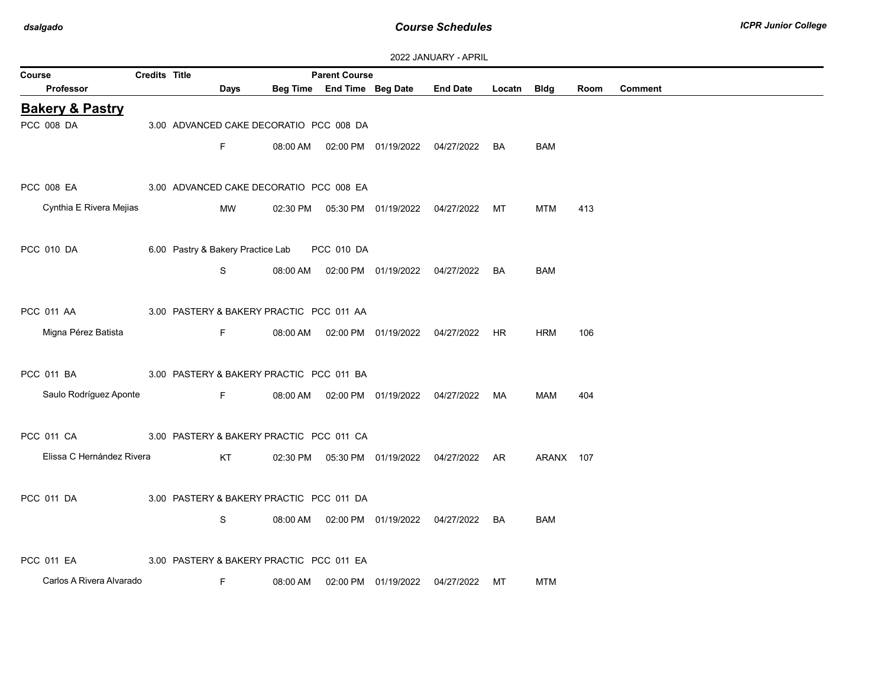2022 JANUARY - APRIL

| Course | Credits | Title | Parent Course | | | | | | | |
|---|---|---|---|---|---|---|---|---|---|---|
| Professor | Days | Beg Time | End Time | Beg Date | End Date | Locatn | Bldg | Room | Comment | |

## Bakery & Pastry

| Course / Professor | Credits | Title / Days | Beg Time | End Time | Beg Date | End Date | Locatn | Bldg | Room | Comment | Parent Course |
|---|---|---|---|---|---|---|---|---|---|---|---|
| PCC 008 DA | 3.00 | ADVANCED CAKE DECORATIO | | | | | | | | | PCC 008 DA |
| | | F | 08:00 AM | 02:00 PM | 01/19/2022 | 04/27/2022 | BA | BAM | | | |
| PCC 008 EA | 3.00 | ADVANCED CAKE DECORATIO | | | | | | | | | PCC 008 EA |
| Cynthia E Rivera Mejias | | MW | 02:30 PM | 05:30 PM | 01/19/2022 | 04/27/2022 | MT | MTM | 413 | | |
| PCC 010 DA | 6.00 | Pastry & Bakery Practice Lab | | | | | | | | | PCC 010 DA |
| | | S | 08:00 AM | 02:00 PM | 01/19/2022 | 04/27/2022 | BA | BAM | | | |
| PCC 011 AA | 3.00 | PASTERY & BAKERY PRACTIC | | | | | | | | | PCC 011 AA |
| Migna Pérez Batista | | F | 08:00 AM | 02:00 PM | 01/19/2022 | 04/27/2022 | HR | HRM | 106 | | |
| PCC 011 BA | 3.00 | PASTERY & BAKERY PRACTIC | | | | | | | | | PCC 011 BA |
| Saulo Rodríguez Aponte | | F | 08:00 AM | 02:00 PM | 01/19/2022 | 04/27/2022 | MA | MAM | 404 | | |
| PCC 011 CA | 3.00 | PASTERY & BAKERY PRACTIC | | | | | | | | | PCC 011 CA |
| Elissa C Hernández Rivera | | KT | 02:30 PM | 05:30 PM | 01/19/2022 | 04/27/2022 | AR | ARANX | 107 | | |
| PCC 011 DA | 3.00 | PASTERY & BAKERY PRACTIC | | | | | | | | | PCC 011 DA |
| | | S | 08:00 AM | 02:00 PM | 01/19/2022 | 04/27/2022 | BA | BAM | | | |
| PCC 011 EA | 3.00 | PASTERY & BAKERY PRACTIC | | | | | | | | | PCC 011 EA |
| Carlos A Rivera Alvarado | | F | 08:00 AM | 02:00 PM | 01/19/2022 | 04/27/2022 | MT | MTM | | | |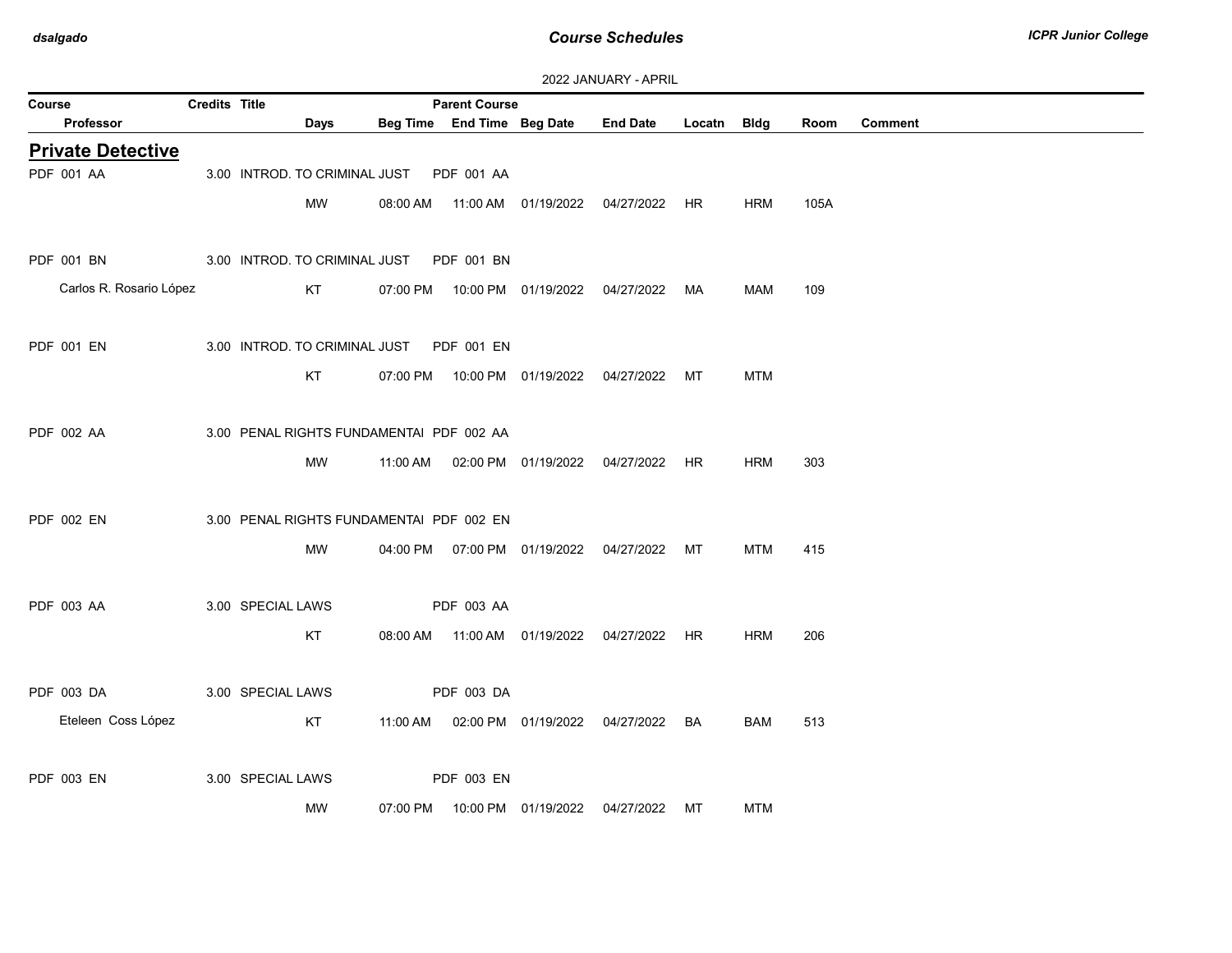2022 JANUARY - APRIL

| Course | Credits | Title | Parent Course | | | | | | | |
|---|---|---|---|---|---|---|---|---|---|---|
| Professor | Days | Beg Time | End Time | Beg Date | End Date | Locatn | Bldg | Room | Comment | |

## Private Detective

| Course / Professor | Credits | Title | Days | Beg Time | End Time | Beg Date | End Date | Locatn | Bldg | Room | Parent Course | Comment |
|---|---|---|---|---|---|---|---|---|---|---|---|---|
| PDF 001 AA | 3.00 | INTROD. TO CRIMINAL JUST | MW | 08:00 AM | 11:00 AM | 01/19/2022 | 04/27/2022 | HR | HRM | 105A | PDF 001 AA | |
| PDF 001 BN<br>Carlos R. Rosario López | 3.00 | INTROD. TO CRIMINAL JUST | KT | 07:00 PM | 10:00 PM | 01/19/2022 | 04/27/2022 | MA | MAM | 109 | PDF 001 BN | |
| PDF 001 EN | 3.00 | INTROD. TO CRIMINAL JUST | KT | 07:00 PM | 10:00 PM | 01/19/2022 | 04/27/2022 | MT | MTM | | PDF 001 EN | |
| PDF 002 AA | 3.00 | PENAL RIGHTS FUNDAMENTAI | MW | 11:00 AM | 02:00 PM | 01/19/2022 | 04/27/2022 | HR | HRM | 303 | PDF 002 AA | |
| PDF 002 EN | 3.00 | PENAL RIGHTS FUNDAMENTAI | MW | 04:00 PM | 07:00 PM | 01/19/2022 | 04/27/2022 | MT | MTM | 415 | PDF 002 EN | |
| PDF 003 AA | 3.00 | SPECIAL LAWS | KT | 08:00 AM | 11:00 AM | 01/19/2022 | 04/27/2022 | HR | HRM | 206 | PDF 003 AA | |
| PDF 003 DA<br>Eteleen Coss López | 3.00 | SPECIAL LAWS | KT | 11:00 AM | 02:00 PM | 01/19/2022 | 04/27/2022 | BA | BAM | 513 | PDF 003 DA | |
| PDF 003 EN | 3.00 | SPECIAL LAWS | MW | 07:00 PM | 10:00 PM | 01/19/2022 | 04/27/2022 | MT | MTM | | PDF 003 EN | |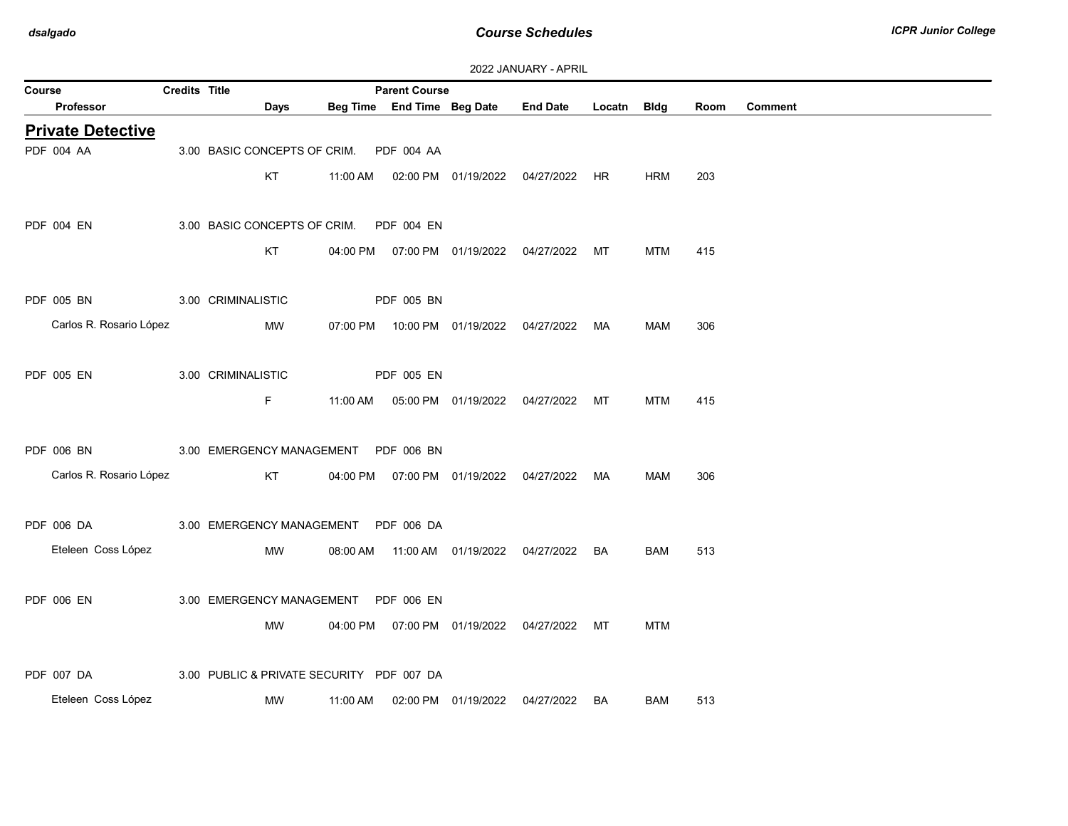2022 JANUARY - APRIL

| Course | Credits | Title | Parent Course | | | | | | |
|---|---|---|---|---|---|---|---|---|---|
| Professor | Days | Beg Time | End Time | Beg Date | End Date | Locatn | Bldg | Room | Comment |

## Private Detective

| Course / Professor | Credits | Title / Days | Beg Time | Parent Course / End Time | Beg Date | End Date | Locatn | Bldg | Room | Comment |
|---|---|---|---|---|---|---|---|---|---|---|
| PDF 004 AA | 3.00 | BASIC CONCEPTS OF CRIM. | | PDF 004 AA | | | | | | |
| | | KT | 11:00 AM | 02:00 PM | 01/19/2022 | 04/27/2022 | HR | HRM | 203 | |
| PDF 004 EN | 3.00 | BASIC CONCEPTS OF CRIM. | | PDF 004 EN | | | | | | |
| | | KT | 04:00 PM | 07:00 PM | 01/19/2022 | 04/27/2022 | MT | MTM | 415 | |
| PDF 005 BN | 3.00 | CRIMINALISTIC | | PDF 005 BN | | | | | | |
| Carlos R. Rosario López | | MW | 07:00 PM | 10:00 PM | 01/19/2022 | 04/27/2022 | MA | MAM | 306 | |
| PDF 005 EN | 3.00 | CRIMINALISTIC | | PDF 005 EN | | | | | | |
| | | F | 11:00 AM | 05:00 PM | 01/19/2022 | 04/27/2022 | MT | MTM | 415 | |
| PDF 006 BN | 3.00 | EMERGENCY MANAGEMENT | | PDF 006 BN | | | | | | |
| Carlos R. Rosario López | | KT | 04:00 PM | 07:00 PM | 01/19/2022 | 04/27/2022 | MA | MAM | 306 | |
| PDF 006 DA | 3.00 | EMERGENCY MANAGEMENT | | PDF 006 DA | | | | | | |
| Eteleen Coss López | | MW | 08:00 AM | 11:00 AM | 01/19/2022 | 04/27/2022 | BA | BAM | 513 | |
| PDF 006 EN | 3.00 | EMERGENCY MANAGEMENT | | PDF 006 EN | | | | | | |
| | | MW | 04:00 PM | 07:00 PM | 01/19/2022 | 04/27/2022 | MT | MTM | | |
| PDF 007 DA | 3.00 | PUBLIC & PRIVATE SECURITY | | PDF 007 DA | | | | | | |
| Eteleen Coss López | | MW | 11:00 AM | 02:00 PM | 01/19/2022 | 04/27/2022 | BA | BAM | 513 | |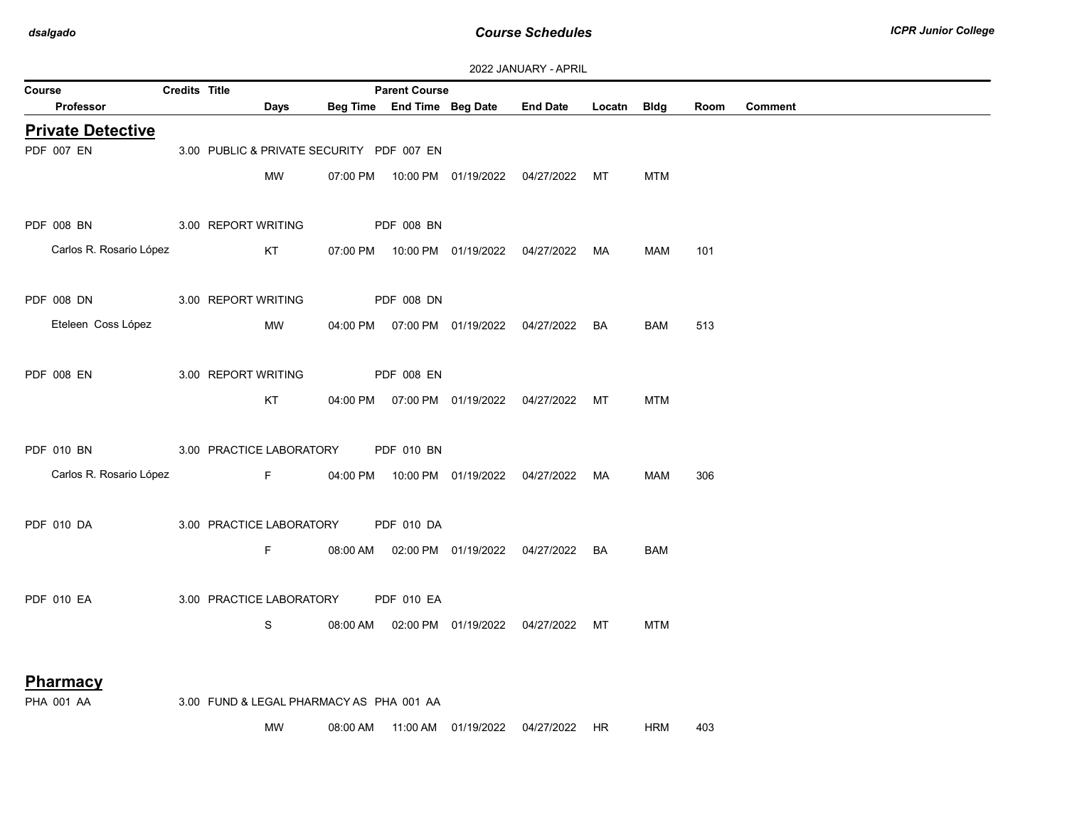2022 JANUARY - APRIL

| Course / Professor | Credits | Title | Days | Beg Time | End Time | Parent Course | Beg Date | End Date | Locatn | Bldg | Room | Comment |
|---|---|---|---|---|---|---|---|---|---|---|---|---|

## Private Detective

| Course / Professor | Credits | Title | Days | Beg Time | End Time | Parent Course | Beg Date | End Date | Locatn | Bldg | Room | Comment |
|---|---|---|---|---|---|---|---|---|---|---|---|---|
| PDF 007 EN | 3.00 | PUBLIC & PRIVATE SECURITY | | | | PDF 007 EN | | | | | | |
| | | | MW | 07:00 PM | 10:00 PM | | 01/19/2022 | 04/27/2022 | MT | MTM | | |
| PDF 008 BN | 3.00 | REPORT WRITING | | | | PDF 008 BN | | | | | | |
| Carlos R. Rosario López | | | KT | 07:00 PM | 10:00 PM | | 01/19/2022 | 04/27/2022 | MA | MAM | 101 | |
| PDF 008 DN | 3.00 | REPORT WRITING | | | | PDF 008 DN | | | | | | |
| Eteleen Coss López | | | MW | 04:00 PM | 07:00 PM | | 01/19/2022 | 04/27/2022 | BA | BAM | 513 | |
| PDF 008 EN | 3.00 | REPORT WRITING | | | | PDF 008 EN | | | | | | |
| | | | KT | 04:00 PM | 07:00 PM | | 01/19/2022 | 04/27/2022 | MT | MTM | | |
| PDF 010 BN | 3.00 | PRACTICE LABORATORY | | | | PDF 010 BN | | | | | | |
| Carlos R. Rosario López | | | F | 04:00 PM | 10:00 PM | | 01/19/2022 | 04/27/2022 | MA | MAM | 306 | |
| PDF 010 DA | 3.00 | PRACTICE LABORATORY | | | | PDF 010 DA | | | | | | |
| | | | F | 08:00 AM | 02:00 PM | | 01/19/2022 | 04/27/2022 | BA | BAM | | |
| PDF 010 EA | 3.00 | PRACTICE LABORATORY | | | | PDF 010 EA | | | | | | |
| | | | S | 08:00 AM | 02:00 PM | | 01/19/2022 | 04/27/2022 | MT | MTM | | |

## Pharmacy

| Course / Professor | Credits | Title | Days | Beg Time | End Time | Parent Course | Beg Date | End Date | Locatn | Bldg | Room | Comment |
|---|---|---|---|---|---|---|---|---|---|---|---|---|
| PHA 001 AA | 3.00 | FUND & LEGAL PHARMACY AS | | | | PHA 001 AA | | | | | | |
| | | | MW | 08:00 AM | 11:00 AM | | 01/19/2022 | 04/27/2022 | HR | HRM | 403 | |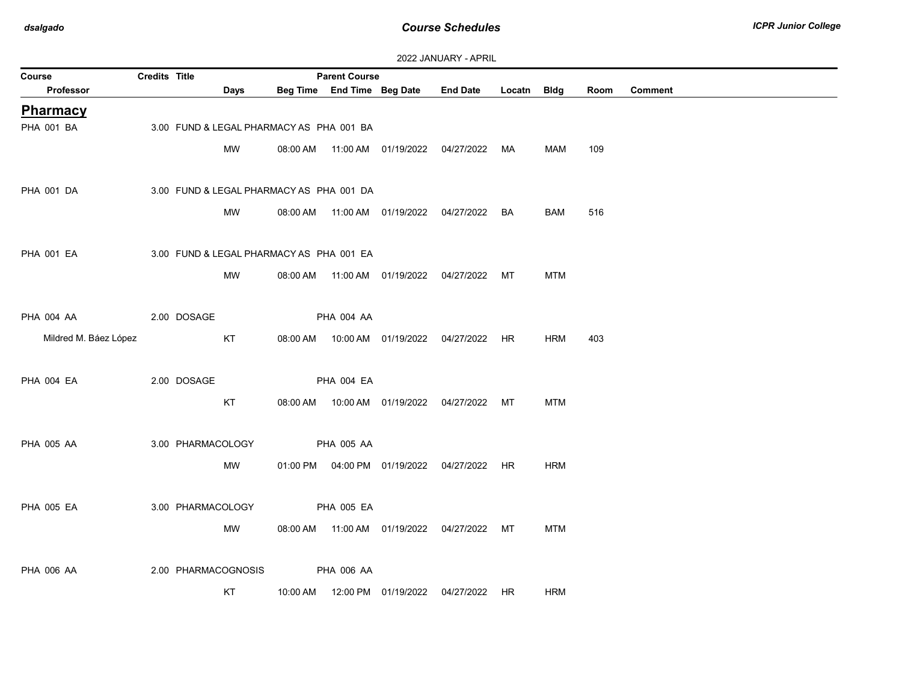2022 JANUARY - APRIL

## Pharmacy

| Course | Credits | Title | Days | Beg Time | End Time | Parent Course | Beg Date | End Date | Locatn | Bldg | Room | Comment |
|---|---|---|---|---|---|---|---|---|---|---|---|---|
| PHA 001 BA | 3.00 | FUND & LEGAL PHARMACY AS | | | | PHA 001 BA | | | | | | |
| | | | MW | 08:00 AM | 11:00 AM | | 01/19/2022 | 04/27/2022 | MA | MAM | 109 | |
| PHA 001 DA | 3.00 | FUND & LEGAL PHARMACY AS | | | | PHA 001 DA | | | | | | |
| | | | MW | 08:00 AM | 11:00 AM | | 01/19/2022 | 04/27/2022 | BA | BAM | 516 | |
| PHA 001 EA | 3.00 | FUND & LEGAL PHARMACY AS | | | | PHA 001 EA | | | | | | |
| | | | MW | 08:00 AM | 11:00 AM | | 01/19/2022 | 04/27/2022 | MT | MTM | | |
| PHA 004 AA | 2.00 | DOSAGE | | | | PHA 004 AA | | | | | | |
| Mildred M. Báez López | | | KT | 08:00 AM | 10:00 AM | | 01/19/2022 | 04/27/2022 | HR | HRM | 403 | |
| PHA 004 EA | 2.00 | DOSAGE | | | | PHA 004 EA | | | | | | |
| | | | KT | 08:00 AM | 10:00 AM | | 01/19/2022 | 04/27/2022 | MT | MTM | | |
| PHA 005 AA | 3.00 | PHARMACOLOGY | | | | PHA 005 AA | | | | | | |
| | | | MW | 01:00 PM | 04:00 PM | | 01/19/2022 | 04/27/2022 | HR | HRM | | |
| PHA 005 EA | 3.00 | PHARMACOLOGY | | | | PHA 005 EA | | | | | | |
| | | | MW | 08:00 AM | 11:00 AM | | 01/19/2022 | 04/27/2022 | MT | MTM | | |
| PHA 006 AA | 2.00 | PHARMACOGNOSIS | | | | PHA 006 AA | | | | | | |
| | | | KT | 10:00 AM | 12:00 PM | | 01/19/2022 | 04/27/2022 | HR | HRM | | |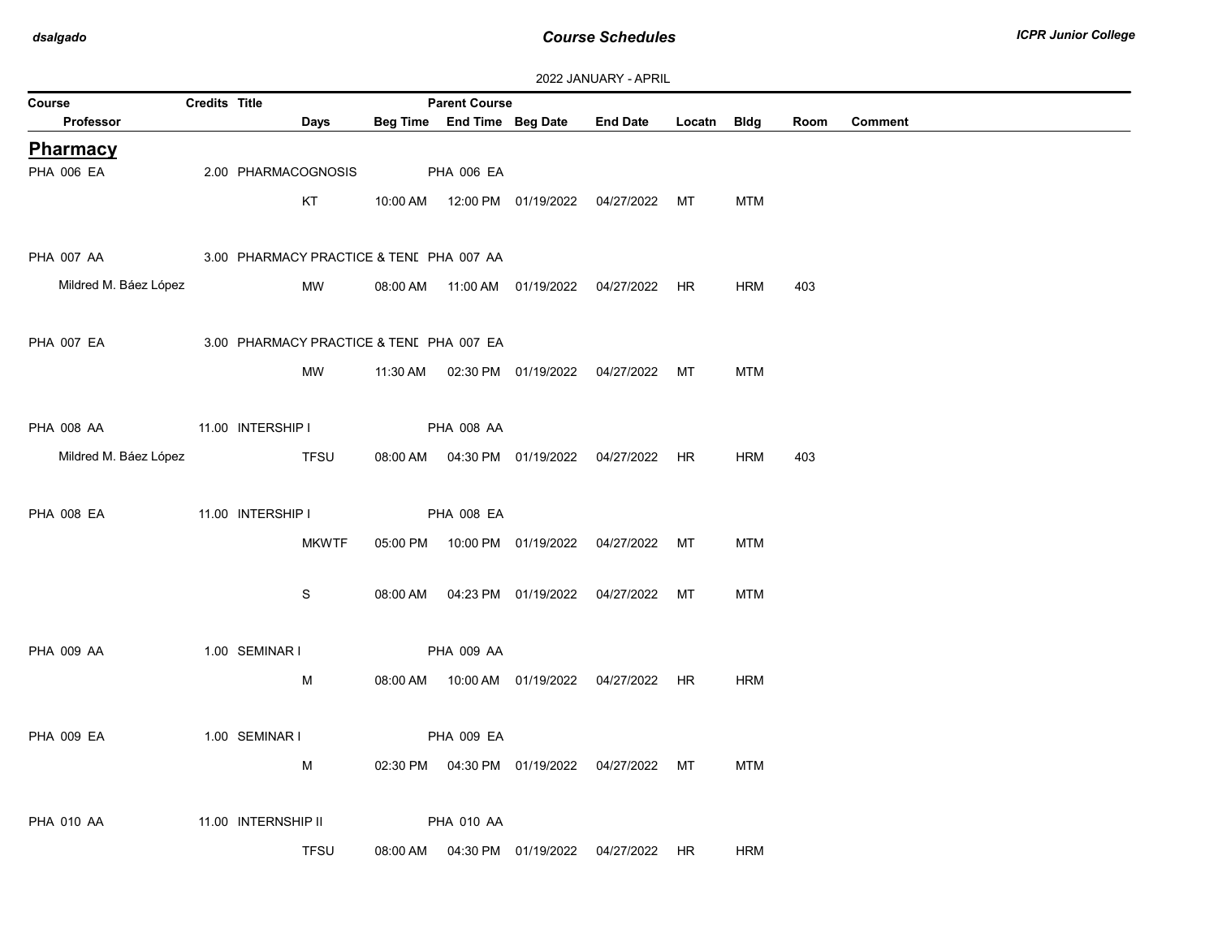2022 JANUARY - APRIL

| Course | Credits | Title | | | Parent Course | | | | | | |
|---|---|---|---|---|---|---|---|---|---|---|---|
| Professor | | | Days | Beg Time | End Time | Beg Date | End Date | Locatn | Bldg | Room | Comment |

## Pharmacy

| Course / Professor | Credits | Title | Days | Beg Time | End Time | Beg Date | End Date | Locatn | Bldg | Room | Comment |
|---|---|---|---|---|---|---|---|---|---|---|---|
| PHA 006 EA | 2.00 | PHARMACOGNOSIS (Parent Course: PHA 006 EA) | | | | | | | | | |
| | | | KT | 10:00 AM | 12:00 PM | 01/19/2022 | 04/27/2022 | MT | MTM | | |
| PHA 007 AA | 3.00 | PHARMACY PRACTICE & TENI (Parent Course: PHA 007 AA) | | | | | | | | | |
| Mildred M. Báez López | | | MW | 08:00 AM | 11:00 AM | 01/19/2022 | 04/27/2022 | HR | HRM | 403 | |
| PHA 007 EA | 3.00 | PHARMACY PRACTICE & TENI (Parent Course: PHA 007 EA) | | | | | | | | | |
| | | | MW | 11:30 AM | 02:30 PM | 01/19/2022 | 04/27/2022 | MT | MTM | | |
| PHA 008 AA | 11.00 | INTERSHIP I (Parent Course: PHA 008 AA) | | | | | | | | | |
| Mildred M. Báez López | | | TFSU | 08:00 AM | 04:30 PM | 01/19/2022 | 04/27/2022 | HR | HRM | 403 | |
| PHA 008 EA | 11.00 | INTERSHIP I (Parent Course: PHA 008 EA) | | | | | | | | | |
| | | | MKWTF | 05:00 PM | 10:00 PM | 01/19/2022 | 04/27/2022 | MT | MTM | | |
| | | | S | 08:00 AM | 04:23 PM | 01/19/2022 | 04/27/2022 | MT | MTM | | |
| PHA 009 AA | 1.00 | SEMINAR I (Parent Course: PHA 009 AA) | | | | | | | | | |
| | | | M | 08:00 AM | 10:00 AM | 01/19/2022 | 04/27/2022 | HR | HRM | | |
| PHA 009 EA | 1.00 | SEMINAR I (Parent Course: PHA 009 EA) | | | | | | | | | |
| | | | M | 02:30 PM | 04:30 PM | 01/19/2022 | 04/27/2022 | MT | MTM | | |
| PHA 010 AA | 11.00 | INTERNSHIP II (Parent Course: PHA 010 AA) | | | | | | | | | |
| | | | TFSU | 08:00 AM | 04:30 PM | 01/19/2022 | 04/27/2022 | HR | HRM | | |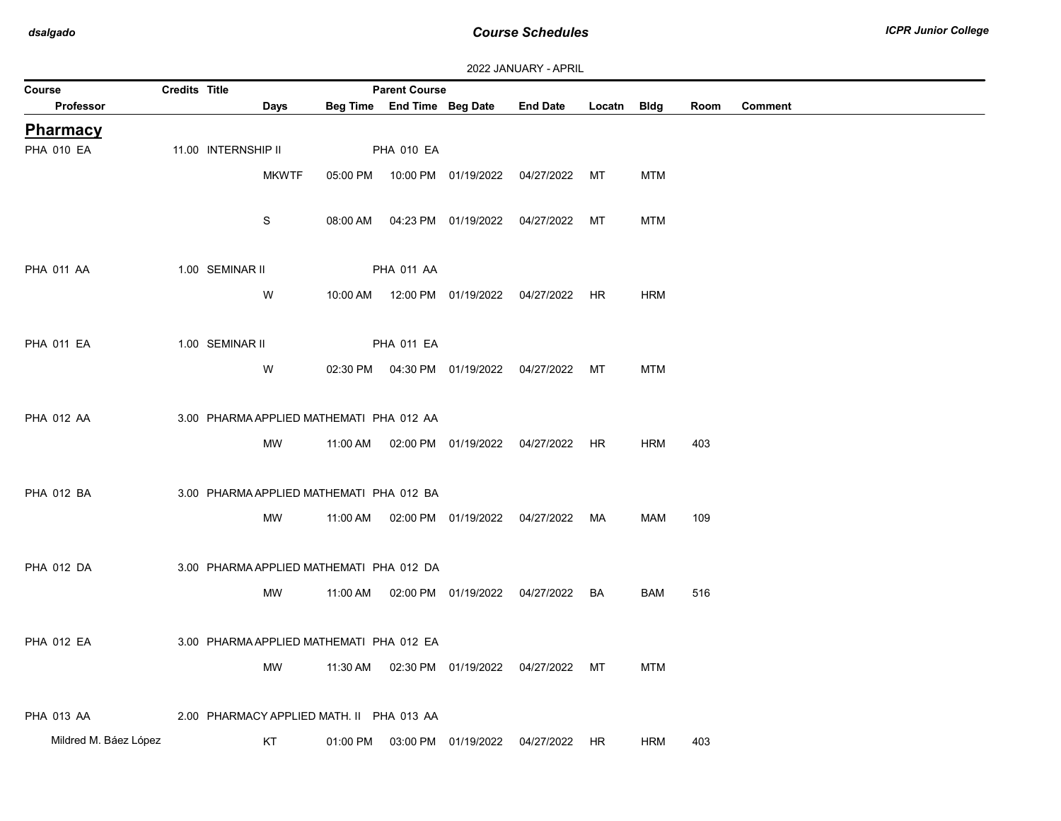2022 JANUARY - APRIL

| Course | Credits | Title | | | Parent Course | | | | | | |
|---|---|---|---|---|---|---|---|---|---|---|---|
| Professor | | | Days | Beg Time | End Time | Beg Date | End Date | Locatn | Bldg | Room | Comment |

## Pharmacy

| Course / Professor | Credits | Title | Days | Beg Time | End Time | Beg Date | End Date | Locatn | Bldg | Room | Comment |
|---|---|---|---|---|---|---|---|---|---|---|---|
| PHA 010 EA | 11.00 | INTERNSHIP II (Parent Course: PHA 010 EA) | | | | | | | | | |
| | | | MKWTF | 05:00 PM | 10:00 PM | 01/19/2022 | 04/27/2022 | MT | MTM | | |
| | | | S | 08:00 AM | 04:23 PM | 01/19/2022 | 04/27/2022 | MT | MTM | | |
| PHA 011 AA | 1.00 | SEMINAR II (Parent Course: PHA 011 AA) | | | | | | | | | |
| | | | W | 10:00 AM | 12:00 PM | 01/19/2022 | 04/27/2022 | HR | HRM | | |
| PHA 011 EA | 1.00 | SEMINAR II (Parent Course: PHA 011 EA) | | | | | | | | | |
| | | | W | 02:30 PM | 04:30 PM | 01/19/2022 | 04/27/2022 | MT | MTM | | |
| PHA 012 AA | 3.00 | PHARMA APPLIED MATHEMATI (Parent Course: PHA 012 AA) | | | | | | | | | |
| | | | MW | 11:00 AM | 02:00 PM | 01/19/2022 | 04/27/2022 | HR | HRM | 403 | |
| PHA 012 BA | 3.00 | PHARMA APPLIED MATHEMATI (Parent Course: PHA 012 BA) | | | | | | | | | |
| | | | MW | 11:00 AM | 02:00 PM | 01/19/2022 | 04/27/2022 | MA | MAM | 109 | |
| PHA 012 DA | 3.00 | PHARMA APPLIED MATHEMATI (Parent Course: PHA 012 DA) | | | | | | | | | |
| | | | MW | 11:00 AM | 02:00 PM | 01/19/2022 | 04/27/2022 | BA | BAM | 516 | |
| PHA 012 EA | 3.00 | PHARMA APPLIED MATHEMATI (Parent Course: PHA 012 EA) | | | | | | | | | |
| | | | MW | 11:30 AM | 02:30 PM | 01/19/2022 | 04/27/2022 | MT | MTM | | |
| PHA 013 AA | 2.00 | PHARMACY APPLIED MATH. II (Parent Course: PHA 013 AA) | | | | | | | | | |
| Mildred M. Báez López | | | KT | 01:00 PM | 03:00 PM | 01/19/2022 | 04/27/2022 | HR | HRM | 403 | |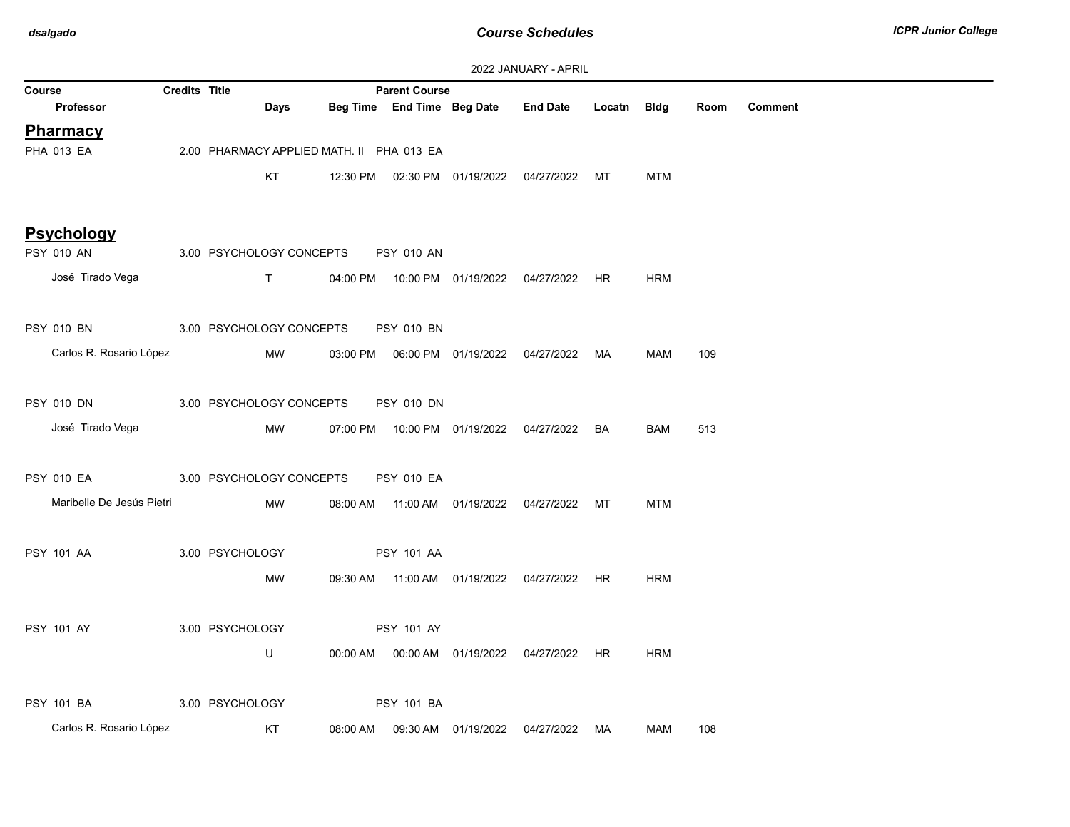## 2022 JANUARY - APRIL

| Course | Credits | Title | Parent Course | | | | | | | |
|---|---|---|---|---|---|---|---|---|---|---|
| Professor | Days | Beg Time | End Time | Beg Date | End Date | Locatn | Bldg | Room | Comment | |

## Pharmacy

| Course / Professor | Credits | Title / Days | Beg Time | Parent Course / End Time | Beg Date | End Date | Locatn | Bldg | Room | Comment |
|---|---|---|---|---|---|---|---|---|---|---|
| PHA 013 EA | 2.00 | PHARMACY APPLIED MATH. II | | PHA 013 EA | | | | | | |
| | | KT | 12:30 PM | 02:30 PM | 01/19/2022 | 04/27/2022 | MT | MTM | | |

## Psychology

| Course / Professor | Credits | Title / Days | Beg Time | Parent Course / End Time | Beg Date | End Date | Locatn | Bldg | Room | Comment |
|---|---|---|---|---|---|---|---|---|---|---|
| PSY 010 AN | 3.00 | PSYCHOLOGY CONCEPTS | | PSY 010 AN | | | | | | |
| José Tirado Vega | | T | 04:00 PM | 10:00 PM | 01/19/2022 | 04/27/2022 | HR | HRM | | |
| PSY 010 BN | 3.00 | PSYCHOLOGY CONCEPTS | | PSY 010 BN | | | | | | |
| Carlos R. Rosario López | | MW | 03:00 PM | 06:00 PM | 01/19/2022 | 04/27/2022 | MA | MAM | 109 | |
| PSY 010 DN | 3.00 | PSYCHOLOGY CONCEPTS | | PSY 010 DN | | | | | | |
| José Tirado Vega | | MW | 07:00 PM | 10:00 PM | 01/19/2022 | 04/27/2022 | BA | BAM | 513 | |
| PSY 010 EA | 3.00 | PSYCHOLOGY CONCEPTS | | PSY 010 EA | | | | | | |
| Maribelle De Jesús Pietri | | MW | 08:00 AM | 11:00 AM | 01/19/2022 | 04/27/2022 | MT | MTM | | |
| PSY 101 AA | 3.00 | PSYCHOLOGY | | PSY 101 AA | | | | | | |
| | | MW | 09:30 AM | 11:00 AM | 01/19/2022 | 04/27/2022 | HR | HRM | | |
| PSY 101 AY | 3.00 | PSYCHOLOGY | | PSY 101 AY | | | | | | |
| | | U | 00:00 AM | 00:00 AM | 01/19/2022 | 04/27/2022 | HR | HRM | | |
| PSY 101 BA | 3.00 | PSYCHOLOGY | | PSY 101 BA | | | | | | |
| Carlos R. Rosario López | | KT | 08:00 AM | 09:30 AM | 01/19/2022 | 04/27/2022 | MA | MAM | 108 | |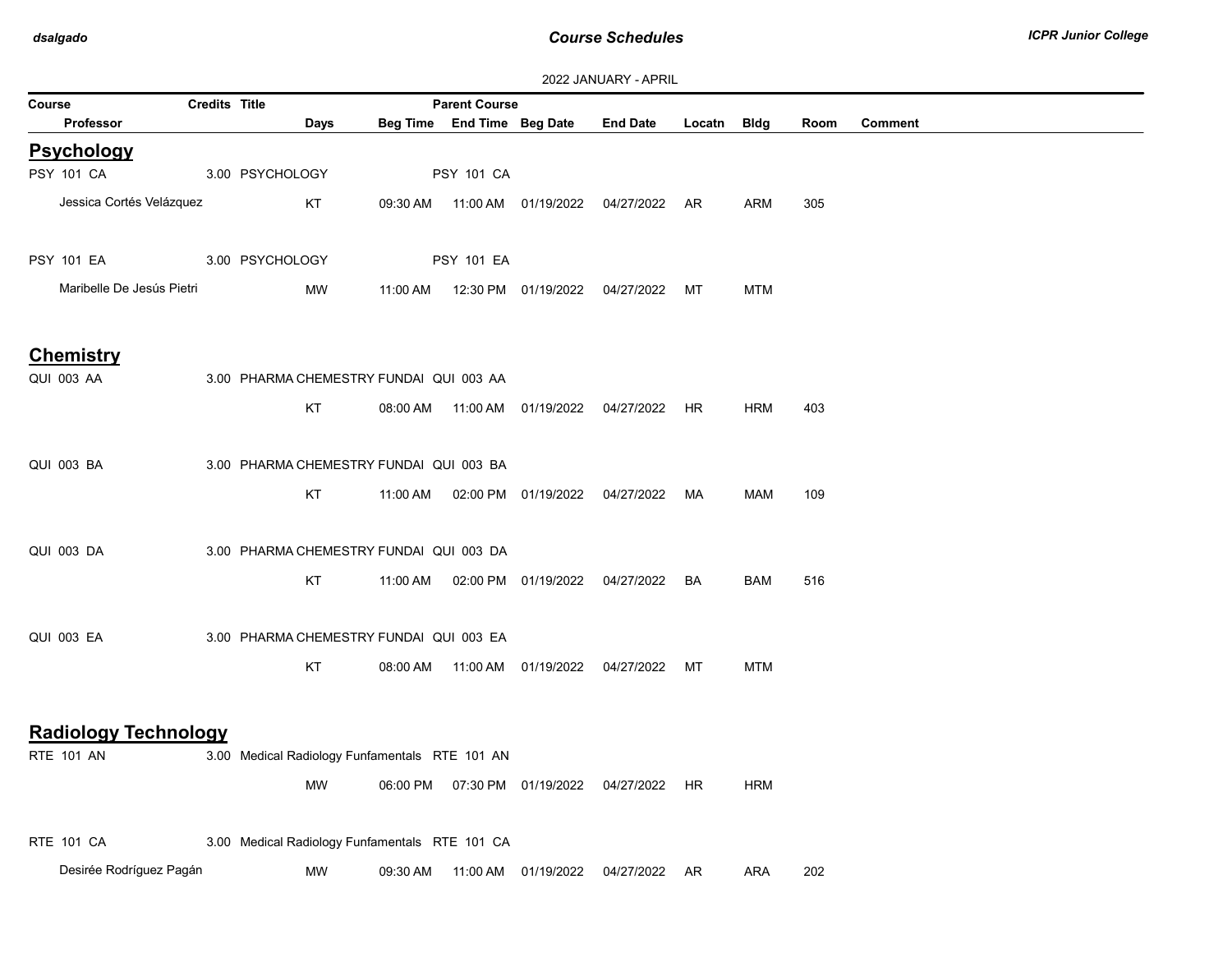2022 JANUARY - APRIL

| Course | Credits | Title | | | Parent Course | | | | | |
|---|---|---|---|---|---|---|---|---|---|---|
| Professor | | Days | Beg Time | End Time | Beg Date | End Date | Locatn | Bldg | Room | Comment |

## Psychology

| Course / Professor | Credits | Title / Days | Beg Time | End Time | Beg Date | End Date | Locatn | Bldg | Room | Comment |
|---|---|---|---|---|---|---|---|---|---|---|
| PSY 101 CA | 3.00 | PSYCHOLOGY | | PSY 101 CA | | | | | | |
| Jessica Cortés Velázquez | | KT | 09:30 AM | 11:00 AM | 01/19/2022 | 04/27/2022 | AR | ARM | 305 | |
| PSY 101 EA | 3.00 | PSYCHOLOGY | | PSY 101 EA | | | | | | |
| Maribelle De Jesús Pietri | | MW | 11:00 AM | 12:30 PM | 01/19/2022 | 04/27/2022 | MT | MTM | | |

## Chemistry

| Course / Professor | Credits | Title / Days | Beg Time | End Time | Beg Date | End Date | Locatn | Bldg | Room | Comment |
|---|---|---|---|---|---|---|---|---|---|---|
| QUI 003 AA | 3.00 | PHARMA CHEMESTRY FUNDAI | | QUI 003 AA | | | | | | |
| | | KT | 08:00 AM | 11:00 AM | 01/19/2022 | 04/27/2022 | HR | HRM | 403 | |
| QUI 003 BA | 3.00 | PHARMA CHEMESTRY FUNDAI | | QUI 003 BA | | | | | | |
| | | KT | 11:00 AM | 02:00 PM | 01/19/2022 | 04/27/2022 | MA | MAM | 109 | |
| QUI 003 DA | 3.00 | PHARMA CHEMESTRY FUNDAI | | QUI 003 DA | | | | | | |
| | | KT | 11:00 AM | 02:00 PM | 01/19/2022 | 04/27/2022 | BA | BAM | 516 | |
| QUI 003 EA | 3.00 | PHARMA CHEMESTRY FUNDAI | | QUI 003 EA | | | | | | |
| | | KT | 08:00 AM | 11:00 AM | 01/19/2022 | 04/27/2022 | MT | MTM | | |

## Radiology Technology

| Course / Professor | Credits | Title / Days | Beg Time | End Time | Beg Date | End Date | Locatn | Bldg | Room | Comment |
|---|---|---|---|---|---|---|---|---|---|---|
| RTE 101 AN | 3.00 | Medical Radiology Funfamentals | | RTE 101 AN | | | | | | |
| | | MW | 06:00 PM | 07:30 PM | 01/19/2022 | 04/27/2022 | HR | HRM | | |
| RTE 101 CA | 3.00 | Medical Radiology Funfamentals | | RTE 101 CA | | | | | | |
| Desirée Rodríguez Pagán | | MW | 09:30 AM | 11:00 AM | 01/19/2022 | 04/27/2022 | AR | ARA | 202 | |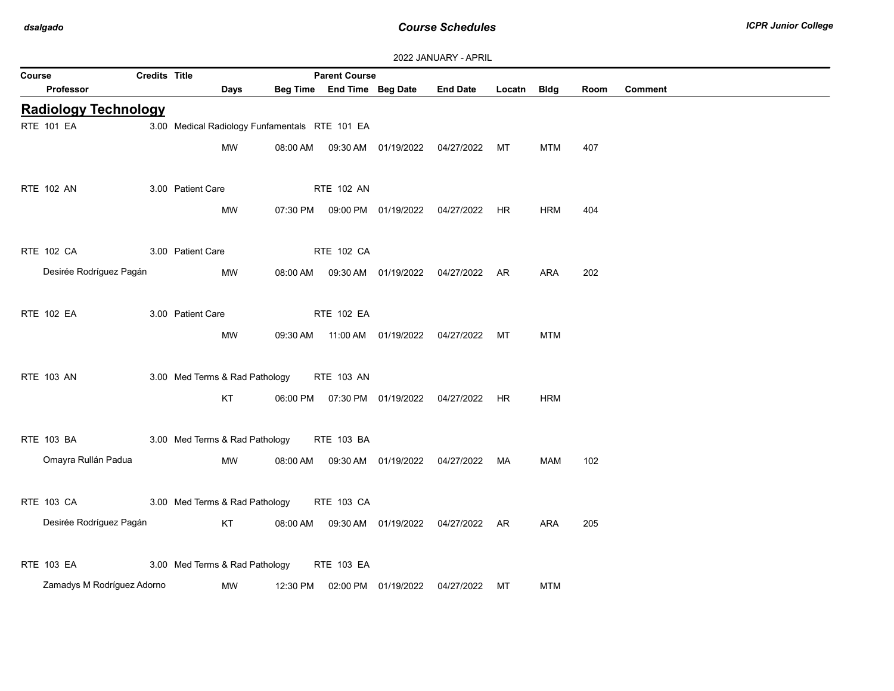2022 JANUARY - APRIL

| Course | Credits | Title | Parent Course | | | | | | | |
|---|---|---|---|---|---|---|---|---|---|---|
| Professor | | Days | Beg Time | End Time | Beg Date | End Date | Locatn | Bldg | Room | Comment |

## Radiology Technology

| Course / Professor | Credits | Title / Days | Beg Time | End Time / Parent Course | Beg Date | End Date | Locatn | Bldg | Room | Comment |
|---|---|---|---|---|---|---|---|---|---|---|
| RTE 101 EA | 3.00 | Medical Radiology Funfamentals | | RTE 101 EA | | | | | | |
| | | MW | 08:00 AM | 09:30 AM | 01/19/2022 | 04/27/2022 | MT | MTM | 407 | |
| RTE 102 AN | 3.00 | Patient Care | | RTE 102 AN | | | | | | |
| | | MW | 07:30 PM | 09:00 PM | 01/19/2022 | 04/27/2022 | HR | HRM | 404 | |
| RTE 102 CA | 3.00 | Patient Care | | RTE 102 CA | | | | | | |
| Desirée Rodríguez Pagán | | MW | 08:00 AM | 09:30 AM | 01/19/2022 | 04/27/2022 | AR | ARA | 202 | |
| RTE 102 EA | 3.00 | Patient Care | | RTE 102 EA | | | | | | |
| | | MW | 09:30 AM | 11:00 AM | 01/19/2022 | 04/27/2022 | MT | MTM | | |
| RTE 103 AN | 3.00 | Med Terms & Rad Pathology | | RTE 103 AN | | | | | | |
| | | KT | 06:00 PM | 07:30 PM | 01/19/2022 | 04/27/2022 | HR | HRM | | |
| RTE 103 BA | 3.00 | Med Terms & Rad Pathology | | RTE 103 BA | | | | | | |
| Omayra Rullán Padua | | MW | 08:00 AM | 09:30 AM | 01/19/2022 | 04/27/2022 | MA | MAM | 102 | |
| RTE 103 CA | 3.00 | Med Terms & Rad Pathology | | RTE 103 CA | | | | | | |
| Desirée Rodríguez Pagán | | KT | 08:00 AM | 09:30 AM | 01/19/2022 | 04/27/2022 | AR | ARA | 205 | |
| RTE 103 EA | 3.00 | Med Terms & Rad Pathology | | RTE 103 EA | | | | | | |
| Zamadys M Rodríguez Adorno | | MW | 12:30 PM | 02:00 PM | 01/19/2022 | 04/27/2022 | MT | MTM | | |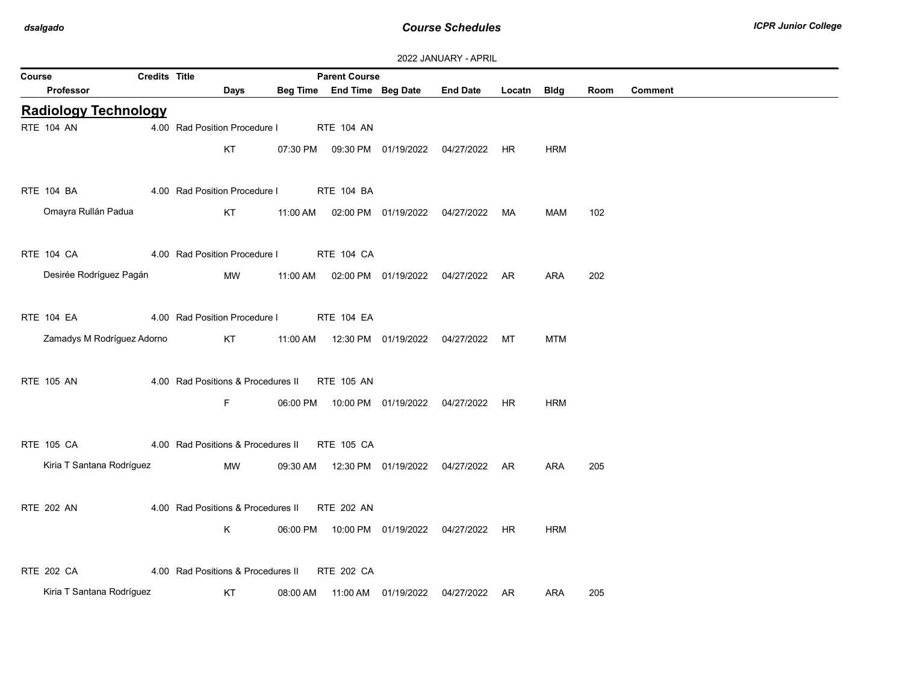2022 JANUARY - APRIL

| Course | Credits | Title | Parent Course | | | | | | | |
|---|---|---|---|---|---|---|---|---|---|---|
| Professor | | Days | Beg Time | End Time | Beg Date | End Date | Locatn | Bldg | Room | Comment |

## Radiology Technology

| Course / Professor | Credits | Title / Days | Beg Time | End Time | Beg Date | End Date | Locatn | Bldg | Room | Comment |
|---|---|---|---|---|---|---|---|---|---|---|
| RTE 104 AN | 4.00 | Rad Position Procedure I | RTE 104 AN | | | | | | | |
| | | KT | 07:30 PM | 09:30 PM | 01/19/2022 | 04/27/2022 | HR | HRM | | |
| RTE 104 BA | 4.00 | Rad Position Procedure I | RTE 104 BA | | | | | | | |
| Omayra Rullán Padua | | KT | 11:00 AM | 02:00 PM | 01/19/2022 | 04/27/2022 | MA | MAM | 102 | |
| RTE 104 CA | 4.00 | Rad Position Procedure I | RTE 104 CA | | | | | | | |
| Desirée Rodríguez Pagán | | MW | 11:00 AM | 02:00 PM | 01/19/2022 | 04/27/2022 | AR | ARA | 202 | |
| RTE 104 EA | 4.00 | Rad Position Procedure I | RTE 104 EA | | | | | | | |
| Zamadys M Rodríguez Adorno | | KT | 11:00 AM | 12:30 PM | 01/19/2022 | 04/27/2022 | MT | MTM | | |
| RTE 105 AN | 4.00 | Rad Positions & Procedures II | RTE 105 AN | | | | | | | |
| | | F | 06:00 PM | 10:00 PM | 01/19/2022 | 04/27/2022 | HR | HRM | | |
| RTE 105 CA | 4.00 | Rad Positions & Procedures II | RTE 105 CA | | | | | | | |
| Kiria T Santana Rodríguez | | MW | 09:30 AM | 12:30 PM | 01/19/2022 | 04/27/2022 | AR | ARA | 205 | |
| RTE 202 AN | 4.00 | Rad Positions & Procedures II | RTE 202 AN | | | | | | | |
| | | K | 06:00 PM | 10:00 PM | 01/19/2022 | 04/27/2022 | HR | HRM | | |
| RTE 202 CA | 4.00 | Rad Positions & Procedures II | RTE 202 CA | | | | | | | |
| Kiria T Santana Rodríguez | | KT | 08:00 AM | 11:00 AM | 01/19/2022 | 04/27/2022 | AR | ARA | 205 | |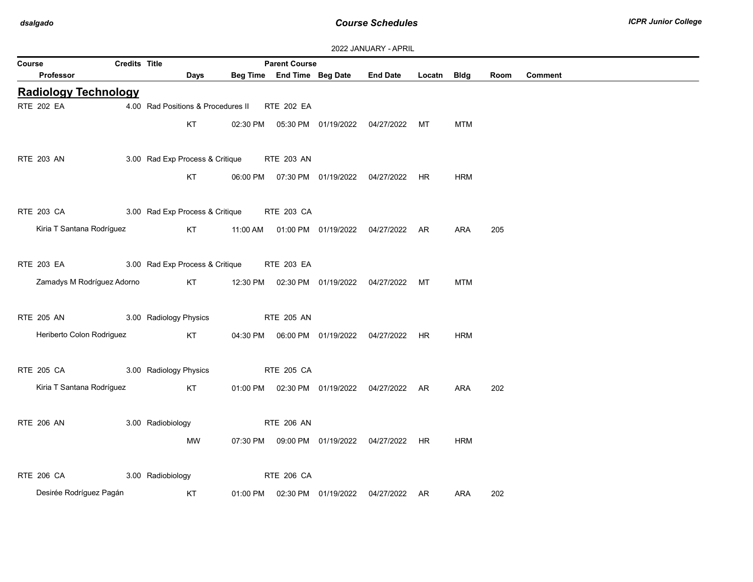2022 JANUARY - APRIL

| Course | Credits | Title | Parent Course | | | | | | |
|---|---|---|---|---|---|---|---|---|---|
| Professor | Days | Beg Time | End Time | Beg Date | End Date | Locatn | Bldg | Room | Comment |

## Radiology Technology

| Course / Professor | Credits | Title | Parent Course | Days | Beg Time | End Time | Beg Date | End Date | Locatn | Bldg | Room | Comment |
|---|---|---|---|---|---|---|---|---|---|---|---|---|
| RTE 202 EA | 4.00 | Rad Positions & Procedures II | RTE 202 EA | | | | | | | | | |
| | | | | KT | 02:30 PM | 05:30 PM | 01/19/2022 | 04/27/2022 | MT | MTM | | |
| RTE 203 AN | 3.00 | Rad Exp Process & Critique | RTE 203 AN | | | | | | | | | |
| | | | | KT | 06:00 PM | 07:30 PM | 01/19/2022 | 04/27/2022 | HR | HRM | | |
| RTE 203 CA | 3.00 | Rad Exp Process & Critique | RTE 203 CA | | | | | | | | | |
| Kiria T Santana Rodríguez | | | | KT | 11:00 AM | 01:00 PM | 01/19/2022 | 04/27/2022 | AR | ARA | 205 | |
| RTE 203 EA | 3.00 | Rad Exp Process & Critique | RTE 203 EA | | | | | | | | | |
| Zamadys M Rodríguez Adorno | | | | KT | 12:30 PM | 02:30 PM | 01/19/2022 | 04/27/2022 | MT | MTM | | |
| RTE 205 AN | 3.00 | Radiology Physics | RTE 205 AN | | | | | | | | | |
| Heriberto Colon Rodriguez | | | | KT | 04:30 PM | 06:00 PM | 01/19/2022 | 04/27/2022 | HR | HRM | | |
| RTE 205 CA | 3.00 | Radiology Physics | RTE 205 CA | | | | | | | | | |
| Kiria T Santana Rodríguez | | | | KT | 01:00 PM | 02:30 PM | 01/19/2022 | 04/27/2022 | AR | ARA | 202 | |
| RTE 206 AN | 3.00 | Radiobiology | RTE 206 AN | | | | | | | | | |
| | | | | MW | 07:30 PM | 09:00 PM | 01/19/2022 | 04/27/2022 | HR | HRM | | |
| RTE 206 CA | 3.00 | Radiobiology | RTE 206 CA | | | | | | | | | |
| Desirée Rodríguez Pagán | | | | KT | 01:00 PM | 02:30 PM | 01/19/2022 | 04/27/2022 | AR | ARA | 202 | |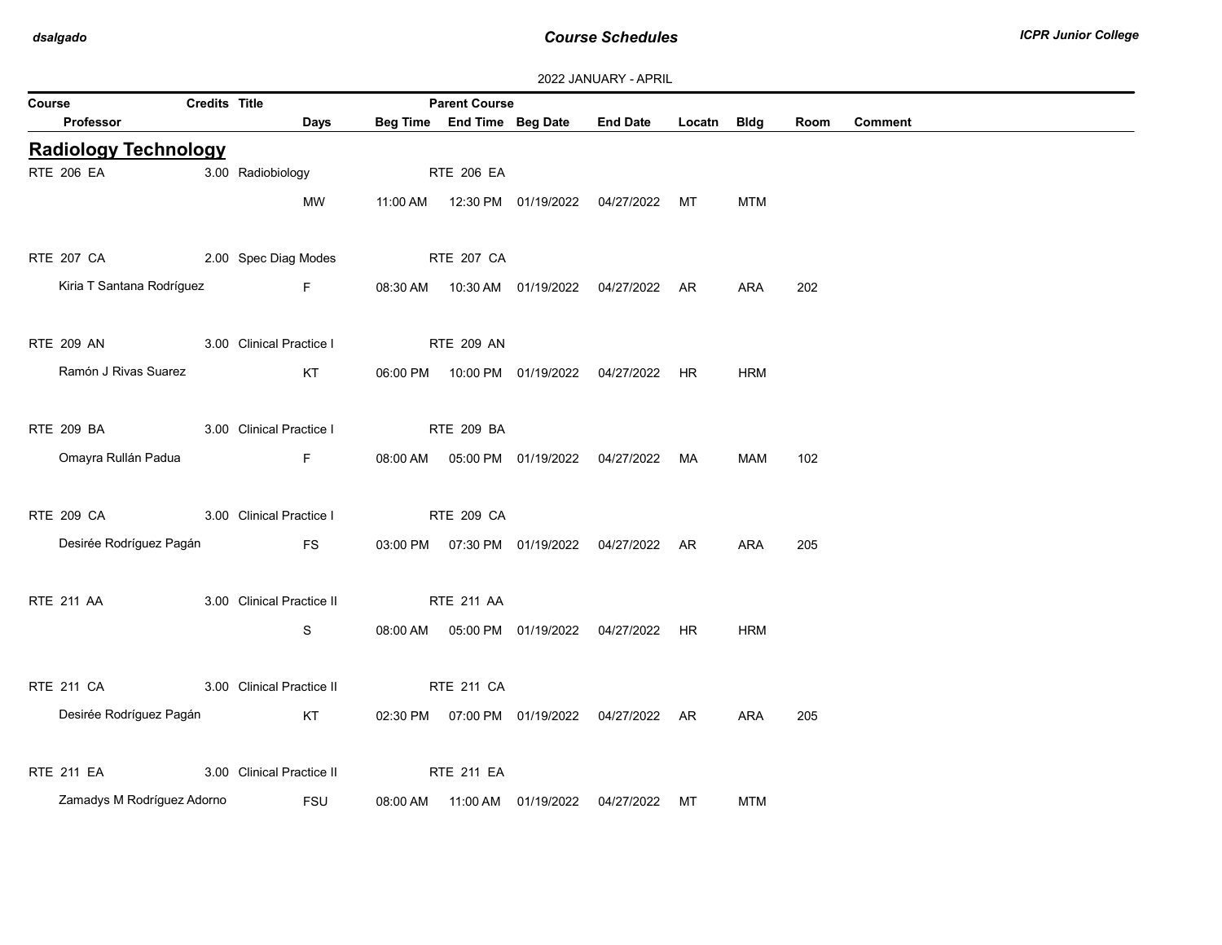2022 JANUARY - APRIL

| Course | Credits | Title | Days | Beg Time | Parent Course / End Time | Beg Date | End Date | Locatn | Bldg | Room | Comment |
|---|---|---|---|---|---|---|---|---|---|---|---|
| Professor | | | | | | | | | | | |

## Radiology Technology

| Course / Professor | Credits | Title | Days | Beg Time | Parent Course / End Time | Beg Date | End Date | Locatn | Bldg | Room | Comment |
|---|---|---|---|---|---|---|---|---|---|---|---|
| RTE 206 EA | 3.00 | Radiobiology | | | RTE 206 EA | | | | | | |
| | | | MW | 11:00 AM | 12:30 PM | 01/19/2022 | 04/27/2022 | MT | MTM | | |
| RTE 207 CA | 2.00 | Spec Diag Modes | | | RTE 207 CA | | | | | | |
| Kiria T Santana Rodríguez | | | F | 08:30 AM | 10:30 AM | 01/19/2022 | 04/27/2022 | AR | ARA | 202 | |
| RTE 209 AN | 3.00 | Clinical Practice I | | | RTE 209 AN | | | | | | |
| Ramón J Rivas Suarez | | | KT | 06:00 PM | 10:00 PM | 01/19/2022 | 04/27/2022 | HR | HRM | | |
| RTE 209 BA | 3.00 | Clinical Practice I | | | RTE 209 BA | | | | | | |
| Omayra Rullán Padua | | | F | 08:00 AM | 05:00 PM | 01/19/2022 | 04/27/2022 | MA | MAM | 102 | |
| RTE 209 CA | 3.00 | Clinical Practice I | | | RTE 209 CA | | | | | | |
| Desirée Rodríguez Pagán | | | FS | 03:00 PM | 07:30 PM | 01/19/2022 | 04/27/2022 | AR | ARA | 205 | |
| RTE 211 AA | 3.00 | Clinical Practice II | | | RTE 211 AA | | | | | | |
| | | | S | 08:00 AM | 05:00 PM | 01/19/2022 | 04/27/2022 | HR | HRM | | |
| RTE 211 CA | 3.00 | Clinical Practice II | | | RTE 211 CA | | | | | | |
| Desirée Rodríguez Pagán | | | KT | 02:30 PM | 07:00 PM | 01/19/2022 | 04/27/2022 | AR | ARA | 205 | |
| RTE 211 EA | 3.00 | Clinical Practice II | | | RTE 211 EA | | | | | | |
| Zamadys M Rodríguez Adorno | | | FSU | 08:00 AM | 11:00 AM | 01/19/2022 | 04/27/2022 | MT | MTM | | |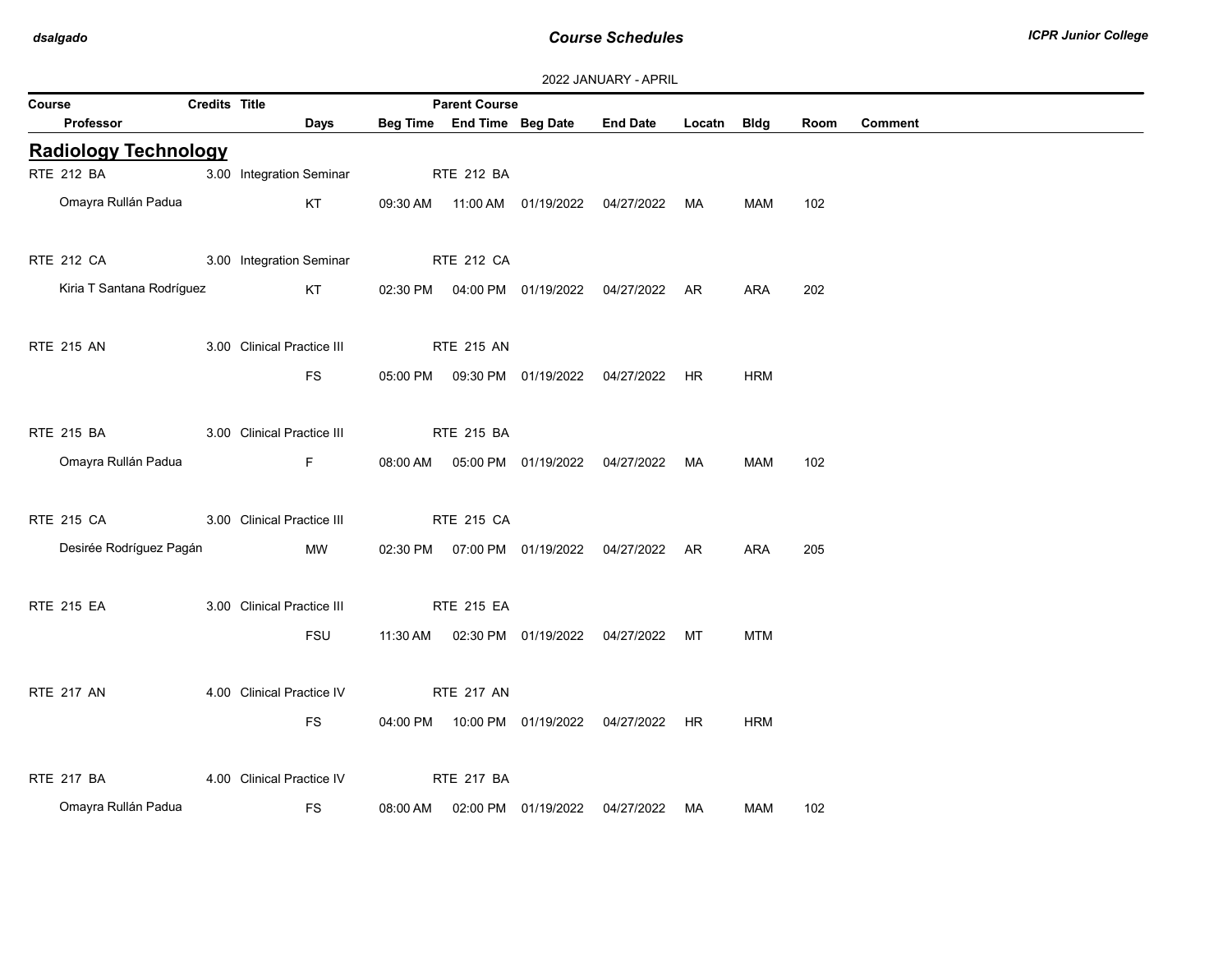2022 JANUARY - APRIL

| Course | Credits | Title | Parent Course | | | | | | | |
|---|---|---|---|---|---|---|---|---|---|---|
| Professor | Days | Beg Time | End Time | Beg Date | End Date | Locatn | Bldg | Room | Comment | |

## Radiology Technology

| Course / Professor | Credits | Title / Days | Beg Time | Parent Course / End Time | Beg Date | End Date | Locatn | Bldg | Room | Comment |
|---|---|---|---|---|---|---|---|---|---|---|
| RTE 212 BA | 3.00 | Integration Seminar | | RTE 212 BA | | | | | | |
| Omayra Rullán Padua | | KT | 09:30 AM | 11:00 AM | 01/19/2022 | 04/27/2022 | MA | MAM | 102 | |
| RTE 212 CA | 3.00 | Integration Seminar | | RTE 212 CA | | | | | | |
| Kiria T Santana Rodríguez | | KT | 02:30 PM | 04:00 PM | 01/19/2022 | 04/27/2022 | AR | ARA | 202 | |
| RTE 215 AN | 3.00 | Clinical Practice III | | RTE 215 AN | | | | | | |
| | | FS | 05:00 PM | 09:30 PM | 01/19/2022 | 04/27/2022 | HR | HRM | | |
| RTE 215 BA | 3.00 | Clinical Practice III | | RTE 215 BA | | | | | | |
| Omayra Rullán Padua | | F | 08:00 AM | 05:00 PM | 01/19/2022 | 04/27/2022 | MA | MAM | 102 | |
| RTE 215 CA | 3.00 | Clinical Practice III | | RTE 215 CA | | | | | | |
| Desirée Rodríguez Pagán | | MW | 02:30 PM | 07:00 PM | 01/19/2022 | 04/27/2022 | AR | ARA | 205 | |
| RTE 215 EA | 3.00 | Clinical Practice III | | RTE 215 EA | | | | | | |
| | | FSU | 11:30 AM | 02:30 PM | 01/19/2022 | 04/27/2022 | MT | MTM | | |
| RTE 217 AN | 4.00 | Clinical Practice IV | | RTE 217 AN | | | | | | |
| | | FS | 04:00 PM | 10:00 PM | 01/19/2022 | 04/27/2022 | HR | HRM | | |
| RTE 217 BA | 4.00 | Clinical Practice IV | | RTE 217 BA | | | | | | |
| Omayra Rullán Padua | | FS | 08:00 AM | 02:00 PM | 01/19/2022 | 04/27/2022 | MA | MAM | 102 | |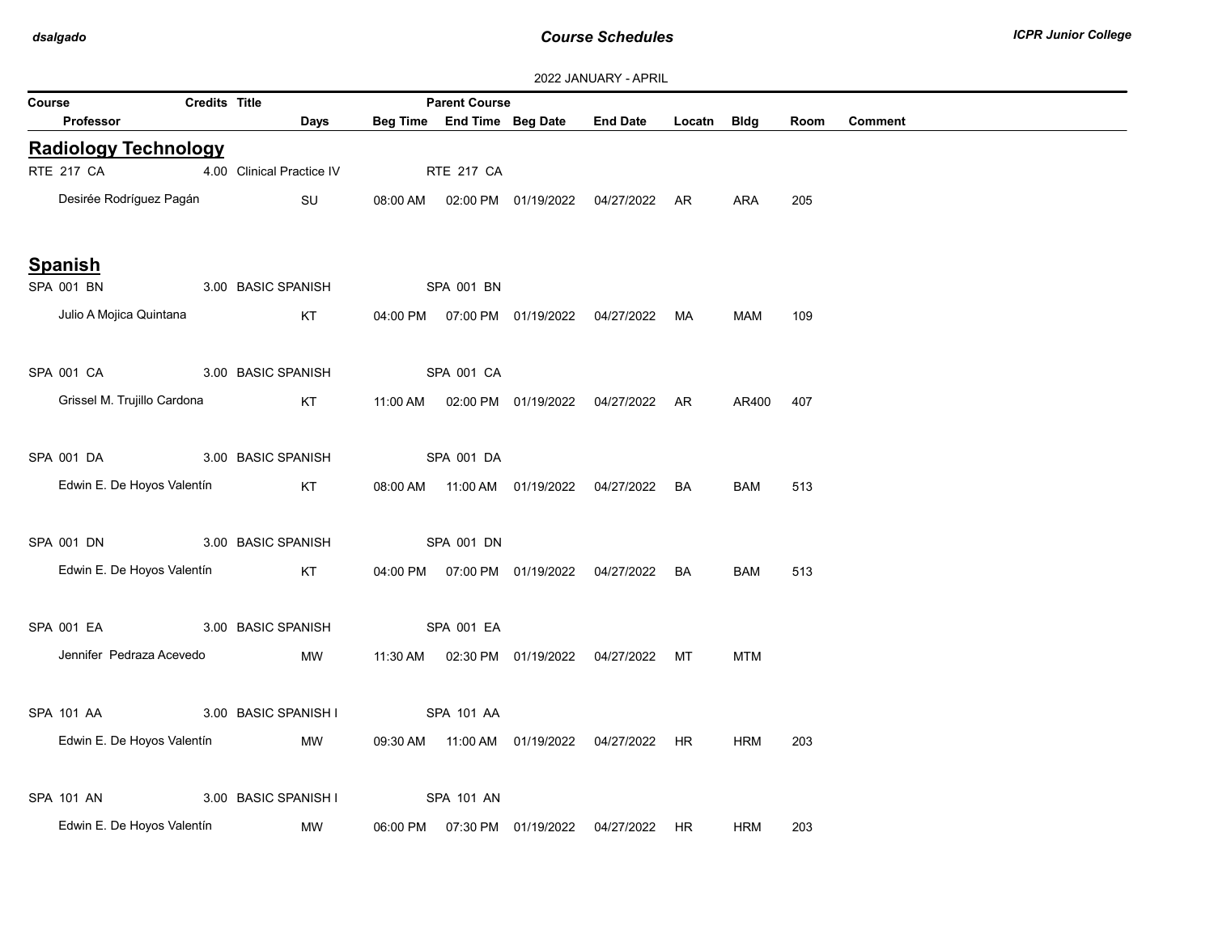2022 JANUARY - APRIL

| Course | Credits | Title | Days | Beg Time | Parent Course / End Time | Beg Date | End Date | Locatn | Bldg | Room | Comment |
|---|---|---|---|---|---|---|---|---|---|---|---|
| Professor | | | | | | | | | | | |

## Radiology Technology

| Course / Professor | Credits | Title | Days | Beg Time | Parent Course / End Time | Beg Date | End Date | Locatn | Bldg | Room | Comment |
|---|---|---|---|---|---|---|---|---|---|---|---|
| RTE 217 CA | 4.00 | Clinical Practice IV | | | RTE 217 CA | | | | | | |
| Desirée Rodríguez Pagán | | | SU | 08:00 AM | 02:00 PM | 01/19/2022 | 04/27/2022 | AR | ARA | 205 | |

## Spanish

| Course / Professor | Credits | Title | Days | Beg Time | Parent Course / End Time | Beg Date | End Date | Locatn | Bldg | Room | Comment |
|---|---|---|---|---|---|---|---|---|---|---|---|
| SPA 001 BN | 3.00 | BASIC SPANISH | | | SPA 001 BN | | | | | | |
| Julio A Mojica Quintana | | | KT | 04:00 PM | 07:00 PM | 01/19/2022 | 04/27/2022 | MA | MAM | 109 | |
| SPA 001 CA | 3.00 | BASIC SPANISH | | | SPA 001 CA | | | | | | |
| Grissel M. Trujillo Cardona | | | KT | 11:00 AM | 02:00 PM | 01/19/2022 | 04/27/2022 | AR | AR400 | 407 | |
| SPA 001 DA | 3.00 | BASIC SPANISH | | | SPA 001 DA | | | | | | |
| Edwin E. De Hoyos Valentín | | | KT | 08:00 AM | 11:00 AM | 01/19/2022 | 04/27/2022 | BA | BAM | 513 | |
| SPA 001 DN | 3.00 | BASIC SPANISH | | | SPA 001 DN | | | | | | |
| Edwin E. De Hoyos Valentín | | | KT | 04:00 PM | 07:00 PM | 01/19/2022 | 04/27/2022 | BA | BAM | 513 | |
| SPA 001 EA | 3.00 | BASIC SPANISH | | | SPA 001 EA | | | | | | |
| Jennifer Pedraza Acevedo | | | MW | 11:30 AM | 02:30 PM | 01/19/2022 | 04/27/2022 | MT | MTM | | |
| SPA 101 AA | 3.00 | BASIC SPANISH I | | | SPA 101 AA | | | | | | |
| Edwin E. De Hoyos Valentín | | | MW | 09:30 AM | 11:00 AM | 01/19/2022 | 04/27/2022 | HR | HRM | 203 | |
| SPA 101 AN | 3.00 | BASIC SPANISH I | | | SPA 101 AN | | | | | | |
| Edwin E. De Hoyos Valentín | | | MW | 06:00 PM | 07:30 PM | 01/19/2022 | 04/27/2022 | HR | HRM | 203 | |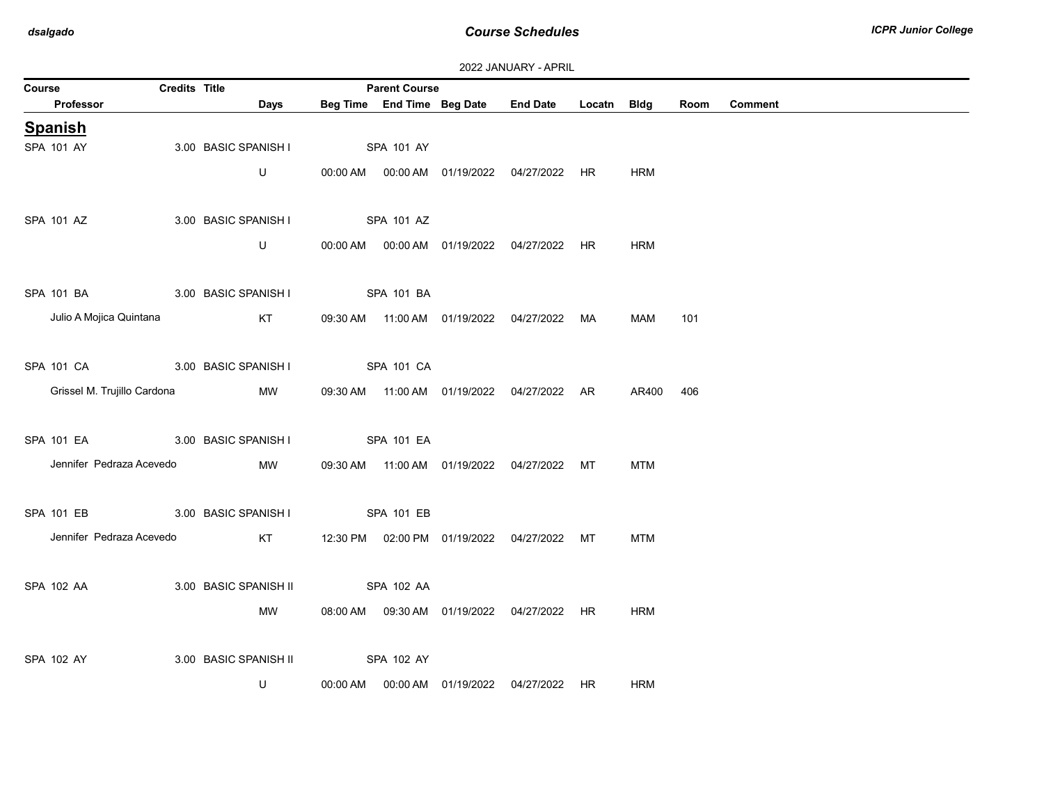2022 JANUARY - APRIL

| Course | Credits | Title | Parent Course | | | | | | | |
|---|---|---|---|---|---|---|---|---|---|---|
| Professor | Days | | Beg Time | End Time | Beg Date | End Date | Locatn | Bldg | Room | Comment |

## Spanish

| Course / Professor | Credits | Title / Days | Beg Time | End Time / Parent Course | Beg Date | End Date | Locatn | Bldg | Room | Comment |
|---|---|---|---|---|---|---|---|---|---|---|
| SPA 101 AY | 3.00 | BASIC SPANISH I | | SPA 101 AY | | | | | | |
| | | U | 00:00 AM | 00:00 AM | 01/19/2022 | 04/27/2022 | HR | HRM | | |
| SPA 101 AZ | 3.00 | BASIC SPANISH I | | SPA 101 AZ | | | | | | |
| | | U | 00:00 AM | 00:00 AM | 01/19/2022 | 04/27/2022 | HR | HRM | | |
| SPA 101 BA | 3.00 | BASIC SPANISH I | | SPA 101 BA | | | | | | |
| Julio A Mojica Quintana | | KT | 09:30 AM | 11:00 AM | 01/19/2022 | 04/27/2022 | MA | MAM | 101 | |
| SPA 101 CA | 3.00 | BASIC SPANISH I | | SPA 101 CA | | | | | | |
| Grissel M. Trujillo Cardona | | MW | 09:30 AM | 11:00 AM | 01/19/2022 | 04/27/2022 | AR | AR400 | 406 | |
| SPA 101 EA | 3.00 | BASIC SPANISH I | | SPA 101 EA | | | | | | |
| Jennifer Pedraza Acevedo | | MW | 09:30 AM | 11:00 AM | 01/19/2022 | 04/27/2022 | MT | MTM | | |
| SPA 101 EB | 3.00 | BASIC SPANISH I | | SPA 101 EB | | | | | | |
| Jennifer Pedraza Acevedo | | KT | 12:30 PM | 02:00 PM | 01/19/2022 | 04/27/2022 | MT | MTM | | |
| SPA 102 AA | 3.00 | BASIC SPANISH II | | SPA 102 AA | | | | | | |
| | | MW | 08:00 AM | 09:30 AM | 01/19/2022 | 04/27/2022 | HR | HRM | | |
| SPA 102 AY | 3.00 | BASIC SPANISH II | | SPA 102 AY | | | | | | |
| | | U | 00:00 AM | 00:00 AM | 01/19/2022 | 04/27/2022 | HR | HRM | | |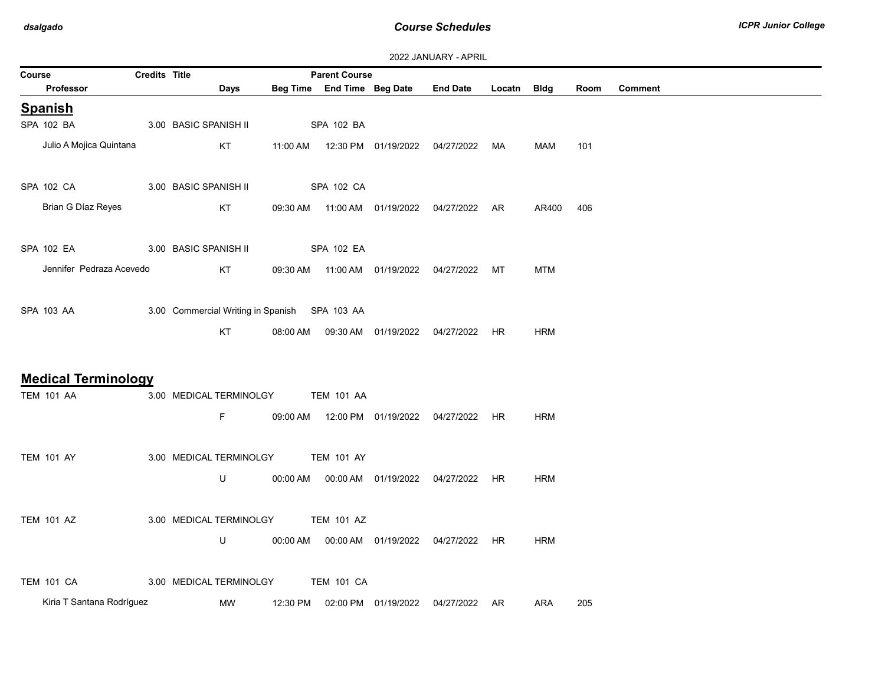2022 JANUARY - APRIL

| Course | Credits | Title | Parent Course | | | | | | | |
|---|---|---|---|---|---|---|---|---|---|---|
| Professor | Days | Beg Time | End Time | Beg Date | End Date | Locatn | Bldg | Room | Comment | |

## Spanish

| Course / Professor | Credits | Title / Days | Beg Time | Parent Course / End Time | Beg Date | End Date | Locatn | Bldg | Room | Comment |
|---|---|---|---|---|---|---|---|---|---|---|
| SPA 102 BA | 3.00 | BASIC SPANISH II | | SPA 102 BA | | | | | | |
| Julio A Mojica Quintana | | KT | 11:00 AM | 12:30 PM | 01/19/2022 | 04/27/2022 | MA | MAM | 101 | |
| SPA 102 CA | 3.00 | BASIC SPANISH II | | SPA 102 CA | | | | | | |
| Brian G Díaz Reyes | | KT | 09:30 AM | 11:00 AM | 01/19/2022 | 04/27/2022 | AR | AR400 | 406 | |
| SPA 102 EA | 3.00 | BASIC SPANISH II | | SPA 102 EA | | | | | | |
| Jennifer Pedraza Acevedo | | KT | 09:30 AM | 11:00 AM | 01/19/2022 | 04/27/2022 | MT | MTM | | |
| SPA 103 AA | 3.00 | Commercial Writing in Spanish | | SPA 103 AA | | | | | | |
| | | KT | 08:00 AM | 09:30 AM | 01/19/2022 | 04/27/2022 | HR | HRM | | |

## Medical Terminology

| Course / Professor | Credits | Title / Days | Beg Time | Parent Course / End Time | Beg Date | End Date | Locatn | Bldg | Room | Comment |
|---|---|---|---|---|---|---|---|---|---|---|
| TEM 101 AA | 3.00 | MEDICAL TERMINOLGY | | TEM 101 AA | | | | | | |
| | | F | 09:00 AM | 12:00 PM | 01/19/2022 | 04/27/2022 | HR | HRM | | |
| TEM 101 AY | 3.00 | MEDICAL TERMINOLGY | | TEM 101 AY | | | | | | |
| | | U | 00:00 AM | 00:00 AM | 01/19/2022 | 04/27/2022 | HR | HRM | | |
| TEM 101 AZ | 3.00 | MEDICAL TERMINOLGY | | TEM 101 AZ | | | | | | |
| | | U | 00:00 AM | 00:00 AM | 01/19/2022 | 04/27/2022 | HR | HRM | | |
| TEM 101 CA | 3.00 | MEDICAL TERMINOLGY | | TEM 101 CA | | | | | | |
| Kiria T Santana Rodríguez | | MW | 12:30 PM | 02:00 PM | 01/19/2022 | 04/27/2022 | AR | ARA | 205 | |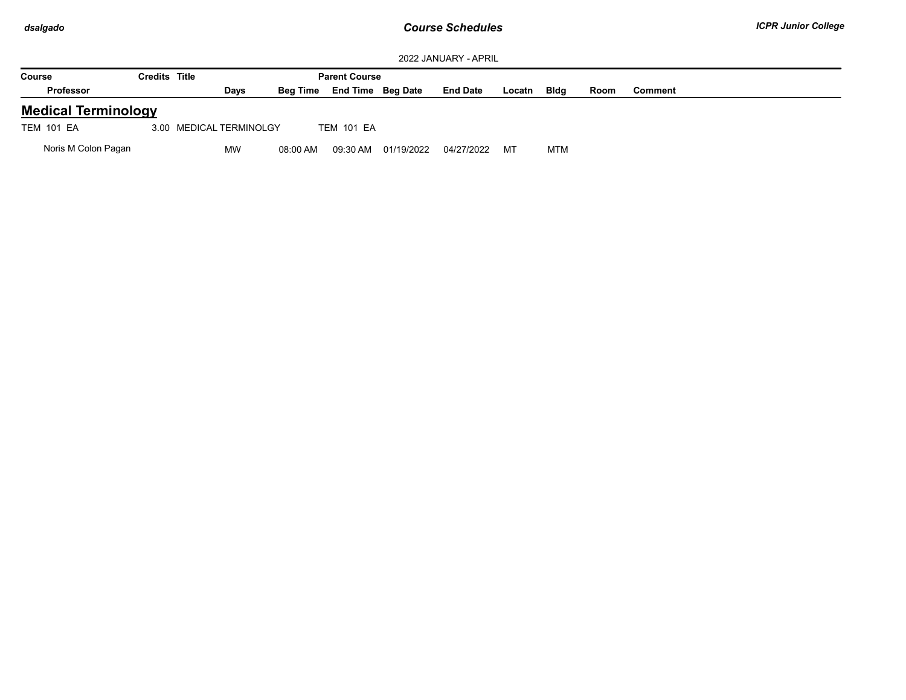2022 JANUARY - APRIL

| Course | Credits | Title | | | Parent Course | | | | | | |
|---|---|---|---|---|---|---|---|---|---|---|---|
| Professor | | | Days | Beg Time | End Time | Beg Date | End Date | Locatn | Bldg | Room | Comment |

## Medical Terminology

| Course | Credits | Title | | | Parent Course | | | | | | |
|---|---|---|---|---|---|---|---|---|---|---|---|
| TEM 101 EA | 3.00 | MEDICAL TERMINOLGY | | | TEM 101 EA | | | | | | |
| Noris M Colon Pagan | | | MW | 08:00 AM | 09:30 AM | 01/19/2022 | 04/27/2022 | MT | MTM | | |